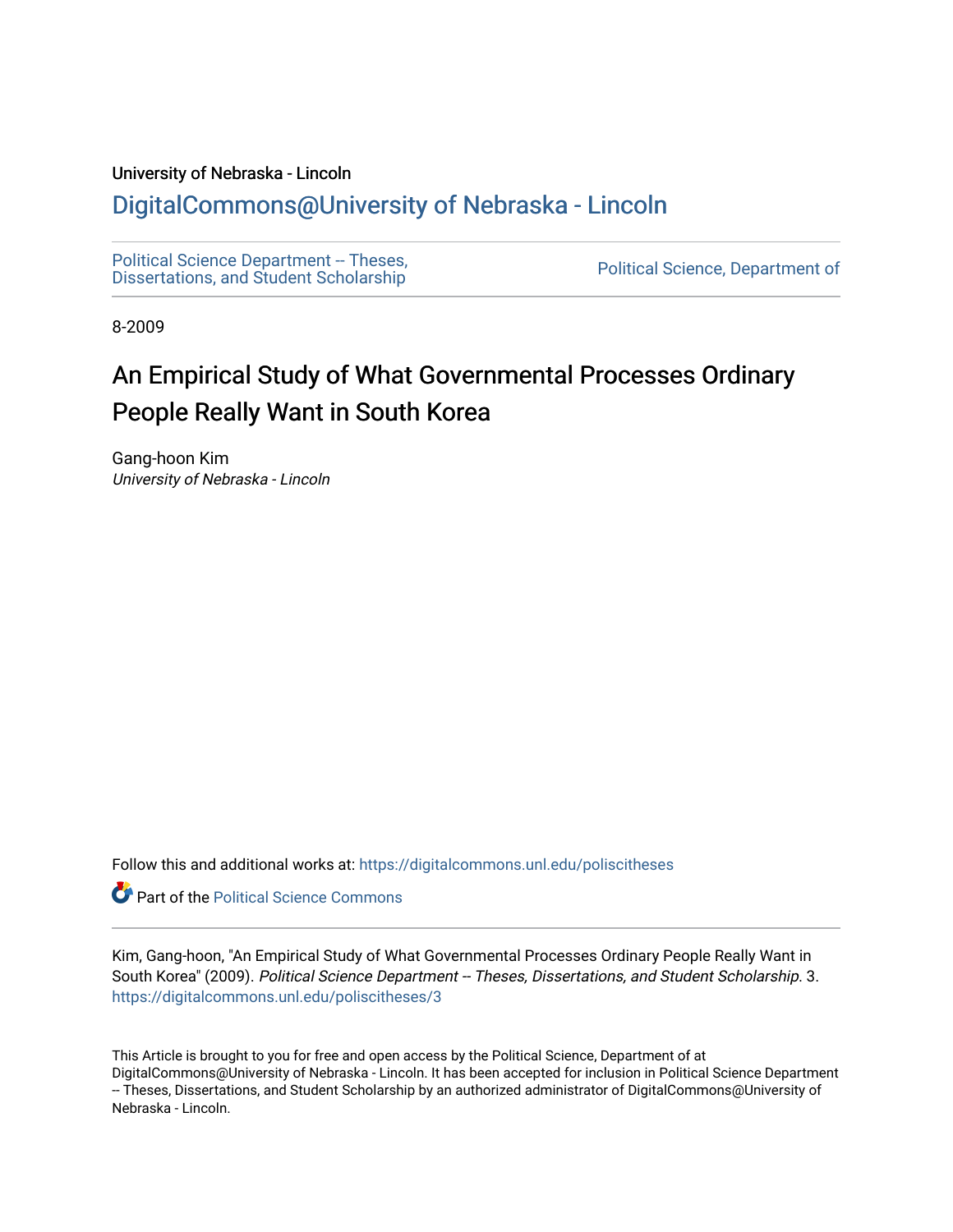University of Nebraska - Lincoln

## DigitalCommons@University of Nebraska - Lincoln

Political Science Department -- Theses, Dissertations, and Student Scholarship

Political Science, Department of

8-2009

# An Empirical Study of What Governmental Processes Ordinary People Really Want in South Korea

Gang-hoon Kim
*University of Nebraska - Lincoln*

Follow this and additional works at: https://digitalcommons.unl.edu/poliscitheses

Part of the Political Science Commons

Kim, Gang-hoon, "An Empirical Study of What Governmental Processes Ordinary People Really Want in South Korea" (2009). *Political Science Department -- Theses, Dissertations, and Student Scholarship*. 3. https://digitalcommons.unl.edu/poliscitheses/3

This Article is brought to you for free and open access by the Political Science, Department of at DigitalCommons@University of Nebraska - Lincoln. It has been accepted for inclusion in Political Science Department -- Theses, Dissertations, and Student Scholarship by an authorized administrator of DigitalCommons@University of Nebraska - Lincoln.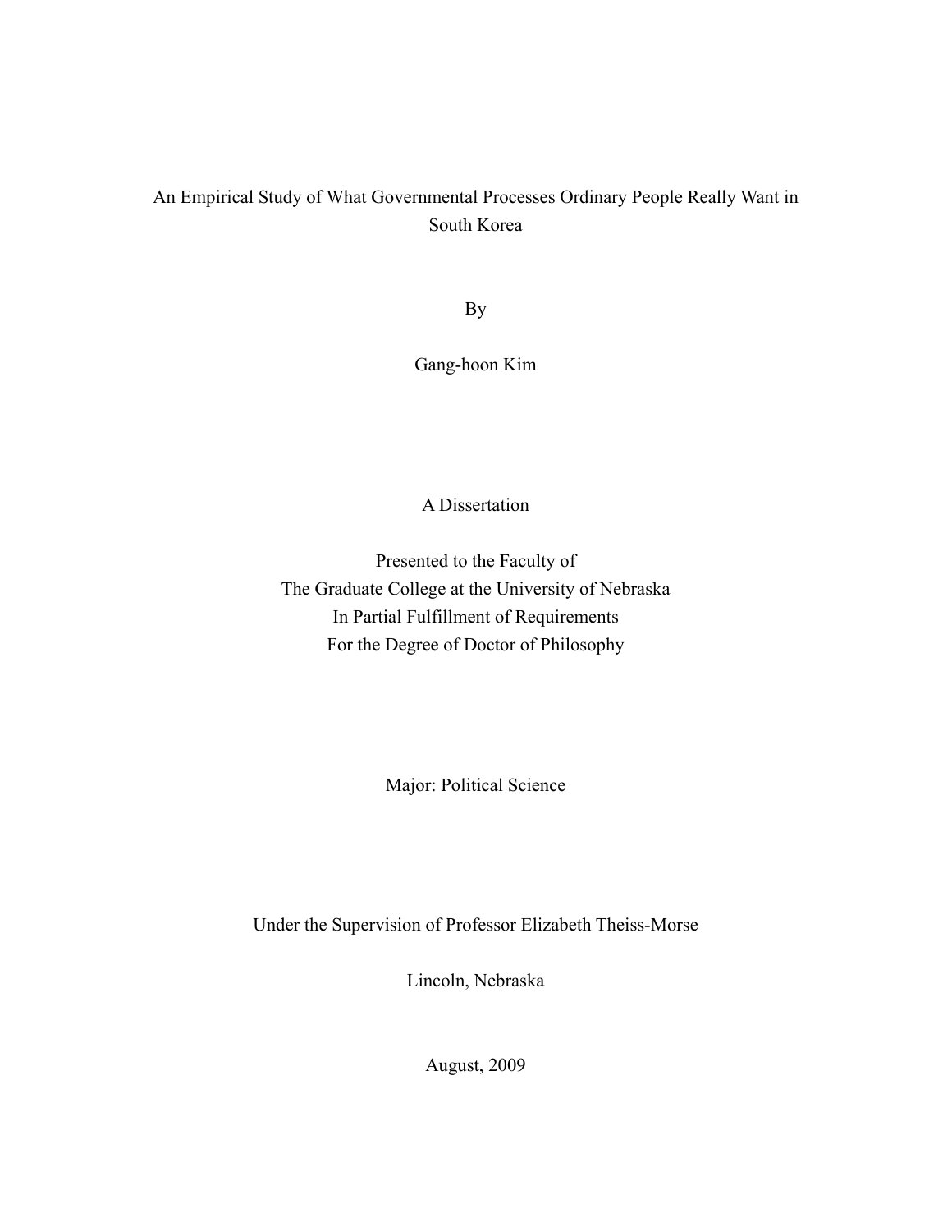An Empirical Study of What Governmental Processes Ordinary People Really Want in South Korea

By

Gang-hoon Kim

A Dissertation

Presented to the Faculty of
The Graduate College at the University of Nebraska
In Partial Fulfillment of Requirements
For the Degree of Doctor of Philosophy

Major: Political Science

Under the Supervision of Professor Elizabeth Theiss-Morse

Lincoln, Nebraska

August, 2009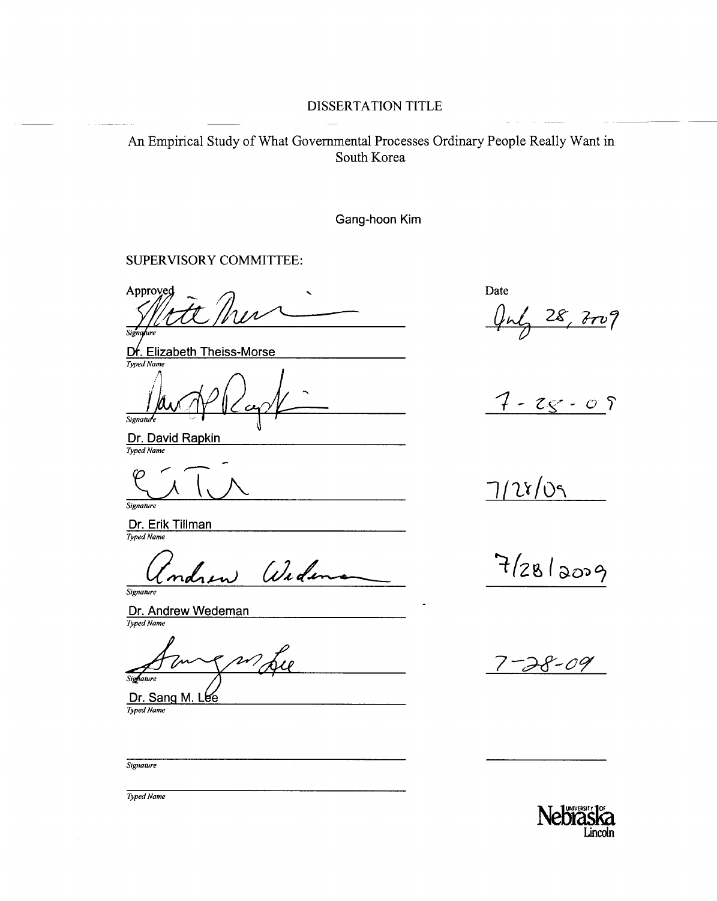DISSERTATION TITLE

An Empirical Study of What Governmental Processes Ordinary People Really Want in South Korea

Gang-hoon Kim

SUPERVISORY COMMITTEE:

| Approved | Date |
|---|---|
| *Signature* | July 28, 2009 |
| Dr. Elizabeth Theiss-Morse | |
| *Typed Name* | |
| *Signature* | 7-28-09 |
| Dr. David Rapkin | |
| *Typed Name* | |
| *Signature* | 7/28/09 |
| Dr. Erik Tillman | |
| *Typed Name* | |
| *Signature* | 7/28/2009 |
| Dr. Andrew Wedeman | |
| *Typed Name* | |
| *Signature* | 7-28-09 |
| Dr. Sang M. Lee | |
| *Typed Name* | |
| *Signature* | |
| *Typed Name* | |

University of Nebraska Lincoln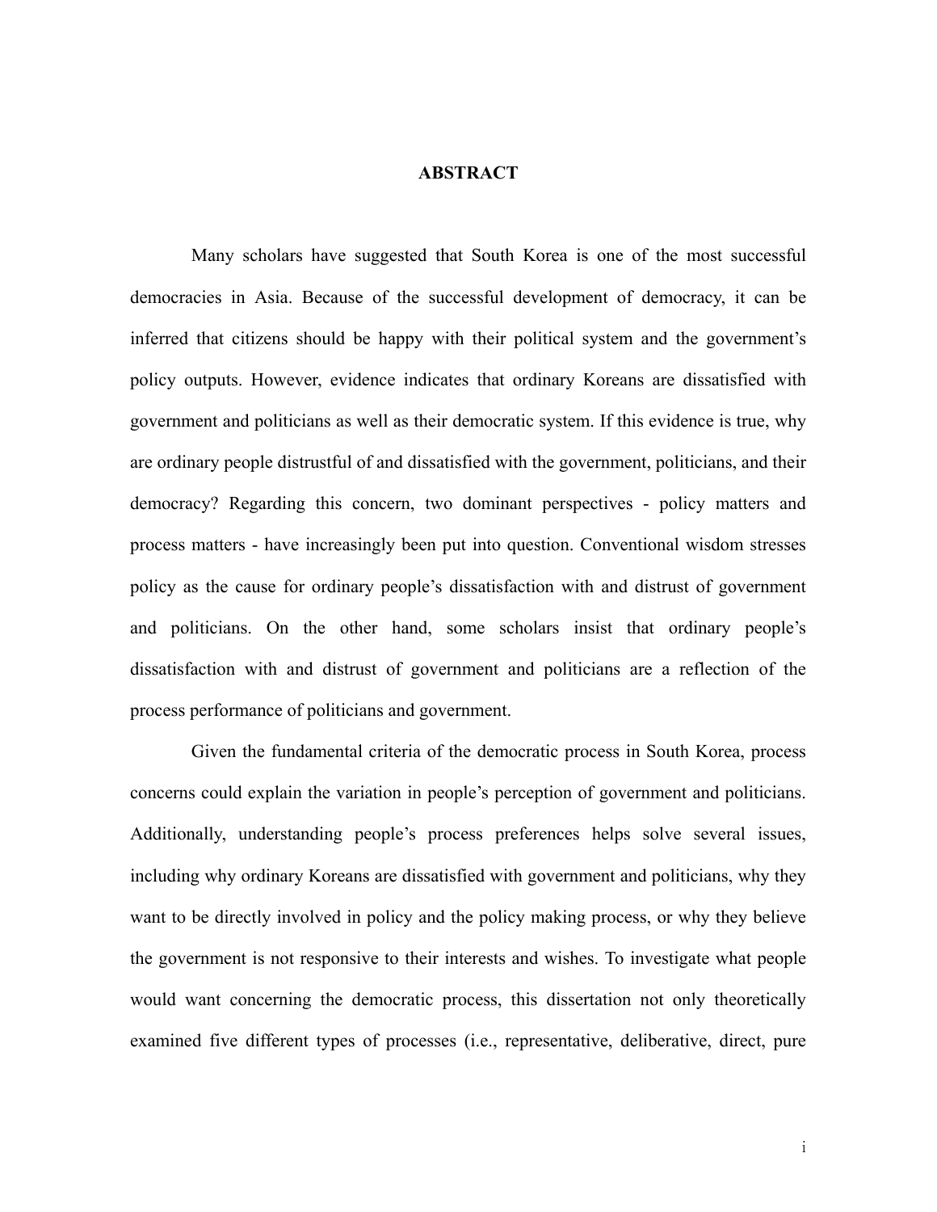# ABSTRACT

Many scholars have suggested that South Korea is one of the most successful democracies in Asia. Because of the successful development of democracy, it can be inferred that citizens should be happy with their political system and the government's policy outputs. However, evidence indicates that ordinary Koreans are dissatisfied with government and politicians as well as their democratic system. If this evidence is true, why are ordinary people distrustful of and dissatisfied with the government, politicians, and their democracy? Regarding this concern, two dominant perspectives - policy matters and process matters - have increasingly been put into question. Conventional wisdom stresses policy as the cause for ordinary people's dissatisfaction with and distrust of government and politicians. On the other hand, some scholars insist that ordinary people's dissatisfaction with and distrust of government and politicians are a reflection of the process performance of politicians and government.

Given the fundamental criteria of the democratic process in South Korea, process concerns could explain the variation in people's perception of government and politicians. Additionally, understanding people's process preferences helps solve several issues, including why ordinary Koreans are dissatisfied with government and politicians, why they want to be directly involved in policy and the policy making process, or why they believe the government is not responsive to their interests and wishes. To investigate what people would want concerning the democratic process, this dissertation not only theoretically examined five different types of processes (i.e., representative, deliberative, direct, pure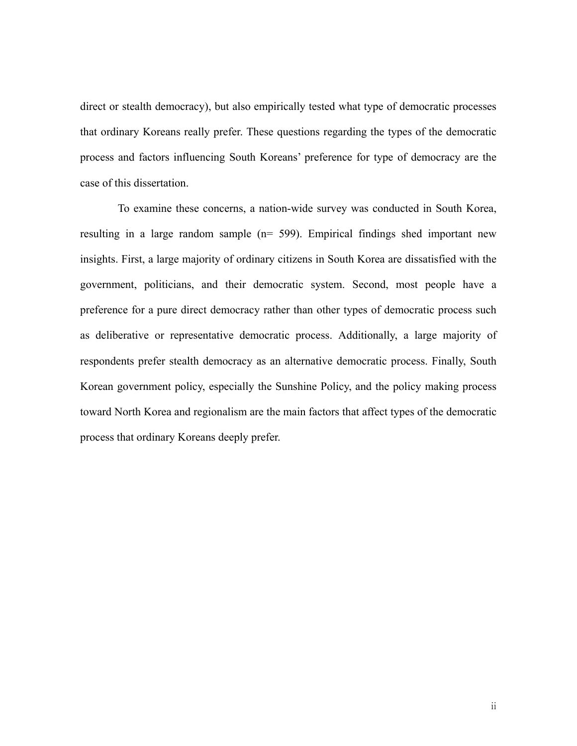direct or stealth democracy), but also empirically tested what type of democratic processes that ordinary Koreans really prefer. These questions regarding the types of the democratic process and factors influencing South Koreans' preference for type of democracy are the case of this dissertation.

To examine these concerns, a nation-wide survey was conducted in South Korea, resulting in a large random sample (n= 599). Empirical findings shed important new insights. First, a large majority of ordinary citizens in South Korea are dissatisfied with the government, politicians, and their democratic system. Second, most people have a preference for a pure direct democracy rather than other types of democratic process such as deliberative or representative democratic process. Additionally, a large majority of respondents prefer stealth democracy as an alternative democratic process. Finally, South Korean government policy, especially the Sunshine Policy, and the policy making process toward North Korea and regionalism are the main factors that affect types of the democratic process that ordinary Koreans deeply prefer.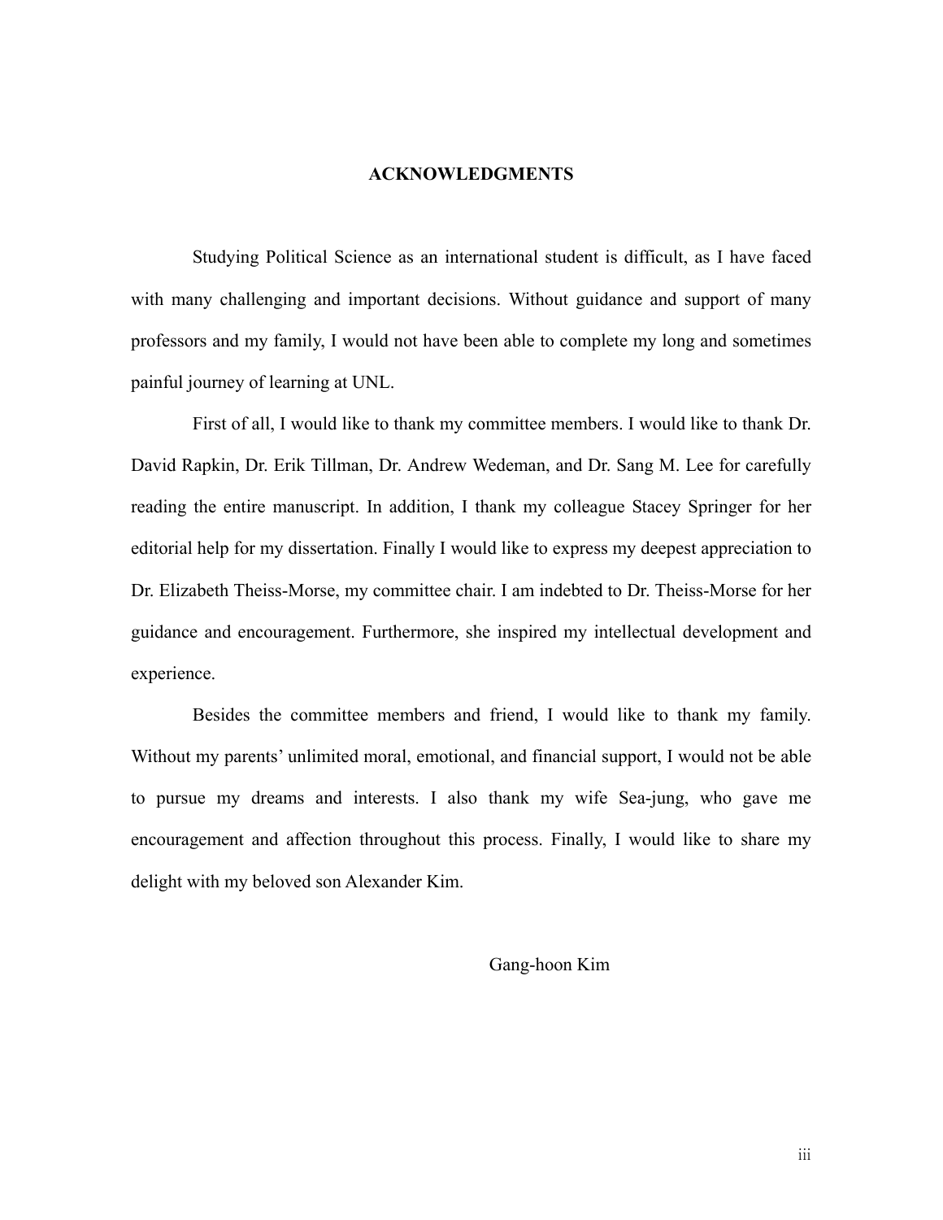# ACKNOWLEDGMENTS

Studying Political Science as an international student is difficult, as I have faced with many challenging and important decisions. Without guidance and support of many professors and my family, I would not have been able to complete my long and sometimes painful journey of learning at UNL.

First of all, I would like to thank my committee members. I would like to thank Dr. David Rapkin, Dr. Erik Tillman, Dr. Andrew Wedeman, and Dr. Sang M. Lee for carefully reading the entire manuscript. In addition, I thank my colleague Stacey Springer for her editorial help for my dissertation. Finally I would like to express my deepest appreciation to Dr. Elizabeth Theiss-Morse, my committee chair. I am indebted to Dr. Theiss-Morse for her guidance and encouragement. Furthermore, she inspired my intellectual development and experience.

Besides the committee members and friend, I would like to thank my family. Without my parents' unlimited moral, emotional, and financial support, I would not be able to pursue my dreams and interests. I also thank my wife Sea-jung, who gave me encouragement and affection throughout this process. Finally, I would like to share my delight with my beloved son Alexander Kim.

Gang-hoon Kim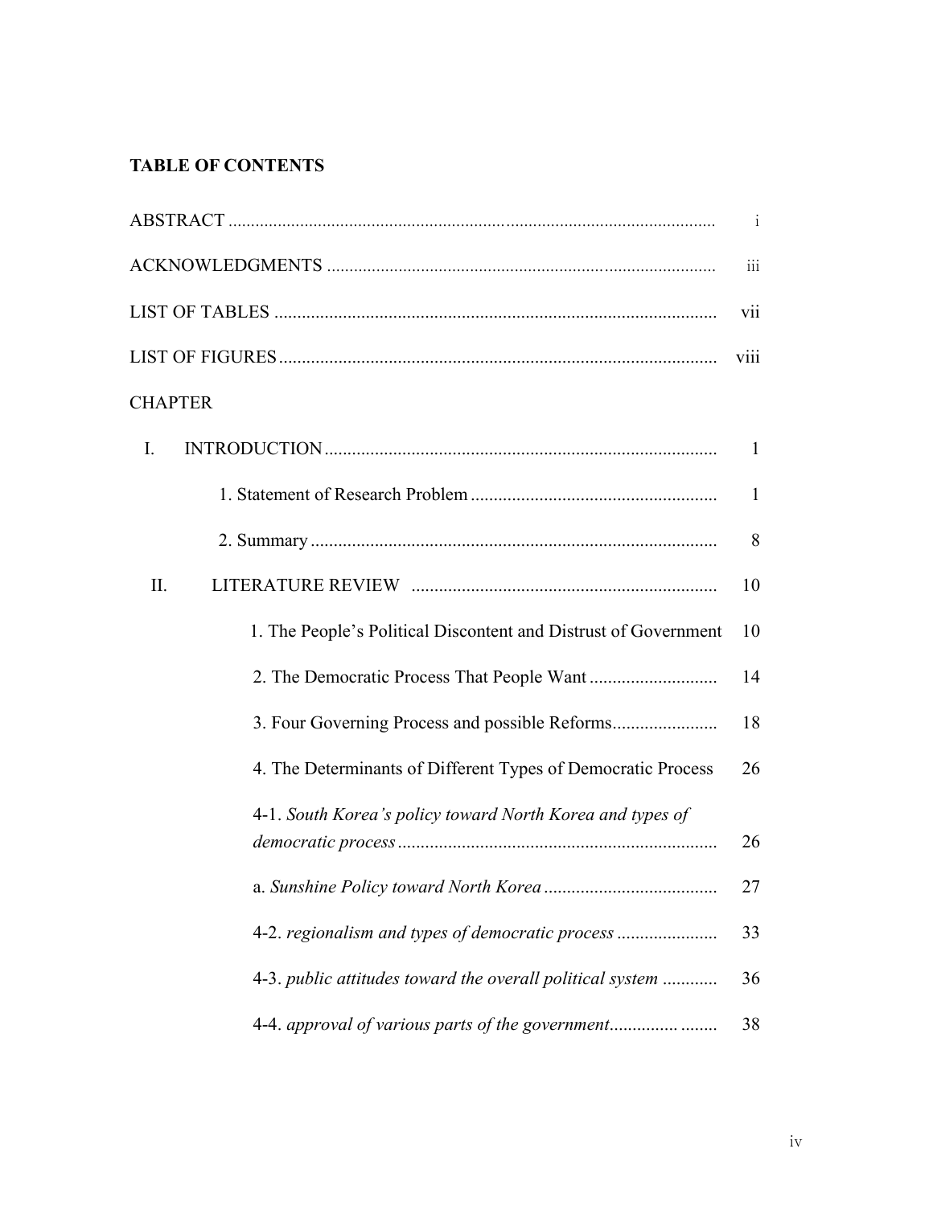## TABLE OF CONTENTS

| | |
|---|---|
| ABSTRACT | i |
| ACKNOWLEDGMENTS | iii |
| LIST OF TABLES | vii |
| LIST OF FIGURES | viii |
| CHAPTER | |
| I. INTRODUCTION | 1 |
| 1. Statement of Research Problem | 1 |
| 2. Summary | 8 |
| II. LITERATURE REVIEW | 10 |
| 1. The People's Political Discontent and Distrust of Government | 10 |
| 2. The Democratic Process That People Want | 14 |
| 3. Four Governing Process and possible Reforms | 18 |
| 4. The Determinants of Different Types of Democratic Process | 26 |
| 4-1. *South Korea's policy toward North Korea and types of democratic process* | 26 |
| a. *Sunshine Policy toward North Korea* | 27 |
| 4-2. *regionalism and types of democratic process* | 33 |
| 4-3. *public attitudes toward the overall political system* | 36 |
| 4-4. *approval of various parts of the government* | 38 |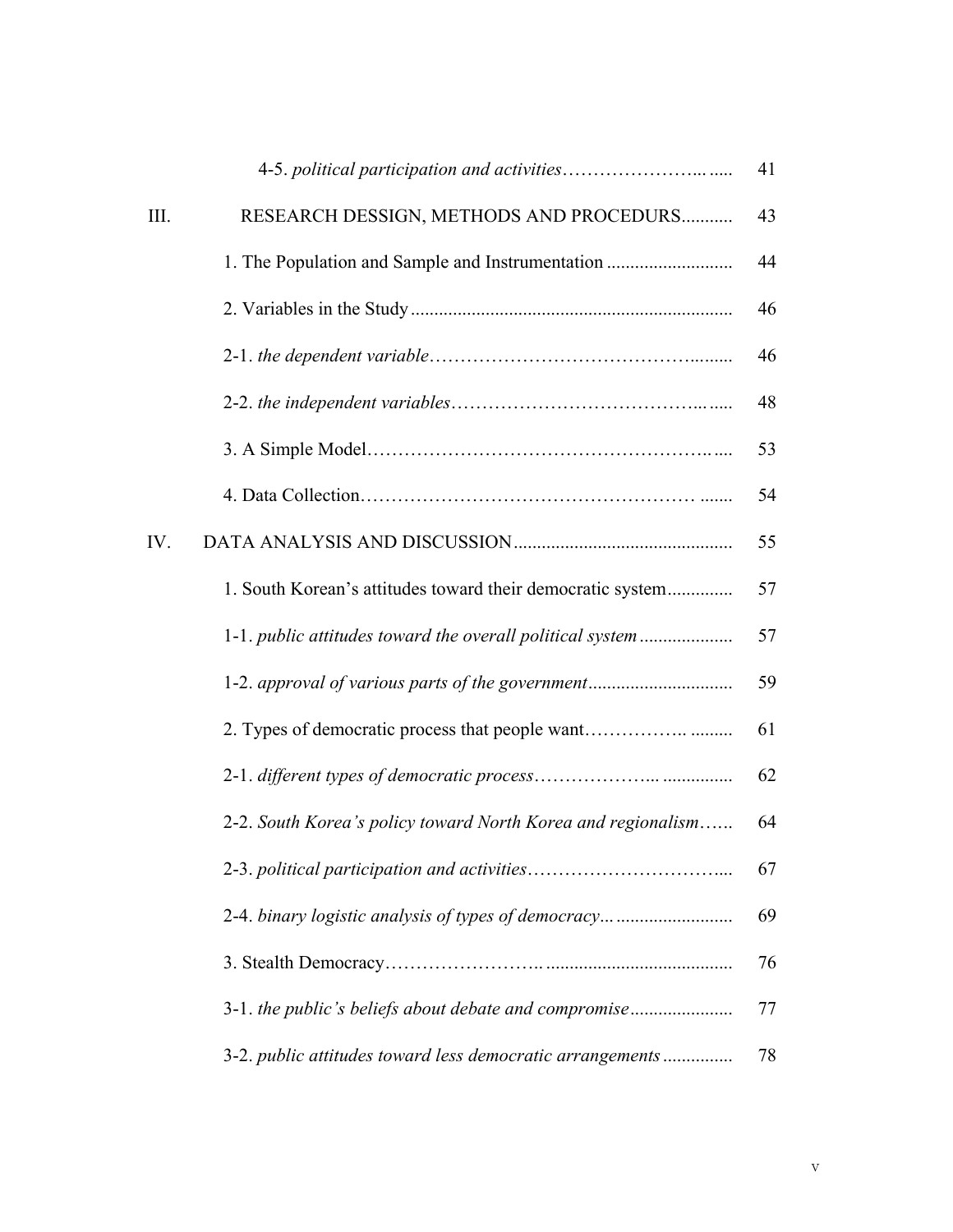| | | |
|---|---|---|
| | 4-5. *political participation and activities* | 41 |
| III. | RESEARCH DESSIGN, METHODS AND PROCEDURS | 43 |
| | 1. The Population and Sample and Instrumentation | 44 |
| | 2. Variables in the Study | 46 |
| | 2-1. *the dependent variable* | 46 |
| | 2-2. *the independent variables* | 48 |
| | 3. A Simple Model | 53 |
| | 4. Data Collection | 54 |
| IV. | DATA ANALYSIS AND DISCUSSION | 55 |
| | 1. South Korean's attitudes toward their democratic system | 57 |
| | 1-1. *public attitudes toward the overall political system* | 57 |
| | 1-2. *approval of various parts of the government* | 59 |
| | 2. Types of democratic process that people want | 61 |
| | 2-1. *different types of democratic process* | 62 |
| | 2-2. *South Korea's policy toward North Korea and regionalism* | 64 |
| | 2-3. *political participation and activities* | 67 |
| | 2-4. *binary logistic analysis of types of democracy* | 69 |
| | 3. Stealth Democracy | 76 |
| | 3-1. *the public's beliefs about debate and compromise* | 77 |
| | 3-2. *public attitudes toward less democratic arrangements* | 78 |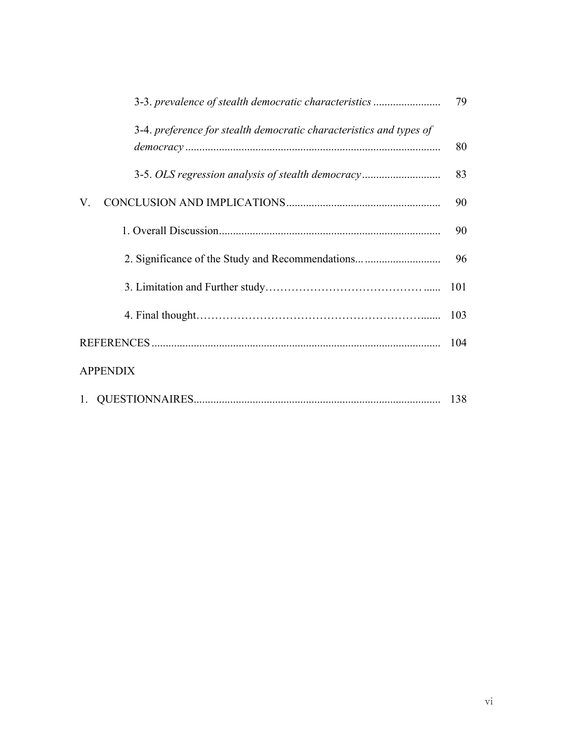3-3. *prevalence of stealth democratic characteristics* ........................ 79

3-4. *preference for stealth democratic characteristics and types of democracy* ........................................................................................ 80

3-5. *OLS regression analysis of stealth democracy* ............................ 83

V. CONCLUSION AND IMPLICATIONS ...................................................... 90

1. Overall Discussion ............................................................................. 90

2. Significance of the Study and Recommendations... .......................... 96

3. Limitation and Further study…………………………………… ...... 101

4. Final thought………………………………………………….…...... 103

REFERENCES .................................................................................................. 104

APPENDIX

1. QUESTIONNAIRES ..................................................................................... 138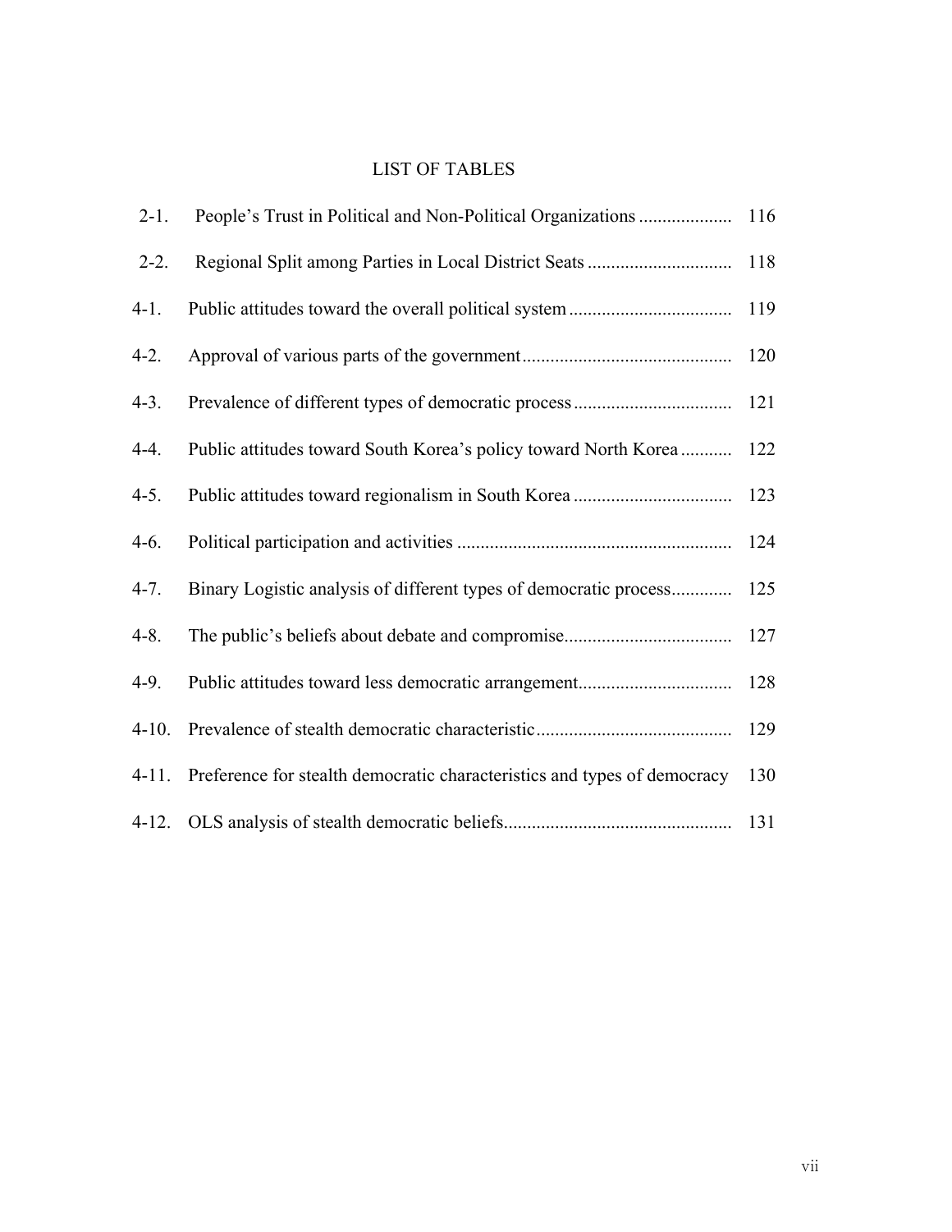# LIST OF TABLES

| | | |
|---|---|---|
| 2-1. | People's Trust in Political and Non-Political Organizations | 116 |
| 2-2. | Regional Split among Parties in Local District Seats | 118 |
| 4-1. | Public attitudes toward the overall political system | 119 |
| 4-2. | Approval of various parts of the government | 120 |
| 4-3. | Prevalence of different types of democratic process | 121 |
| 4-4. | Public attitudes toward South Korea's policy toward North Korea | 122 |
| 4-5. | Public attitudes toward regionalism in South Korea | 123 |
| 4-6. | Political participation and activities | 124 |
| 4-7. | Binary Logistic analysis of different types of democratic process | 125 |
| 4-8. | The public's beliefs about debate and compromise | 127 |
| 4-9. | Public attitudes toward less democratic arrangement | 128 |
| 4-10. | Prevalence of stealth democratic characteristic | 129 |
| 4-11. | Preference for stealth democratic characteristics and types of democracy | 130 |
| 4-12. | OLS analysis of stealth democratic beliefs | 131 |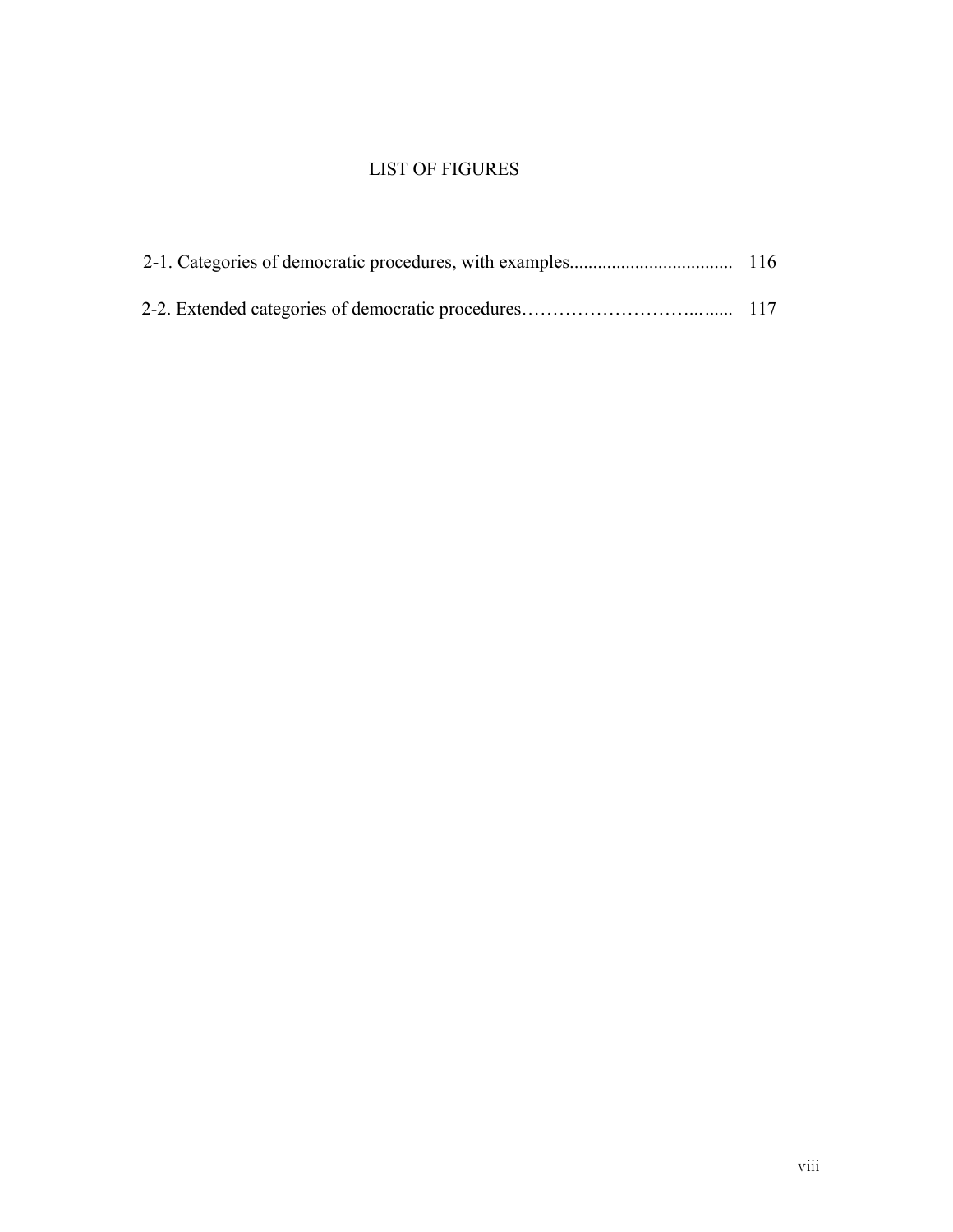# LIST OF FIGURES

2-1. Categories of democratic procedures, with examples.................................. 116

2-2. Extended categories of democratic procedures……………………….......... 117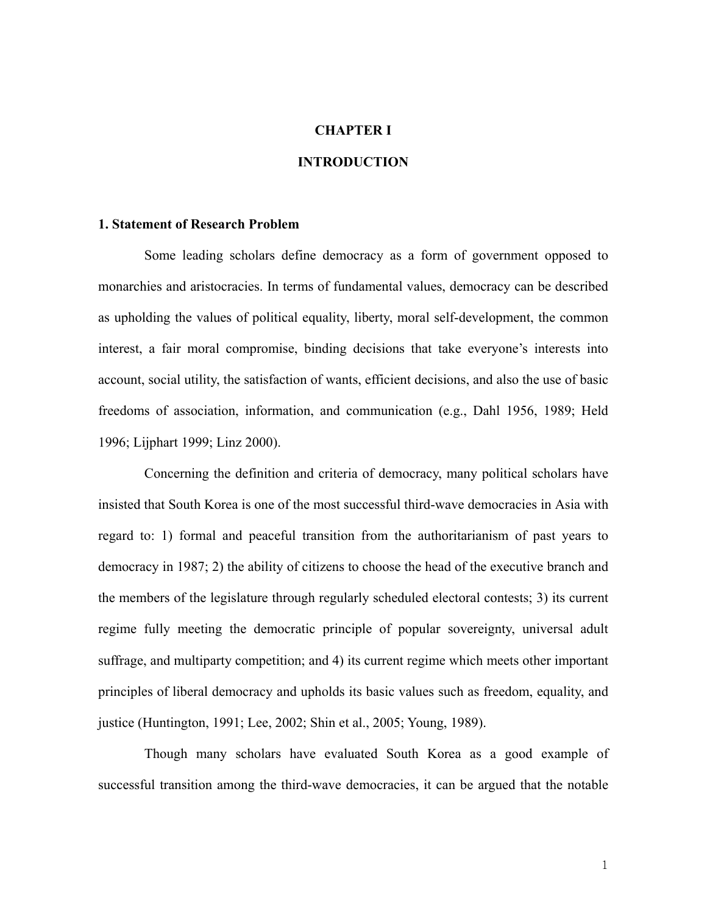# CHAPTER I

# INTRODUCTION

## 1. Statement of Research Problem

Some leading scholars define democracy as a form of government opposed to monarchies and aristocracies. In terms of fundamental values, democracy can be described as upholding the values of political equality, liberty, moral self-development, the common interest, a fair moral compromise, binding decisions that take everyone's interests into account, social utility, the satisfaction of wants, efficient decisions, and also the use of basic freedoms of association, information, and communication (e.g., Dahl 1956, 1989; Held 1996; Lijphart 1999; Linz 2000).

Concerning the definition and criteria of democracy, many political scholars have insisted that South Korea is one of the most successful third-wave democracies in Asia with regard to: 1) formal and peaceful transition from the authoritarianism of past years to democracy in 1987; 2) the ability of citizens to choose the head of the executive branch and the members of the legislature through regularly scheduled electoral contests; 3) its current regime fully meeting the democratic principle of popular sovereignty, universal adult suffrage, and multiparty competition; and 4) its current regime which meets other important principles of liberal democracy and upholds its basic values such as freedom, equality, and justice (Huntington, 1991; Lee, 2002; Shin et al., 2005; Young, 1989).

Though many scholars have evaluated South Korea as a good example of successful transition among the third-wave democracies, it can be argued that the notable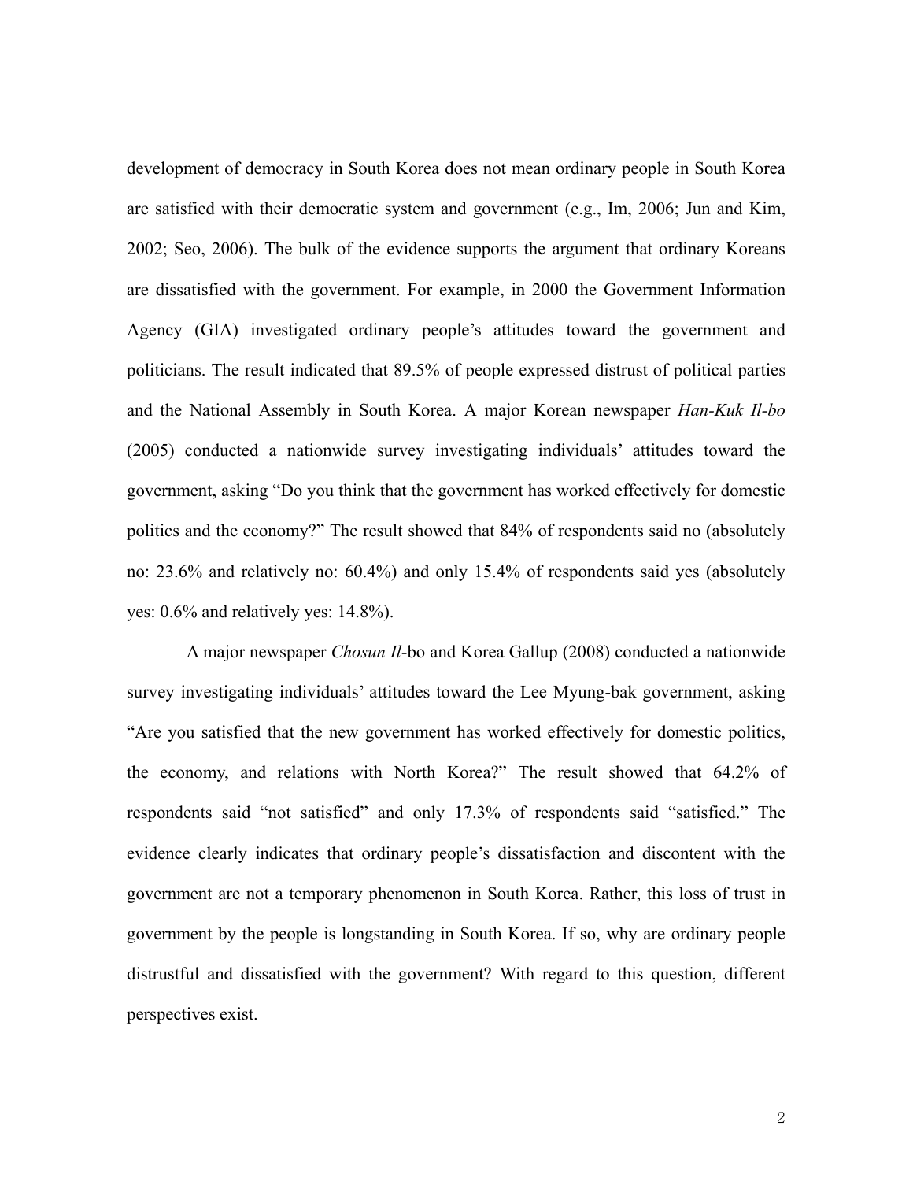development of democracy in South Korea does not mean ordinary people in South Korea are satisfied with their democratic system and government (e.g., Im, 2006; Jun and Kim, 2002; Seo, 2006). The bulk of the evidence supports the argument that ordinary Koreans are dissatisfied with the government. For example, in 2000 the Government Information Agency (GIA) investigated ordinary people's attitudes toward the government and politicians. The result indicated that 89.5% of people expressed distrust of political parties and the National Assembly in South Korea. A major Korean newspaper *Han-Kuk Il-bo* (2005) conducted a nationwide survey investigating individuals' attitudes toward the government, asking "Do you think that the government has worked effectively for domestic politics and the economy?" The result showed that 84% of respondents said no (absolutely no: 23.6% and relatively no: 60.4%) and only 15.4% of respondents said yes (absolutely yes: 0.6% and relatively yes: 14.8%).

A major newspaper *Chosun Il*-bo and Korea Gallup (2008) conducted a nationwide survey investigating individuals' attitudes toward the Lee Myung-bak government, asking "Are you satisfied that the new government has worked effectively for domestic politics, the economy, and relations with North Korea?" The result showed that 64.2% of respondents said "not satisfied" and only 17.3% of respondents said "satisfied." The evidence clearly indicates that ordinary people's dissatisfaction and discontent with the government are not a temporary phenomenon in South Korea. Rather, this loss of trust in government by the people is longstanding in South Korea. If so, why are ordinary people distrustful and dissatisfied with the government? With regard to this question, different perspectives exist.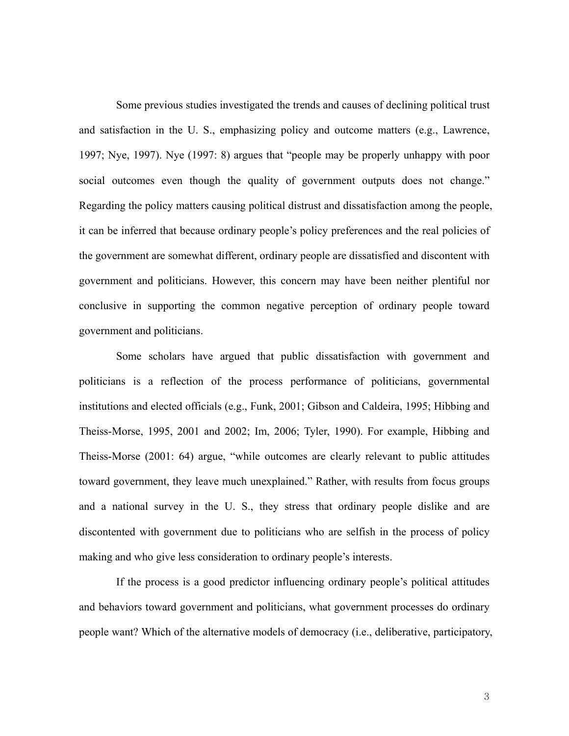Some previous studies investigated the trends and causes of declining political trust and satisfaction in the U. S., emphasizing policy and outcome matters (e.g., Lawrence, 1997; Nye, 1997). Nye (1997: 8) argues that "people may be properly unhappy with poor social outcomes even though the quality of government outputs does not change." Regarding the policy matters causing political distrust and dissatisfaction among the people, it can be inferred that because ordinary people's policy preferences and the real policies of the government are somewhat different, ordinary people are dissatisfied and discontent with government and politicians. However, this concern may have been neither plentiful nor conclusive in supporting the common negative perception of ordinary people toward government and politicians.

Some scholars have argued that public dissatisfaction with government and politicians is a reflection of the process performance of politicians, governmental institutions and elected officials (e.g., Funk, 2001; Gibson and Caldeira, 1995; Hibbing and Theiss-Morse, 1995, 2001 and 2002; Im, 2006; Tyler, 1990). For example, Hibbing and Theiss-Morse (2001: 64) argue, "while outcomes are clearly relevant to public attitudes toward government, they leave much unexplained." Rather, with results from focus groups and a national survey in the U. S., they stress that ordinary people dislike and are discontented with government due to politicians who are selfish in the process of policy making and who give less consideration to ordinary people's interests.

If the process is a good predictor influencing ordinary people's political attitudes and behaviors toward government and politicians, what government processes do ordinary people want? Which of the alternative models of democracy (i.e., deliberative, participatory,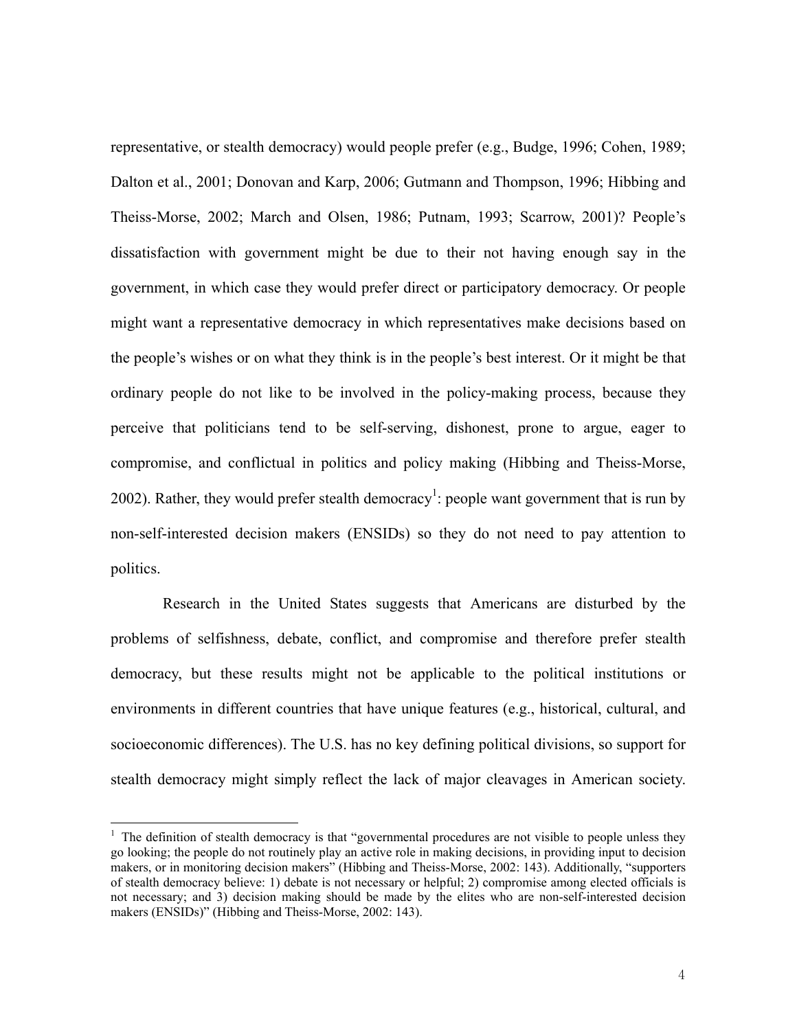representative, or stealth democracy) would people prefer (e.g., Budge, 1996; Cohen, 1989; Dalton et al., 2001; Donovan and Karp, 2006; Gutmann and Thompson, 1996; Hibbing and Theiss-Morse, 2002; March and Olsen, 1986; Putnam, 1993; Scarrow, 2001)? People's dissatisfaction with government might be due to their not having enough say in the government, in which case they would prefer direct or participatory democracy. Or people might want a representative democracy in which representatives make decisions based on the people's wishes or on what they think is in the people's best interest. Or it might be that ordinary people do not like to be involved in the policy-making process, because they perceive that politicians tend to be self-serving, dishonest, prone to argue, eager to compromise, and conflictual in politics and policy making (Hibbing and Theiss-Morse, 2002). Rather, they would prefer stealth democracy[1]: people want government that is run by non-self-interested decision makers (ENSIDs) so they do not need to pay attention to politics.

Research in the United States suggests that Americans are disturbed by the problems of selfishness, debate, conflict, and compromise and therefore prefer stealth democracy, but these results might not be applicable to the political institutions or environments in different countries that have unique features (e.g., historical, cultural, and socioeconomic differences). The U.S. has no key defining political divisions, so support for stealth democracy might simply reflect the lack of major cleavages in American society.

[1] The definition of stealth democracy is that "governmental procedures are not visible to people unless they go looking; the people do not routinely play an active role in making decisions, in providing input to decision makers, or in monitoring decision makers" (Hibbing and Theiss-Morse, 2002: 143). Additionally, "supporters of stealth democracy believe: 1) debate is not necessary or helpful; 2) compromise among elected officials is not necessary; and 3) decision making should be made by the elites who are non-self-interested decision makers (ENSIDs)" (Hibbing and Theiss-Morse, 2002: 143).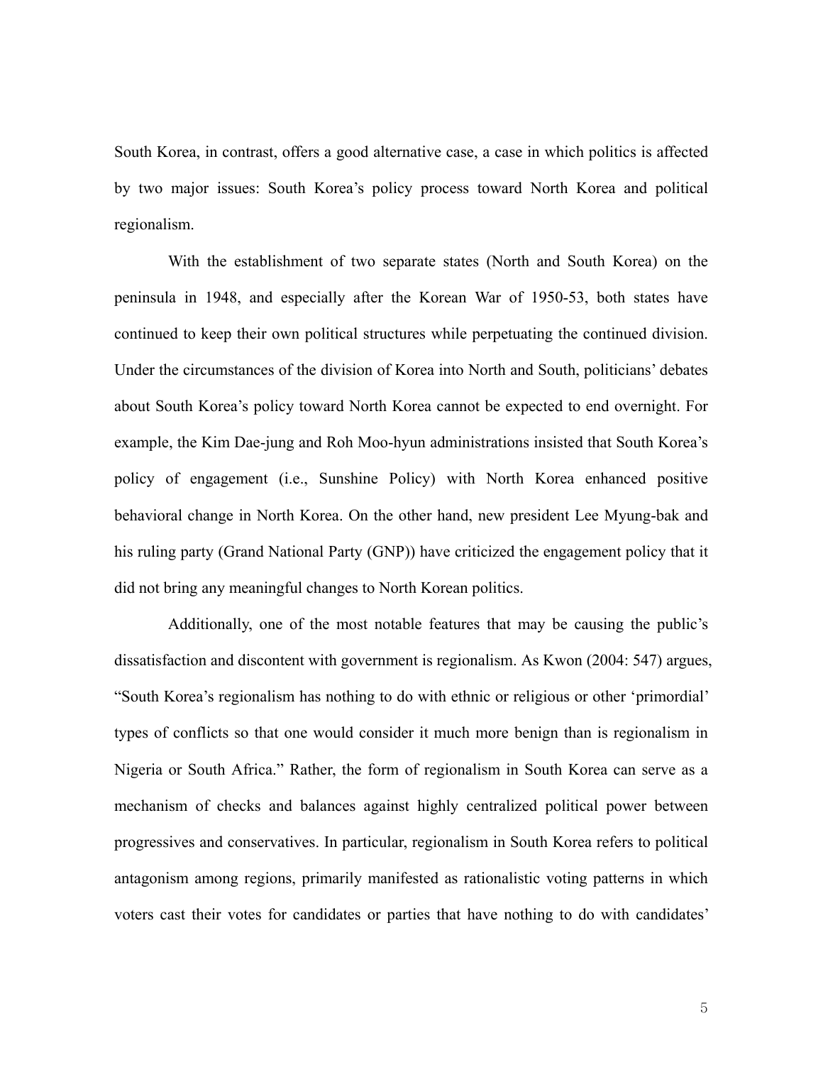South Korea, in contrast, offers a good alternative case, a case in which politics is affected by two major issues: South Korea's policy process toward North Korea and political regionalism.

With the establishment of two separate states (North and South Korea) on the peninsula in 1948, and especially after the Korean War of 1950-53, both states have continued to keep their own political structures while perpetuating the continued division. Under the circumstances of the division of Korea into North and South, politicians' debates about South Korea's policy toward North Korea cannot be expected to end overnight. For example, the Kim Dae-jung and Roh Moo-hyun administrations insisted that South Korea's policy of engagement (i.e., Sunshine Policy) with North Korea enhanced positive behavioral change in North Korea. On the other hand, new president Lee Myung-bak and his ruling party (Grand National Party (GNP)) have criticized the engagement policy that it did not bring any meaningful changes to North Korean politics.

Additionally, one of the most notable features that may be causing the public's dissatisfaction and discontent with government is regionalism. As Kwon (2004: 547) argues, "South Korea's regionalism has nothing to do with ethnic or religious or other 'primordial' types of conflicts so that one would consider it much more benign than is regionalism in Nigeria or South Africa." Rather, the form of regionalism in South Korea can serve as a mechanism of checks and balances against highly centralized political power between progressives and conservatives. In particular, regionalism in South Korea refers to political antagonism among regions, primarily manifested as rationalistic voting patterns in which voters cast their votes for candidates or parties that have nothing to do with candidates'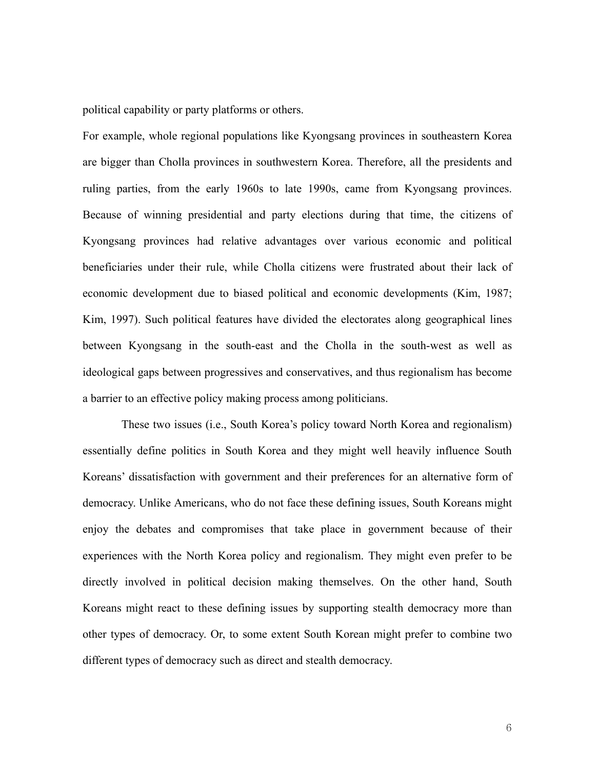political capability or party platforms or others.

For example, whole regional populations like Kyongsang provinces in southeastern Korea are bigger than Cholla provinces in southwestern Korea. Therefore, all the presidents and ruling parties, from the early 1960s to late 1990s, came from Kyongsang provinces. Because of winning presidential and party elections during that time, the citizens of Kyongsang provinces had relative advantages over various economic and political beneficiaries under their rule, while Cholla citizens were frustrated about their lack of economic development due to biased political and economic developments (Kim, 1987; Kim, 1997). Such political features have divided the electorates along geographical lines between Kyongsang in the south-east and the Cholla in the south-west as well as ideological gaps between progressives and conservatives, and thus regionalism has become a barrier to an effective policy making process among politicians.

These two issues (i.e., South Korea's policy toward North Korea and regionalism) essentially define politics in South Korea and they might well heavily influence South Koreans' dissatisfaction with government and their preferences for an alternative form of democracy. Unlike Americans, who do not face these defining issues, South Koreans might enjoy the debates and compromises that take place in government because of their experiences with the North Korea policy and regionalism. They might even prefer to be directly involved in political decision making themselves. On the other hand, South Koreans might react to these defining issues by supporting stealth democracy more than other types of democracy. Or, to some extent South Korean might prefer to combine two different types of democracy such as direct and stealth democracy.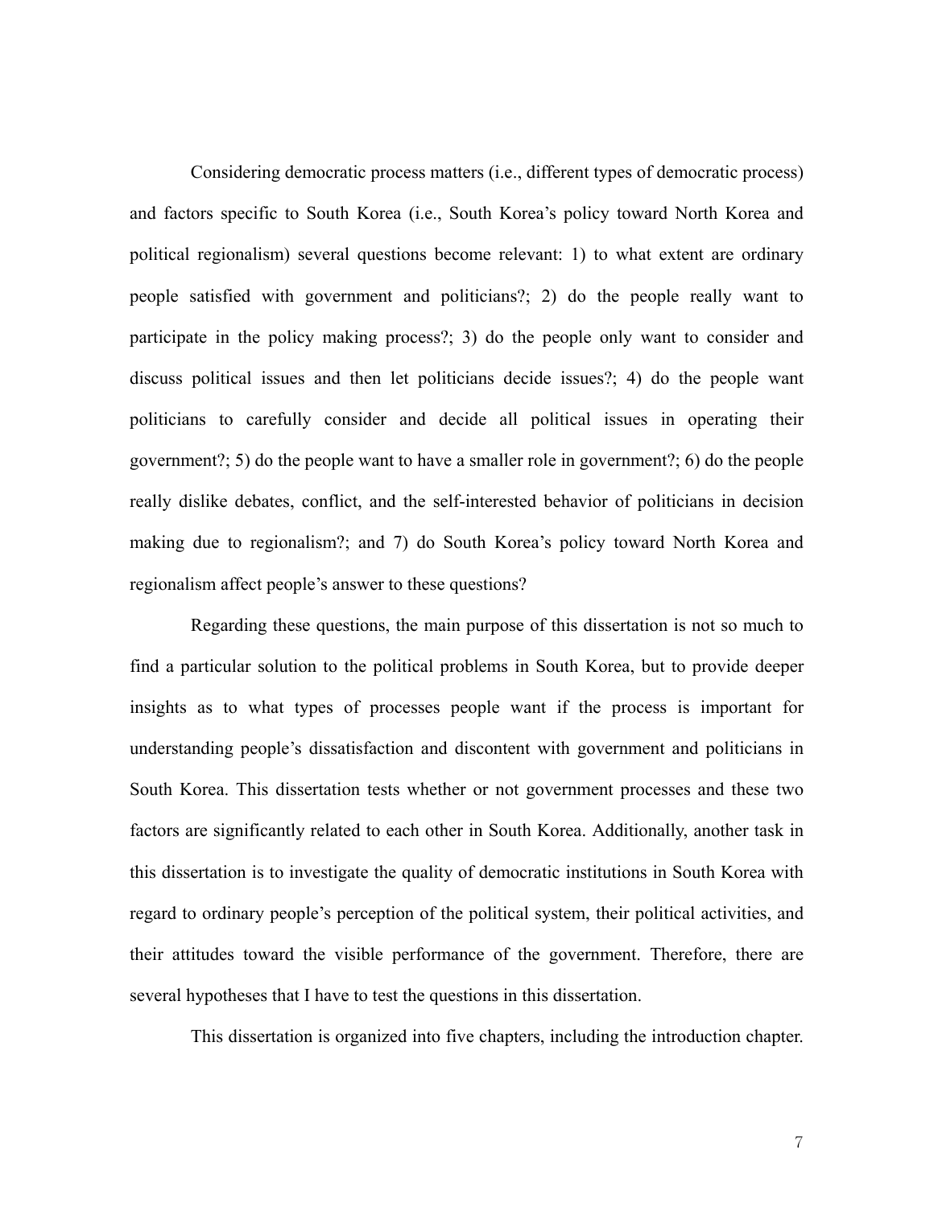Considering democratic process matters (i.e., different types of democratic process) and factors specific to South Korea (i.e., South Korea's policy toward North Korea and political regionalism) several questions become relevant: 1) to what extent are ordinary people satisfied with government and politicians?; 2) do the people really want to participate in the policy making process?; 3) do the people only want to consider and discuss political issues and then let politicians decide issues?; 4) do the people want politicians to carefully consider and decide all political issues in operating their government?; 5) do the people want to have a smaller role in government?; 6) do the people really dislike debates, conflict, and the self-interested behavior of politicians in decision making due to regionalism?; and 7) do South Korea's policy toward North Korea and regionalism affect people's answer to these questions?

Regarding these questions, the main purpose of this dissertation is not so much to find a particular solution to the political problems in South Korea, but to provide deeper insights as to what types of processes people want if the process is important for understanding people's dissatisfaction and discontent with government and politicians in South Korea. This dissertation tests whether or not government processes and these two factors are significantly related to each other in South Korea. Additionally, another task in this dissertation is to investigate the quality of democratic institutions in South Korea with regard to ordinary people's perception of the political system, their political activities, and their attitudes toward the visible performance of the government. Therefore, there are several hypotheses that I have to test the questions in this dissertation.

This dissertation is organized into five chapters, including the introduction chapter.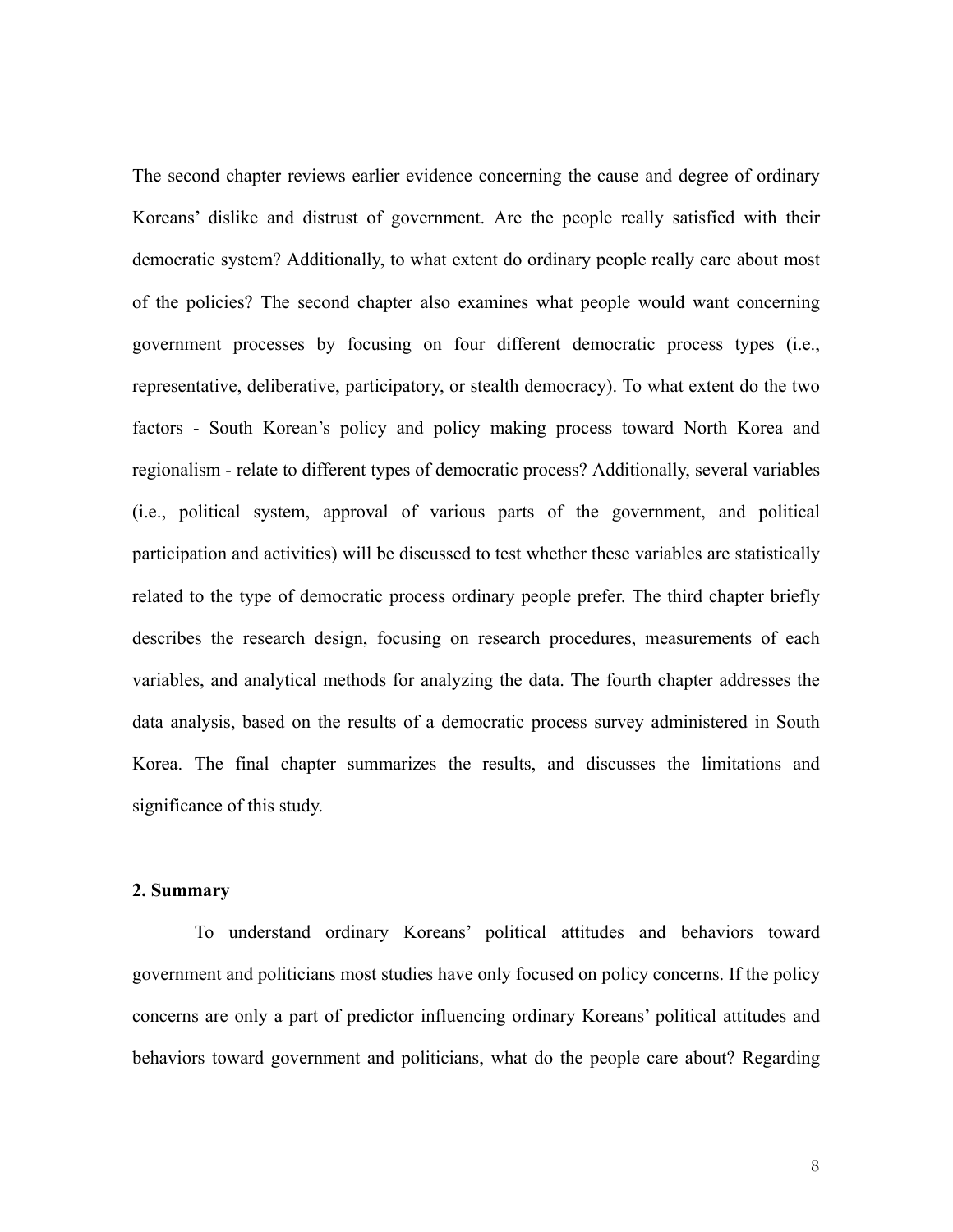The second chapter reviews earlier evidence concerning the cause and degree of ordinary Koreans' dislike and distrust of government. Are the people really satisfied with their democratic system? Additionally, to what extent do ordinary people really care about most of the policies? The second chapter also examines what people would want concerning government processes by focusing on four different democratic process types (i.e., representative, deliberative, participatory, or stealth democracy). To what extent do the two factors - South Korean's policy and policy making process toward North Korea and regionalism - relate to different types of democratic process? Additionally, several variables (i.e., political system, approval of various parts of the government, and political participation and activities) will be discussed to test whether these variables are statistically related to the type of democratic process ordinary people prefer. The third chapter briefly describes the research design, focusing on research procedures, measurements of each variables, and analytical methods for analyzing the data. The fourth chapter addresses the data analysis, based on the results of a democratic process survey administered in South Korea. The final chapter summarizes the results, and discusses the limitations and significance of this study.

**2. Summary**

To understand ordinary Koreans' political attitudes and behaviors toward government and politicians most studies have only focused on policy concerns. If the policy concerns are only a part of predictor influencing ordinary Koreans' political attitudes and behaviors toward government and politicians, what do the people care about? Regarding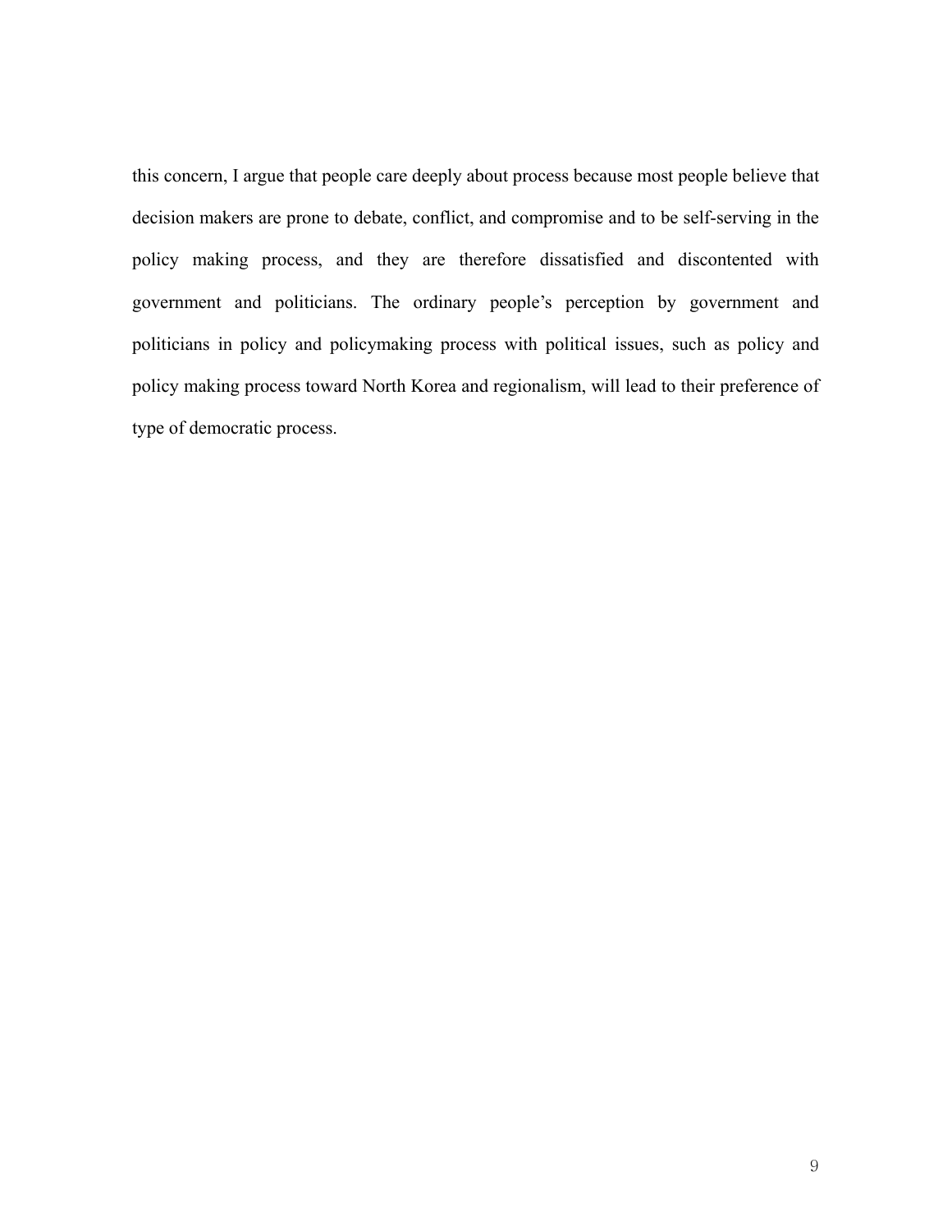this concern, I argue that people care deeply about process because most people believe that decision makers are prone to debate, conflict, and compromise and to be self-serving in the policy making process, and they are therefore dissatisfied and discontented with government and politicians. The ordinary people's perception by government and politicians in policy and policymaking process with political issues, such as policy and policy making process toward North Korea and regionalism, will lead to their preference of type of democratic process.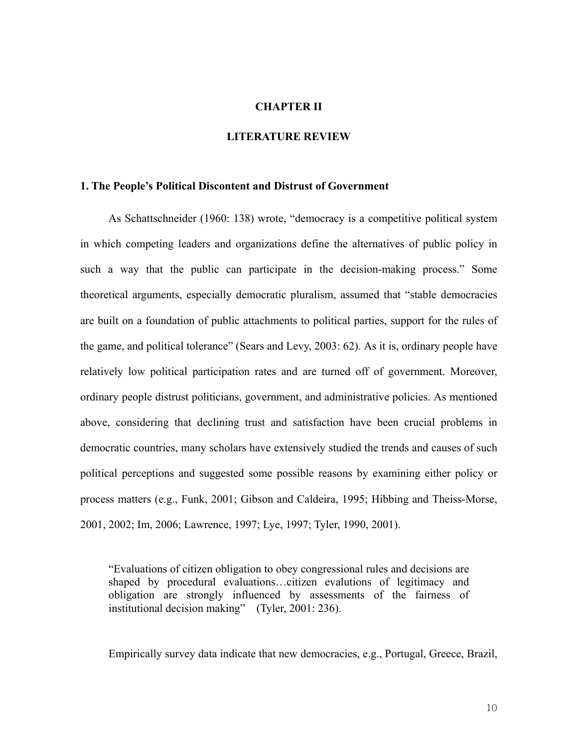# CHAPTER II

# LITERATURE REVIEW

## 1. The People's Political Discontent and Distrust of Government

As Schattschneider (1960: 138) wrote, "democracy is a competitive political system in which competing leaders and organizations define the alternatives of public policy in such a way that the public can participate in the decision-making process." Some theoretical arguments, especially democratic pluralism, assumed that "stable democracies are built on a foundation of public attachments to political parties, support for the rules of the game, and political tolerance" (Sears and Levy, 2003: 62). As it is, ordinary people have relatively low political participation rates and are turned off of government. Moreover, ordinary people distrust politicians, government, and administrative policies. As mentioned above, considering that declining trust and satisfaction have been crucial problems in democratic countries, many scholars have extensively studied the trends and causes of such political perceptions and suggested some possible reasons by examining either policy or process matters (e.g., Funk, 2001; Gibson and Caldeira, 1995; Hibbing and Theiss-Morse, 2001, 2002; Im, 2006; Lawrence, 1997; Lye, 1997; Tyler, 1990, 2001).

> "Evaluations of citizen obligation to obey congressional rules and decisions are shaped by procedural evaluations…citizen evalutions of legitimacy and obligation are strongly influenced by assessments of the fairness of institutional decision making" (Tyler, 2001: 236).

Empirically survey data indicate that new democracies, e.g., Portugal, Greece, Brazil,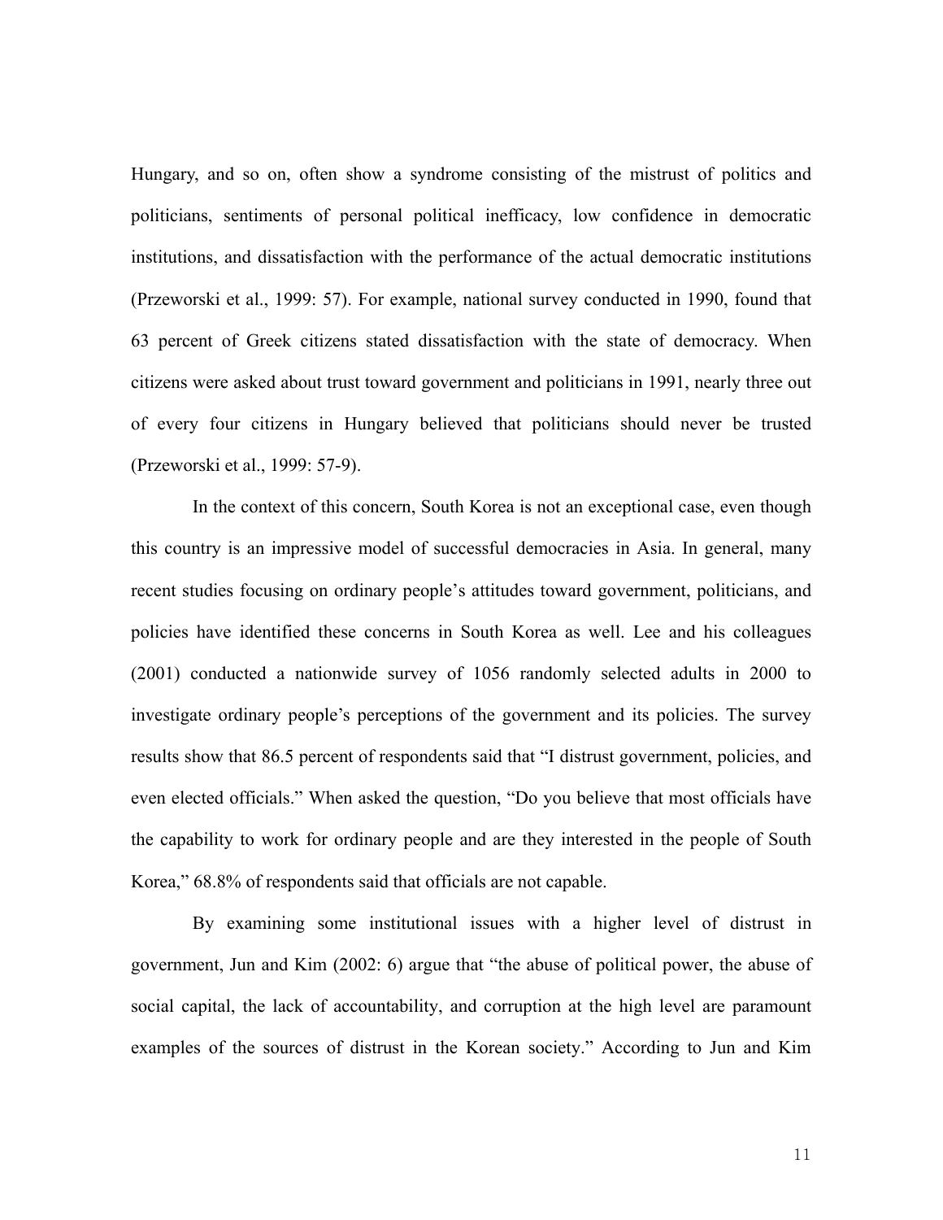Hungary, and so on, often show a syndrome consisting of the mistrust of politics and politicians, sentiments of personal political inefficacy, low confidence in democratic institutions, and dissatisfaction with the performance of the actual democratic institutions (Przeworski et al., 1999: 57). For example, national survey conducted in 1990, found that 63 percent of Greek citizens stated dissatisfaction with the state of democracy. When citizens were asked about trust toward government and politicians in 1991, nearly three out of every four citizens in Hungary believed that politicians should never be trusted (Przeworski et al., 1999: 57-9).

In the context of this concern, South Korea is not an exceptional case, even though this country is an impressive model of successful democracies in Asia. In general, many recent studies focusing on ordinary people's attitudes toward government, politicians, and policies have identified these concerns in South Korea as well. Lee and his colleagues (2001) conducted a nationwide survey of 1056 randomly selected adults in 2000 to investigate ordinary people's perceptions of the government and its policies. The survey results show that 86.5 percent of respondents said that "I distrust government, policies, and even elected officials." When asked the question, "Do you believe that most officials have the capability to work for ordinary people and are they interested in the people of South Korea," 68.8% of respondents said that officials are not capable.

By examining some institutional issues with a higher level of distrust in government, Jun and Kim (2002: 6) argue that "the abuse of political power, the abuse of social capital, the lack of accountability, and corruption at the high level are paramount examples of the sources of distrust in the Korean society." According to Jun and Kim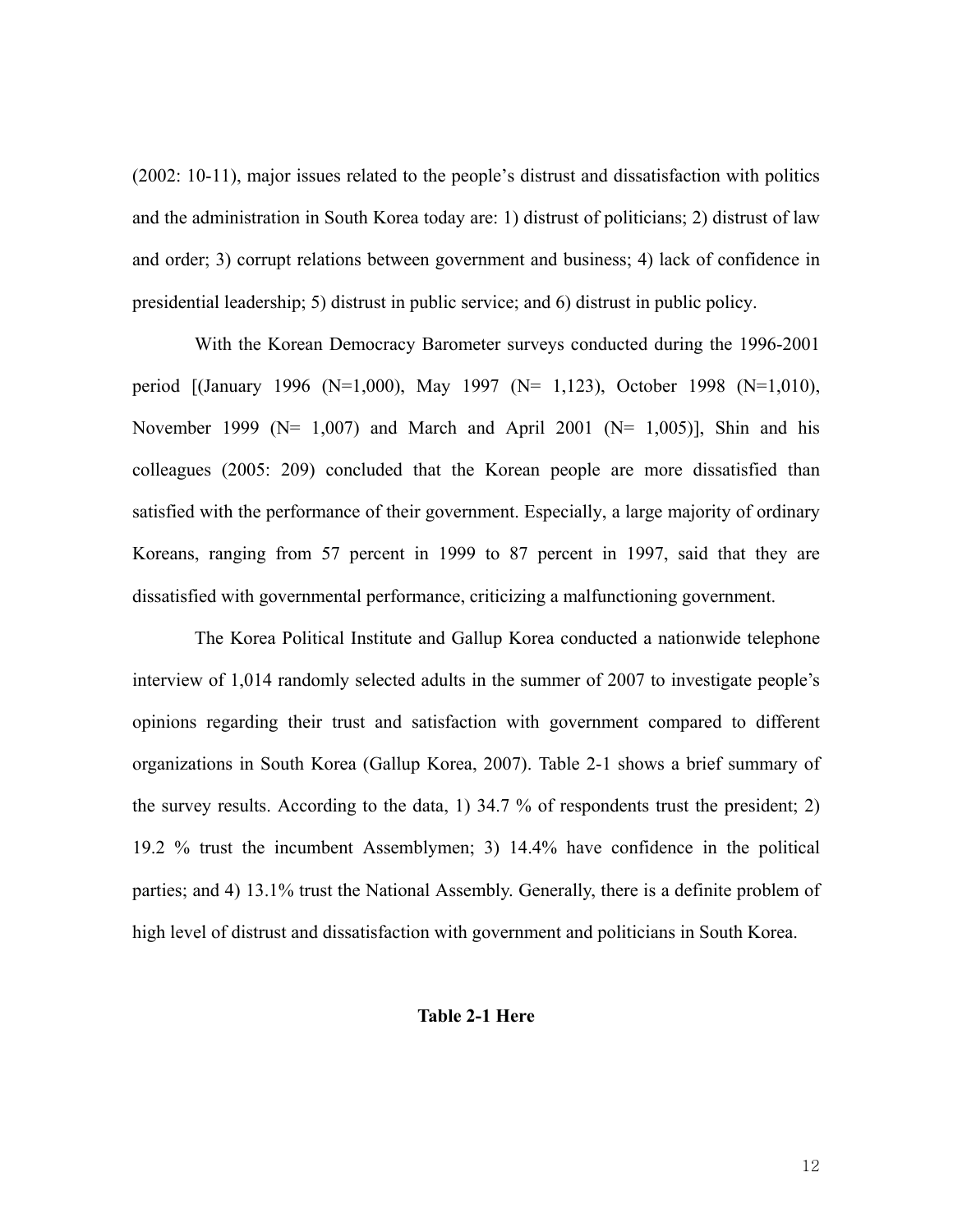(2002: 10-11), major issues related to the people's distrust and dissatisfaction with politics and the administration in South Korea today are: 1) distrust of politicians; 2) distrust of law and order; 3) corrupt relations between government and business; 4) lack of confidence in presidential leadership; 5) distrust in public service; and 6) distrust in public policy.

With the Korean Democracy Barometer surveys conducted during the 1996-2001 period [(January 1996 (N=1,000), May 1997 (N= 1,123), October 1998 (N=1,010), November 1999 (N= 1,007) and March and April 2001 (N= 1,005)], Shin and his colleagues (2005: 209) concluded that the Korean people are more dissatisfied than satisfied with the performance of their government. Especially, a large majority of ordinary Koreans, ranging from 57 percent in 1999 to 87 percent in 1997, said that they are dissatisfied with governmental performance, criticizing a malfunctioning government.

The Korea Political Institute and Gallup Korea conducted a nationwide telephone interview of 1,014 randomly selected adults in the summer of 2007 to investigate people's opinions regarding their trust and satisfaction with government compared to different organizations in South Korea (Gallup Korea, 2007). Table 2-1 shows a brief summary of the survey results. According to the data, 1) 34.7 % of respondents trust the president; 2) 19.2 % trust the incumbent Assemblymen; 3) 14.4% have confidence in the political parties; and 4) 13.1% trust the National Assembly. Generally, there is a definite problem of high level of distrust and dissatisfaction with government and politicians in South Korea.

**Table 2-1 Here**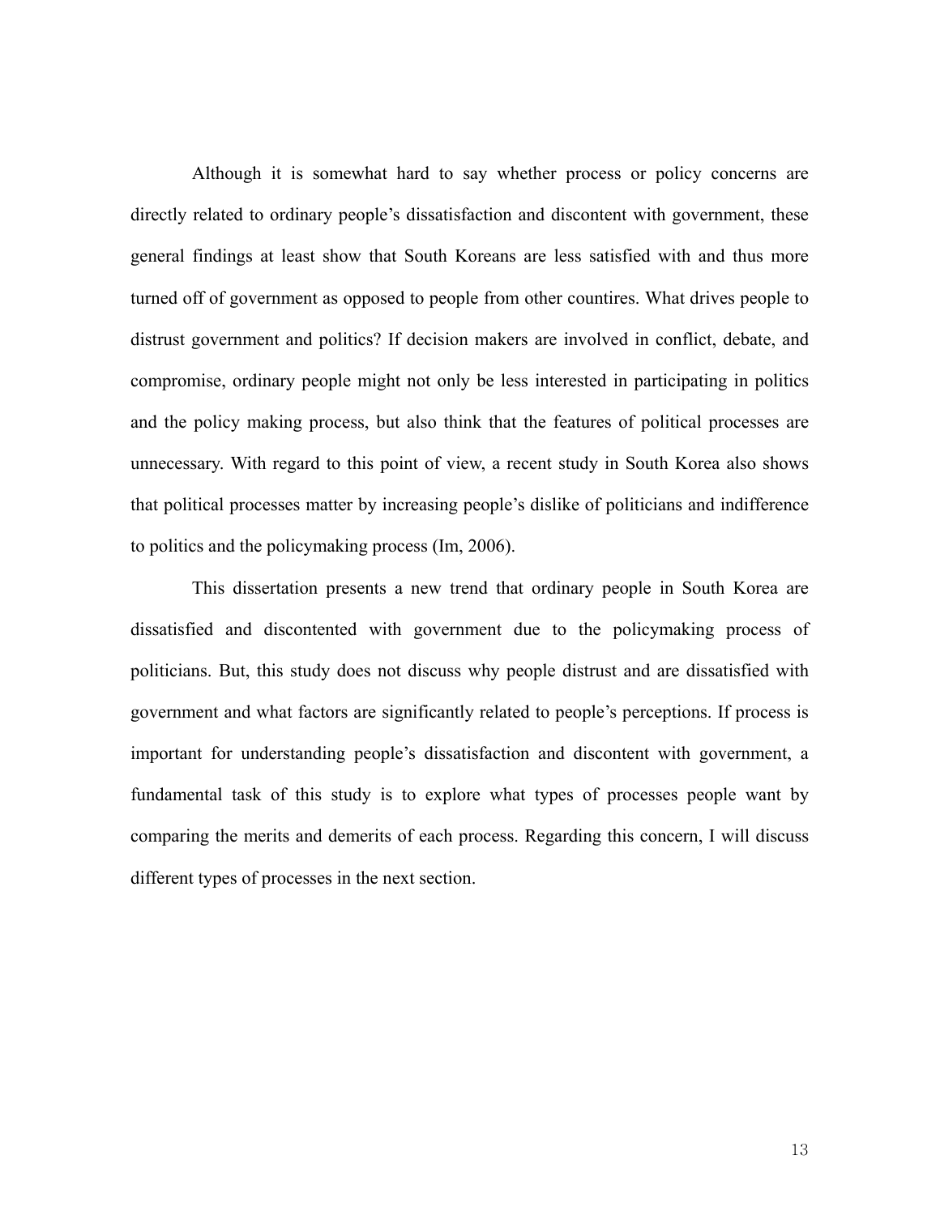Although it is somewhat hard to say whether process or policy concerns are directly related to ordinary people's dissatisfaction and discontent with government, these general findings at least show that South Koreans are less satisfied with and thus more turned off of government as opposed to people from other countires. What drives people to distrust government and politics? If decision makers are involved in conflict, debate, and compromise, ordinary people might not only be less interested in participating in politics and the policy making process, but also think that the features of political processes are unnecessary. With regard to this point of view, a recent study in South Korea also shows that political processes matter by increasing people's dislike of politicians and indifference to politics and the policymaking process (Im, 2006).

This dissertation presents a new trend that ordinary people in South Korea are dissatisfied and discontented with government due to the policymaking process of politicians. But, this study does not discuss why people distrust and are dissatisfied with government and what factors are significantly related to people's perceptions. If process is important for understanding people's dissatisfaction and discontent with government, a fundamental task of this study is to explore what types of processes people want by comparing the merits and demerits of each process. Regarding this concern, I will discuss different types of processes in the next section.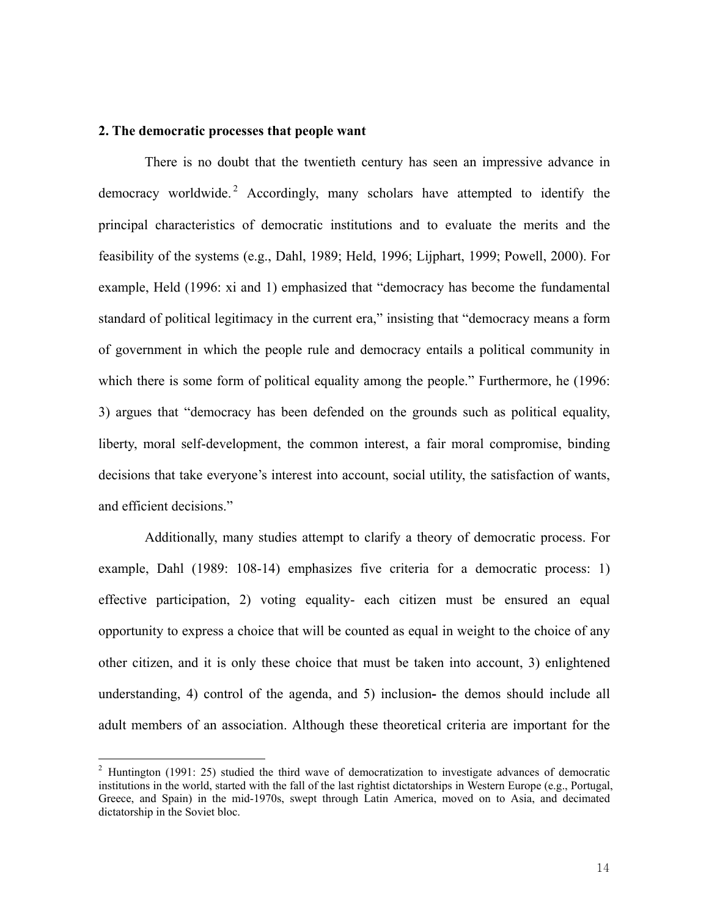## 2. The democratic processes that people want

There is no doubt that the twentieth century has seen an impressive advance in democracy worldwide.[2] Accordingly, many scholars have attempted to identify the principal characteristics of democratic institutions and to evaluate the merits and the feasibility of the systems (e.g., Dahl, 1989; Held, 1996; Lijphart, 1999; Powell, 2000). For example, Held (1996: xi and 1) emphasized that "democracy has become the fundamental standard of political legitimacy in the current era," insisting that "democracy means a form of government in which the people rule and democracy entails a political community in which there is some form of political equality among the people." Furthermore, he (1996: 3) argues that "democracy has been defended on the grounds such as political equality, liberty, moral self-development, the common interest, a fair moral compromise, binding decisions that take everyone's interest into account, social utility, the satisfaction of wants, and efficient decisions."

Additionally, many studies attempt to clarify a theory of democratic process. For example, Dahl (1989: 108-14) emphasizes five criteria for a democratic process: 1) effective participation, 2) voting equality- each citizen must be ensured an equal opportunity to express a choice that will be counted as equal in weight to the choice of any other citizen, and it is only these choice that must be taken into account, 3) enlightened understanding, 4) control of the agenda, and 5) inclusion**-** the demos should include all adult members of an association. Although these theoretical criteria are important for the

[2] Huntington (1991: 25) studied the third wave of democratization to investigate advances of democratic institutions in the world, started with the fall of the last rightist dictatorships in Western Europe (e.g., Portugal, Greece, and Spain) in the mid-1970s, swept through Latin America, moved on to Asia, and decimated dictatorship in the Soviet bloc.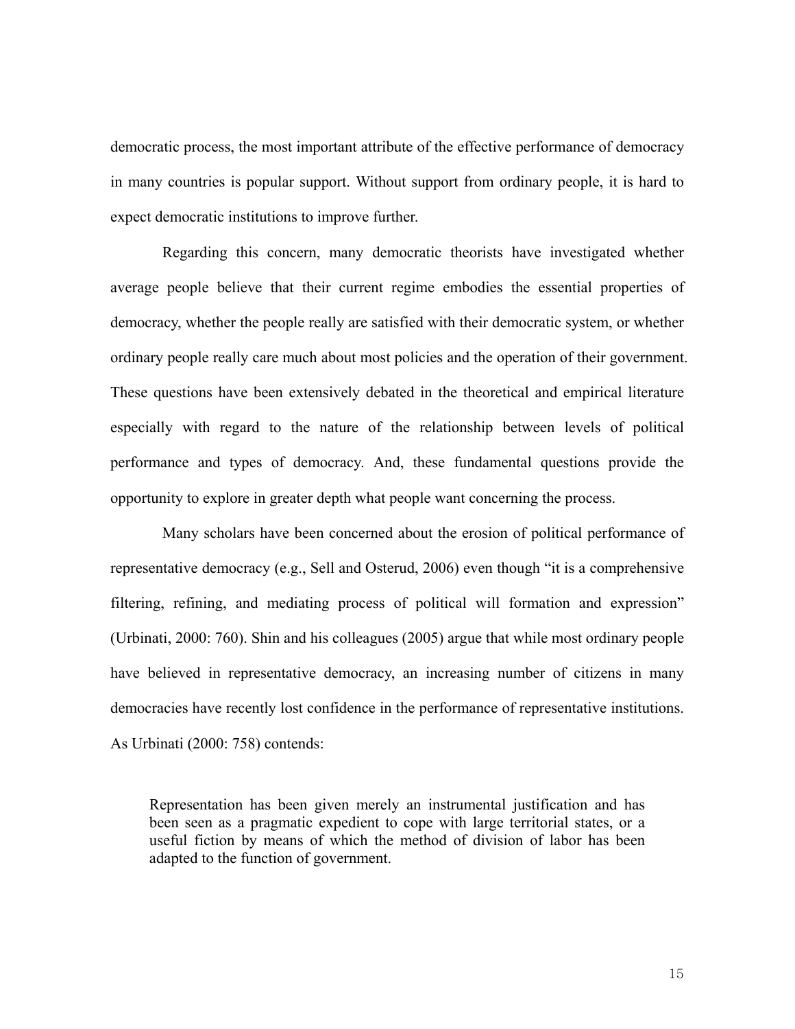democratic process, the most important attribute of the effective performance of democracy in many countries is popular support. Without support from ordinary people, it is hard to expect democratic institutions to improve further.

Regarding this concern, many democratic theorists have investigated whether average people believe that their current regime embodies the essential properties of democracy, whether the people really are satisfied with their democratic system, or whether ordinary people really care much about most policies and the operation of their government. These questions have been extensively debated in the theoretical and empirical literature especially with regard to the nature of the relationship between levels of political performance and types of democracy. And, these fundamental questions provide the opportunity to explore in greater depth what people want concerning the process.

Many scholars have been concerned about the erosion of political performance of representative democracy (e.g., Sell and Osterud, 2006) even though "it is a comprehensive filtering, refining, and mediating process of political will formation and expression" (Urbinati, 2000: 760). Shin and his colleagues (2005) argue that while most ordinary people have believed in representative democracy, an increasing number of citizens in many democracies have recently lost confidence in the performance of representative institutions. As Urbinati (2000: 758) contends:

> Representation has been given merely an instrumental justification and has been seen as a pragmatic expedient to cope with large territorial states, or a useful fiction by means of which the method of division of labor has been adapted to the function of government.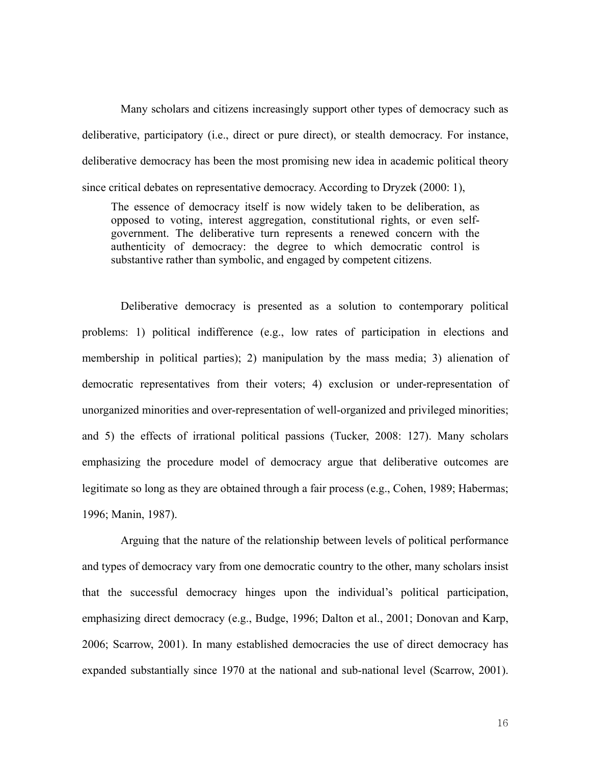Many scholars and citizens increasingly support other types of democracy such as deliberative, participatory (i.e., direct or pure direct), or stealth democracy. For instance, deliberative democracy has been the most promising new idea in academic political theory since critical debates on representative democracy. According to Dryzek (2000: 1),

> The essence of democracy itself is now widely taken to be deliberation, as opposed to voting, interest aggregation, constitutional rights, or even self-government. The deliberative turn represents a renewed concern with the authenticity of democracy: the degree to which democratic control is substantive rather than symbolic, and engaged by competent citizens.

Deliberative democracy is presented as a solution to contemporary political problems: 1) political indifference (e.g., low rates of participation in elections and membership in political parties); 2) manipulation by the mass media; 3) alienation of democratic representatives from their voters; 4) exclusion or under-representation of unorganized minorities and over-representation of well-organized and privileged minorities; and 5) the effects of irrational political passions (Tucker, 2008: 127). Many scholars emphasizing the procedure model of democracy argue that deliberative outcomes are legitimate so long as they are obtained through a fair process (e.g., Cohen, 1989; Habermas; 1996; Manin, 1987).

Arguing that the nature of the relationship between levels of political performance and types of democracy vary from one democratic country to the other, many scholars insist that the successful democracy hinges upon the individual's political participation, emphasizing direct democracy (e.g., Budge, 1996; Dalton et al., 2001; Donovan and Karp, 2006; Scarrow, 2001). In many established democracies the use of direct democracy has expanded substantially since 1970 at the national and sub-national level (Scarrow, 2001).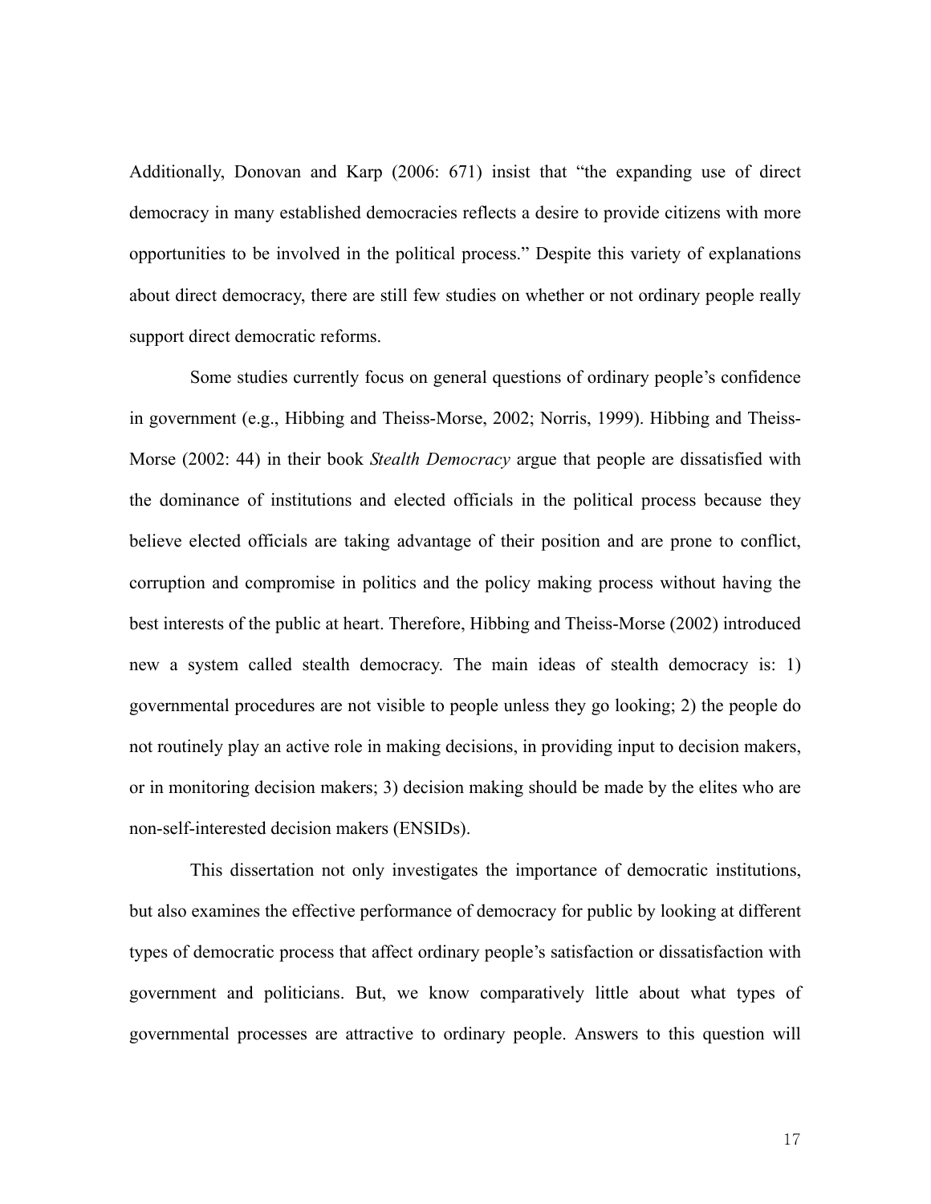Additionally, Donovan and Karp (2006: 671) insist that "the expanding use of direct democracy in many established democracies reflects a desire to provide citizens with more opportunities to be involved in the political process." Despite this variety of explanations about direct democracy, there are still few studies on whether or not ordinary people really support direct democratic reforms.

Some studies currently focus on general questions of ordinary people's confidence in government (e.g., Hibbing and Theiss-Morse, 2002; Norris, 1999). Hibbing and Theiss-Morse (2002: 44) in their book *Stealth Democracy* argue that people are dissatisfied with the dominance of institutions and elected officials in the political process because they believe elected officials are taking advantage of their position and are prone to conflict, corruption and compromise in politics and the policy making process without having the best interests of the public at heart. Therefore, Hibbing and Theiss-Morse (2002) introduced new a system called stealth democracy. The main ideas of stealth democracy is: 1) governmental procedures are not visible to people unless they go looking; 2) the people do not routinely play an active role in making decisions, in providing input to decision makers, or in monitoring decision makers; 3) decision making should be made by the elites who are non-self-interested decision makers (ENSIDs).

This dissertation not only investigates the importance of democratic institutions, but also examines the effective performance of democracy for public by looking at different types of democratic process that affect ordinary people's satisfaction or dissatisfaction with government and politicians. But, we know comparatively little about what types of governmental processes are attractive to ordinary people. Answers to this question will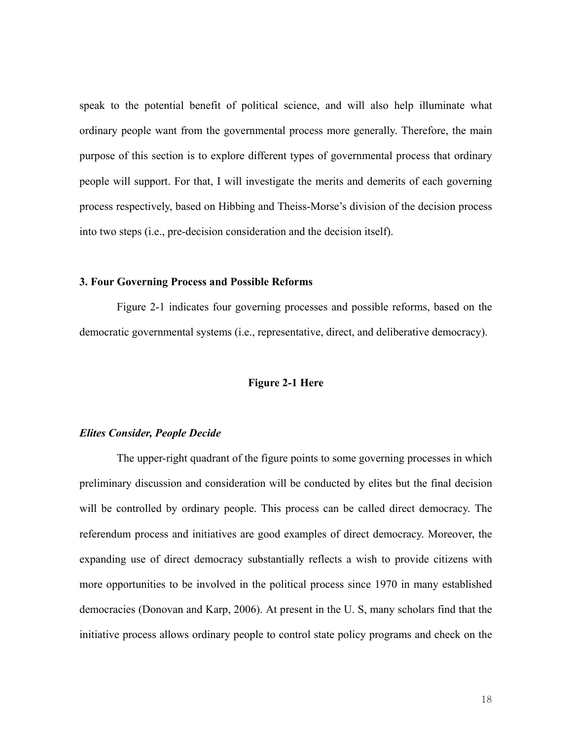speak to the potential benefit of political science, and will also help illuminate what ordinary people want from the governmental process more generally. Therefore, the main purpose of this section is to explore different types of governmental process that ordinary people will support. For that, I will investigate the merits and demerits of each governing process respectively, based on Hibbing and Theiss-Morse's division of the decision process into two steps (i.e., pre-decision consideration and the decision itself).

### 3. Four Governing Process and Possible Reforms

Figure 2-1 indicates four governing processes and possible reforms, based on the democratic governmental systems (i.e., representative, direct, and deliberative democracy).

**Figure 2-1 Here**

#### *Elites Consider, People Decide*

The upper-right quadrant of the figure points to some governing processes in which preliminary discussion and consideration will be conducted by elites but the final decision will be controlled by ordinary people. This process can be called direct democracy. The referendum process and initiatives are good examples of direct democracy. Moreover, the expanding use of direct democracy substantially reflects a wish to provide citizens with more opportunities to be involved in the political process since 1970 in many established democracies (Donovan and Karp, 2006). At present in the U. S, many scholars find that the initiative process allows ordinary people to control state policy programs and check on the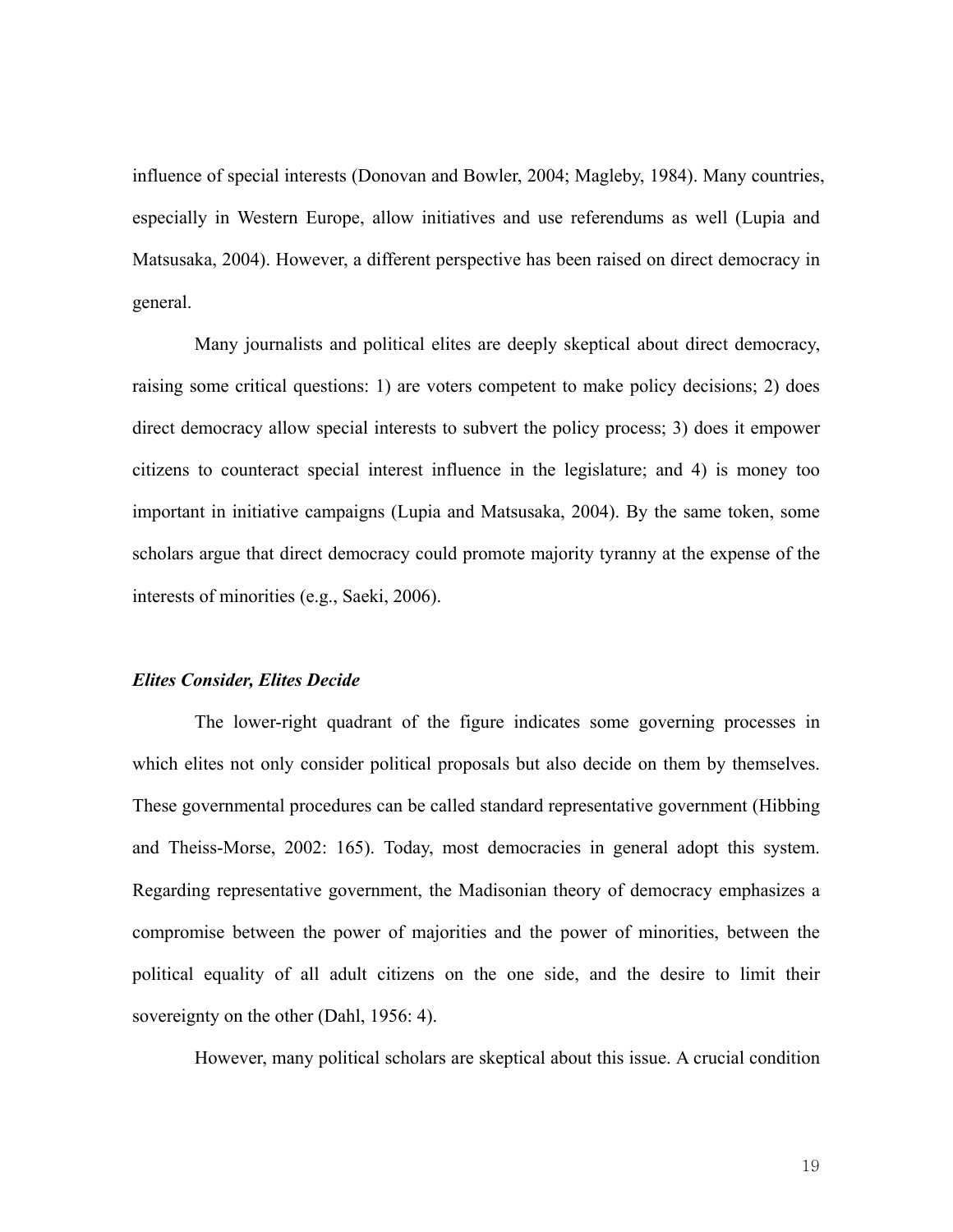influence of special interests (Donovan and Bowler, 2004; Magleby, 1984). Many countries, especially in Western Europe, allow initiatives and use referendums as well (Lupia and Matsusaka, 2004). However, a different perspective has been raised on direct democracy in general.

Many journalists and political elites are deeply skeptical about direct democracy, raising some critical questions: 1) are voters competent to make policy decisions; 2) does direct democracy allow special interests to subvert the policy process; 3) does it empower citizens to counteract special interest influence in the legislature; and 4) is money too important in initiative campaigns (Lupia and Matsusaka, 2004). By the same token, some scholars argue that direct democracy could promote majority tyranny at the expense of the interests of minorities (e.g., Saeki, 2006).

### *Elites Consider, Elites Decide*

The lower-right quadrant of the figure indicates some governing processes in which elites not only consider political proposals but also decide on them by themselves. These governmental procedures can be called standard representative government (Hibbing and Theiss-Morse, 2002: 165). Today, most democracies in general adopt this system. Regarding representative government, the Madisonian theory of democracy emphasizes a compromise between the power of majorities and the power of minorities, between the political equality of all adult citizens on the one side, and the desire to limit their sovereignty on the other (Dahl, 1956: 4).

However, many political scholars are skeptical about this issue. A crucial condition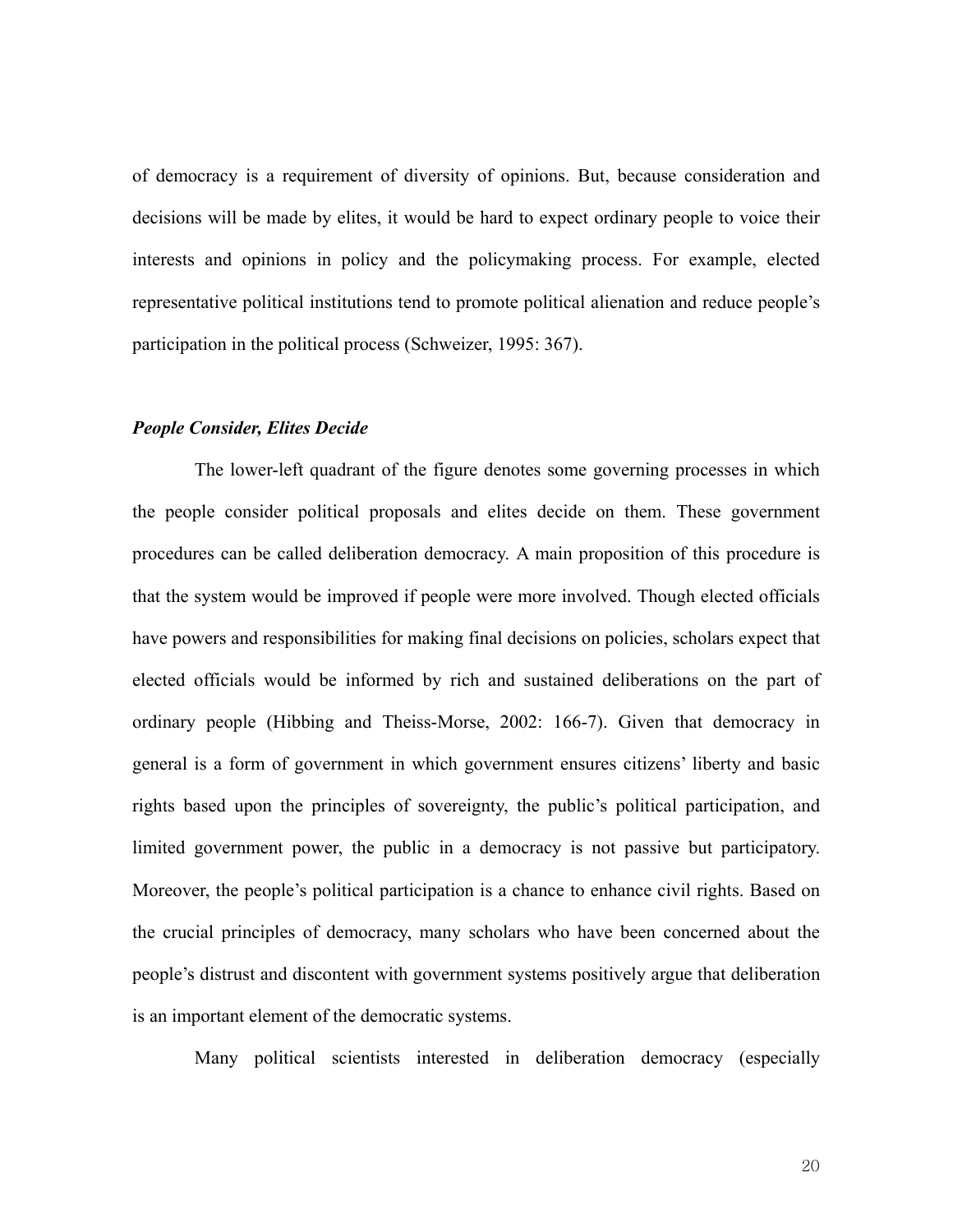of democracy is a requirement of diversity of opinions. But, because consideration and decisions will be made by elites, it would be hard to expect ordinary people to voice their interests and opinions in policy and the policymaking process. For example, elected representative political institutions tend to promote political alienation and reduce people's participation in the political process (Schweizer, 1995: 367).

***People Consider, Elites Decide***

The lower-left quadrant of the figure denotes some governing processes in which the people consider political proposals and elites decide on them. These government procedures can be called deliberation democracy. A main proposition of this procedure is that the system would be improved if people were more involved. Though elected officials have powers and responsibilities for making final decisions on policies, scholars expect that elected officials would be informed by rich and sustained deliberations on the part of ordinary people (Hibbing and Theiss-Morse, 2002: 166-7). Given that democracy in general is a form of government in which government ensures citizens' liberty and basic rights based upon the principles of sovereignty, the public's political participation, and limited government power, the public in a democracy is not passive but participatory. Moreover, the people's political participation is a chance to enhance civil rights. Based on the crucial principles of democracy, many scholars who have been concerned about the people's distrust and discontent with government systems positively argue that deliberation is an important element of the democratic systems.

Many political scientists interested in deliberation democracy (especially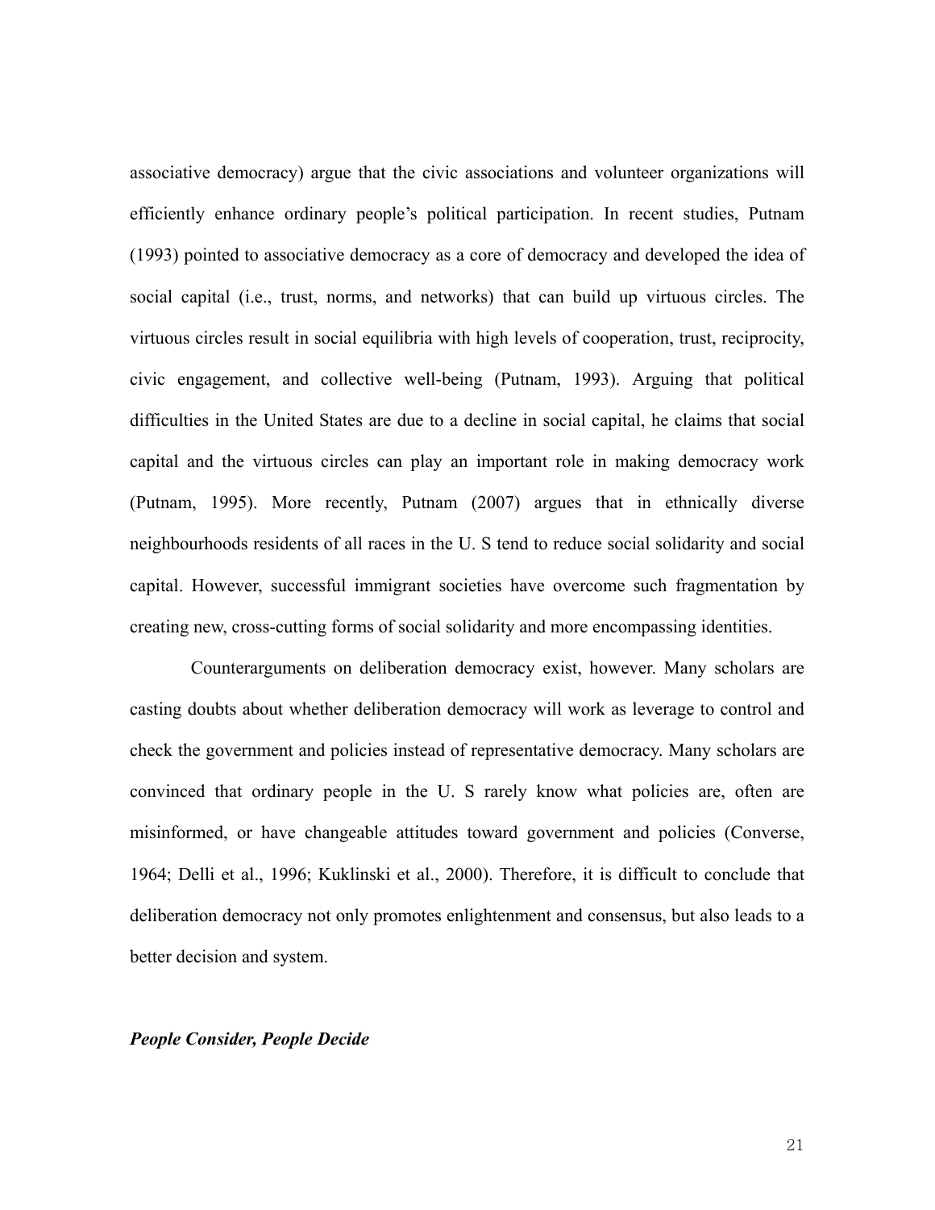associative democracy) argue that the civic associations and volunteer organizations will efficiently enhance ordinary people's political participation. In recent studies, Putnam (1993) pointed to associative democracy as a core of democracy and developed the idea of social capital (i.e., trust, norms, and networks) that can build up virtuous circles. The virtuous circles result in social equilibria with high levels of cooperation, trust, reciprocity, civic engagement, and collective well-being (Putnam, 1993). Arguing that political difficulties in the United States are due to a decline in social capital, he claims that social capital and the virtuous circles can play an important role in making democracy work (Putnam, 1995). More recently, Putnam (2007) argues that in ethnically diverse neighbourhoods residents of all races in the U. S tend to reduce social solidarity and social capital. However, successful immigrant societies have overcome such fragmentation by creating new, cross-cutting forms of social solidarity and more encompassing identities.

Counterarguments on deliberation democracy exist, however. Many scholars are casting doubts about whether deliberation democracy will work as leverage to control and check the government and policies instead of representative democracy. Many scholars are convinced that ordinary people in the U. S rarely know what policies are, often are misinformed, or have changeable attitudes toward government and policies (Converse, 1964; Delli et al., 1996; Kuklinski et al., 2000). Therefore, it is difficult to conclude that deliberation democracy not only promotes enlightenment and consensus, but also leads to a better decision and system.

### *People Consider, People Decide*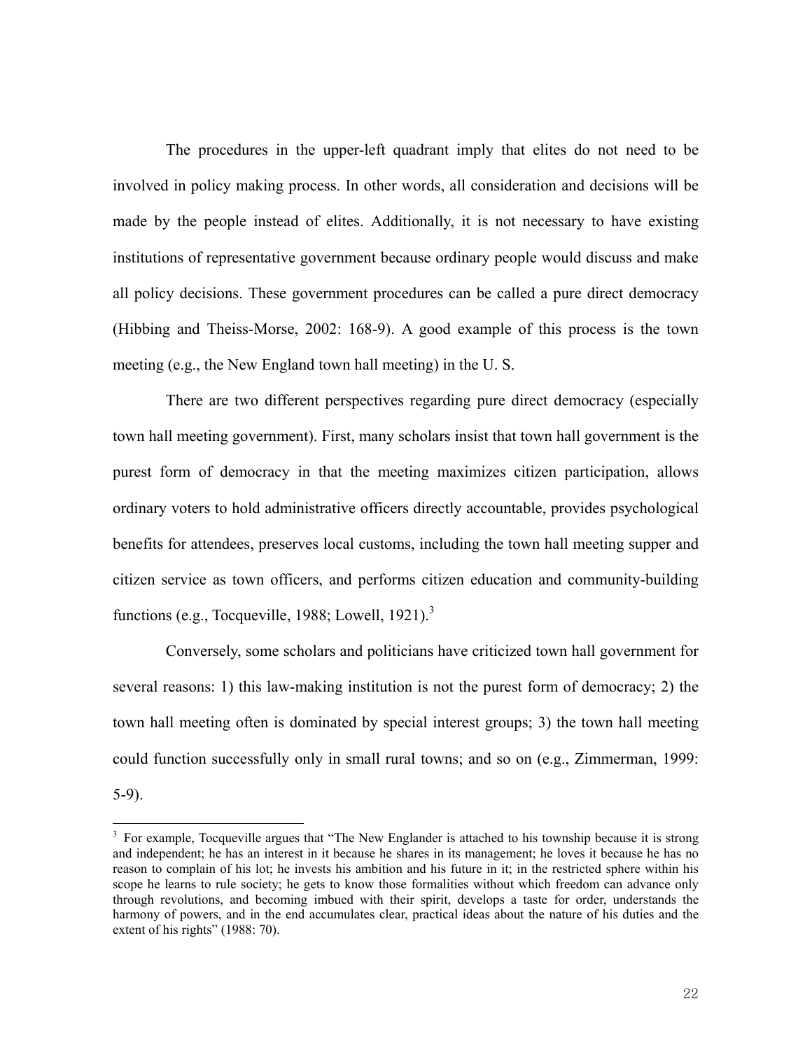The procedures in the upper-left quadrant imply that elites do not need to be involved in policy making process. In other words, all consideration and decisions will be made by the people instead of elites. Additionally, it is not necessary to have existing institutions of representative government because ordinary people would discuss and make all policy decisions. These government procedures can be called a pure direct democracy (Hibbing and Theiss-Morse, 2002: 168-9). A good example of this process is the town meeting (e.g., the New England town hall meeting) in the U. S.

There are two different perspectives regarding pure direct democracy (especially town hall meeting government). First, many scholars insist that town hall government is the purest form of democracy in that the meeting maximizes citizen participation, allows ordinary voters to hold administrative officers directly accountable, provides psychological benefits for attendees, preserves local customs, including the town hall meeting supper and citizen service as town officers, and performs citizen education and community-building functions (e.g., Tocqueville, 1988; Lowell, 1921).[3]

Conversely, some scholars and politicians have criticized town hall government for several reasons: 1) this law-making institution is not the purest form of democracy; 2) the town hall meeting often is dominated by special interest groups; 3) the town hall meeting could function successfully only in small rural towns; and so on (e.g., Zimmerman, 1999: 5-9).

---

[3] For example, Tocqueville argues that "The New Englander is attached to his township because it is strong and independent; he has an interest in it because he shares in its management; he loves it because he has no reason to complain of his lot; he invests his ambition and his future in it; in the restricted sphere within his scope he learns to rule society; he gets to know those formalities without which freedom can advance only through revolutions, and becoming imbued with their spirit, develops a taste for order, understands the harmony of powers, and in the end accumulates clear, practical ideas about the nature of his duties and the extent of his rights" (1988: 70).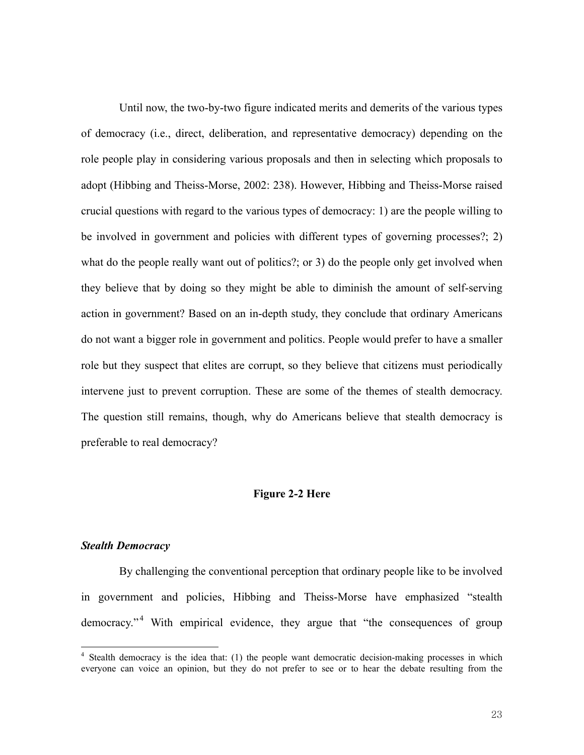Until now, the two-by-two figure indicated merits and demerits of the various types of democracy (i.e., direct, deliberation, and representative democracy) depending on the role people play in considering various proposals and then in selecting which proposals to adopt (Hibbing and Theiss-Morse, 2002: 238). However, Hibbing and Theiss-Morse raised crucial questions with regard to the various types of democracy: 1) are the people willing to be involved in government and policies with different types of governing processes?; 2) what do the people really want out of politics?; or 3) do the people only get involved when they believe that by doing so they might be able to diminish the amount of self-serving action in government? Based on an in-depth study, they conclude that ordinary Americans do not want a bigger role in government and politics. People would prefer to have a smaller role but they suspect that elites are corrupt, so they believe that citizens must periodically intervene just to prevent corruption. These are some of the themes of stealth democracy. The question still remains, though, why do Americans believe that stealth democracy is preferable to real democracy?

**Figure 2-2 Here**

***Stealth Democracy***

By challenging the conventional perception that ordinary people like to be involved in government and policies, Hibbing and Theiss-Morse have emphasized "stealth democracy."[4] With empirical evidence, they argue that "the consequences of group

[4] Stealth democracy is the idea that: (1) the people want democratic decision-making processes in which everyone can voice an opinion, but they do not prefer to see or to hear the debate resulting from the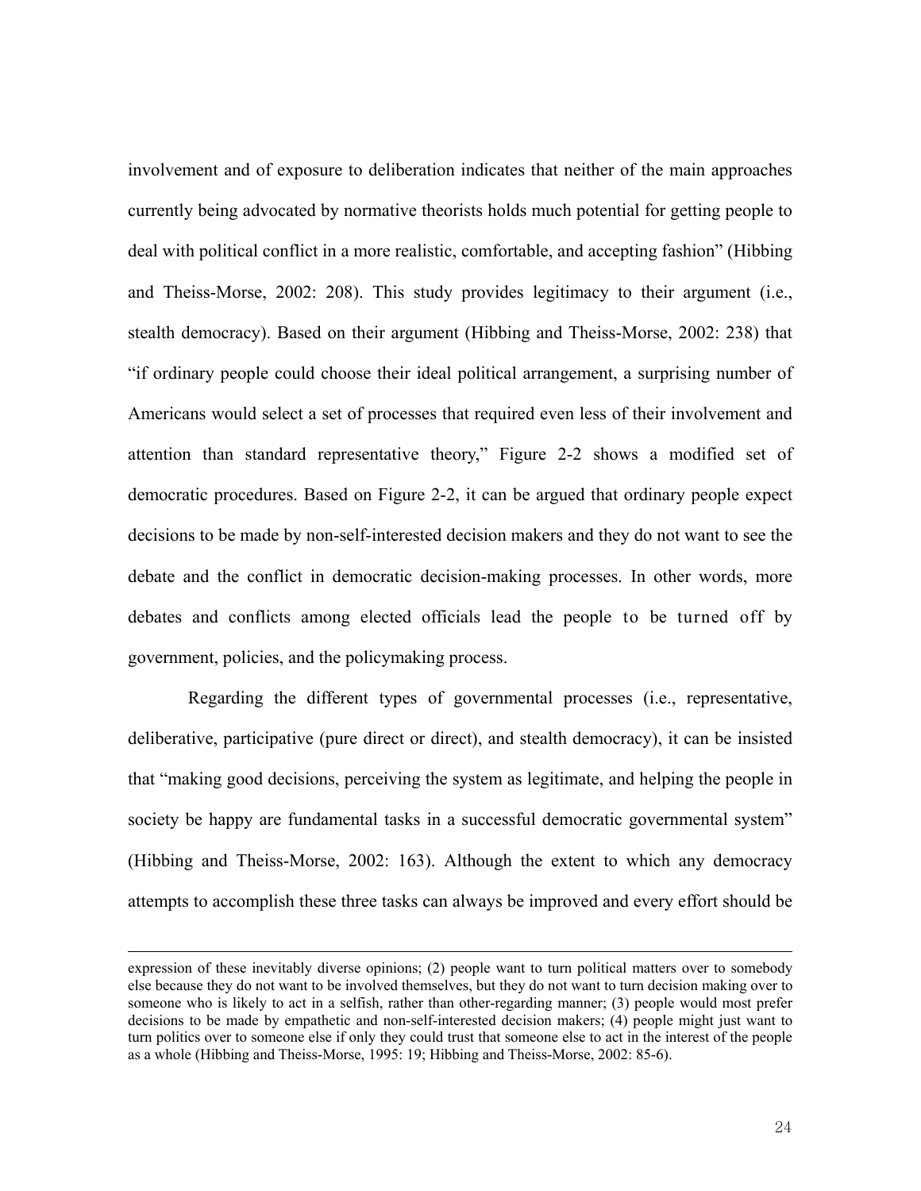involvement and of exposure to deliberation indicates that neither of the main approaches currently being advocated by normative theorists holds much potential for getting people to deal with political conflict in a more realistic, comfortable, and accepting fashion" (Hibbing and Theiss-Morse, 2002: 208). This study provides legitimacy to their argument (i.e., stealth democracy). Based on their argument (Hibbing and Theiss-Morse, 2002: 238) that "if ordinary people could choose their ideal political arrangement, a surprising number of Americans would select a set of processes that required even less of their involvement and attention than standard representative theory," Figure 2-2 shows a modified set of democratic procedures. Based on Figure 2-2, it can be argued that ordinary people expect decisions to be made by non-self-interested decision makers and they do not want to see the debate and the conflict in democratic decision-making processes. In other words, more debates and conflicts among elected officials lead the people to be turned off by government, policies, and the policymaking process.

Regarding the different types of governmental processes (i.e., representative, deliberative, participative (pure direct or direct), and stealth democracy), it can be insisted that "making good decisions, perceiving the system as legitimate, and helping the people in society be happy are fundamental tasks in a successful democratic governmental system" (Hibbing and Theiss-Morse, 2002: 163). Although the extent to which any democracy attempts to accomplish these three tasks can always be improved and every effort should be

---

expression of these inevitably diverse opinions; (2) people want to turn political matters over to somebody else because they do not want to be involved themselves, but they do not want to turn decision making over to someone who is likely to act in a selfish, rather than other-regarding manner; (3) people would most prefer decisions to be made by empathetic and non-self-interested decision makers; (4) people might just want to turn politics over to someone else if only they could trust that someone else to act in the interest of the people as a whole (Hibbing and Theiss-Morse, 1995: 19; Hibbing and Theiss-Morse, 2002: 85-6).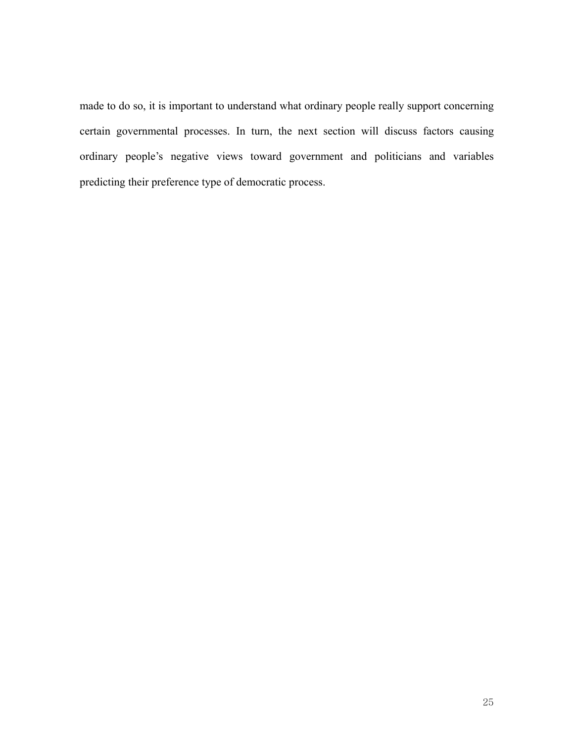made to do so, it is important to understand what ordinary people really support concerning certain governmental processes. In turn, the next section will discuss factors causing ordinary people's negative views toward government and politicians and variables predicting their preference type of democratic process.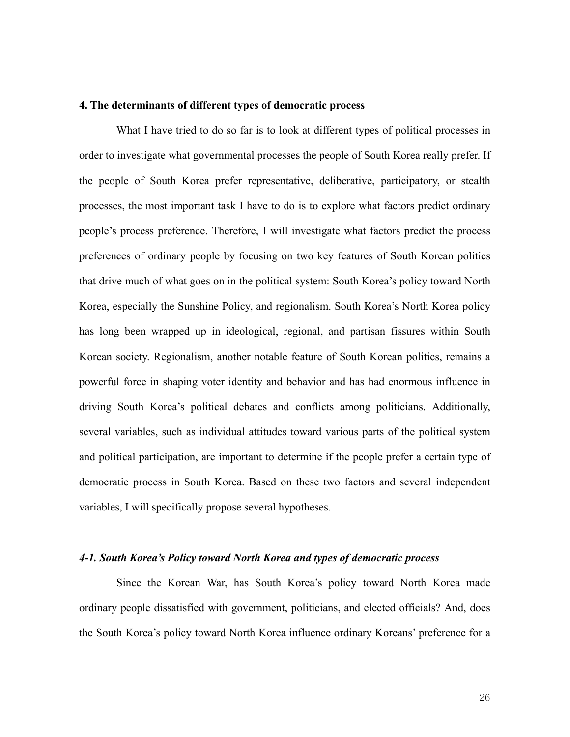## 4. The determinants of different types of democratic process

What I have tried to do so far is to look at different types of political processes in order to investigate what governmental processes the people of South Korea really prefer. If the people of South Korea prefer representative, deliberative, participatory, or stealth processes, the most important task I have to do is to explore what factors predict ordinary people's process preference. Therefore, I will investigate what factors predict the process preferences of ordinary people by focusing on two key features of South Korean politics that drive much of what goes on in the political system: South Korea's policy toward North Korea, especially the Sunshine Policy, and regionalism. South Korea's North Korea policy has long been wrapped up in ideological, regional, and partisan fissures within South Korean society. Regionalism, another notable feature of South Korean politics, remains a powerful force in shaping voter identity and behavior and has had enormous influence in driving South Korea's political debates and conflicts among politicians. Additionally, several variables, such as individual attitudes toward various parts of the political system and political participation, are important to determine if the people prefer a certain type of democratic process in South Korea. Based on these two factors and several independent variables, I will specifically propose several hypotheses.

### *4-1. South Korea's Policy toward North Korea and types of democratic process*

Since the Korean War, has South Korea's policy toward North Korea made ordinary people dissatisfied with government, politicians, and elected officials? And, does the South Korea's policy toward North Korea influence ordinary Koreans' preference for a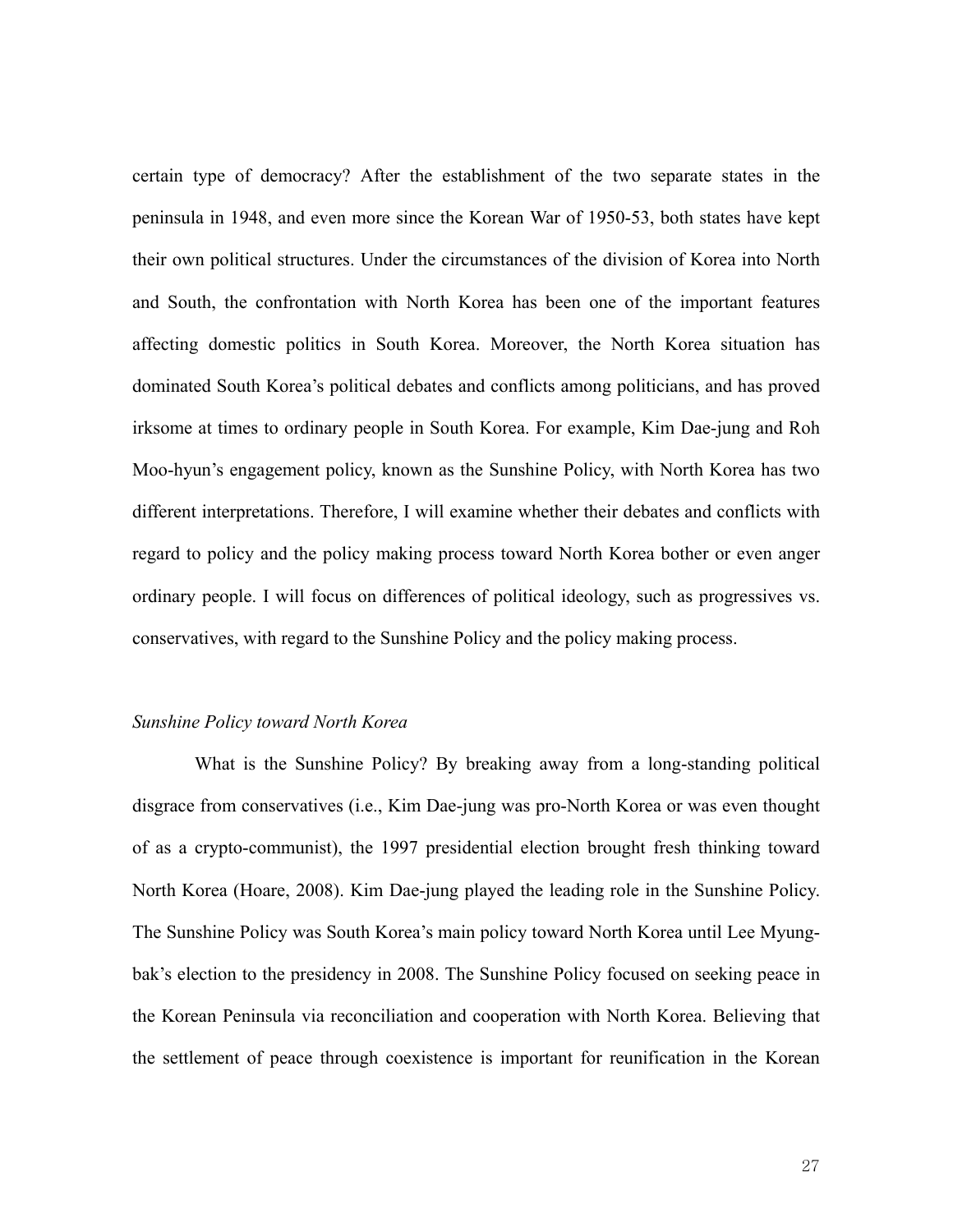certain type of democracy? After the establishment of the two separate states in the peninsula in 1948, and even more since the Korean War of 1950-53, both states have kept their own political structures. Under the circumstances of the division of Korea into North and South, the confrontation with North Korea has been one of the important features affecting domestic politics in South Korea. Moreover, the North Korea situation has dominated South Korea's political debates and conflicts among politicians, and has proved irksome at times to ordinary people in South Korea. For example, Kim Dae-jung and Roh Moo-hyun's engagement policy, known as the Sunshine Policy, with North Korea has two different interpretations. Therefore, I will examine whether their debates and conflicts with regard to policy and the policy making process toward North Korea bother or even anger ordinary people. I will focus on differences of political ideology, such as progressives vs. conservatives, with regard to the Sunshine Policy and the policy making process.

*Sunshine Policy toward North Korea*

What is the Sunshine Policy? By breaking away from a long-standing political disgrace from conservatives (i.e., Kim Dae-jung was pro-North Korea or was even thought of as a crypto-communist), the 1997 presidential election brought fresh thinking toward North Korea (Hoare, 2008). Kim Dae-jung played the leading role in the Sunshine Policy. The Sunshine Policy was South Korea's main policy toward North Korea until Lee Myung-bak's election to the presidency in 2008. The Sunshine Policy focused on seeking peace in the Korean Peninsula via reconciliation and cooperation with North Korea. Believing that the settlement of peace through coexistence is important for reunification in the Korean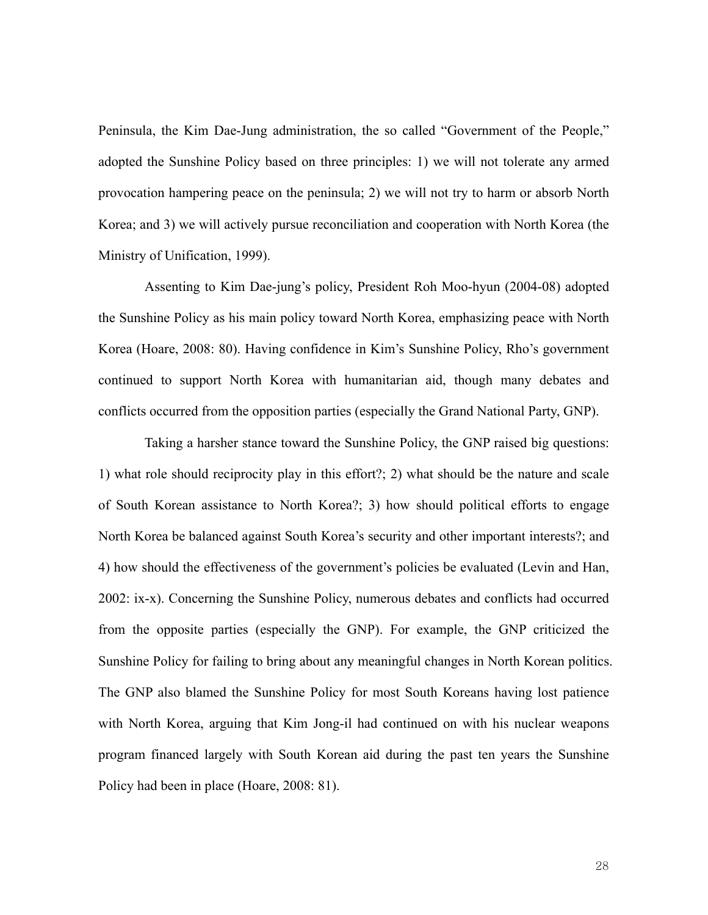Peninsula, the Kim Dae-Jung administration, the so called "Government of the People," adopted the Sunshine Policy based on three principles: 1) we will not tolerate any armed provocation hampering peace on the peninsula; 2) we will not try to harm or absorb North Korea; and 3) we will actively pursue reconciliation and cooperation with North Korea (the Ministry of Unification, 1999).

Assenting to Kim Dae-jung's policy, President Roh Moo-hyun (2004-08) adopted the Sunshine Policy as his main policy toward North Korea, emphasizing peace with North Korea (Hoare, 2008: 80). Having confidence in Kim's Sunshine Policy, Rho's government continued to support North Korea with humanitarian aid, though many debates and conflicts occurred from the opposition parties (especially the Grand National Party, GNP).

Taking a harsher stance toward the Sunshine Policy, the GNP raised big questions: 1) what role should reciprocity play in this effort?; 2) what should be the nature and scale of South Korean assistance to North Korea?; 3) how should political efforts to engage North Korea be balanced against South Korea's security and other important interests?; and 4) how should the effectiveness of the government's policies be evaluated (Levin and Han, 2002: ix-x). Concerning the Sunshine Policy, numerous debates and conflicts had occurred from the opposite parties (especially the GNP). For example, the GNP criticized the Sunshine Policy for failing to bring about any meaningful changes in North Korean politics. The GNP also blamed the Sunshine Policy for most South Koreans having lost patience with North Korea, arguing that Kim Jong-il had continued on with his nuclear weapons program financed largely with South Korean aid during the past ten years the Sunshine Policy had been in place (Hoare, 2008: 81).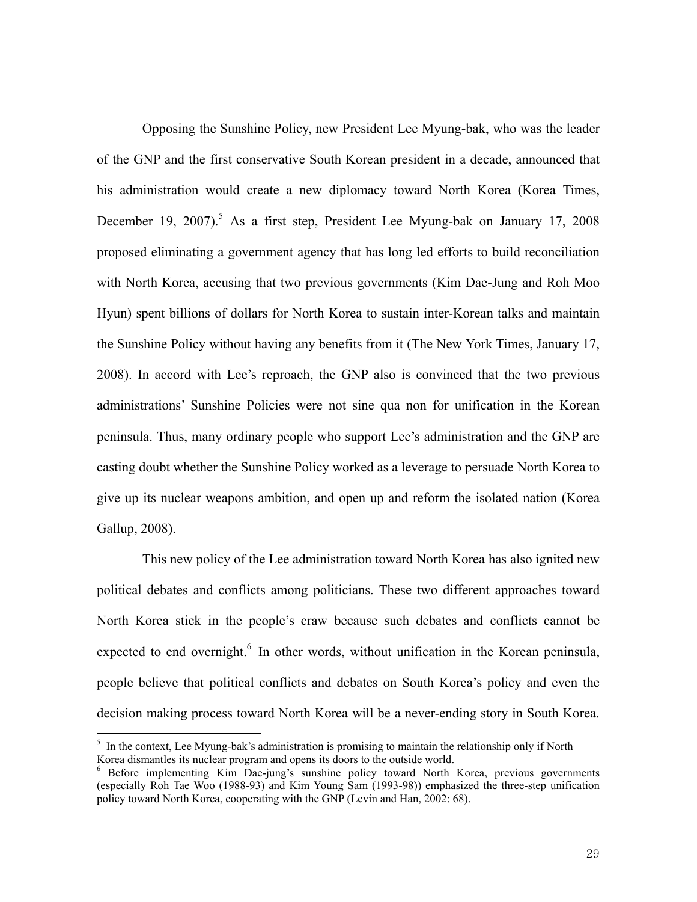Opposing the Sunshine Policy, new President Lee Myung-bak, who was the leader of the GNP and the first conservative South Korean president in a decade, announced that his administration would create a new diplomacy toward North Korea (Korea Times, December 19, 2007).[5] As a first step, President Lee Myung-bak on January 17, 2008 proposed eliminating a government agency that has long led efforts to build reconciliation with North Korea, accusing that two previous governments (Kim Dae-Jung and Roh Moo Hyun) spent billions of dollars for North Korea to sustain inter-Korean talks and maintain the Sunshine Policy without having any benefits from it (The New York Times, January 17, 2008). In accord with Lee's reproach, the GNP also is convinced that the two previous administrations' Sunshine Policies were not sine qua non for unification in the Korean peninsula. Thus, many ordinary people who support Lee's administration and the GNP are casting doubt whether the Sunshine Policy worked as a leverage to persuade North Korea to give up its nuclear weapons ambition, and open up and reform the isolated nation (Korea Gallup, 2008).

This new policy of the Lee administration toward North Korea has also ignited new political debates and conflicts among politicians. These two different approaches toward North Korea stick in the people's craw because such debates and conflicts cannot be expected to end overnight.[6] In other words, without unification in the Korean peninsula, people believe that political conflicts and debates on South Korea's policy and even the decision making process toward North Korea will be a never-ending story in South Korea.

---

[5] In the context, Lee Myung-bak's administration is promising to maintain the relationship only if North Korea dismantles its nuclear program and opens its doors to the outside world.

[6] Before implementing Kim Dae-jung's sunshine policy toward North Korea, previous governments (especially Roh Tae Woo (1988-93) and Kim Young Sam (1993-98)) emphasized the three-step unification policy toward North Korea, cooperating with the GNP (Levin and Han, 2002: 68).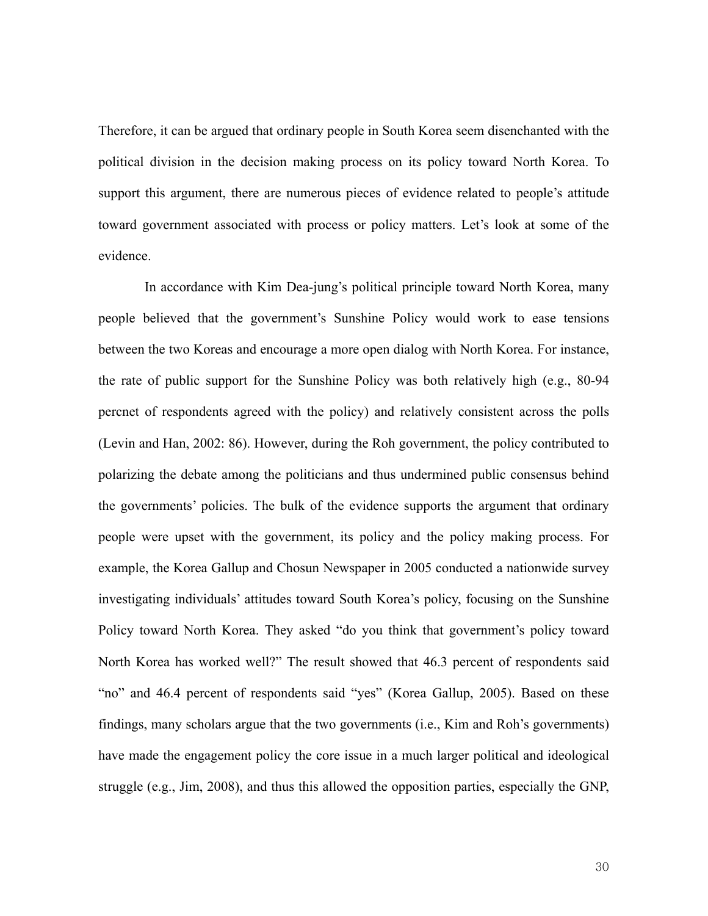Therefore, it can be argued that ordinary people in South Korea seem disenchanted with the political division in the decision making process on its policy toward North Korea. To support this argument, there are numerous pieces of evidence related to people's attitude toward government associated with process or policy matters. Let's look at some of the evidence.

In accordance with Kim Dea-jung's political principle toward North Korea, many people believed that the government's Sunshine Policy would work to ease tensions between the two Koreas and encourage a more open dialog with North Korea. For instance, the rate of public support for the Sunshine Policy was both relatively high (e.g., 80-94 percnet of respondents agreed with the policy) and relatively consistent across the polls (Levin and Han, 2002: 86). However, during the Roh government, the policy contributed to polarizing the debate among the politicians and thus undermined public consensus behind the governments' policies. The bulk of the evidence supports the argument that ordinary people were upset with the government, its policy and the policy making process. For example, the Korea Gallup and Chosun Newspaper in 2005 conducted a nationwide survey investigating individuals' attitudes toward South Korea's policy, focusing on the Sunshine Policy toward North Korea. They asked "do you think that government's policy toward North Korea has worked well?" The result showed that 46.3 percent of respondents said "no" and 46.4 percent of respondents said "yes" (Korea Gallup, 2005). Based on these findings, many scholars argue that the two governments (i.e., Kim and Roh's governments) have made the engagement policy the core issue in a much larger political and ideological struggle (e.g., Jim, 2008), and thus this allowed the opposition parties, especially the GNP,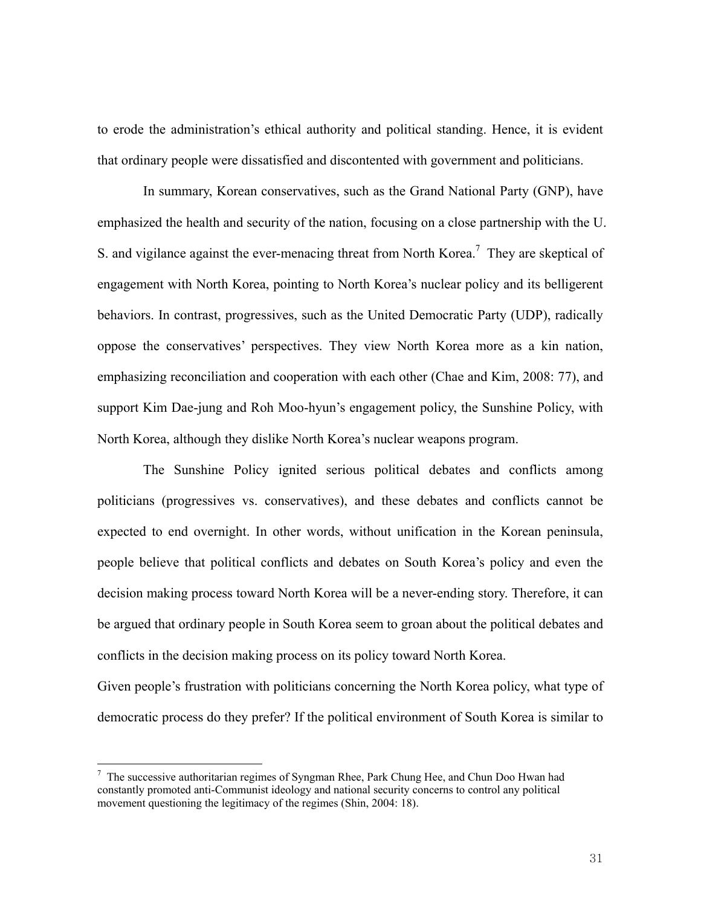to erode the administration's ethical authority and political standing. Hence, it is evident that ordinary people were dissatisfied and discontented with government and politicians.

In summary, Korean conservatives, such as the Grand National Party (GNP), have emphasized the health and security of the nation, focusing on a close partnership with the U. S. and vigilance against the ever-menacing threat from North Korea.[7] They are skeptical of engagement with North Korea, pointing to North Korea's nuclear policy and its belligerent behaviors. In contrast, progressives, such as the United Democratic Party (UDP), radically oppose the conservatives' perspectives. They view North Korea more as a kin nation, emphasizing reconciliation and cooperation with each other (Chae and Kim, 2008: 77), and support Kim Dae-jung and Roh Moo-hyun's engagement policy, the Sunshine Policy, with North Korea, although they dislike North Korea's nuclear weapons program.

The Sunshine Policy ignited serious political debates and conflicts among politicians (progressives vs. conservatives), and these debates and conflicts cannot be expected to end overnight. In other words, without unification in the Korean peninsula, people believe that political conflicts and debates on South Korea's policy and even the decision making process toward North Korea will be a never-ending story. Therefore, it can be argued that ordinary people in South Korea seem to groan about the political debates and conflicts in the decision making process on its policy toward North Korea.

Given people's frustration with politicians concerning the North Korea policy, what type of democratic process do they prefer? If the political environment of South Korea is similar to

---

[7] The successive authoritarian regimes of Syngman Rhee, Park Chung Hee, and Chun Doo Hwan had constantly promoted anti-Communist ideology and national security concerns to control any political movement questioning the legitimacy of the regimes (Shin, 2004: 18).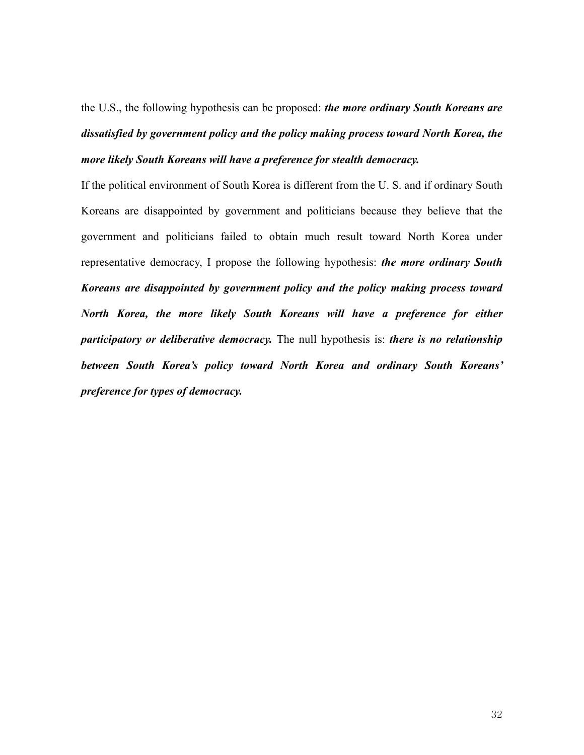the U.S., the following hypothesis can be proposed: ***the more ordinary South Koreans are dissatisfied by government policy and the policy making process toward North Korea, the more likely South Koreans will have a preference for stealth democracy.***

If the political environment of South Korea is different from the U. S. and if ordinary South Koreans are disappointed by government and politicians because they believe that the government and politicians failed to obtain much result toward North Korea under representative democracy, I propose the following hypothesis: ***the more ordinary South Koreans are disappointed by government policy and the policy making process toward North Korea, the more likely South Koreans will have a preference for either participatory or deliberative democracy.*** The null hypothesis is: ***there is no relationship between South Korea's policy toward North Korea and ordinary South Koreans' preference for types of democracy.***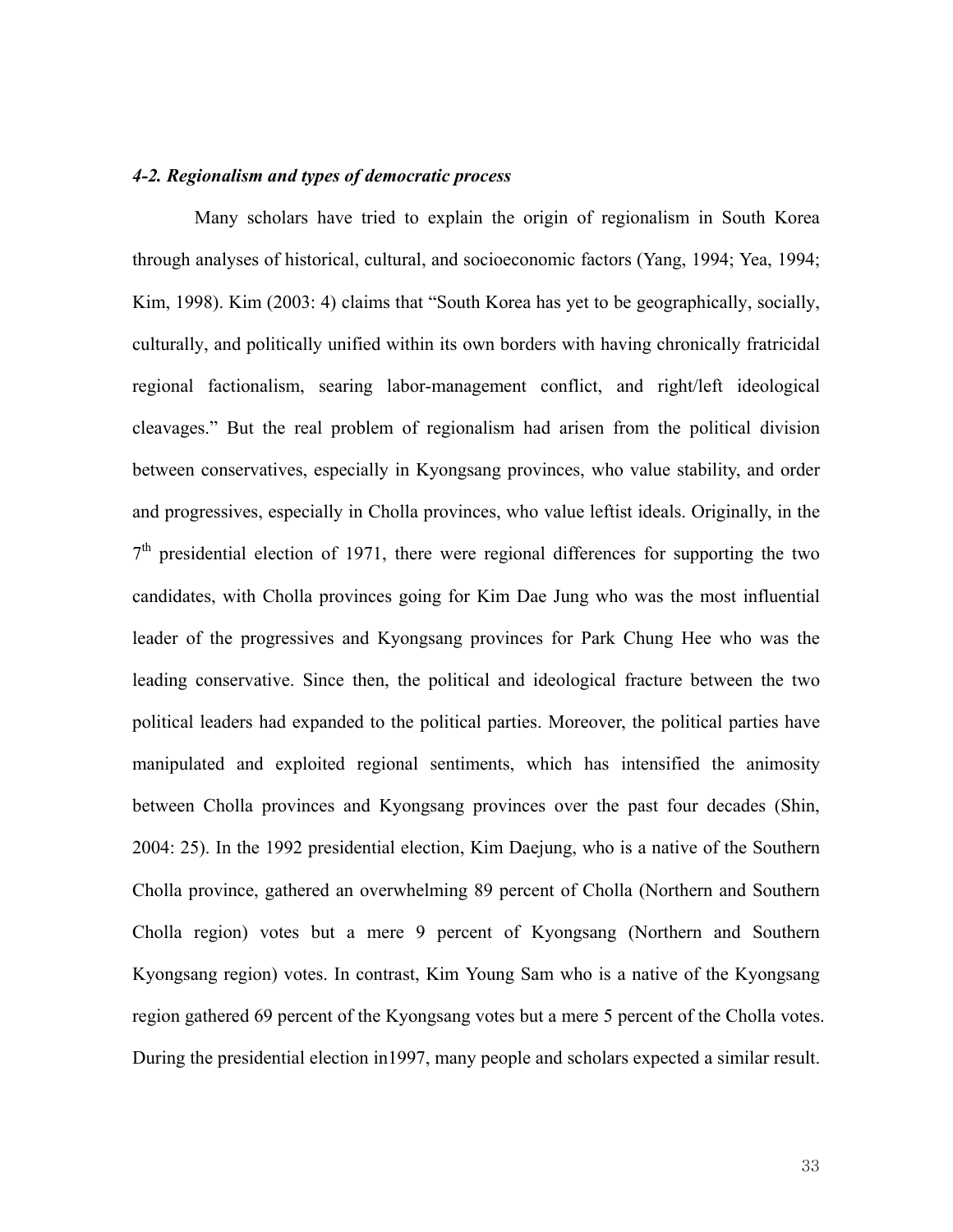### *4-2. Regionalism and types of democratic process*

Many scholars have tried to explain the origin of regionalism in South Korea through analyses of historical, cultural, and socioeconomic factors (Yang, 1994; Yea, 1994; Kim, 1998). Kim (2003: 4) claims that "South Korea has yet to be geographically, socially, culturally, and politically unified within its own borders with having chronically fratricidal regional factionalism, searing labor-management conflict, and right/left ideological cleavages." But the real problem of regionalism had arisen from the political division between conservatives, especially in Kyongsang provinces, who value stability, and order and progressives, especially in Cholla provinces, who value leftist ideals. Originally, in the 7th presidential election of 1971, there were regional differences for supporting the two candidates, with Cholla provinces going for Kim Dae Jung who was the most influential leader of the progressives and Kyongsang provinces for Park Chung Hee who was the leading conservative. Since then, the political and ideological fracture between the two political leaders had expanded to the political parties. Moreover, the political parties have manipulated and exploited regional sentiments, which has intensified the animosity between Cholla provinces and Kyongsang provinces over the past four decades (Shin, 2004: 25). In the 1992 presidential election, Kim Daejung, who is a native of the Southern Cholla province, gathered an overwhelming 89 percent of Cholla (Northern and Southern Cholla region) votes but a mere 9 percent of Kyongsang (Northern and Southern Kyongsang region) votes. In contrast, Kim Young Sam who is a native of the Kyongsang region gathered 69 percent of the Kyongsang votes but a mere 5 percent of the Cholla votes. During the presidential election in1997, many people and scholars expected a similar result.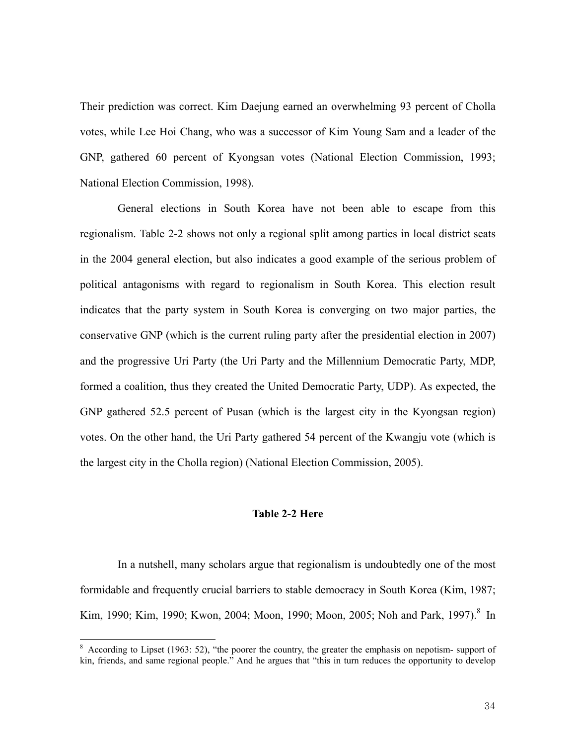Their prediction was correct. Kim Daejung earned an overwhelming 93 percent of Cholla votes, while Lee Hoi Chang, who was a successor of Kim Young Sam and a leader of the GNP, gathered 60 percent of Kyongsan votes (National Election Commission, 1993; National Election Commission, 1998).

General elections in South Korea have not been able to escape from this regionalism. Table 2-2 shows not only a regional split among parties in local district seats in the 2004 general election, but also indicates a good example of the serious problem of political antagonisms with regard to regionalism in South Korea. This election result indicates that the party system in South Korea is converging on two major parties, the conservative GNP (which is the current ruling party after the presidential election in 2007) and the progressive Uri Party (the Uri Party and the Millennium Democratic Party, MDP, formed a coalition, thus they created the United Democratic Party, UDP). As expected, the GNP gathered 52.5 percent of Pusan (which is the largest city in the Kyongsan region) votes. On the other hand, the Uri Party gathered 54 percent of the Kwangju vote (which is the largest city in the Cholla region) (National Election Commission, 2005).

**Table 2-2 Here**

In a nutshell, many scholars argue that regionalism is undoubtedly one of the most formidable and frequently crucial barriers to stable democracy in South Korea (Kim, 1987; Kim, 1990; Kim, 1990; Kwon, 2004; Moon, 1990; Moon, 2005; Noh and Park, 1997).[8] In

[8] According to Lipset (1963: 52), "the poorer the country, the greater the emphasis on nepotism- support of kin, friends, and same regional people." And he argues that "this in turn reduces the opportunity to develop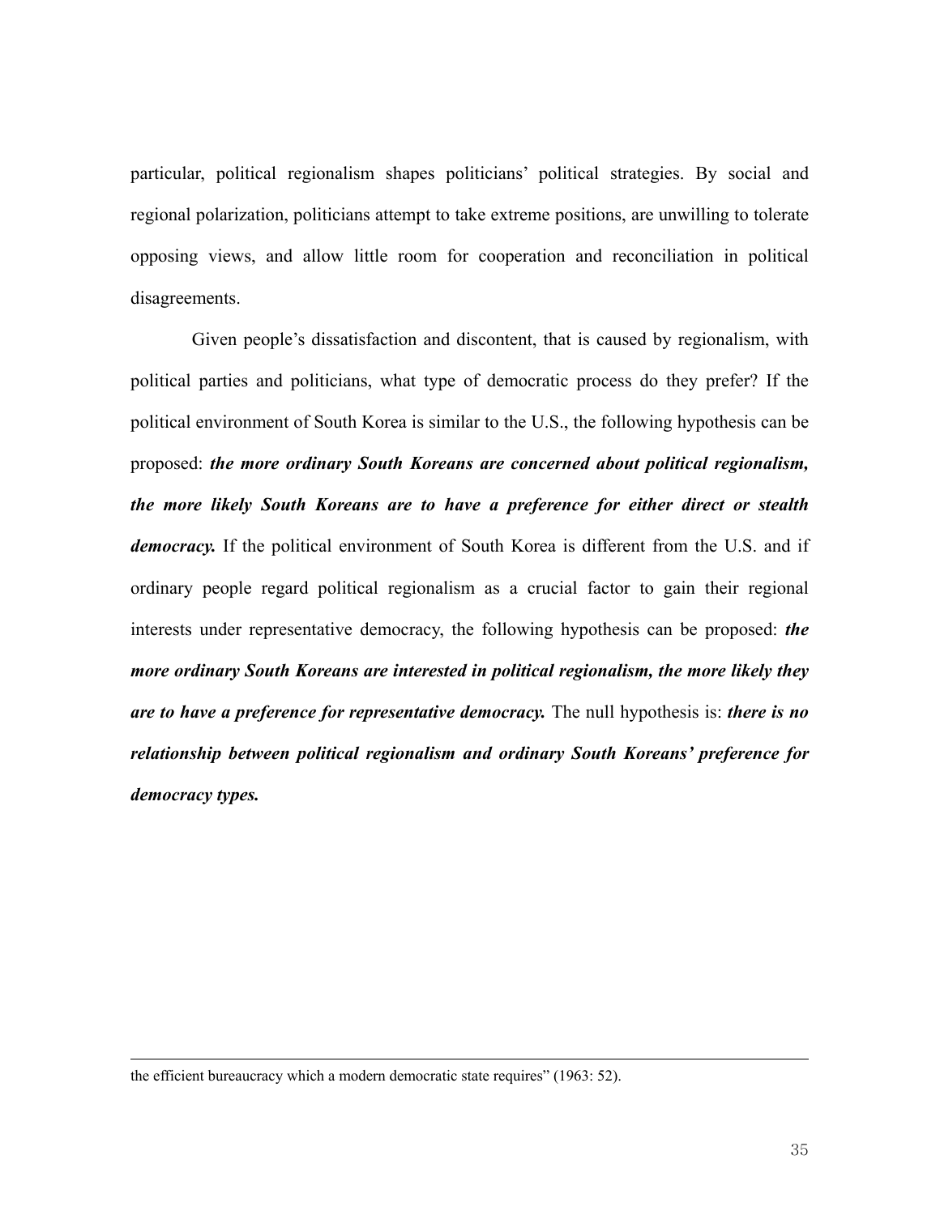particular, political regionalism shapes politicians' political strategies. By social and regional polarization, politicians attempt to take extreme positions, are unwilling to tolerate opposing views, and allow little room for cooperation and reconciliation in political disagreements.

Given people's dissatisfaction and discontent, that is caused by regionalism, with political parties and politicians, what type of democratic process do they prefer? If the political environment of South Korea is similar to the U.S., the following hypothesis can be proposed: ***the more ordinary South Koreans are concerned about political regionalism, the more likely South Koreans are to have a preference for either direct or stealth democracy.*** If the political environment of South Korea is different from the U.S. and if ordinary people regard political regionalism as a crucial factor to gain their regional interests under representative democracy, the following hypothesis can be proposed: ***the more ordinary South Koreans are interested in political regionalism, the more likely they are to have a preference for representative democracy.*** The null hypothesis is: ***there is no relationship between political regionalism and ordinary South Koreans' preference for democracy types.***

---

the efficient bureaucracy which a modern democratic state requires" (1963: 52).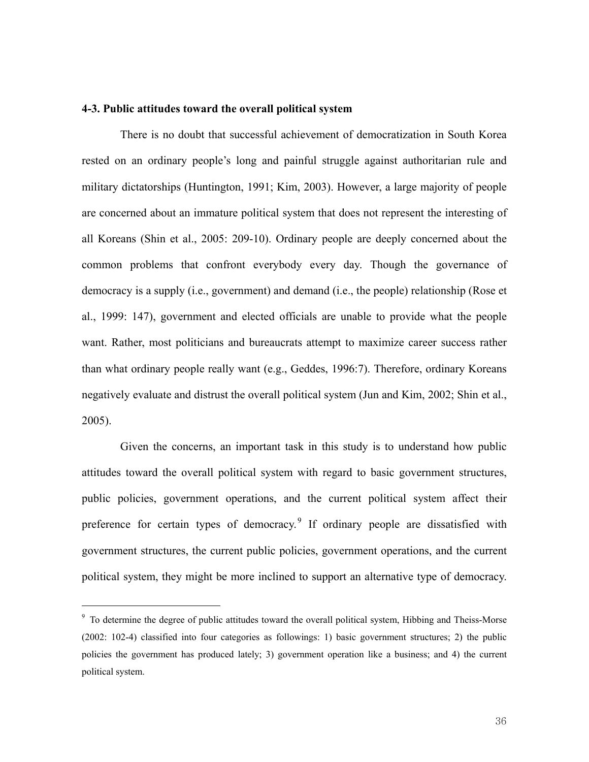### 4-3. Public attitudes toward the overall political system

There is no doubt that successful achievement of democratization in South Korea rested on an ordinary people's long and painful struggle against authoritarian rule and military dictatorships (Huntington, 1991; Kim, 2003). However, a large majority of people are concerned about an immature political system that does not represent the interesting of all Koreans (Shin et al., 2005: 209-10). Ordinary people are deeply concerned about the common problems that confront everybody every day. Though the governance of democracy is a supply (i.e., government) and demand (i.e., the people) relationship (Rose et al., 1999: 147), government and elected officials are unable to provide what the people want. Rather, most politicians and bureaucrats attempt to maximize career success rather than what ordinary people really want (e.g., Geddes, 1996:7). Therefore, ordinary Koreans negatively evaluate and distrust the overall political system (Jun and Kim, 2002; Shin et al., 2005).

Given the concerns, an important task in this study is to understand how public attitudes toward the overall political system with regard to basic government structures, public policies, government operations, and the current political system affect their preference for certain types of democracy.[9] If ordinary people are dissatisfied with government structures, the current public policies, government operations, and the current political system, they might be more inclined to support an alternative type of democracy.

---

[9] To determine the degree of public attitudes toward the overall political system, Hibbing and Theiss-Morse (2002: 102-4) classified into four categories as followings: 1) basic government structures; 2) the public policies the government has produced lately; 3) government operation like a business; and 4) the current political system.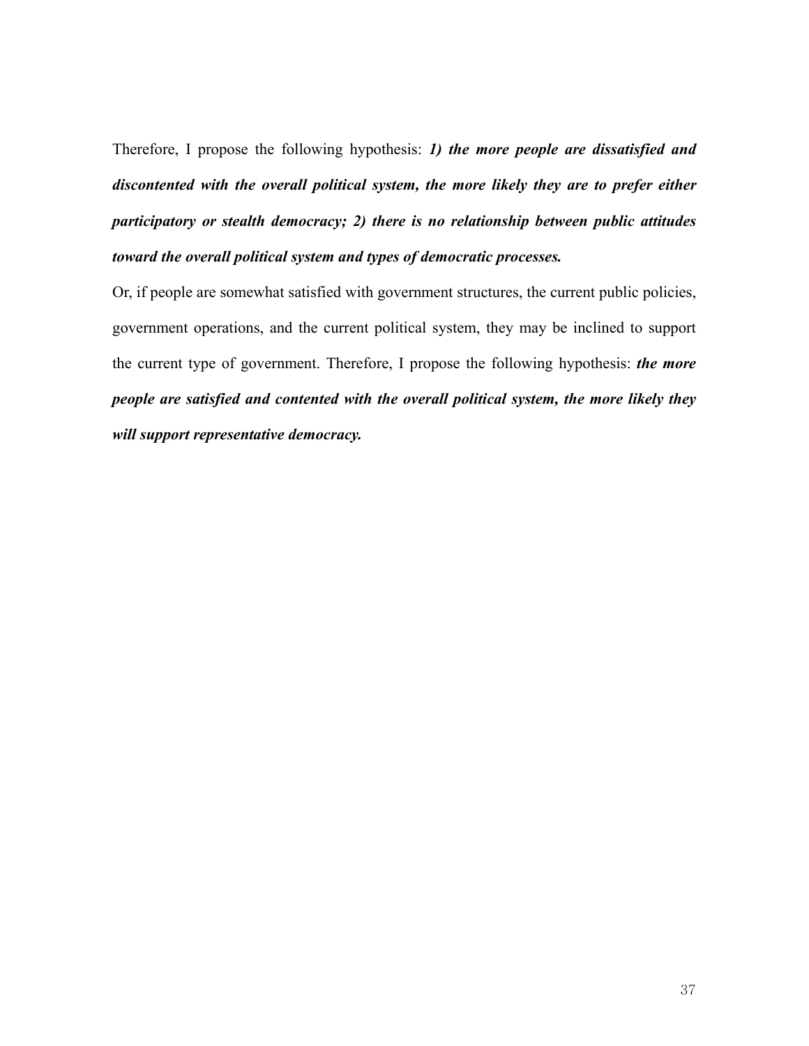Therefore, I propose the following hypothesis: ***1) the more people are dissatisfied and discontented with the overall political system, the more likely they are to prefer either participatory or stealth democracy; 2) there is no relationship between public attitudes toward the overall political system and types of democratic processes.***

Or, if people are somewhat satisfied with government structures, the current public policies, government operations, and the current political system, they may be inclined to support the current type of government. Therefore, I propose the following hypothesis: ***the more people are satisfied and contented with the overall political system, the more likely they will support representative democracy.***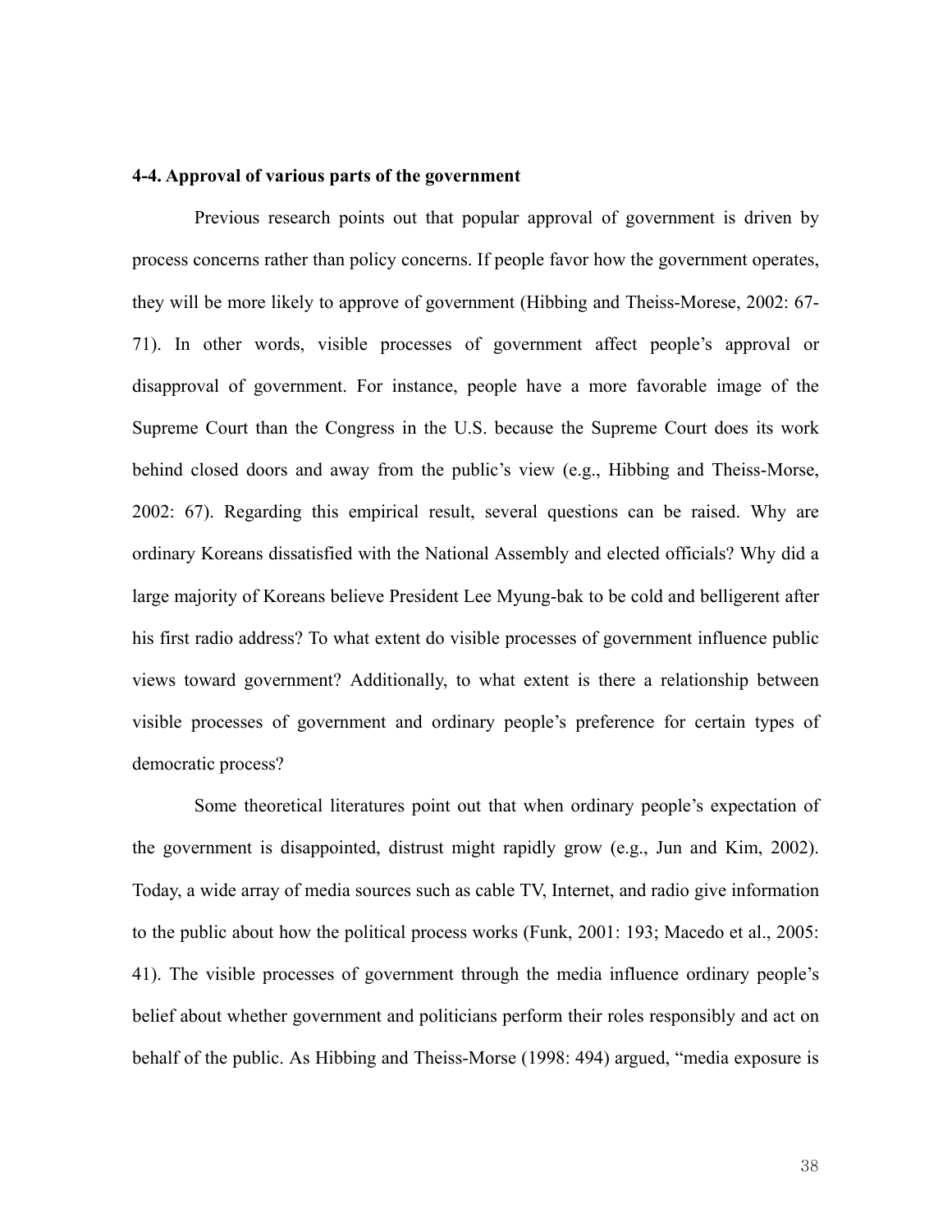### 4-4. Approval of various parts of the government

Previous research points out that popular approval of government is driven by process concerns rather than policy concerns. If people favor how the government operates, they will be more likely to approve of government (Hibbing and Theiss-Morese, 2002: 67-71). In other words, visible processes of government affect people's approval or disapproval of government. For instance, people have a more favorable image of the Supreme Court than the Congress in the U.S. because the Supreme Court does its work behind closed doors and away from the public's view (e.g., Hibbing and Theiss-Morse, 2002: 67). Regarding this empirical result, several questions can be raised. Why are ordinary Koreans dissatisfied with the National Assembly and elected officials? Why did a large majority of Koreans believe President Lee Myung-bak to be cold and belligerent after his first radio address? To what extent do visible processes of government influence public views toward government? Additionally, to what extent is there a relationship between visible processes of government and ordinary people's preference for certain types of democratic process?

Some theoretical literatures point out that when ordinary people's expectation of the government is disappointed, distrust might rapidly grow (e.g., Jun and Kim, 2002). Today, a wide array of media sources such as cable TV, Internet, and radio give information to the public about how the political process works (Funk, 2001: 193; Macedo et al., 2005: 41). The visible processes of government through the media influence ordinary people's belief about whether government and politicians perform their roles responsibly and act on behalf of the public. As Hibbing and Theiss-Morse (1998: 494) argued, "media exposure is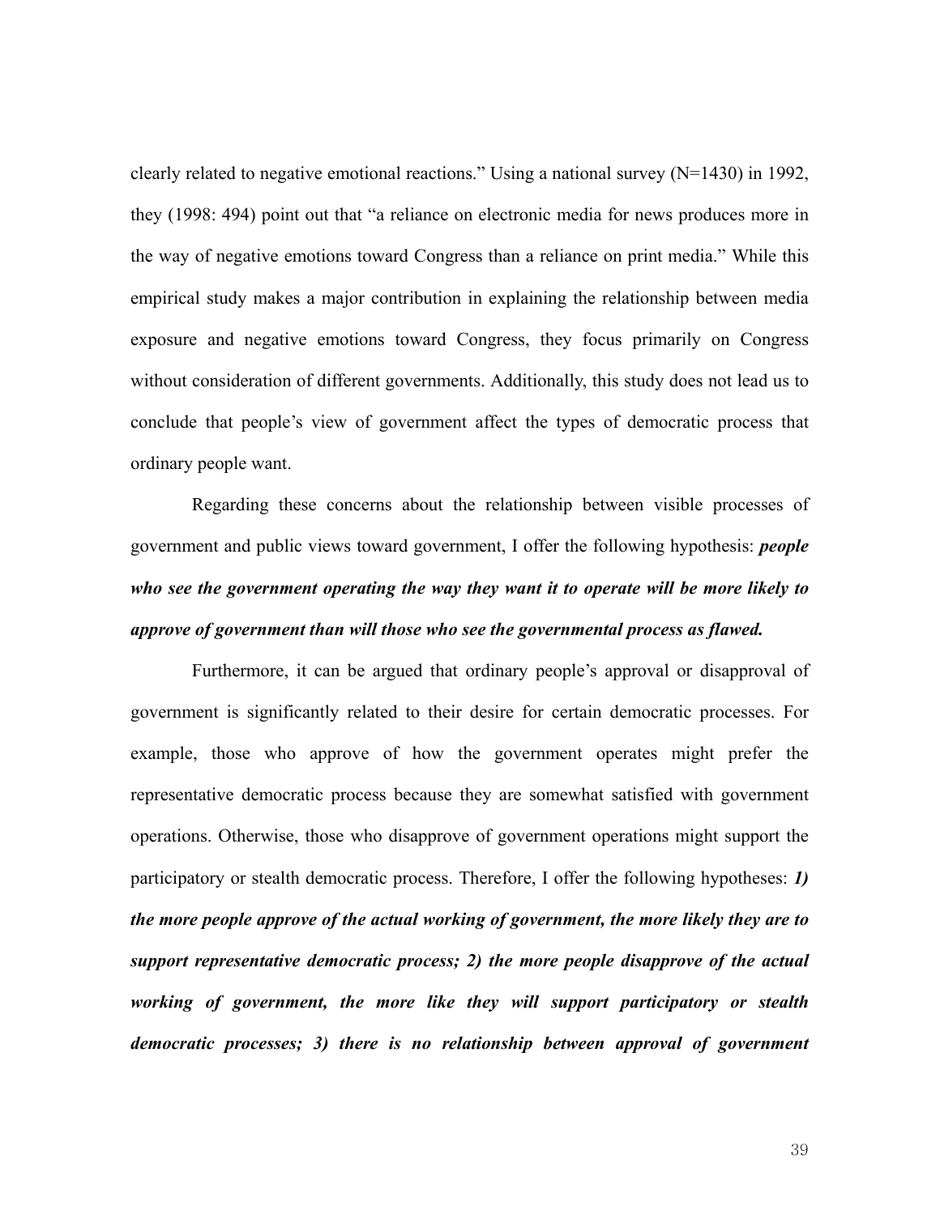clearly related to negative emotional reactions." Using a national survey (N=1430) in 1992, they (1998: 494) point out that "a reliance on electronic media for news produces more in the way of negative emotions toward Congress than a reliance on print media." While this empirical study makes a major contribution in explaining the relationship between media exposure and negative emotions toward Congress, they focus primarily on Congress without consideration of different governments. Additionally, this study does not lead us to conclude that people's view of government affect the types of democratic process that ordinary people want.

Regarding these concerns about the relationship between visible processes of government and public views toward government, I offer the following hypothesis: ***people who see the government operating the way they want it to operate will be more likely to approve of government than will those who see the governmental process as flawed.***

Furthermore, it can be argued that ordinary people's approval or disapproval of government is significantly related to their desire for certain democratic processes. For example, those who approve of how the government operates might prefer the representative democratic process because they are somewhat satisfied with government operations. Otherwise, those who disapprove of government operations might support the participatory or stealth democratic process. Therefore, I offer the following hypotheses: ***1) the more people approve of the actual working of government, the more likely they are to support representative democratic process; 2) the more people disapprove of the actual working of government, the more like they will support participatory or stealth democratic processes; 3) there is no relationship between approval of government***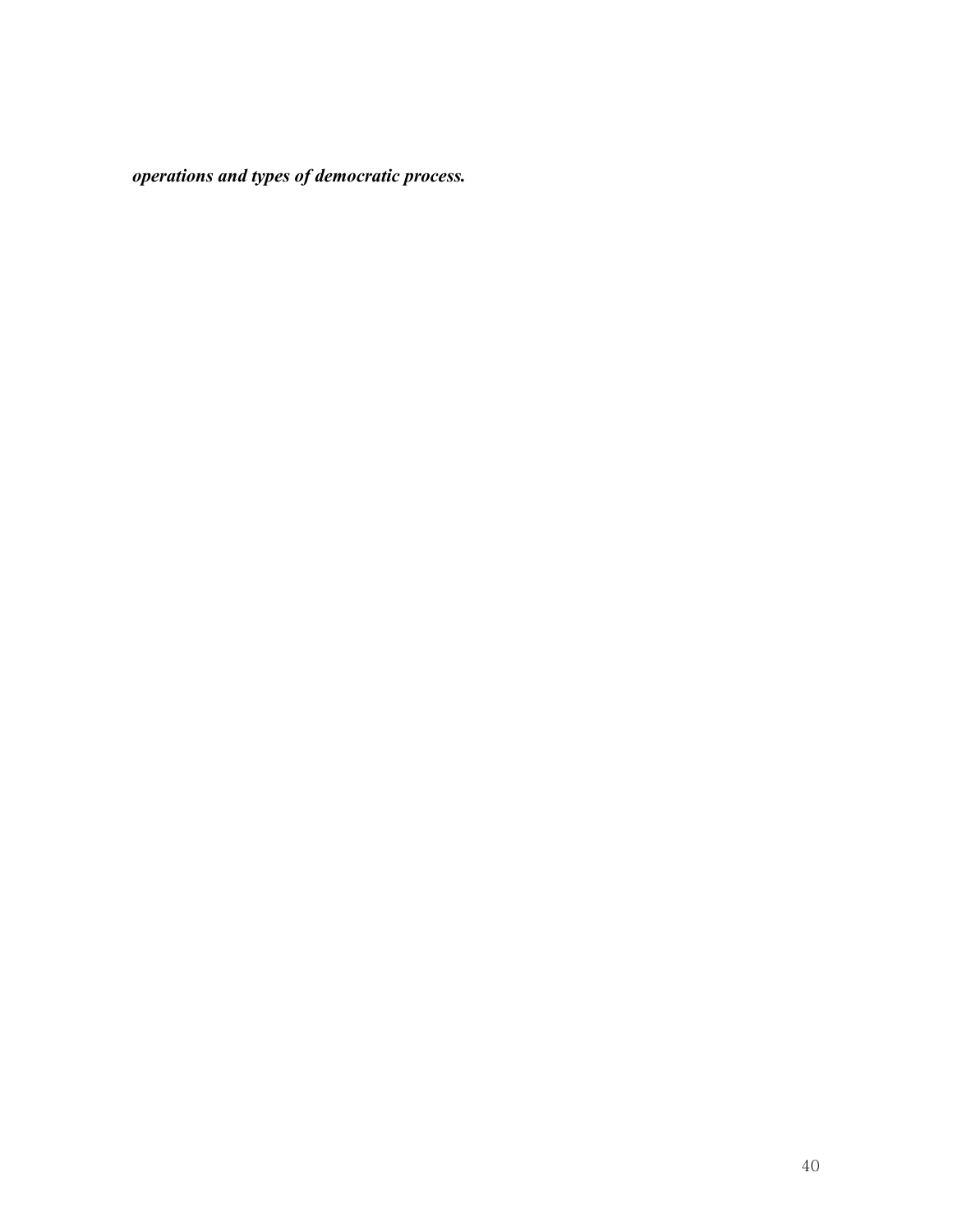***operations and types of democratic process.***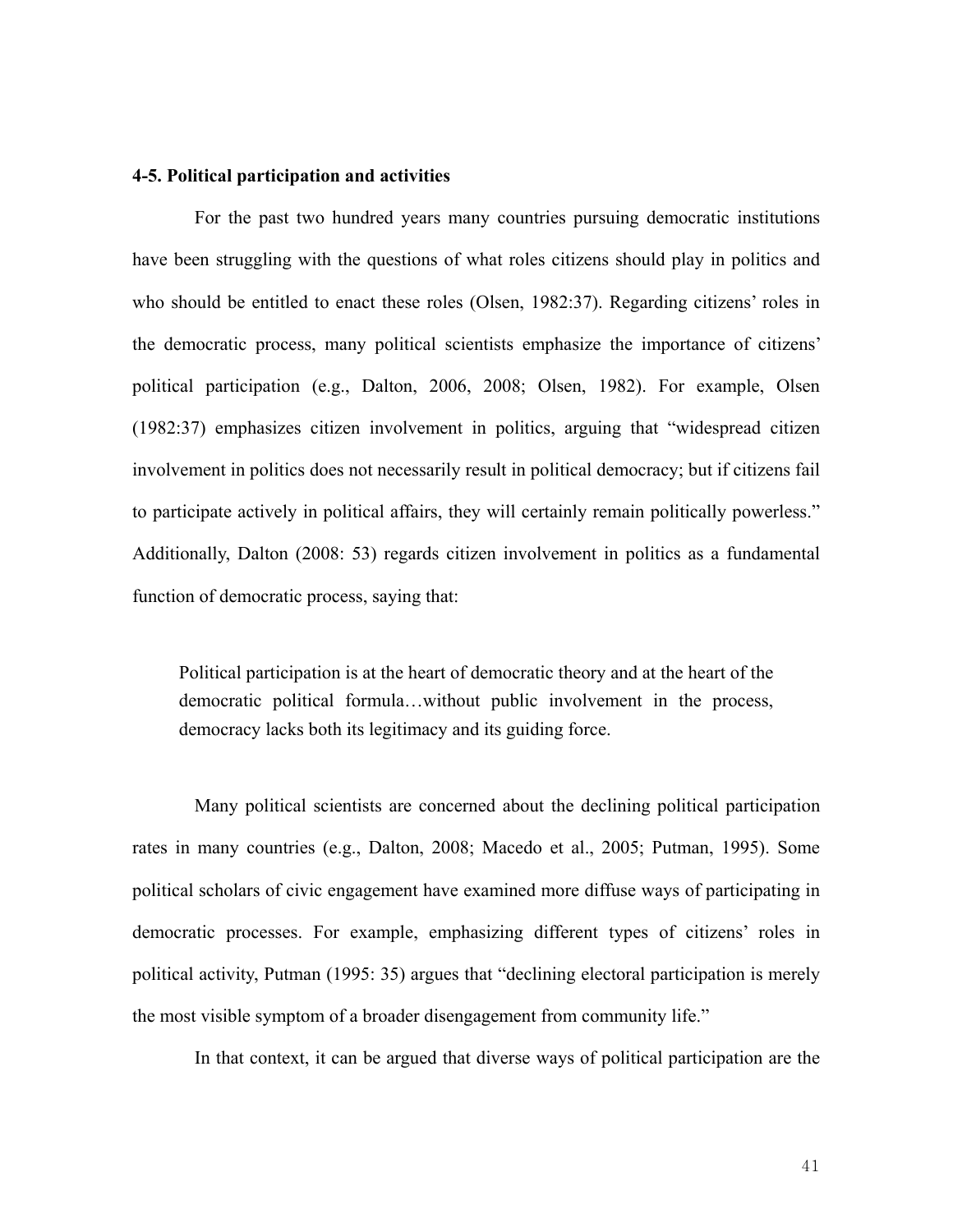### 4-5. Political participation and activities

For the past two hundred years many countries pursuing democratic institutions have been struggling with the questions of what roles citizens should play in politics and who should be entitled to enact these roles (Olsen, 1982:37). Regarding citizens' roles in the democratic process, many political scientists emphasize the importance of citizens' political participation (e.g., Dalton, 2006, 2008; Olsen, 1982). For example, Olsen (1982:37) emphasizes citizen involvement in politics, arguing that "widespread citizen involvement in politics does not necessarily result in political democracy; but if citizens fail to participate actively in political affairs, they will certainly remain politically powerless." Additionally, Dalton (2008: 53) regards citizen involvement in politics as a fundamental function of democratic process, saying that:

> Political participation is at the heart of democratic theory and at the heart of the democratic political formula…without public involvement in the process, democracy lacks both its legitimacy and its guiding force.

Many political scientists are concerned about the declining political participation rates in many countries (e.g., Dalton, 2008; Macedo et al., 2005; Putman, 1995). Some political scholars of civic engagement have examined more diffuse ways of participating in democratic processes. For example, emphasizing different types of citizens' roles in political activity, Putman (1995: 35) argues that "declining electoral participation is merely the most visible symptom of a broader disengagement from community life."

In that context, it can be argued that diverse ways of political participation are the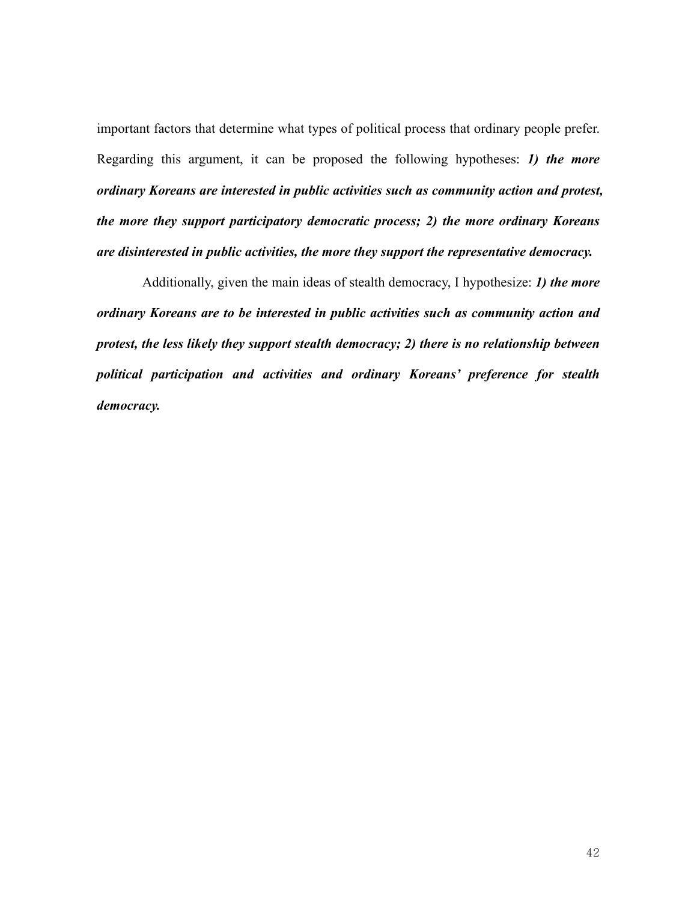important factors that determine what types of political process that ordinary people prefer. Regarding this argument, it can be proposed the following hypotheses: ***1) the more ordinary Koreans are interested in public activities such as community action and protest, the more they support participatory democratic process; 2) the more ordinary Koreans are disinterested in public activities, the more they support the representative democracy.***

Additionally, given the main ideas of stealth democracy, I hypothesize: ***1) the more ordinary Koreans are to be interested in public activities such as community action and protest, the less likely they support stealth democracy; 2) there is no relationship between political participation and activities and ordinary Koreans' preference for stealth democracy.***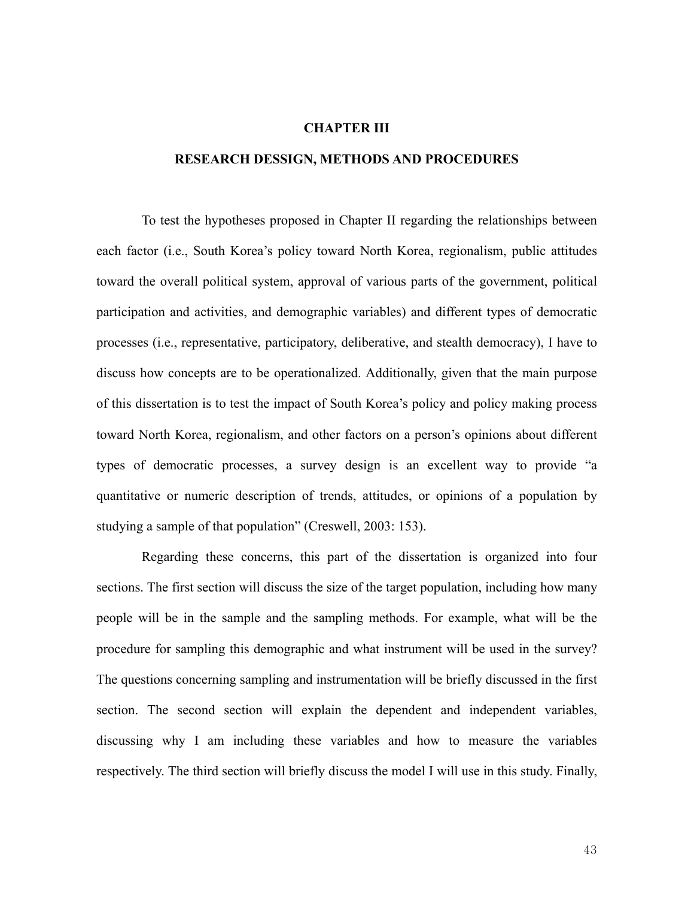# CHAPTER III

## RESEARCH DESSIGN, METHODS AND PROCEDURES

To test the hypotheses proposed in Chapter II regarding the relationships between each factor (i.e., South Korea's policy toward North Korea, regionalism, public attitudes toward the overall political system, approval of various parts of the government, political participation and activities, and demographic variables) and different types of democratic processes (i.e., representative, participatory, deliberative, and stealth democracy), I have to discuss how concepts are to be operationalized. Additionally, given that the main purpose of this dissertation is to test the impact of South Korea's policy and policy making process toward North Korea, regionalism, and other factors on a person's opinions about different types of democratic processes, a survey design is an excellent way to provide "a quantitative or numeric description of trends, attitudes, or opinions of a population by studying a sample of that population" (Creswell, 2003: 153).

Regarding these concerns, this part of the dissertation is organized into four sections. The first section will discuss the size of the target population, including how many people will be in the sample and the sampling methods. For example, what will be the procedure for sampling this demographic and what instrument will be used in the survey? The questions concerning sampling and instrumentation will be briefly discussed in the first section. The second section will explain the dependent and independent variables, discussing why I am including these variables and how to measure the variables respectively. The third section will briefly discuss the model I will use in this study. Finally,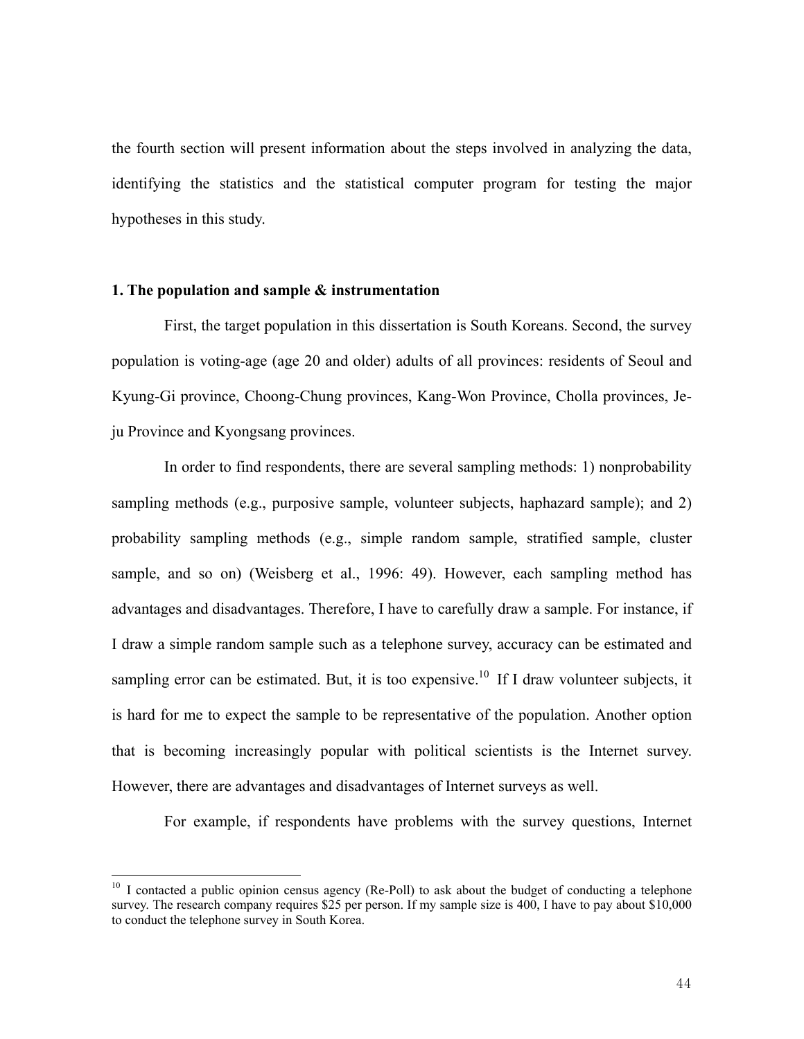the fourth section will present information about the steps involved in analyzing the data, identifying the statistics and the statistical computer program for testing the major hypotheses in this study.

### 1. The population and sample & instrumentation

First, the target population in this dissertation is South Koreans. Second, the survey population is voting-age (age 20 and older) adults of all provinces: residents of Seoul and Kyung-Gi province, Choong-Chung provinces, Kang-Won Province, Cholla provinces, Je-ju Province and Kyongsang provinces.

In order to find respondents, there are several sampling methods: 1) nonprobability sampling methods (e.g., purposive sample, volunteer subjects, haphazard sample); and 2) probability sampling methods (e.g., simple random sample, stratified sample, cluster sample, and so on) (Weisberg et al., 1996: 49). However, each sampling method has advantages and disadvantages. Therefore, I have to carefully draw a sample. For instance, if I draw a simple random sample such as a telephone survey, accuracy can be estimated and sampling error can be estimated. But, it is too expensive.[10] If I draw volunteer subjects, it is hard for me to expect the sample to be representative of the population. Another option that is becoming increasingly popular with political scientists is the Internet survey. However, there are advantages and disadvantages of Internet surveys as well.

For example, if respondents have problems with the survey questions, Internet

---

[10] I contacted a public opinion census agency (Re-Poll) to ask about the budget of conducting a telephone survey. The research company requires $25 per person. If my sample size is 400, I have to pay about $10,000 to conduct the telephone survey in South Korea.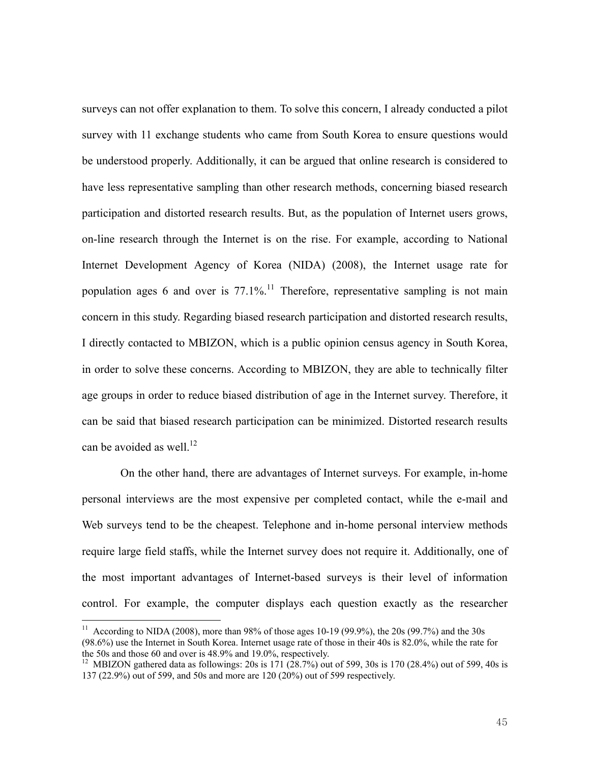surveys can not offer explanation to them. To solve this concern, I already conducted a pilot survey with 11 exchange students who came from South Korea to ensure questions would be understood properly. Additionally, it can be argued that online research is considered to have less representative sampling than other research methods, concerning biased research participation and distorted research results. But, as the population of Internet users grows, on-line research through the Internet is on the rise. For example, according to National Internet Development Agency of Korea (NIDA) (2008), the Internet usage rate for population ages 6 and over is 77.1%.[11] Therefore, representative sampling is not main concern in this study. Regarding biased research participation and distorted research results, I directly contacted to MBIZON, which is a public opinion census agency in South Korea, in order to solve these concerns. According to MBIZON, they are able to technically filter age groups in order to reduce biased distribution of age in the Internet survey. Therefore, it can be said that biased research participation can be minimized. Distorted research results can be avoided as well.[12]

On the other hand, there are advantages of Internet surveys. For example, in-home personal interviews are the most expensive per completed contact, while the e-mail and Web surveys tend to be the cheapest. Telephone and in-home personal interview methods require large field staffs, while the Internet survey does not require it. Additionally, one of the most important advantages of Internet-based surveys is their level of information control. For example, the computer displays each question exactly as the researcher

---

[11] According to NIDA (2008), more than 98% of those ages 10-19 (99.9%), the 20s (99.7%) and the 30s (98.6%) use the Internet in South Korea. Internet usage rate of those in their 40s is 82.0%, while the rate for the 50s and those 60 and over is 48.9% and 19.0%, respectively.

[12] MBIZON gathered data as followings: 20s is 171 (28.7%) out of 599, 30s is 170 (28.4%) out of 599, 40s is 137 (22.9%) out of 599, and 50s and more are 120 (20%) out of 599 respectively.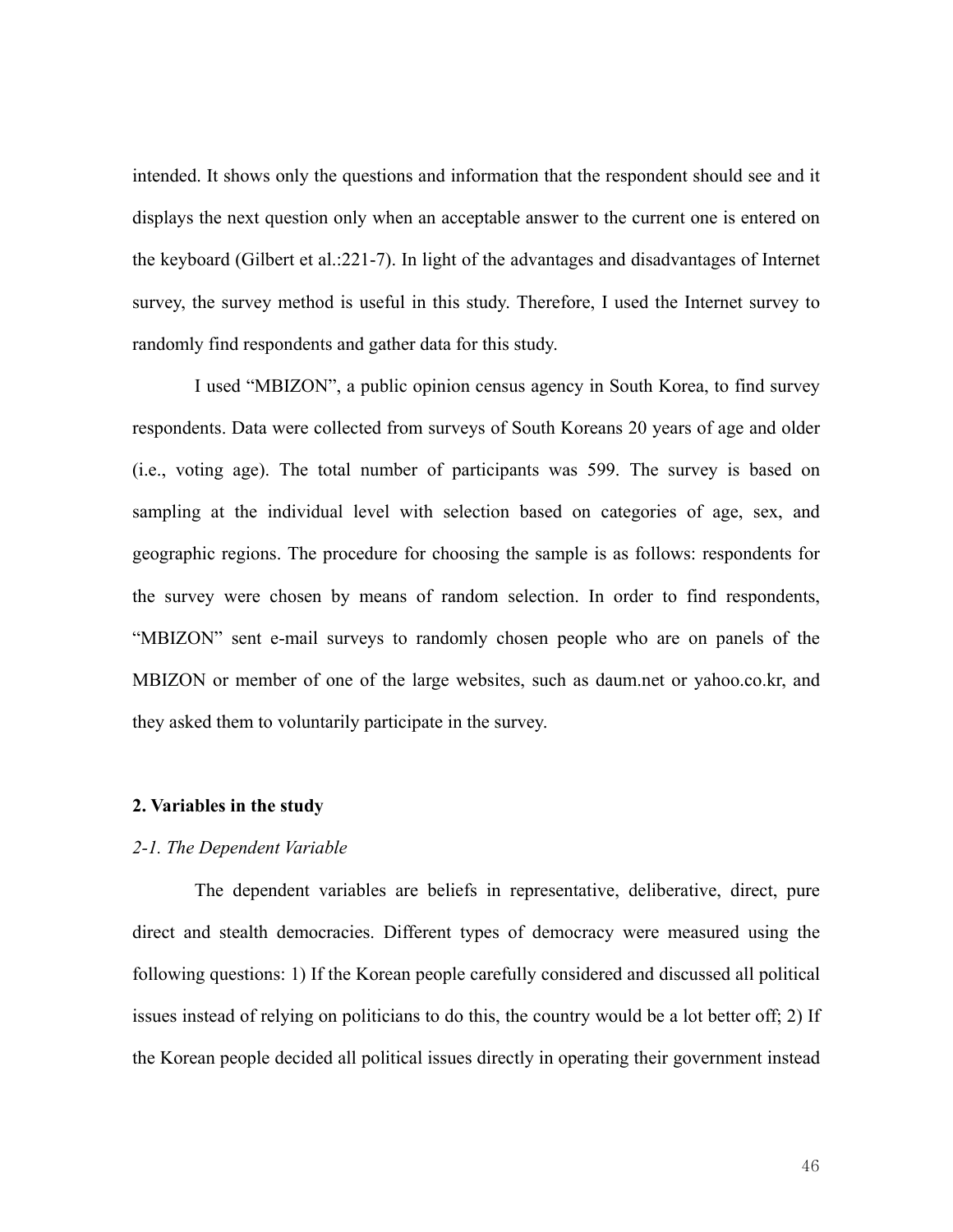intended. It shows only the questions and information that the respondent should see and it displays the next question only when an acceptable answer to the current one is entered on the keyboard (Gilbert et al.:221-7). In light of the advantages and disadvantages of Internet survey, the survey method is useful in this study. Therefore, I used the Internet survey to randomly find respondents and gather data for this study.

I used "MBIZON", a public opinion census agency in South Korea, to find survey respondents. Data were collected from surveys of South Koreans 20 years of age and older (i.e., voting age). The total number of participants was 599. The survey is based on sampling at the individual level with selection based on categories of age, sex, and geographic regions. The procedure for choosing the sample is as follows: respondents for the survey were chosen by means of random selection. In order to find respondents, "MBIZON" sent e-mail surveys to randomly chosen people who are on panels of the MBIZON or member of one of the large websites, such as daum.net or yahoo.co.kr, and they asked them to voluntarily participate in the survey.

## 2. Variables in the study

### *2-1. The Dependent Variable*

The dependent variables are beliefs in representative, deliberative, direct, pure direct and stealth democracies. Different types of democracy were measured using the following questions: 1) If the Korean people carefully considered and discussed all political issues instead of relying on politicians to do this, the country would be a lot better off; 2) If the Korean people decided all political issues directly in operating their government instead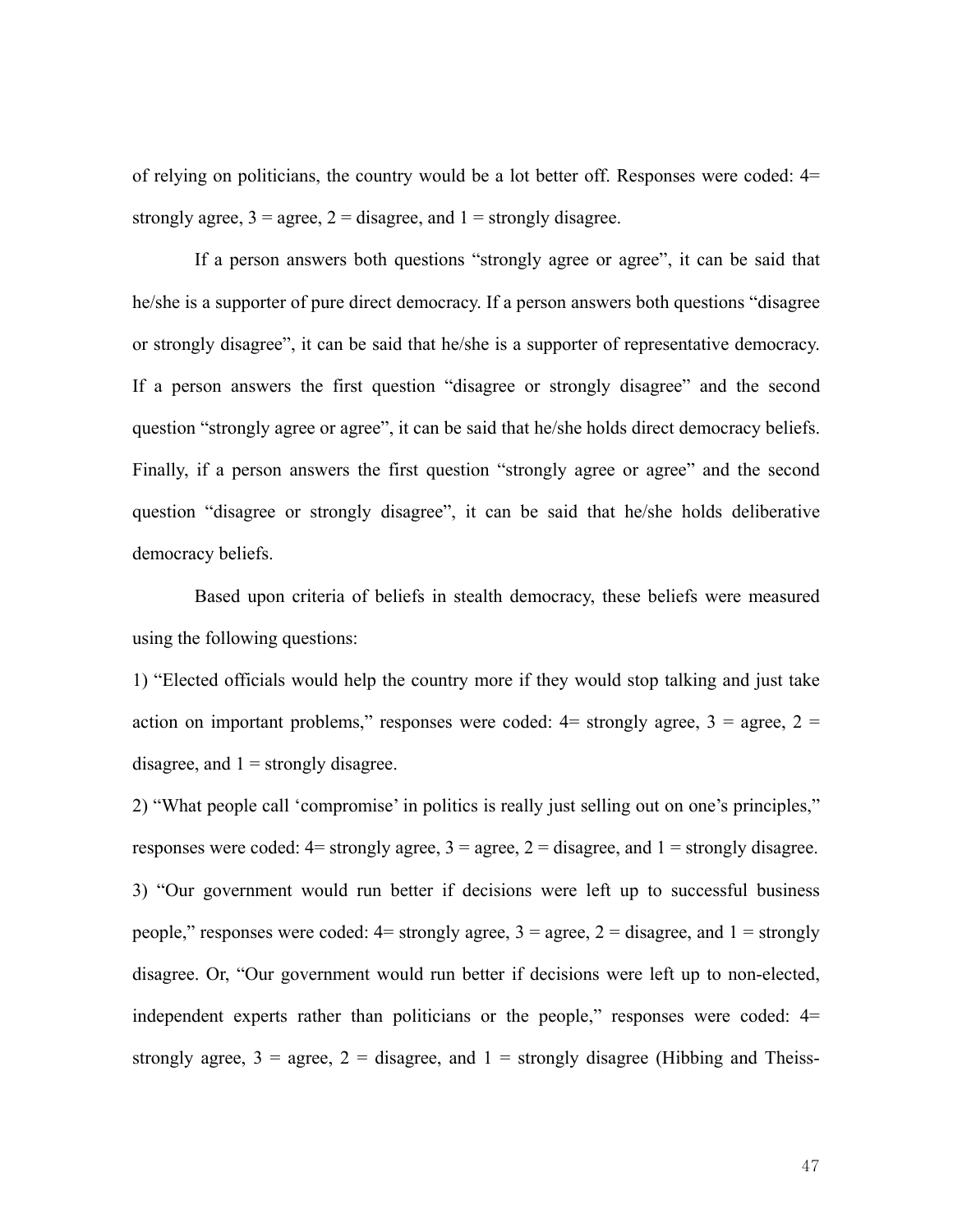of relying on politicians, the country would be a lot better off. Responses were coded: 4= strongly agree, 3 = agree, 2 = disagree, and 1 = strongly disagree.

If a person answers both questions "strongly agree or agree", it can be said that he/she is a supporter of pure direct democracy. If a person answers both questions "disagree or strongly disagree", it can be said that he/she is a supporter of representative democracy. If a person answers the first question "disagree or strongly disagree" and the second question "strongly agree or agree", it can be said that he/she holds direct democracy beliefs. Finally, if a person answers the first question "strongly agree or agree" and the second question "disagree or strongly disagree", it can be said that he/she holds deliberative democracy beliefs.

Based upon criteria of beliefs in stealth democracy, these beliefs were measured using the following questions:

1) "Elected officials would help the country more if they would stop talking and just take action on important problems," responses were coded: 4= strongly agree, 3 = agree, 2 = disagree, and 1 = strongly disagree.

2) "What people call 'compromise' in politics is really just selling out on one's principles," responses were coded: 4= strongly agree, 3 = agree, 2 = disagree, and 1 = strongly disagree.

3) "Our government would run better if decisions were left up to successful business people," responses were coded: 4= strongly agree, 3 = agree, 2 = disagree, and 1 = strongly disagree. Or, "Our government would run better if decisions were left up to non-elected, independent experts rather than politicians or the people," responses were coded: 4= strongly agree, 3 = agree, 2 = disagree, and 1 = strongly disagree (Hibbing and Theiss-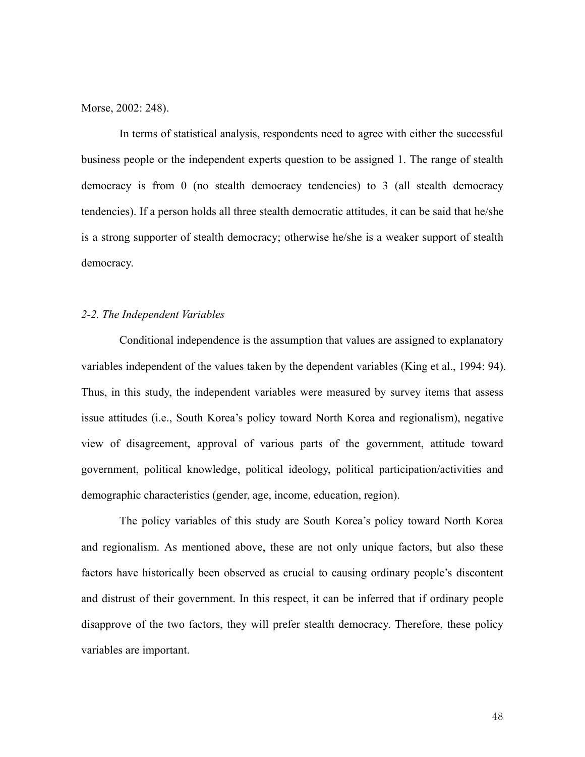Morse, 2002: 248).

In terms of statistical analysis, respondents need to agree with either the successful business people or the independent experts question to be assigned 1. The range of stealth democracy is from 0 (no stealth democracy tendencies) to 3 (all stealth democracy tendencies). If a person holds all three stealth democratic attitudes, it can be said that he/she is a strong supporter of stealth democracy; otherwise he/she is a weaker support of stealth democracy.

*2-2. The Independent Variables*

Conditional independence is the assumption that values are assigned to explanatory variables independent of the values taken by the dependent variables (King et al., 1994: 94). Thus, in this study, the independent variables were measured by survey items that assess issue attitudes (i.e., South Korea's policy toward North Korea and regionalism), negative view of disagreement, approval of various parts of the government, attitude toward government, political knowledge, political ideology, political participation/activities and demographic characteristics (gender, age, income, education, region).

The policy variables of this study are South Korea's policy toward North Korea and regionalism. As mentioned above, these are not only unique factors, but also these factors have historically been observed as crucial to causing ordinary people's discontent and distrust of their government. In this respect, it can be inferred that if ordinary people disapprove of the two factors, they will prefer stealth democracy. Therefore, these policy variables are important.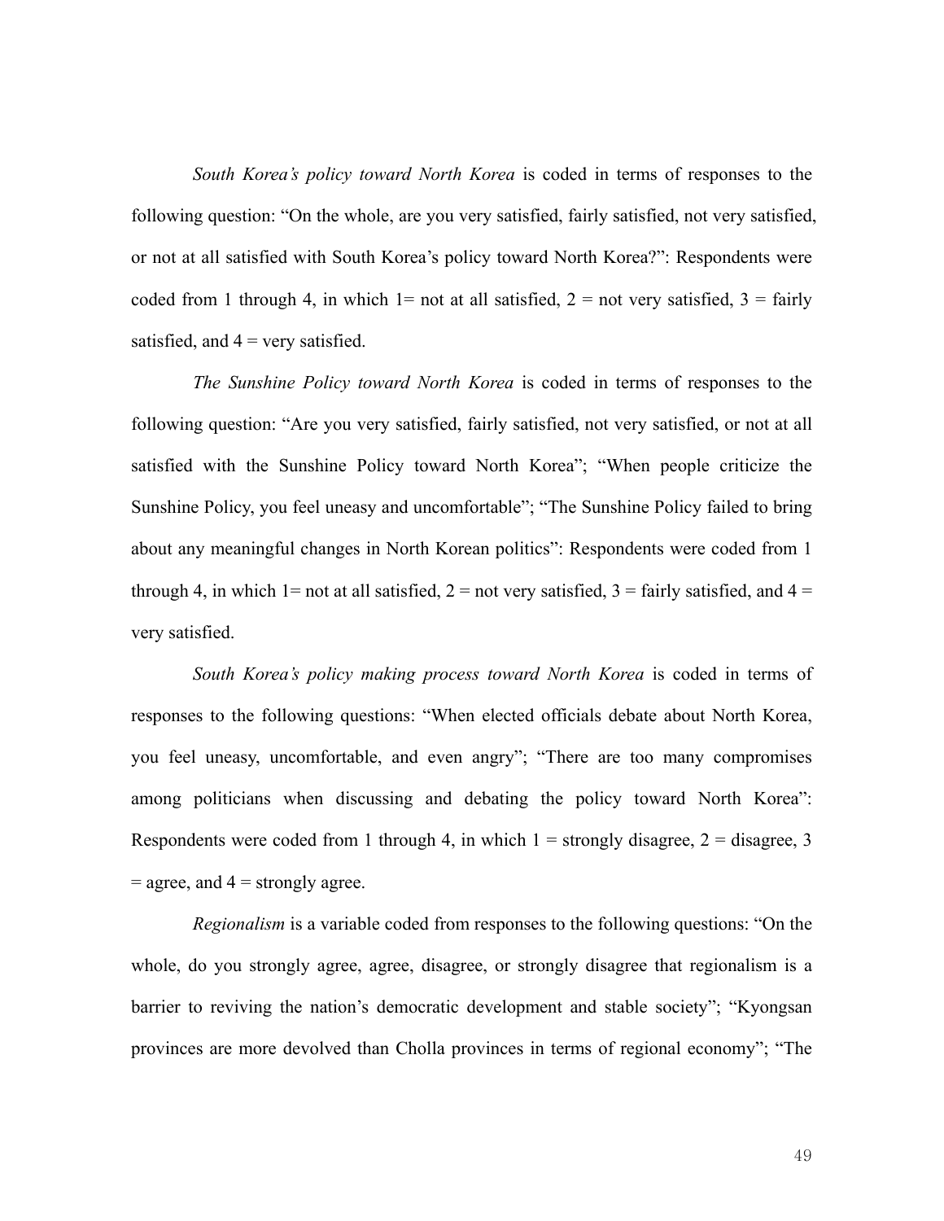*South Korea's policy toward North Korea* is coded in terms of responses to the following question: "On the whole, are you very satisfied, fairly satisfied, not very satisfied, or not at all satisfied with South Korea's policy toward North Korea?": Respondents were coded from 1 through 4, in which 1= not at all satisfied, 2 = not very satisfied, 3 = fairly satisfied, and 4 = very satisfied.

*The Sunshine Policy toward North Korea* is coded in terms of responses to the following question: "Are you very satisfied, fairly satisfied, not very satisfied, or not at all satisfied with the Sunshine Policy toward North Korea"; "When people criticize the Sunshine Policy, you feel uneasy and uncomfortable"; "The Sunshine Policy failed to bring about any meaningful changes in North Korean politics": Respondents were coded from 1 through 4, in which 1= not at all satisfied, 2 = not very satisfied, 3 = fairly satisfied, and 4 = very satisfied.

*South Korea's policy making process toward North Korea* is coded in terms of responses to the following questions: "When elected officials debate about North Korea, you feel uneasy, uncomfortable, and even angry"; "There are too many compromises among politicians when discussing and debating the policy toward North Korea": Respondents were coded from 1 through 4, in which 1 = strongly disagree, 2 = disagree, 3 = agree, and 4 = strongly agree.

*Regionalism* is a variable coded from responses to the following questions: "On the whole, do you strongly agree, agree, disagree, or strongly disagree that regionalism is a barrier to reviving the nation's democratic development and stable society"; "Kyongsan provinces are more devolved than Cholla provinces in terms of regional economy"; "The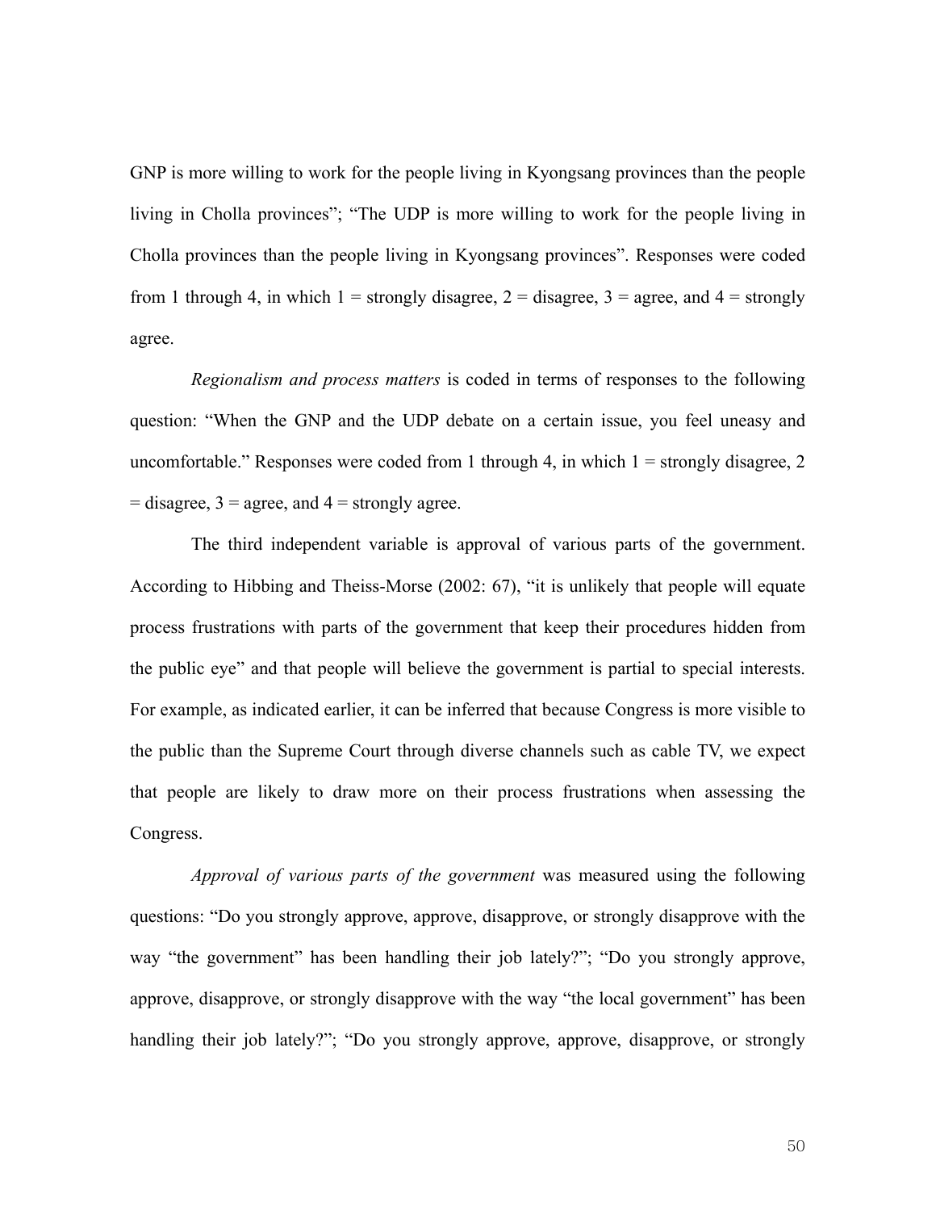GNP is more willing to work for the people living in Kyongsang provinces than the people living in Cholla provinces"; "The UDP is more willing to work for the people living in Cholla provinces than the people living in Kyongsang provinces". Responses were coded from 1 through 4, in which 1 = strongly disagree, 2 = disagree, 3 = agree, and 4 = strongly agree.

*Regionalism and process matters* is coded in terms of responses to the following question: "When the GNP and the UDP debate on a certain issue, you feel uneasy and uncomfortable." Responses were coded from 1 through 4, in which 1 = strongly disagree, 2 = disagree, 3 = agree, and 4 = strongly agree.

The third independent variable is approval of various parts of the government. According to Hibbing and Theiss-Morse (2002: 67), "it is unlikely that people will equate process frustrations with parts of the government that keep their procedures hidden from the public eye" and that people will believe the government is partial to special interests. For example, as indicated earlier, it can be inferred that because Congress is more visible to the public than the Supreme Court through diverse channels such as cable TV, we expect that people are likely to draw more on their process frustrations when assessing the Congress.

*Approval of various parts of the government* was measured using the following questions: "Do you strongly approve, approve, disapprove, or strongly disapprove with the way "the government" has been handling their job lately?"; "Do you strongly approve, approve, disapprove, or strongly disapprove with the way "the local government" has been handling their job lately?"; "Do you strongly approve, approve, disapprove, or strongly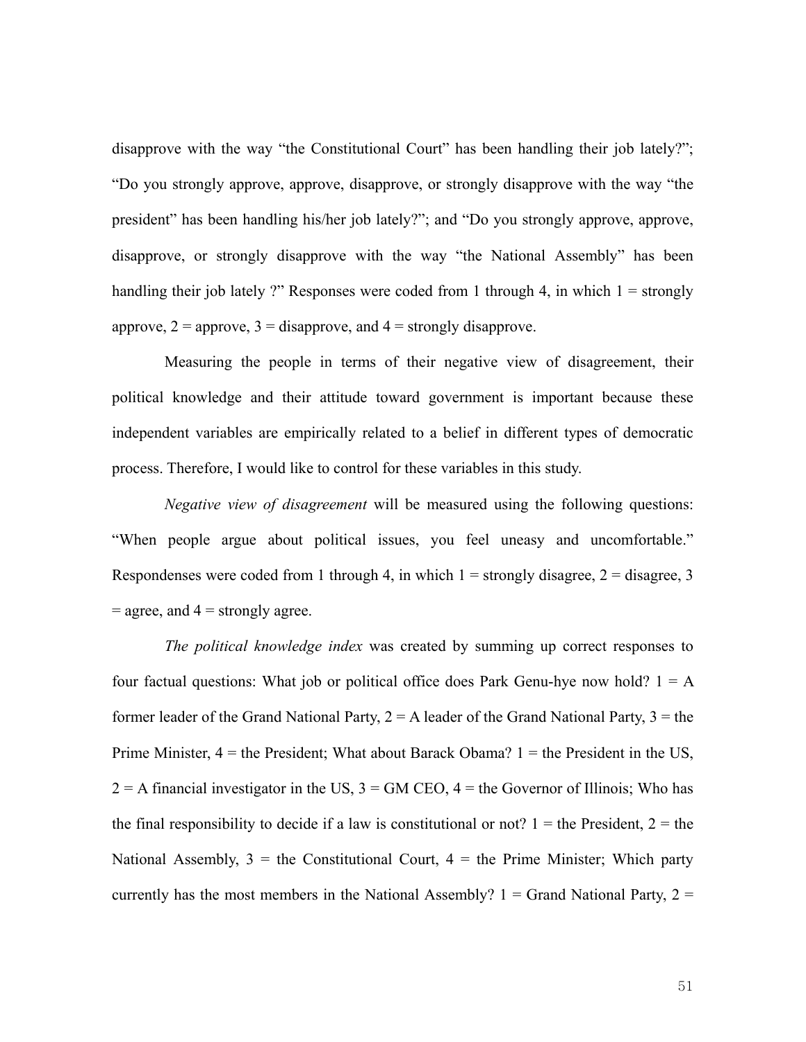disapprove with the way "the Constitutional Court" has been handling their job lately?"; "Do you strongly approve, approve, disapprove, or strongly disapprove with the way "the president" has been handling his/her job lately?"; and "Do you strongly approve, approve, disapprove, or strongly disapprove with the way "the National Assembly" has been handling their job lately ?" Responses were coded from 1 through 4, in which 1 = strongly approve, 2 = approve, 3 = disapprove, and 4 = strongly disapprove.

Measuring the people in terms of their negative view of disagreement, their political knowledge and their attitude toward government is important because these independent variables are empirically related to a belief in different types of democratic process. Therefore, I would like to control for these variables in this study.

*Negative view of disagreement* will be measured using the following questions: "When people argue about political issues, you feel uneasy and uncomfortable." Respondenses were coded from 1 through 4, in which 1 = strongly disagree, 2 = disagree, 3 = agree, and 4 = strongly agree.

*The political knowledge index* was created by summing up correct responses to four factual questions: What job or political office does Park Genu-hye now hold? 1 = A former leader of the Grand National Party, 2 = A leader of the Grand National Party, 3 = the Prime Minister, 4 = the President; What about Barack Obama? 1 = the President in the US, 2 = A financial investigator in the US, 3 = GM CEO, 4 = the Governor of Illinois; Who has the final responsibility to decide if a law is constitutional or not? 1 = the President, 2 = the National Assembly, 3 = the Constitutional Court, 4 = the Prime Minister; Which party currently has the most members in the National Assembly? 1 = Grand National Party, 2 =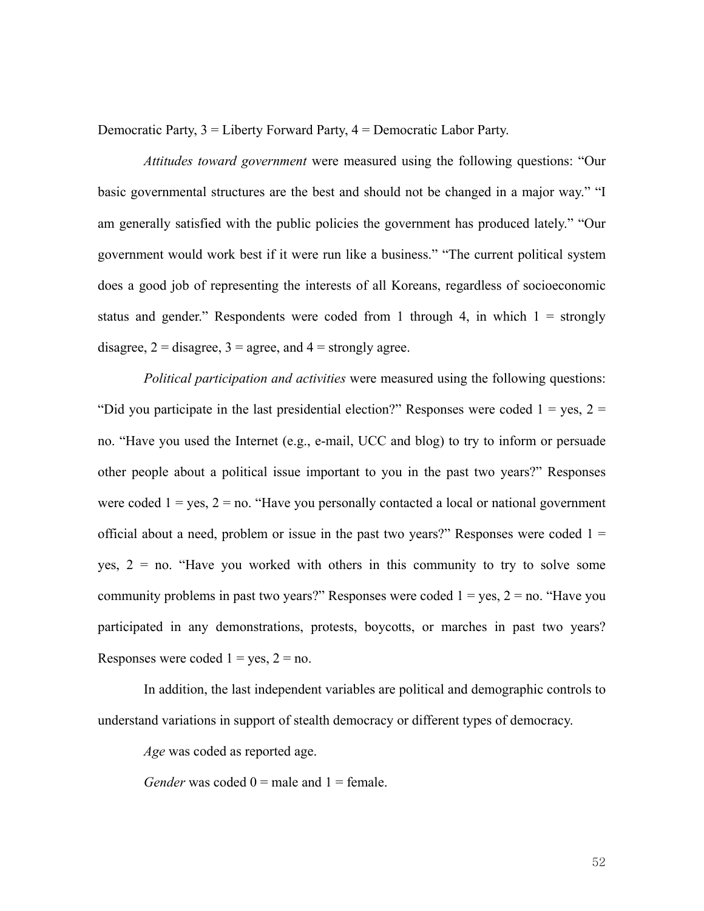Democratic Party, 3 = Liberty Forward Party, 4 = Democratic Labor Party.

*Attitudes toward government* were measured using the following questions: “Our basic governmental structures are the best and should not be changed in a major way.” “I am generally satisfied with the public policies the government has produced lately.” “Our government would work best if it were run like a business.” “The current political system does a good job of representing the interests of all Koreans, regardless of socioeconomic status and gender.” Respondents were coded from 1 through 4, in which 1 = strongly disagree, 2 = disagree, 3 = agree, and 4 = strongly agree.

*Political participation and activities* were measured using the following questions: “Did you participate in the last presidential election?” Responses were coded 1 = yes, 2 = no. “Have you used the Internet (e.g., e-mail, UCC and blog) to try to inform or persuade other people about a political issue important to you in the past two years?” Responses were coded 1 = yes, 2 = no. “Have you personally contacted a local or national government official about a need, problem or issue in the past two years?” Responses were coded 1 = yes, 2 = no. “Have you worked with others in this community to try to solve some community problems in past two years?” Responses were coded 1 = yes, 2 = no. “Have you participated in any demonstrations, protests, boycotts, or marches in past two years? Responses were coded 1 = yes, 2 = no.

In addition, the last independent variables are political and demographic controls to understand variations in support of stealth democracy or different types of democracy.

*Age* was coded as reported age.

*Gender* was coded 0 = male and 1 = female.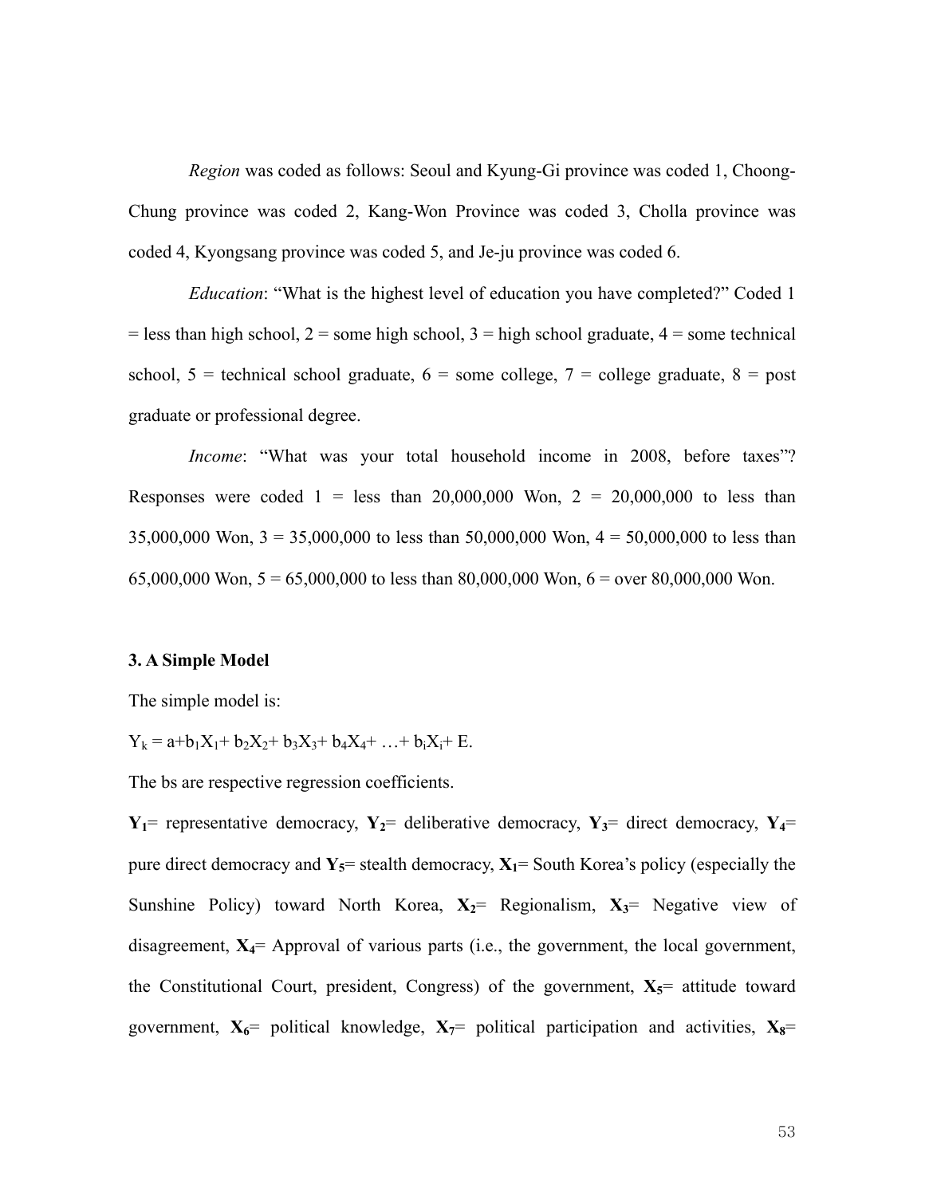*Region* was coded as follows: Seoul and Kyung-Gi province was coded 1, Choong-Chung province was coded 2, Kang-Won Province was coded 3, Cholla province was coded 4, Kyongsang province was coded 5, and Je-ju province was coded 6.

*Education*: "What is the highest level of education you have completed?" Coded 1 = less than high school, 2 = some high school, 3 = high school graduate, 4 = some technical school, 5 = technical school graduate, 6 = some college, 7 = college graduate, 8 = post graduate or professional degree.

*Income*: "What was your total household income in 2008, before taxes"? Responses were coded 1 = less than 20,000,000 Won, 2 = 20,000,000 to less than 35,000,000 Won, 3 = 35,000,000 to less than 50,000,000 Won, 4 = 50,000,000 to less than 65,000,000 Won, 5 = 65,000,000 to less than 80,000,000 Won, 6 = over 80,000,000 Won.

### 3. A Simple Model

The simple model is:

$Y_k = a+b_1X_1+ b_2X_2+ b_3X_3+ b_4X_4+ \ldots+ b_iX_i+ E$.

The bs are respective regression coefficients.

$\mathbf{Y_1}$= representative democracy, $\mathbf{Y_2}$= deliberative democracy, $\mathbf{Y_3}$= direct democracy, $\mathbf{Y_4}$= pure direct democracy and $\mathbf{Y_5}$= stealth democracy, $\mathbf{X_1}$= South Korea's policy (especially the Sunshine Policy) toward North Korea, $\mathbf{X_2}$= Regionalism, $\mathbf{X_3}$= Negative view of disagreement, $\mathbf{X_4}$= Approval of various parts (i.e., the government, the local government, the Constitutional Court, president, Congress) of the government, $\mathbf{X_5}$= attitude toward government, $\mathbf{X_6}$= political knowledge, $\mathbf{X_7}$= political participation and activities, $\mathbf{X_8}$=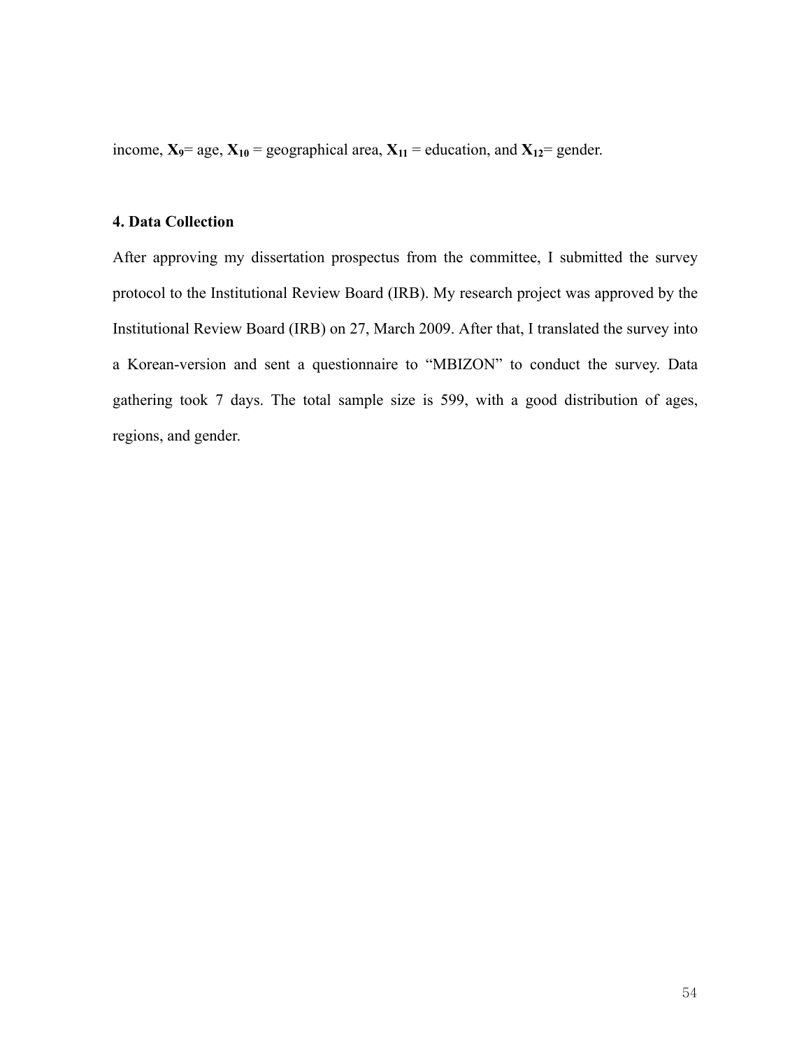income, $\mathbf{X_9}$= age, $\mathbf{X_{10}}$ = geographical area, $\mathbf{X_{11}}$ = education, and $\mathbf{X_{12}}$= gender.

**4. Data Collection**

After approving my dissertation prospectus from the committee, I submitted the survey protocol to the Institutional Review Board (IRB). My research project was approved by the Institutional Review Board (IRB) on 27, March 2009. After that, I translated the survey into a Korean-version and sent a questionnaire to "MBIZON" to conduct the survey. Data gathering took 7 days. The total sample size is 599, with a good distribution of ages, regions, and gender.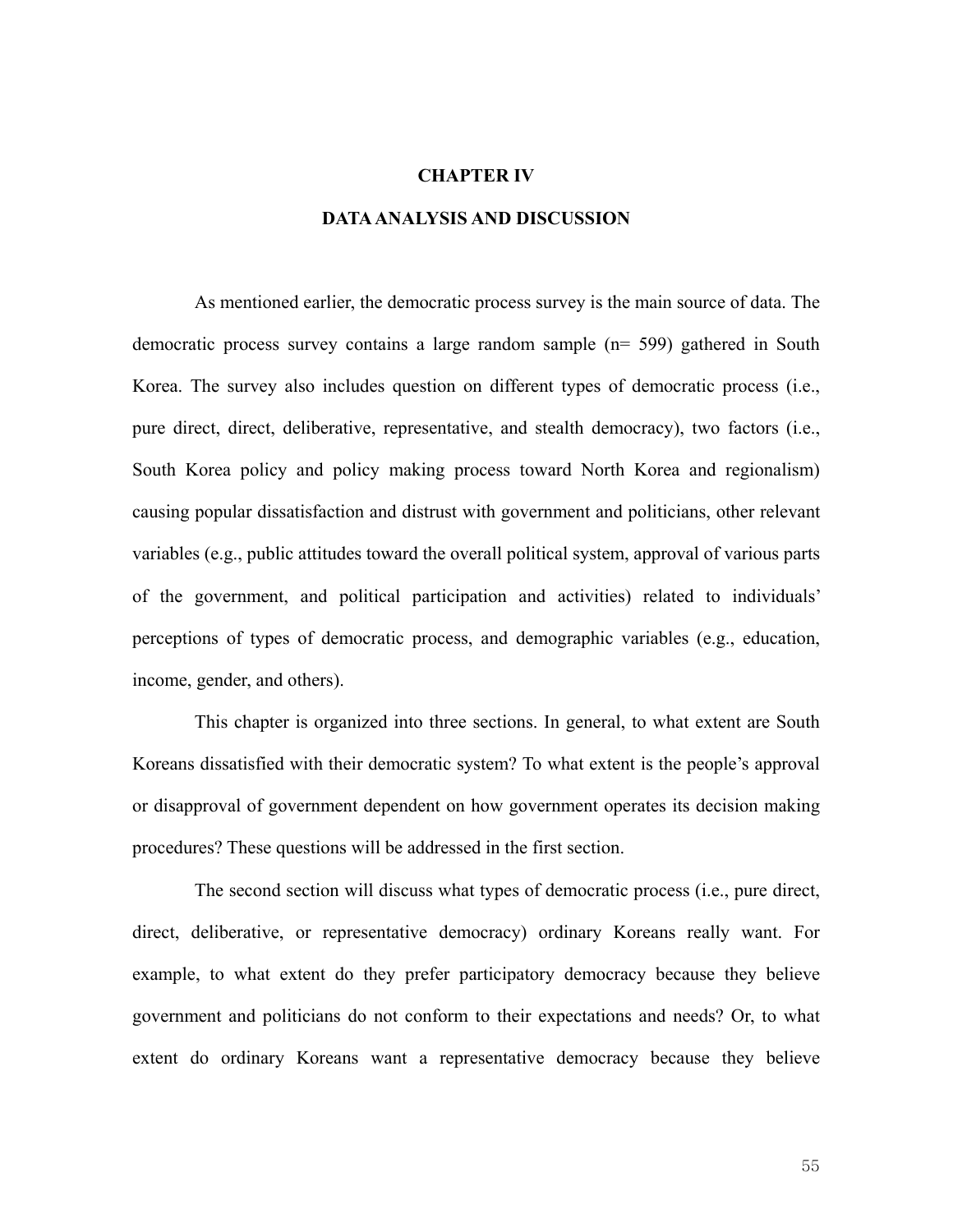# CHAPTER IV

# DATA ANALYSIS AND DISCUSSION

As mentioned earlier, the democratic process survey is the main source of data. The democratic process survey contains a large random sample (n= 599) gathered in South Korea. The survey also includes question on different types of democratic process (i.e., pure direct, direct, deliberative, representative, and stealth democracy), two factors (i.e., South Korea policy and policy making process toward North Korea and regionalism) causing popular dissatisfaction and distrust with government and politicians, other relevant variables (e.g., public attitudes toward the overall political system, approval of various parts of the government, and political participation and activities) related to individuals' perceptions of types of democratic process, and demographic variables (e.g., education, income, gender, and others).

This chapter is organized into three sections. In general, to what extent are South Koreans dissatisfied with their democratic system? To what extent is the people's approval or disapproval of government dependent on how government operates its decision making procedures? These questions will be addressed in the first section.

The second section will discuss what types of democratic process (i.e., pure direct, direct, deliberative, or representative democracy) ordinary Koreans really want. For example, to what extent do they prefer participatory democracy because they believe government and politicians do not conform to their expectations and needs? Or, to what extent do ordinary Koreans want a representative democracy because they believe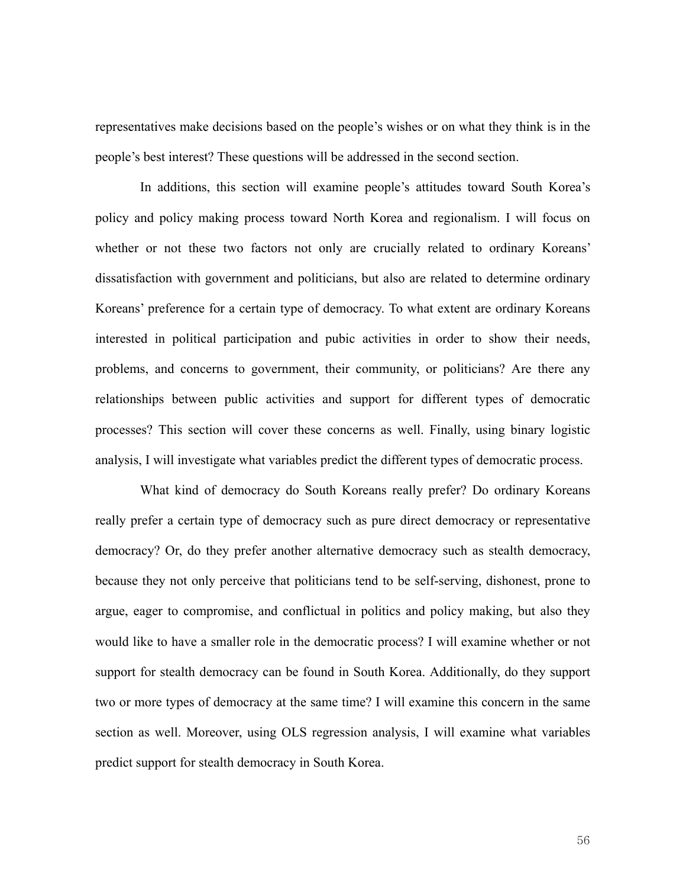representatives make decisions based on the people's wishes or on what they think is in the people's best interest? These questions will be addressed in the second section.

In additions, this section will examine people's attitudes toward South Korea's policy and policy making process toward North Korea and regionalism. I will focus on whether or not these two factors not only are crucially related to ordinary Koreans' dissatisfaction with government and politicians, but also are related to determine ordinary Koreans' preference for a certain type of democracy. To what extent are ordinary Koreans interested in political participation and pubic activities in order to show their needs, problems, and concerns to government, their community, or politicians? Are there any relationships between public activities and support for different types of democratic processes? This section will cover these concerns as well. Finally, using binary logistic analysis, I will investigate what variables predict the different types of democratic process.

What kind of democracy do South Koreans really prefer? Do ordinary Koreans really prefer a certain type of democracy such as pure direct democracy or representative democracy? Or, do they prefer another alternative democracy such as stealth democracy, because they not only perceive that politicians tend to be self-serving, dishonest, prone to argue, eager to compromise, and conflictual in politics and policy making, but also they would like to have a smaller role in the democratic process? I will examine whether or not support for stealth democracy can be found in South Korea. Additionally, do they support two or more types of democracy at the same time? I will examine this concern in the same section as well. Moreover, using OLS regression analysis, I will examine what variables predict support for stealth democracy in South Korea.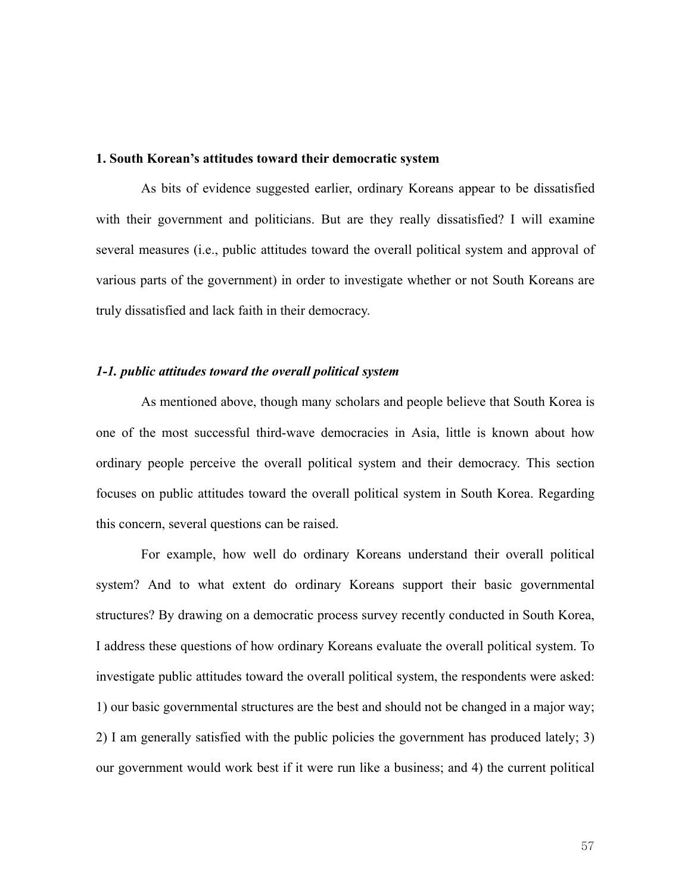## 1. South Korean's attitudes toward their democratic system

As bits of evidence suggested earlier, ordinary Koreans appear to be dissatisfied with their government and politicians. But are they really dissatisfied? I will examine several measures (i.e., public attitudes toward the overall political system and approval of various parts of the government) in order to investigate whether or not South Koreans are truly dissatisfied and lack faith in their democracy.

### *1-1. public attitudes toward the overall political system*

As mentioned above, though many scholars and people believe that South Korea is one of the most successful third-wave democracies in Asia, little is known about how ordinary people perceive the overall political system and their democracy. This section focuses on public attitudes toward the overall political system in South Korea. Regarding this concern, several questions can be raised.

For example, how well do ordinary Koreans understand their overall political system? And to what extent do ordinary Koreans support their basic governmental structures? By drawing on a democratic process survey recently conducted in South Korea, I address these questions of how ordinary Koreans evaluate the overall political system. To investigate public attitudes toward the overall political system, the respondents were asked: 1) our basic governmental structures are the best and should not be changed in a major way; 2) I am generally satisfied with the public policies the government has produced lately; 3) our government would work best if it were run like a business; and 4) the current political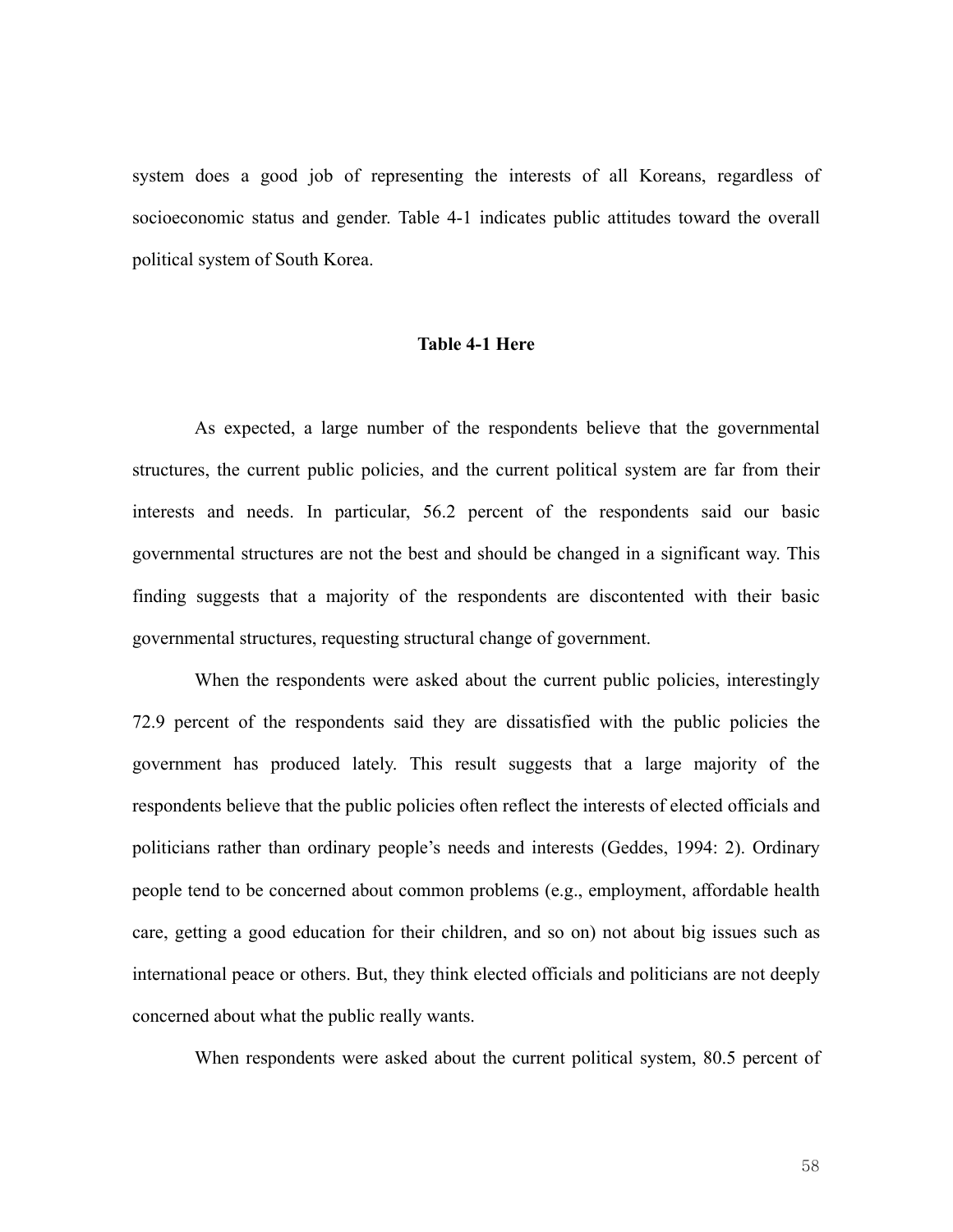system does a good job of representing the interests of all Koreans, regardless of socioeconomic status and gender. Table 4-1 indicates public attitudes toward the overall political system of South Korea.

**Table 4-1 Here**

As expected, a large number of the respondents believe that the governmental structures, the current public policies, and the current political system are far from their interests and needs. In particular, 56.2 percent of the respondents said our basic governmental structures are not the best and should be changed in a significant way. This finding suggests that a majority of the respondents are discontented with their basic governmental structures, requesting structural change of government.

When the respondents were asked about the current public policies, interestingly 72.9 percent of the respondents said they are dissatisfied with the public policies the government has produced lately. This result suggests that a large majority of the respondents believe that the public policies often reflect the interests of elected officials and politicians rather than ordinary people's needs and interests (Geddes, 1994: 2). Ordinary people tend to be concerned about common problems (e.g., employment, affordable health care, getting a good education for their children, and so on) not about big issues such as international peace or others. But, they think elected officials and politicians are not deeply concerned about what the public really wants.

When respondents were asked about the current political system, 80.5 percent of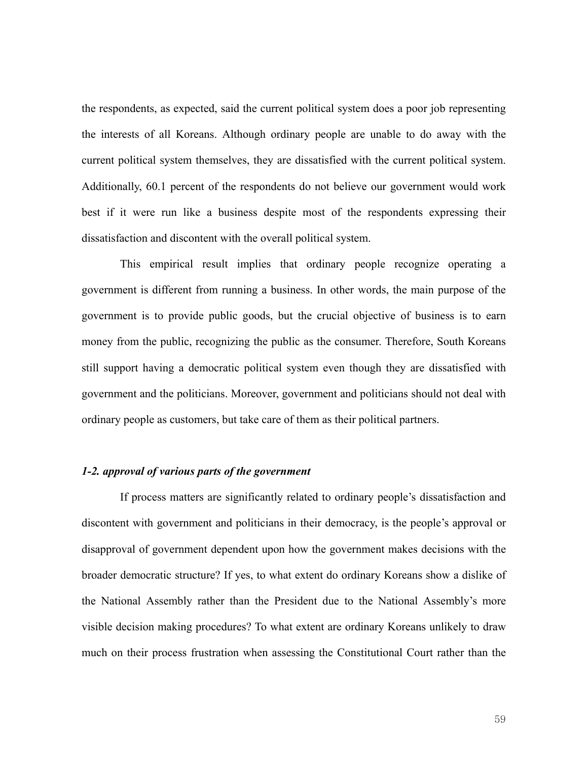the respondents, as expected, said the current political system does a poor job representing the interests of all Koreans. Although ordinary people are unable to do away with the current political system themselves, they are dissatisfied with the current political system. Additionally, 60.1 percent of the respondents do not believe our government would work best if it were run like a business despite most of the respondents expressing their dissatisfaction and discontent with the overall political system.

This empirical result implies that ordinary people recognize operating a government is different from running a business. In other words, the main purpose of the government is to provide public goods, but the crucial objective of business is to earn money from the public, recognizing the public as the consumer. Therefore, South Koreans still support having a democratic political system even though they are dissatisfied with government and the politicians. Moreover, government and politicians should not deal with ordinary people as customers, but take care of them as their political partners.

### *1-2. approval of various parts of the government*

If process matters are significantly related to ordinary people's dissatisfaction and discontent with government and politicians in their democracy, is the people's approval or disapproval of government dependent upon how the government makes decisions with the broader democratic structure? If yes, to what extent do ordinary Koreans show a dislike of the National Assembly rather than the President due to the National Assembly's more visible decision making procedures? To what extent are ordinary Koreans unlikely to draw much on their process frustration when assessing the Constitutional Court rather than the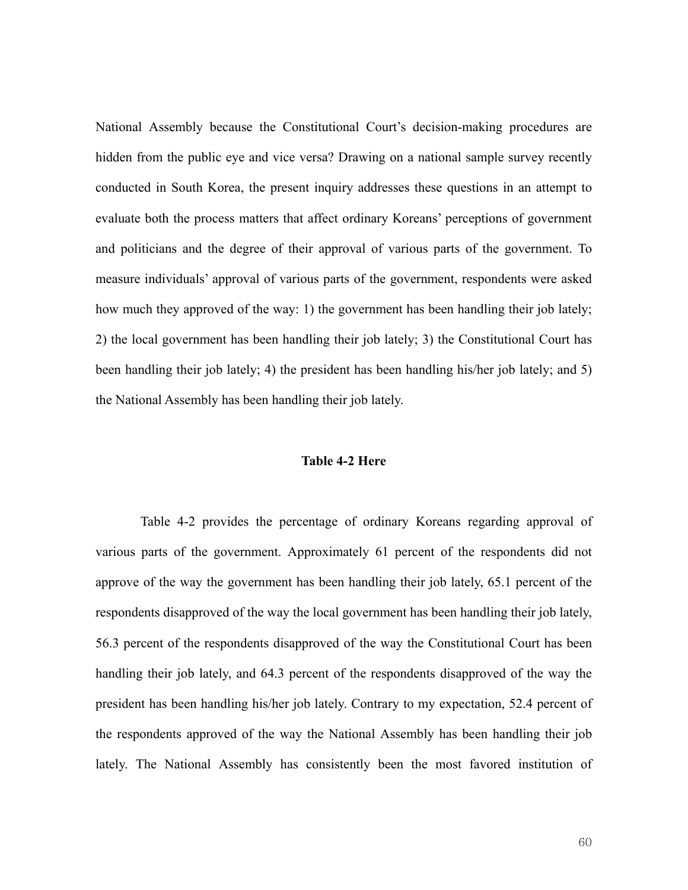National Assembly because the Constitutional Court's decision-making procedures are hidden from the public eye and vice versa? Drawing on a national sample survey recently conducted in South Korea, the present inquiry addresses these questions in an attempt to evaluate both the process matters that affect ordinary Koreans' perceptions of government and politicians and the degree of their approval of various parts of the government. To measure individuals' approval of various parts of the government, respondents were asked how much they approved of the way: 1) the government has been handling their job lately; 2) the local government has been handling their job lately; 3) the Constitutional Court has been handling their job lately; 4) the president has been handling his/her job lately; and 5) the National Assembly has been handling their job lately.

**Table 4-2 Here**

Table 4-2 provides the percentage of ordinary Koreans regarding approval of various parts of the government. Approximately 61 percent of the respondents did not approve of the way the government has been handling their job lately, 65.1 percent of the respondents disapproved of the way the local government has been handling their job lately, 56.3 percent of the respondents disapproved of the way the Constitutional Court has been handling their job lately, and 64.3 percent of the respondents disapproved of the way the president has been handling his/her job lately. Contrary to my expectation, 52.4 percent of the respondents approved of the way the National Assembly has been handling their job lately. The National Assembly has consistently been the most favored institution of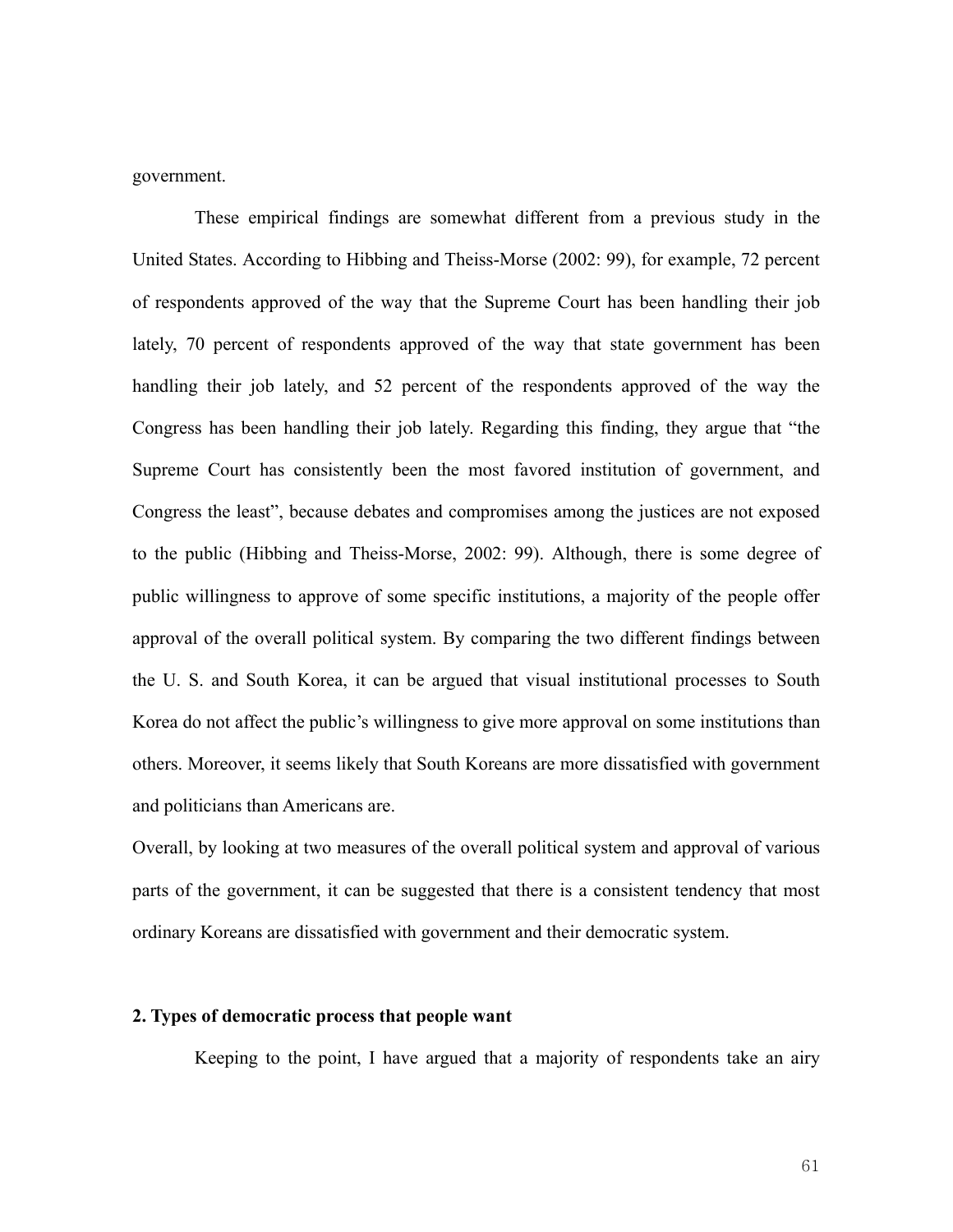government.

These empirical findings are somewhat different from a previous study in the United States. According to Hibbing and Theiss-Morse (2002: 99), for example, 72 percent of respondents approved of the way that the Supreme Court has been handling their job lately, 70 percent of respondents approved of the way that state government has been handling their job lately, and 52 percent of the respondents approved of the way the Congress has been handling their job lately. Regarding this finding, they argue that "the Supreme Court has consistently been the most favored institution of government, and Congress the least", because debates and compromises among the justices are not exposed to the public (Hibbing and Theiss-Morse, 2002: 99). Although, there is some degree of public willingness to approve of some specific institutions, a majority of the people offer approval of the overall political system. By comparing the two different findings between the U. S. and South Korea, it can be argued that visual institutional processes to South Korea do not affect the public's willingness to give more approval on some institutions than others. Moreover, it seems likely that South Koreans are more dissatisfied with government and politicians than Americans are.

Overall, by looking at two measures of the overall political system and approval of various parts of the government, it can be suggested that there is a consistent tendency that most ordinary Koreans are dissatisfied with government and their democratic system.

**2. Types of democratic process that people want**

Keeping to the point, I have argued that a majority of respondents take an airy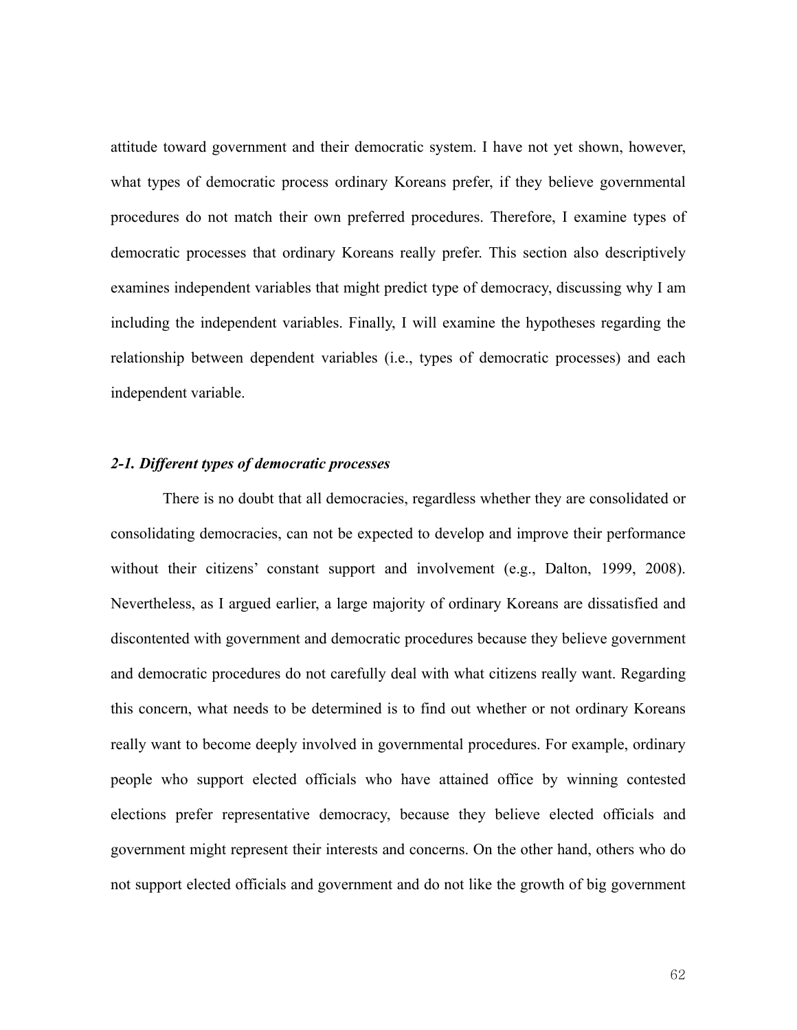attitude toward government and their democratic system. I have not yet shown, however, what types of democratic process ordinary Koreans prefer, if they believe governmental procedures do not match their own preferred procedures. Therefore, I examine types of democratic processes that ordinary Koreans really prefer. This section also descriptively examines independent variables that might predict type of democracy, discussing why I am including the independent variables. Finally, I will examine the hypotheses regarding the relationship between dependent variables (i.e., types of democratic processes) and each independent variable.

### *2-1. Different types of democratic processes*

There is no doubt that all democracies, regardless whether they are consolidated or consolidating democracies, can not be expected to develop and improve their performance without their citizens' constant support and involvement (e.g., Dalton, 1999, 2008). Nevertheless, as I argued earlier, a large majority of ordinary Koreans are dissatisfied and discontented with government and democratic procedures because they believe government and democratic procedures do not carefully deal with what citizens really want. Regarding this concern, what needs to be determined is to find out whether or not ordinary Koreans really want to become deeply involved in governmental procedures. For example, ordinary people who support elected officials who have attained office by winning contested elections prefer representative democracy, because they believe elected officials and government might represent their interests and concerns. On the other hand, others who do not support elected officials and government and do not like the growth of big government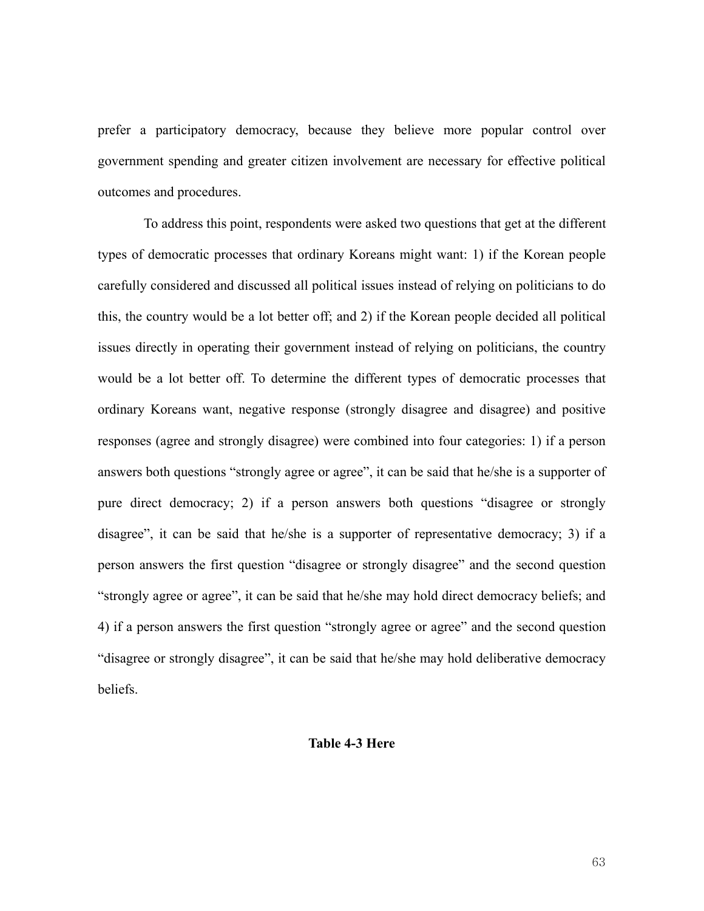prefer a participatory democracy, because they believe more popular control over government spending and greater citizen involvement are necessary for effective political outcomes and procedures.

To address this point, respondents were asked two questions that get at the different types of democratic processes that ordinary Koreans might want: 1) if the Korean people carefully considered and discussed all political issues instead of relying on politicians to do this, the country would be a lot better off; and 2) if the Korean people decided all political issues directly in operating their government instead of relying on politicians, the country would be a lot better off. To determine the different types of democratic processes that ordinary Koreans want, negative response (strongly disagree and disagree) and positive responses (agree and strongly disagree) were combined into four categories: 1) if a person answers both questions "strongly agree or agree", it can be said that he/she is a supporter of pure direct democracy; 2) if a person answers both questions "disagree or strongly disagree", it can be said that he/she is a supporter of representative democracy; 3) if a person answers the first question "disagree or strongly disagree" and the second question "strongly agree or agree", it can be said that he/she may hold direct democracy beliefs; and 4) if a person answers the first question "strongly agree or agree" and the second question "disagree or strongly disagree", it can be said that he/she may hold deliberative democracy beliefs.

**Table 4-3 Here**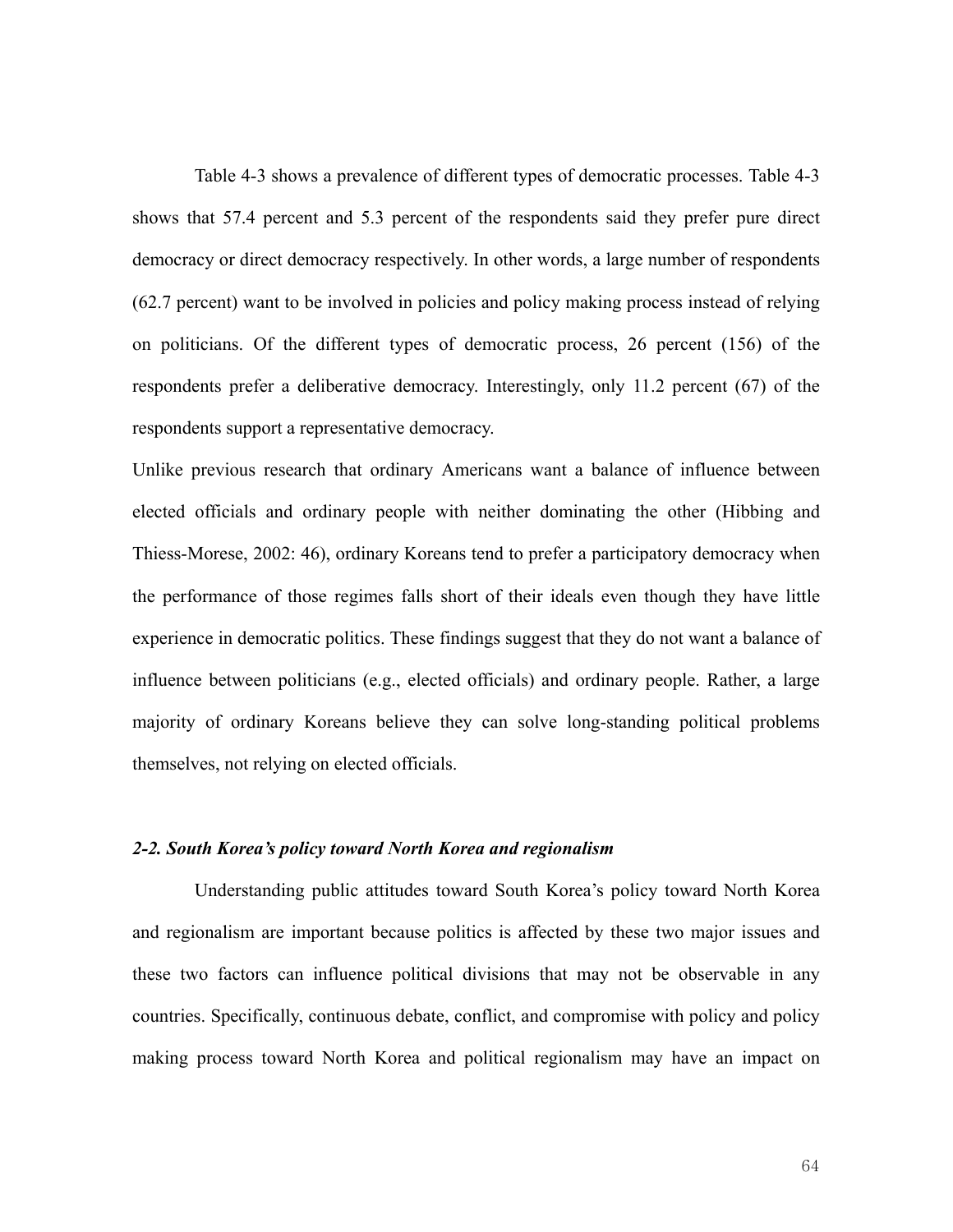Table 4-3 shows a prevalence of different types of democratic processes. Table 4-3 shows that 57.4 percent and 5.3 percent of the respondents said they prefer pure direct democracy or direct democracy respectively. In other words, a large number of respondents (62.7 percent) want to be involved in policies and policy making process instead of relying on politicians. Of the different types of democratic process, 26 percent (156) of the respondents prefer a deliberative democracy. Interestingly, only 11.2 percent (67) of the respondents support a representative democracy.

Unlike previous research that ordinary Americans want a balance of influence between elected officials and ordinary people with neither dominating the other (Hibbing and Thiess-Morese, 2002: 46), ordinary Koreans tend to prefer a participatory democracy when the performance of those regimes falls short of their ideals even though they have little experience in democratic politics. These findings suggest that they do not want a balance of influence between politicians (e.g., elected officials) and ordinary people. Rather, a large majority of ordinary Koreans believe they can solve long-standing political problems themselves, not relying on elected officials.

### *2-2. South Korea's policy toward North Korea and regionalism*

Understanding public attitudes toward South Korea's policy toward North Korea and regionalism are important because politics is affected by these two major issues and these two factors can influence political divisions that may not be observable in any countries. Specifically, continuous debate, conflict, and compromise with policy and policy making process toward North Korea and political regionalism may have an impact on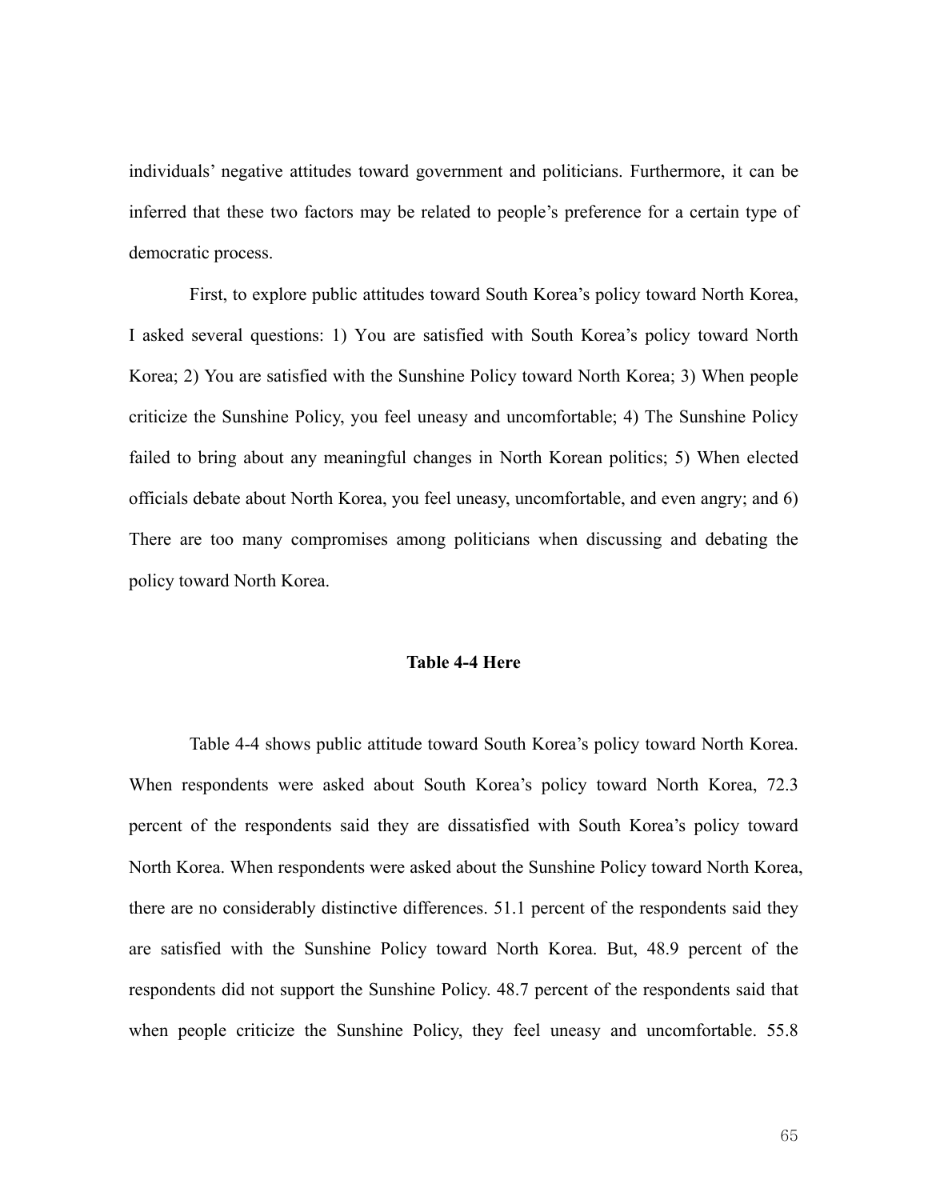individuals' negative attitudes toward government and politicians. Furthermore, it can be inferred that these two factors may be related to people's preference for a certain type of democratic process.

First, to explore public attitudes toward South Korea's policy toward North Korea, I asked several questions: 1) You are satisfied with South Korea's policy toward North Korea; 2) You are satisfied with the Sunshine Policy toward North Korea; 3) When people criticize the Sunshine Policy, you feel uneasy and uncomfortable; 4) The Sunshine Policy failed to bring about any meaningful changes in North Korean politics; 5) When elected officials debate about North Korea, you feel uneasy, uncomfortable, and even angry; and 6) There are too many compromises among politicians when discussing and debating the policy toward North Korea.

**Table 4-4 Here**

Table 4-4 shows public attitude toward South Korea's policy toward North Korea. When respondents were asked about South Korea's policy toward North Korea, 72.3 percent of the respondents said they are dissatisfied with South Korea's policy toward North Korea. When respondents were asked about the Sunshine Policy toward North Korea, there are no considerably distinctive differences. 51.1 percent of the respondents said they are satisfied with the Sunshine Policy toward North Korea. But, 48.9 percent of the respondents did not support the Sunshine Policy. 48.7 percent of the respondents said that when people criticize the Sunshine Policy, they feel uneasy and uncomfortable. 55.8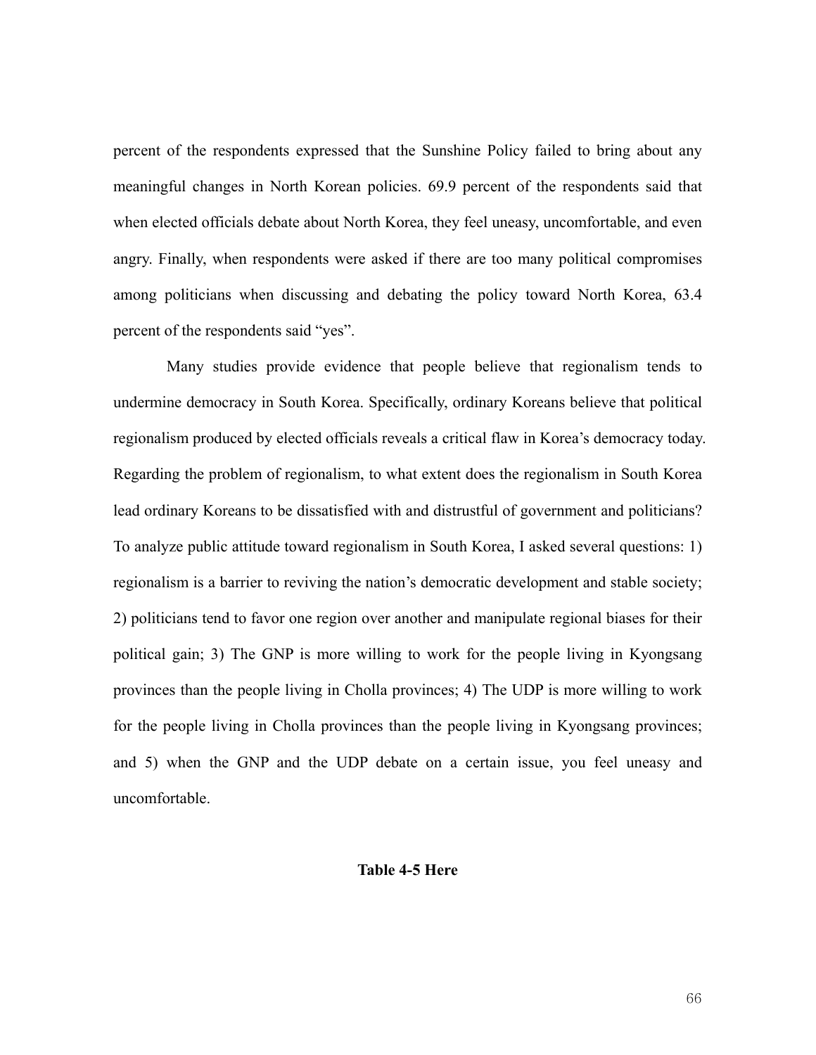percent of the respondents expressed that the Sunshine Policy failed to bring about any meaningful changes in North Korean policies. 69.9 percent of the respondents said that when elected officials debate about North Korea, they feel uneasy, uncomfortable, and even angry. Finally, when respondents were asked if there are too many political compromises among politicians when discussing and debating the policy toward North Korea, 63.4 percent of the respondents said "yes".

Many studies provide evidence that people believe that regionalism tends to undermine democracy in South Korea. Specifically, ordinary Koreans believe that political regionalism produced by elected officials reveals a critical flaw in Korea's democracy today. Regarding the problem of regionalism, to what extent does the regionalism in South Korea lead ordinary Koreans to be dissatisfied with and distrustful of government and politicians? To analyze public attitude toward regionalism in South Korea, I asked several questions: 1) regionalism is a barrier to reviving the nation's democratic development and stable society; 2) politicians tend to favor one region over another and manipulate regional biases for their political gain; 3) The GNP is more willing to work for the people living in Kyongsang provinces than the people living in Cholla provinces; 4) The UDP is more willing to work for the people living in Cholla provinces than the people living in Kyongsang provinces; and 5) when the GNP and the UDP debate on a certain issue, you feel uneasy and uncomfortable.

**Table 4-5 Here**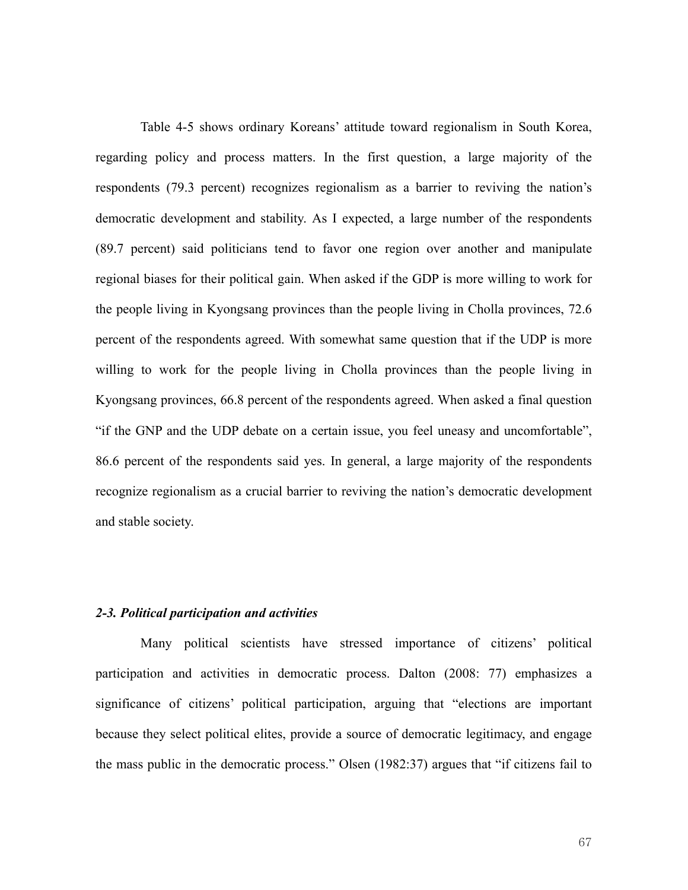Table 4-5 shows ordinary Koreans' attitude toward regionalism in South Korea, regarding policy and process matters. In the first question, a large majority of the respondents (79.3 percent) recognizes regionalism as a barrier to reviving the nation's democratic development and stability. As I expected, a large number of the respondents (89.7 percent) said politicians tend to favor one region over another and manipulate regional biases for their political gain. When asked if the GDP is more willing to work for the people living in Kyongsang provinces than the people living in Cholla provinces, 72.6 percent of the respondents agreed. With somewhat same question that if the UDP is more willing to work for the people living in Cholla provinces than the people living in Kyongsang provinces, 66.8 percent of the respondents agreed. When asked a final question "if the GNP and the UDP debate on a certain issue, you feel uneasy and uncomfortable", 86.6 percent of the respondents said yes. In general, a large majority of the respondents recognize regionalism as a crucial barrier to reviving the nation's democratic development and stable society.

### *2-3. Political participation and activities*

Many political scientists have stressed importance of citizens' political participation and activities in democratic process. Dalton (2008: 77) emphasizes a significance of citizens' political participation, arguing that "elections are important because they select political elites, provide a source of democratic legitimacy, and engage the mass public in the democratic process." Olsen (1982:37) argues that "if citizens fail to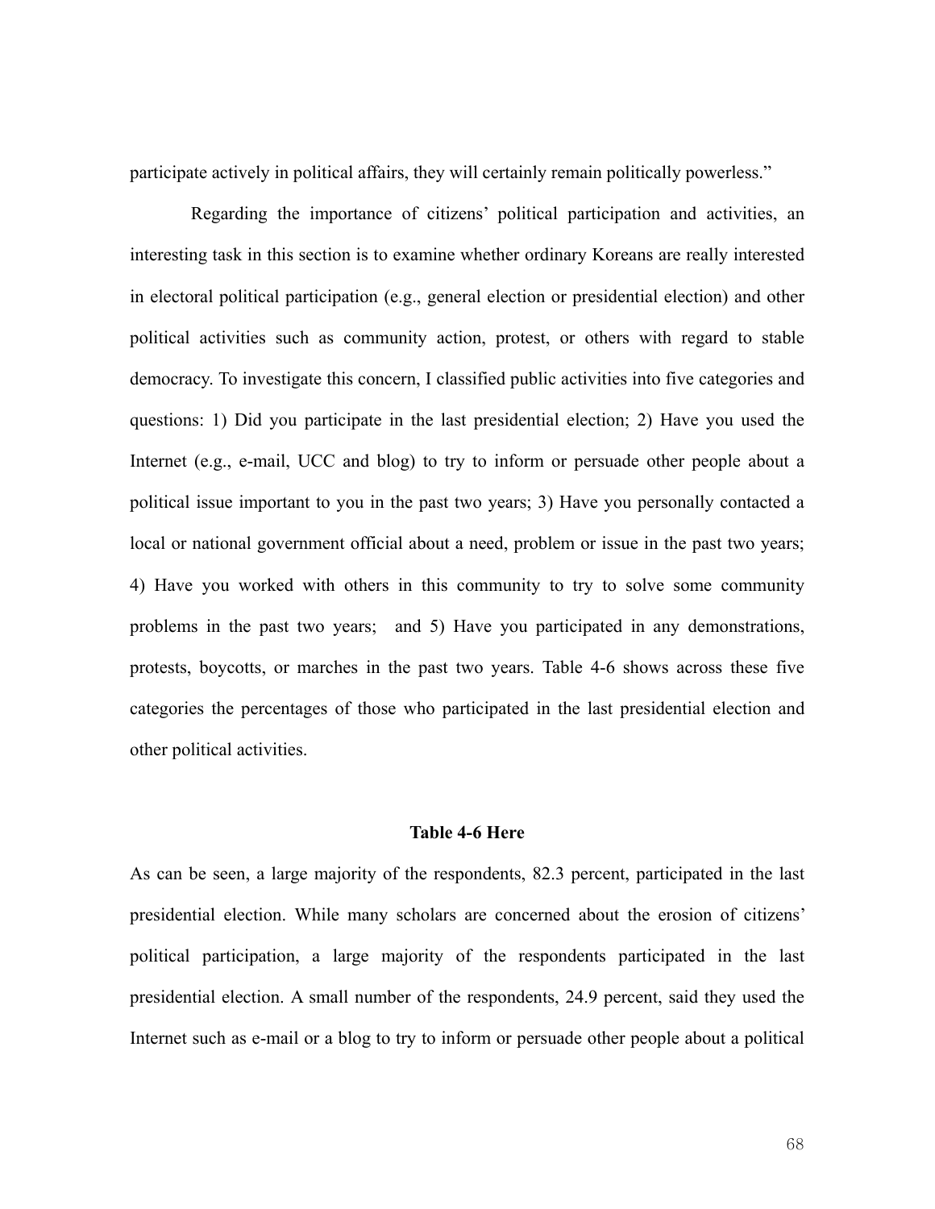participate actively in political affairs, they will certainly remain politically powerless."

Regarding the importance of citizens' political participation and activities, an interesting task in this section is to examine whether ordinary Koreans are really interested in electoral political participation (e.g., general election or presidential election) and other political activities such as community action, protest, or others with regard to stable democracy. To investigate this concern, I classified public activities into five categories and questions: 1) Did you participate in the last presidential election; 2) Have you used the Internet (e.g., e-mail, UCC and blog) to try to inform or persuade other people about a political issue important to you in the past two years; 3) Have you personally contacted a local or national government official about a need, problem or issue in the past two years; 4) Have you worked with others in this community to try to solve some community problems in the past two years; and 5) Have you participated in any demonstrations, protests, boycotts, or marches in the past two years. Table 4-6 shows across these five categories the percentages of those who participated in the last presidential election and other political activities.

**Table 4-6 Here**

As can be seen, a large majority of the respondents, 82.3 percent, participated in the last presidential election. While many scholars are concerned about the erosion of citizens' political participation, a large majority of the respondents participated in the last presidential election. A small number of the respondents, 24.9 percent, said they used the Internet such as e-mail or a blog to try to inform or persuade other people about a political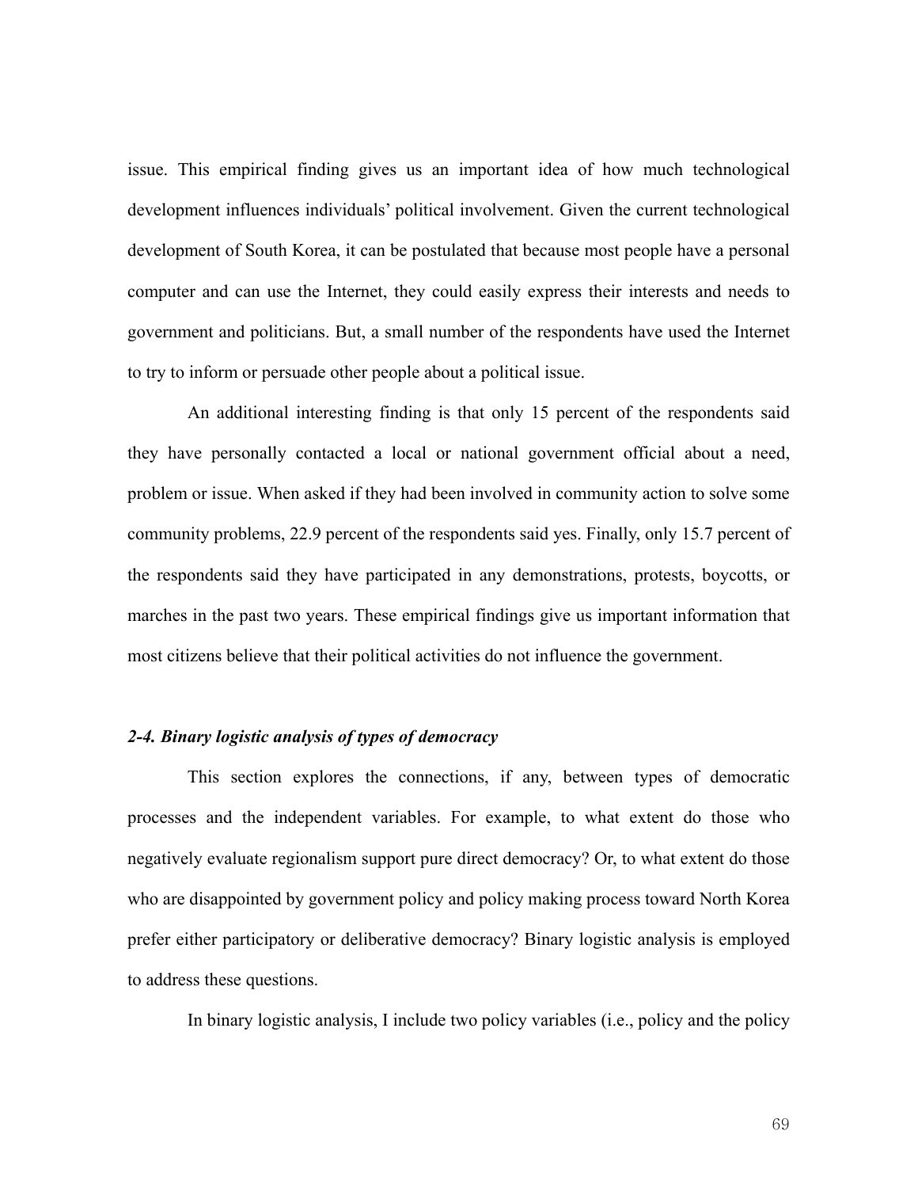issue. This empirical finding gives us an important idea of how much technological development influences individuals' political involvement. Given the current technological development of South Korea, it can be postulated that because most people have a personal computer and can use the Internet, they could easily express their interests and needs to government and politicians. But, a small number of the respondents have used the Internet to try to inform or persuade other people about a political issue.

An additional interesting finding is that only 15 percent of the respondents said they have personally contacted a local or national government official about a need, problem or issue. When asked if they had been involved in community action to solve some community problems, 22.9 percent of the respondents said yes. Finally, only 15.7 percent of the respondents said they have participated in any demonstrations, protests, boycotts, or marches in the past two years. These empirical findings give us important information that most citizens believe that their political activities do not influence the government.

### *2-4. Binary logistic analysis of types of democracy*

This section explores the connections, if any, between types of democratic processes and the independent variables. For example, to what extent do those who negatively evaluate regionalism support pure direct democracy? Or, to what extent do those who are disappointed by government policy and policy making process toward North Korea prefer either participatory or deliberative democracy? Binary logistic analysis is employed to address these questions.

In binary logistic analysis, I include two policy variables (i.e., policy and the policy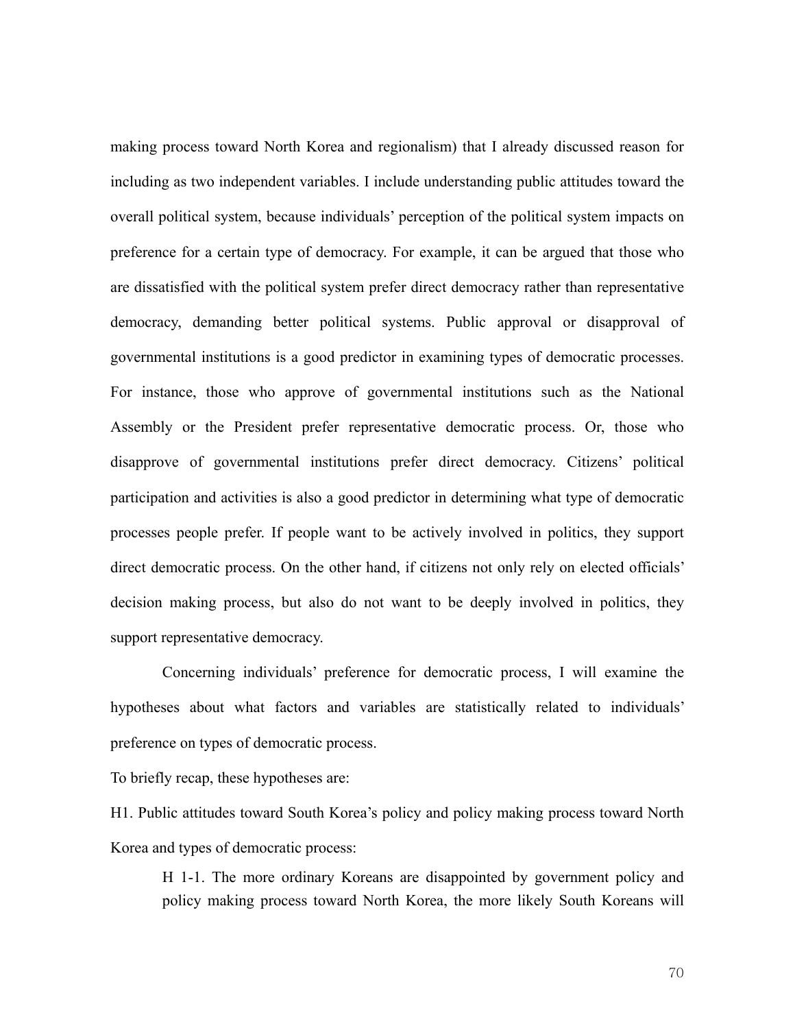making process toward North Korea and regionalism) that I already discussed reason for including as two independent variables. I include understanding public attitudes toward the overall political system, because individuals' perception of the political system impacts on preference for a certain type of democracy. For example, it can be argued that those who are dissatisfied with the political system prefer direct democracy rather than representative democracy, demanding better political systems. Public approval or disapproval of governmental institutions is a good predictor in examining types of democratic processes. For instance, those who approve of governmental institutions such as the National Assembly or the President prefer representative democratic process. Or, those who disapprove of governmental institutions prefer direct democracy. Citizens' political participation and activities is also a good predictor in determining what type of democratic processes people prefer. If people want to be actively involved in politics, they support direct democratic process. On the other hand, if citizens not only rely on elected officials' decision making process, but also do not want to be deeply involved in politics, they support representative democracy.

Concerning individuals' preference for democratic process, I will examine the hypotheses about what factors and variables are statistically related to individuals' preference on types of democratic process.

To briefly recap, these hypotheses are:

H1. Public attitudes toward South Korea's policy and policy making process toward North Korea and types of democratic process:

> H 1-1. The more ordinary Koreans are disappointed by government policy and policy making process toward North Korea, the more likely South Koreans will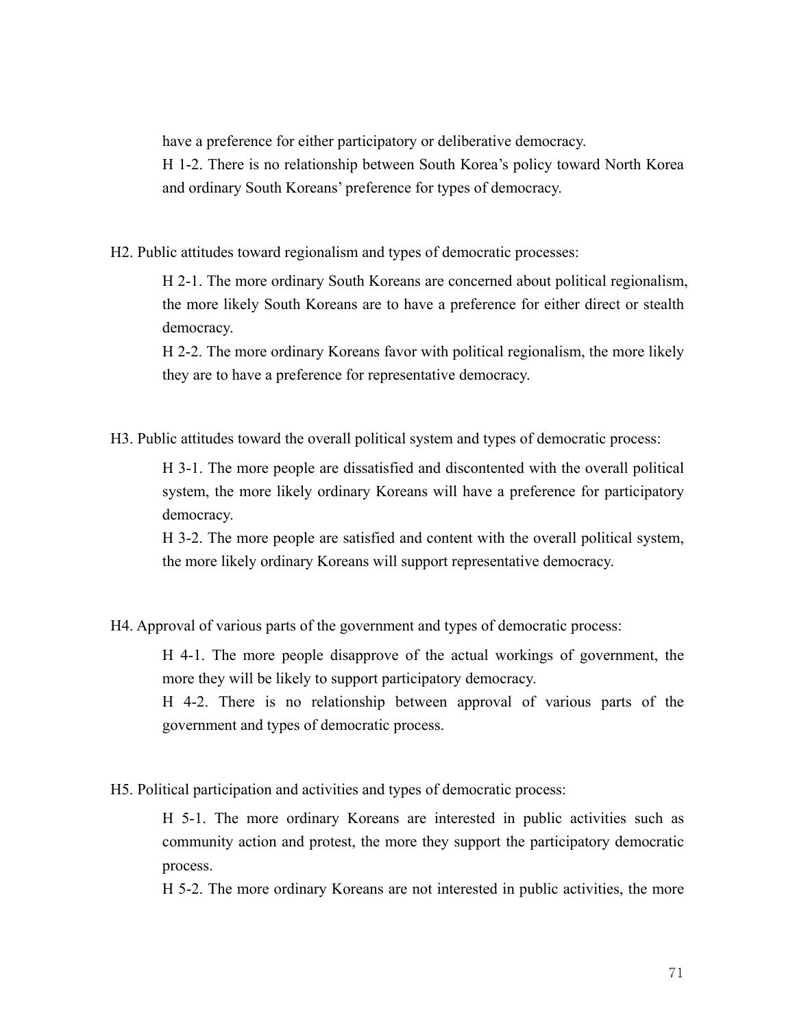have a preference for either participatory or deliberative democracy.

H 1-2. There is no relationship between South Korea's policy toward North Korea and ordinary South Koreans' preference for types of democracy.

H2. Public attitudes toward regionalism and types of democratic processes:

H 2-1. The more ordinary South Koreans are concerned about political regionalism, the more likely South Koreans are to have a preference for either direct or stealth democracy.

H 2-2. The more ordinary Koreans favor with political regionalism, the more likely they are to have a preference for representative democracy.

H3. Public attitudes toward the overall political system and types of democratic process:

H 3-1. The more people are dissatisfied and discontented with the overall political system, the more likely ordinary Koreans will have a preference for participatory democracy.

H 3-2. The more people are satisfied and content with the overall political system, the more likely ordinary Koreans will support representative democracy.

H4. Approval of various parts of the government and types of democratic process:

H 4-1. The more people disapprove of the actual workings of government, the more they will be likely to support participatory democracy.

H 4-2. There is no relationship between approval of various parts of the government and types of democratic process.

H5. Political participation and activities and types of democratic process:

H 5-1. The more ordinary Koreans are interested in public activities such as community action and protest, the more they support the participatory democratic process.

H 5-2. The more ordinary Koreans are not interested in public activities, the more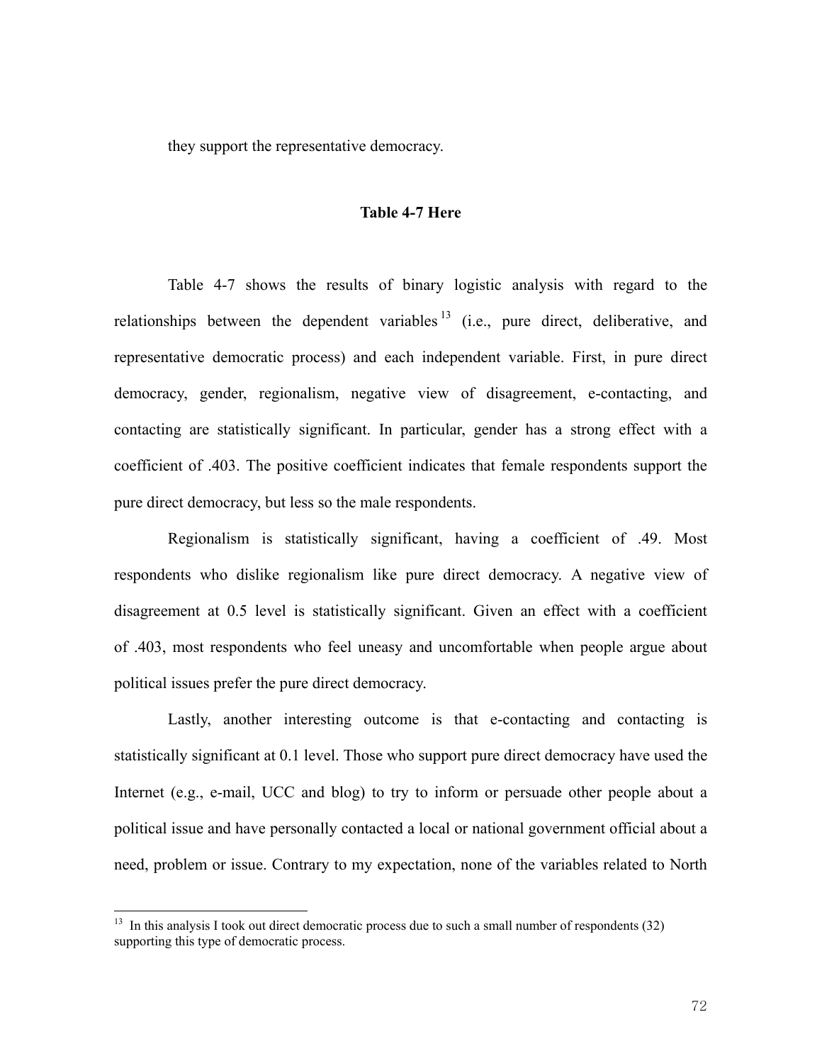they support the representative democracy.

**Table 4-7 Here**

Table 4-7 shows the results of binary logistic analysis with regard to the relationships between the dependent variables[13] (i.e., pure direct, deliberative, and representative democratic process) and each independent variable. First, in pure direct democracy, gender, regionalism, negative view of disagreement, e-contacting, and contacting are statistically significant. In particular, gender has a strong effect with a coefficient of .403. The positive coefficient indicates that female respondents support the pure direct democracy, but less so the male respondents.

Regionalism is statistically significant, having a coefficient of .49. Most respondents who dislike regionalism like pure direct democracy. A negative view of disagreement at 0.5 level is statistically significant. Given an effect with a coefficient of .403, most respondents who feel uneasy and uncomfortable when people argue about political issues prefer the pure direct democracy.

Lastly, another interesting outcome is that e-contacting and contacting is statistically significant at 0.1 level. Those who support pure direct democracy have used the Internet (e.g., e-mail, UCC and blog) to try to inform or persuade other people about a political issue and have personally contacted a local or national government official about a need, problem or issue. Contrary to my expectation, none of the variables related to North

[13] In this analysis I took out direct democratic process due to such a small number of respondents (32) supporting this type of democratic process.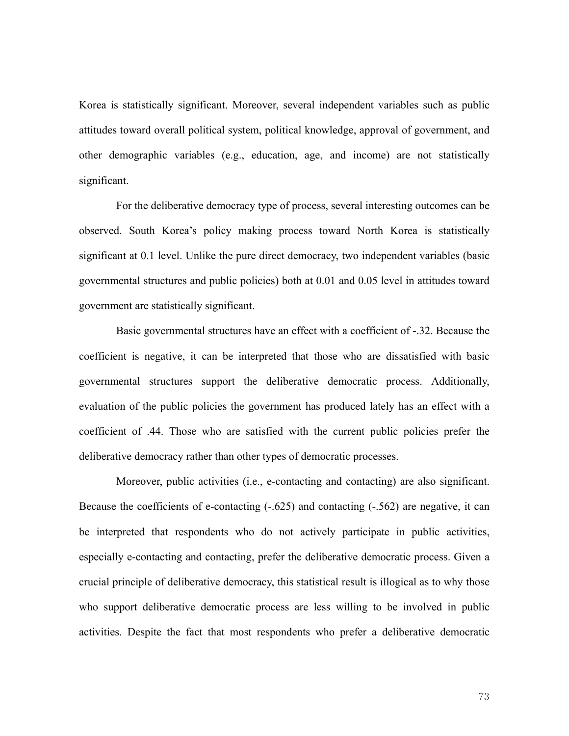Korea is statistically significant. Moreover, several independent variables such as public attitudes toward overall political system, political knowledge, approval of government, and other demographic variables (e.g., education, age, and income) are not statistically significant.

For the deliberative democracy type of process, several interesting outcomes can be observed. South Korea's policy making process toward North Korea is statistically significant at 0.1 level. Unlike the pure direct democracy, two independent variables (basic governmental structures and public policies) both at 0.01 and 0.05 level in attitudes toward government are statistically significant.

Basic governmental structures have an effect with a coefficient of -.32. Because the coefficient is negative, it can be interpreted that those who are dissatisfied with basic governmental structures support the deliberative democratic process. Additionally, evaluation of the public policies the government has produced lately has an effect with a coefficient of .44. Those who are satisfied with the current public policies prefer the deliberative democracy rather than other types of democratic processes.

Moreover, public activities (i.e., e-contacting and contacting) are also significant. Because the coefficients of e-contacting (-.625) and contacting (-.562) are negative, it can be interpreted that respondents who do not actively participate in public activities, especially e-contacting and contacting, prefer the deliberative democratic process. Given a crucial principle of deliberative democracy, this statistical result is illogical as to why those who support deliberative democratic process are less willing to be involved in public activities. Despite the fact that most respondents who prefer a deliberative democratic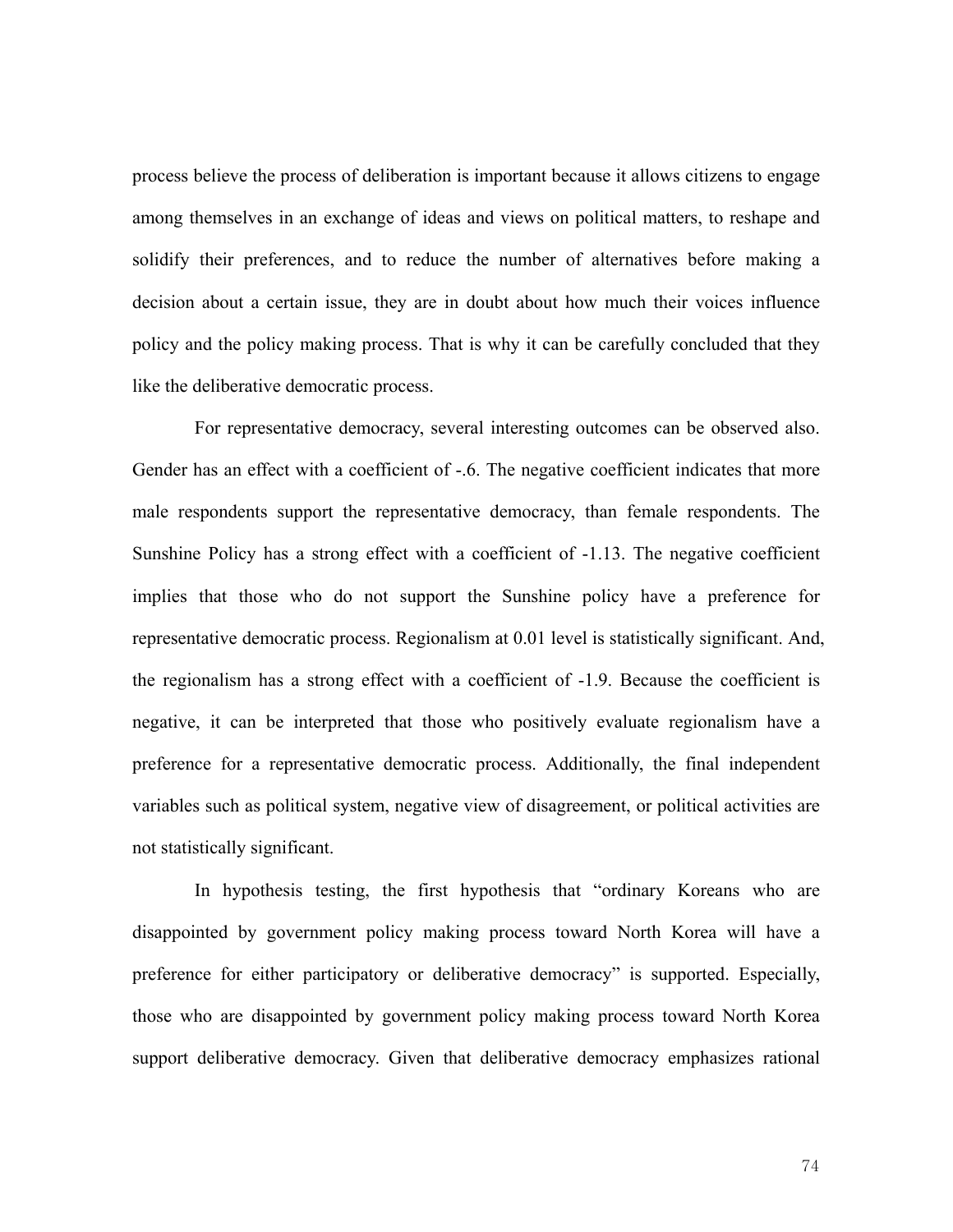process believe the process of deliberation is important because it allows citizens to engage among themselves in an exchange of ideas and views on political matters, to reshape and solidify their preferences, and to reduce the number of alternatives before making a decision about a certain issue, they are in doubt about how much their voices influence policy and the policy making process. That is why it can be carefully concluded that they like the deliberative democratic process.

For representative democracy, several interesting outcomes can be observed also. Gender has an effect with a coefficient of -.6. The negative coefficient indicates that more male respondents support the representative democracy, than female respondents. The Sunshine Policy has a strong effect with a coefficient of -1.13. The negative coefficient implies that those who do not support the Sunshine policy have a preference for representative democratic process. Regionalism at 0.01 level is statistically significant. And, the regionalism has a strong effect with a coefficient of -1.9. Because the coefficient is negative, it can be interpreted that those who positively evaluate regionalism have a preference for a representative democratic process. Additionally, the final independent variables such as political system, negative view of disagreement, or political activities are not statistically significant.

In hypothesis testing, the first hypothesis that "ordinary Koreans who are disappointed by government policy making process toward North Korea will have a preference for either participatory or deliberative democracy" is supported. Especially, those who are disappointed by government policy making process toward North Korea support deliberative democracy. Given that deliberative democracy emphasizes rational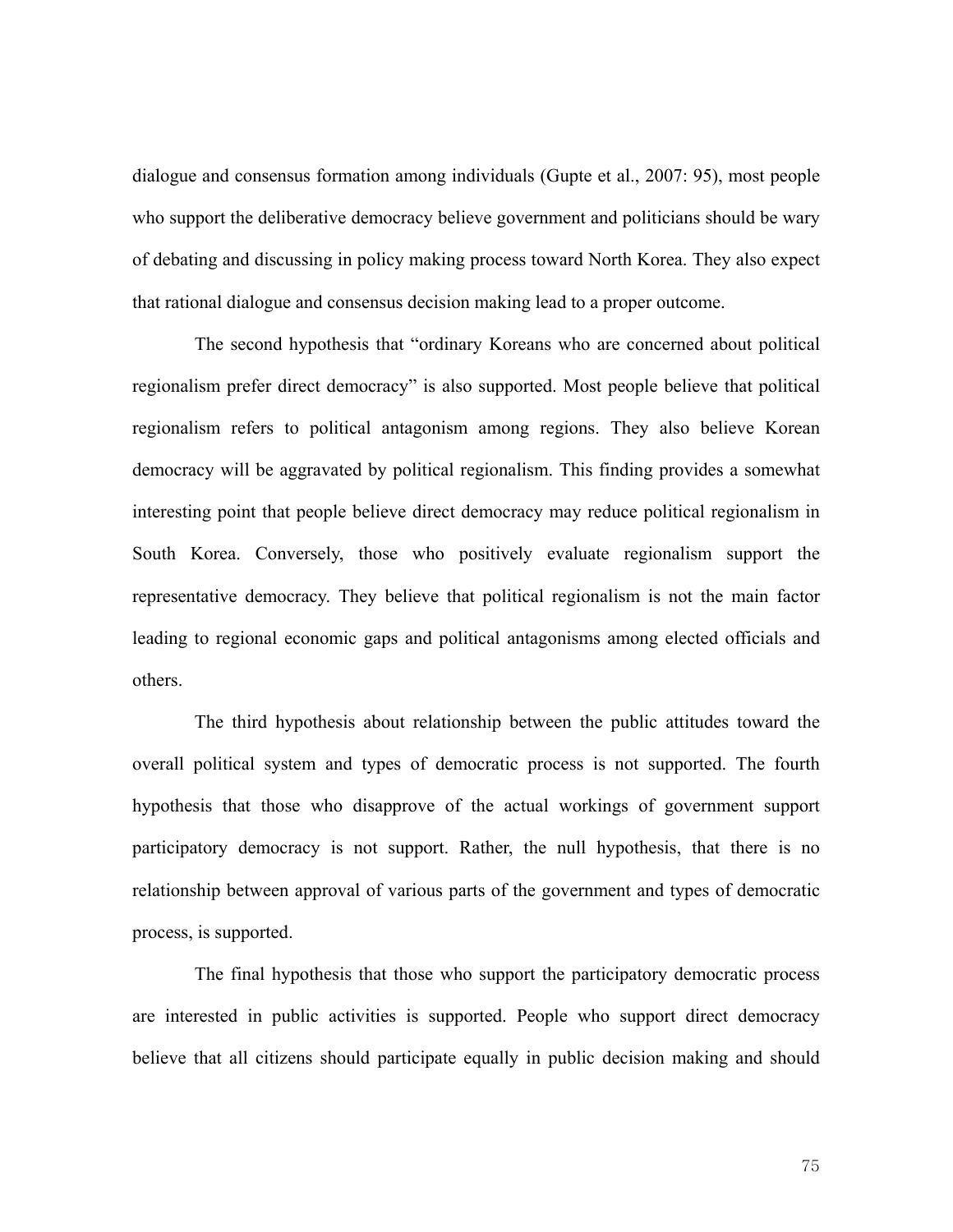dialogue and consensus formation among individuals (Gupte et al., 2007: 95), most people who support the deliberative democracy believe government and politicians should be wary of debating and discussing in policy making process toward North Korea. They also expect that rational dialogue and consensus decision making lead to a proper outcome.

The second hypothesis that "ordinary Koreans who are concerned about political regionalism prefer direct democracy" is also supported. Most people believe that political regionalism refers to political antagonism among regions. They also believe Korean democracy will be aggravated by political regionalism. This finding provides a somewhat interesting point that people believe direct democracy may reduce political regionalism in South Korea. Conversely, those who positively evaluate regionalism support the representative democracy. They believe that political regionalism is not the main factor leading to regional economic gaps and political antagonisms among elected officials and others.

The third hypothesis about relationship between the public attitudes toward the overall political system and types of democratic process is not supported. The fourth hypothesis that those who disapprove of the actual workings of government support participatory democracy is not support. Rather, the null hypothesis, that there is no relationship between approval of various parts of the government and types of democratic process, is supported.

The final hypothesis that those who support the participatory democratic process are interested in public activities is supported. People who support direct democracy believe that all citizens should participate equally in public decision making and should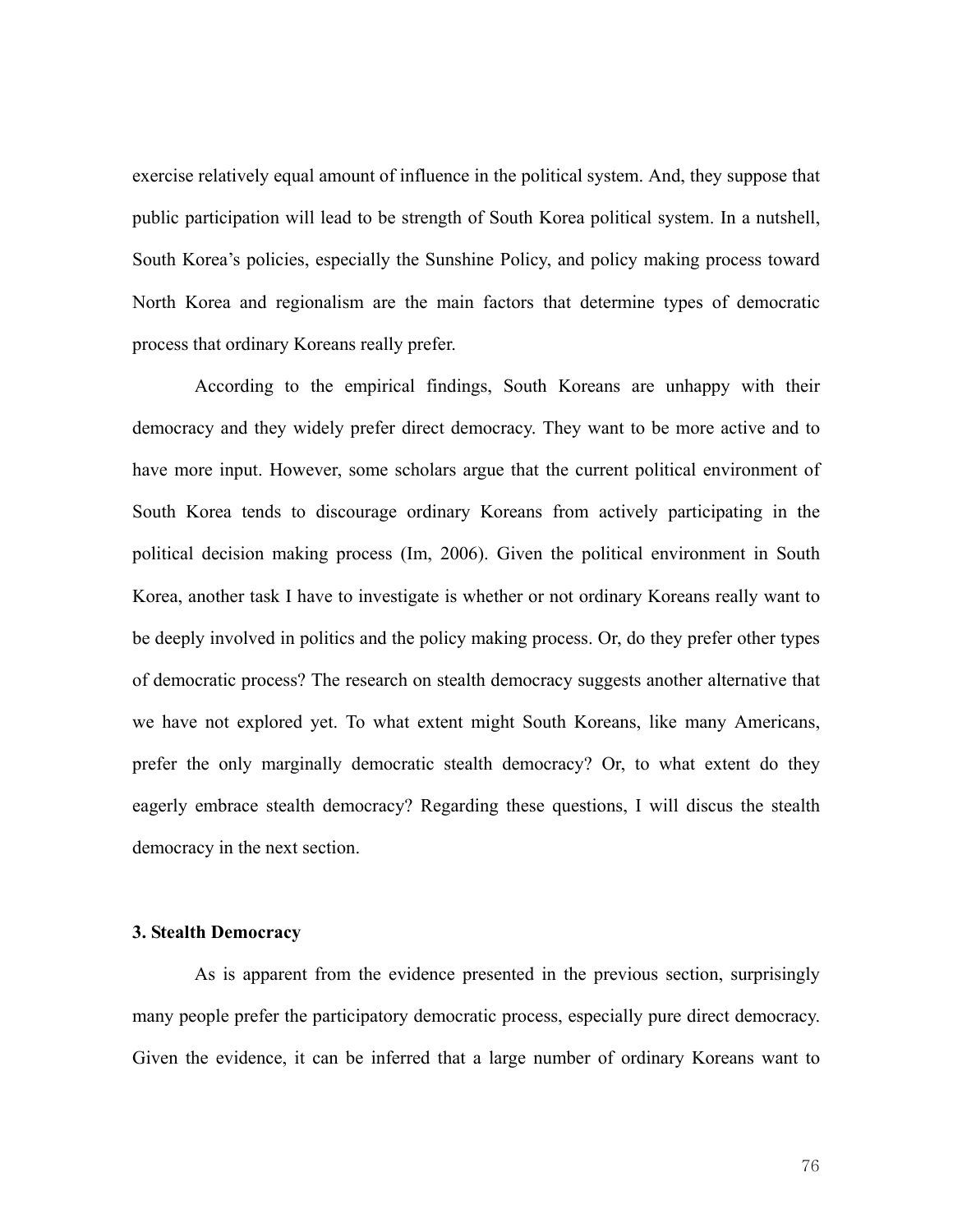exercise relatively equal amount of influence in the political system. And, they suppose that public participation will lead to be strength of South Korea political system. In a nutshell, South Korea's policies, especially the Sunshine Policy, and policy making process toward North Korea and regionalism are the main factors that determine types of democratic process that ordinary Koreans really prefer.

According to the empirical findings, South Koreans are unhappy with their democracy and they widely prefer direct democracy. They want to be more active and to have more input. However, some scholars argue that the current political environment of South Korea tends to discourage ordinary Koreans from actively participating in the political decision making process (Im, 2006). Given the political environment in South Korea, another task I have to investigate is whether or not ordinary Koreans really want to be deeply involved in politics and the policy making process. Or, do they prefer other types of democratic process? The research on stealth democracy suggests another alternative that we have not explored yet. To what extent might South Koreans, like many Americans, prefer the only marginally democratic stealth democracy? Or, to what extent do they eagerly embrace stealth democracy? Regarding these questions, I will discus the stealth democracy in the next section.

### 3. Stealth Democracy

As is apparent from the evidence presented in the previous section, surprisingly many people prefer the participatory democratic process, especially pure direct democracy. Given the evidence, it can be inferred that a large number of ordinary Koreans want to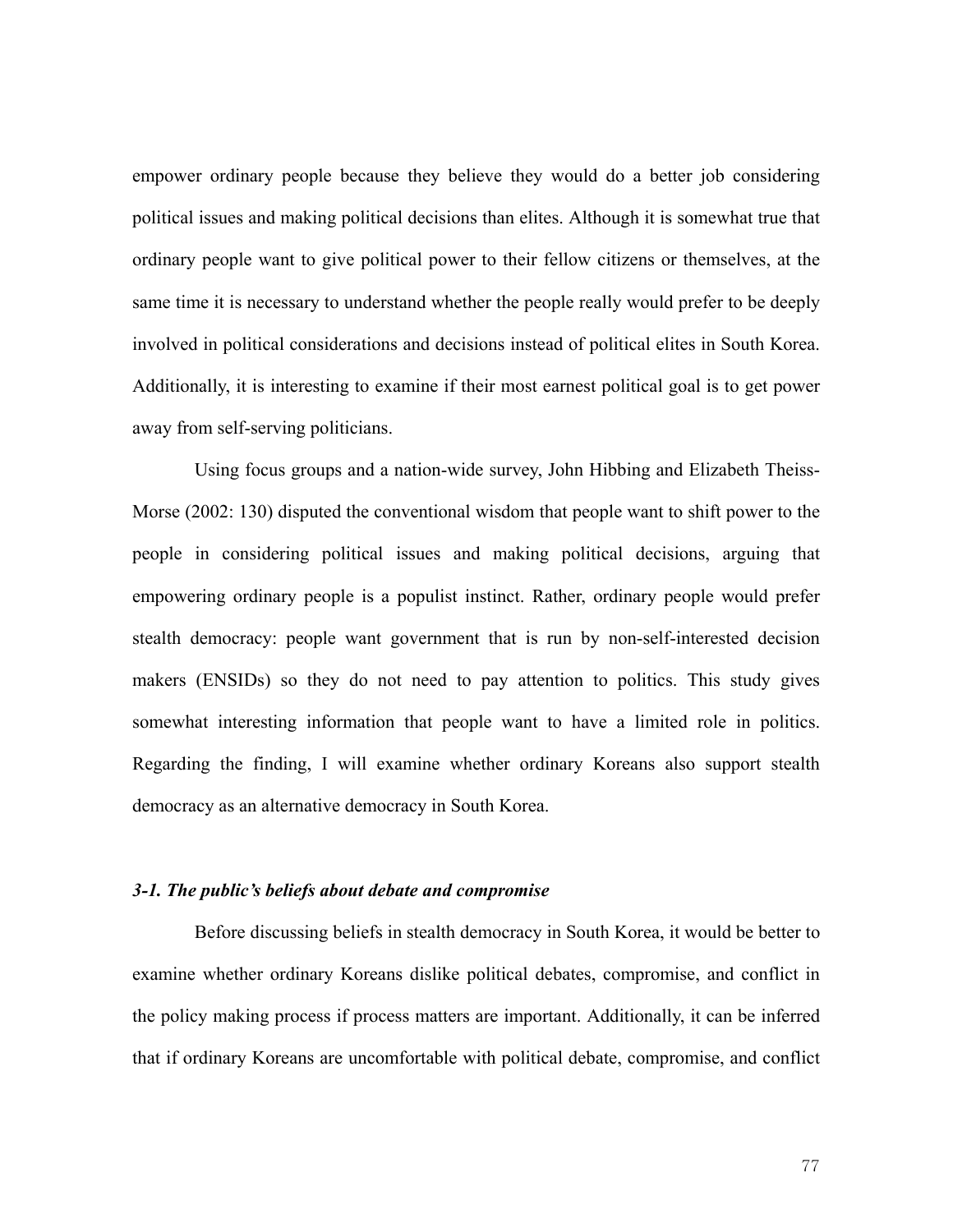empower ordinary people because they believe they would do a better job considering political issues and making political decisions than elites. Although it is somewhat true that ordinary people want to give political power to their fellow citizens or themselves, at the same time it is necessary to understand whether the people really would prefer to be deeply involved in political considerations and decisions instead of political elites in South Korea. Additionally, it is interesting to examine if their most earnest political goal is to get power away from self-serving politicians.

Using focus groups and a nation-wide survey, John Hibbing and Elizabeth Theiss-Morse (2002: 130) disputed the conventional wisdom that people want to shift power to the people in considering political issues and making political decisions, arguing that empowering ordinary people is a populist instinct. Rather, ordinary people would prefer stealth democracy: people want government that is run by non-self-interested decision makers (ENSIDs) so they do not need to pay attention to politics. This study gives somewhat interesting information that people want to have a limited role in politics. Regarding the finding, I will examine whether ordinary Koreans also support stealth democracy as an alternative democracy in South Korea.

### *3-1. The public's beliefs about debate and compromise*

Before discussing beliefs in stealth democracy in South Korea, it would be better to examine whether ordinary Koreans dislike political debates, compromise, and conflict in the policy making process if process matters are important. Additionally, it can be inferred that if ordinary Koreans are uncomfortable with political debate, compromise, and conflict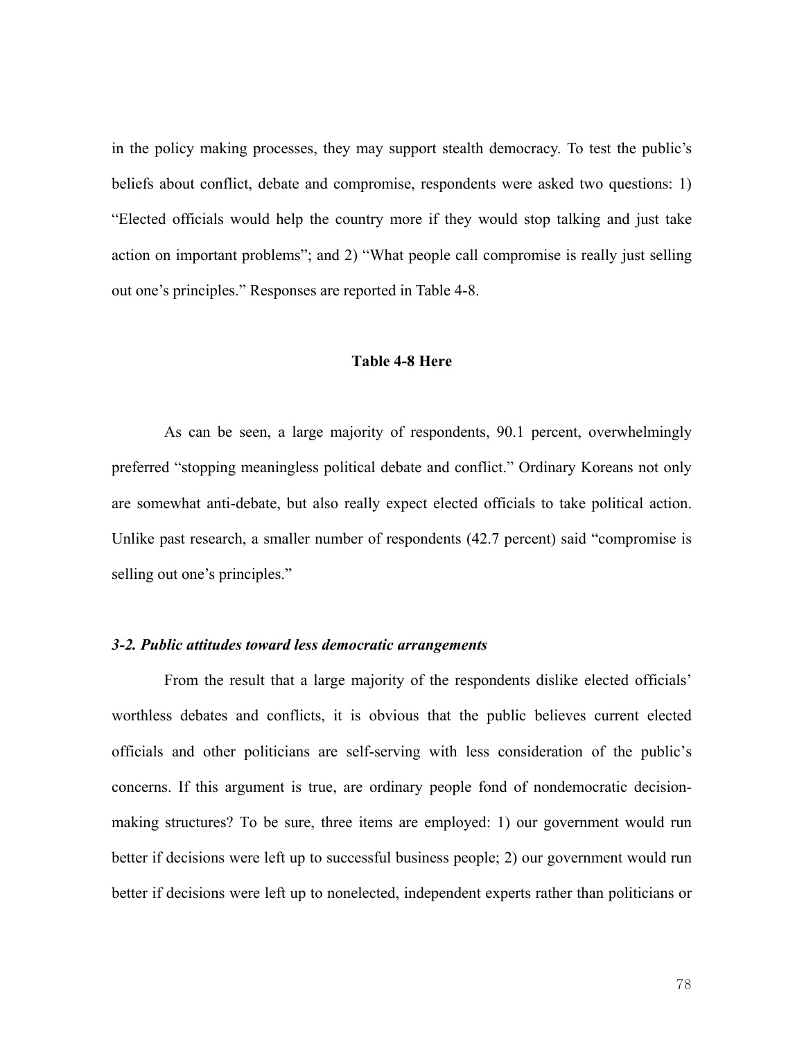in the policy making processes, they may support stealth democracy. To test the public's beliefs about conflict, debate and compromise, respondents were asked two questions: 1) "Elected officials would help the country more if they would stop talking and just take action on important problems"; and 2) "What people call compromise is really just selling out one's principles." Responses are reported in Table 4-8.

**Table 4-8 Here**

As can be seen, a large majority of respondents, 90.1 percent, overwhelmingly preferred "stopping meaningless political debate and conflict." Ordinary Koreans not only are somewhat anti-debate, but also really expect elected officials to take political action. Unlike past research, a smaller number of respondents (42.7 percent) said "compromise is selling out one's principles."

### *3-2. Public attitudes toward less democratic arrangements*

From the result that a large majority of the respondents dislike elected officials' worthless debates and conflicts, it is obvious that the public believes current elected officials and other politicians are self-serving with less consideration of the public's concerns. If this argument is true, are ordinary people fond of nondemocratic decision-making structures? To be sure, three items are employed: 1) our government would run better if decisions were left up to successful business people; 2) our government would run better if decisions were left up to nonelected, independent experts rather than politicians or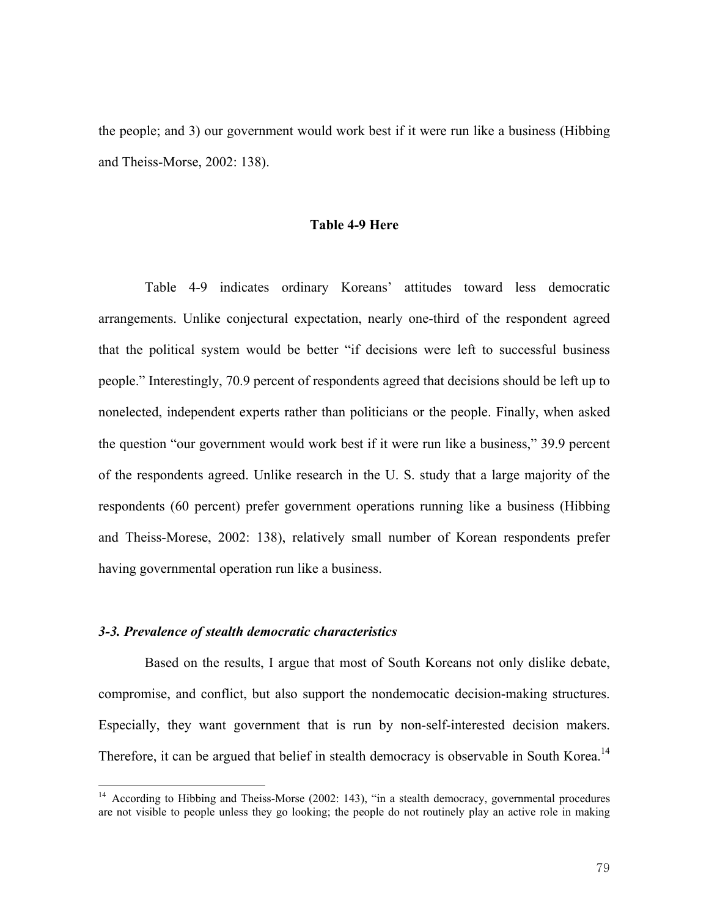the people; and 3) our government would work best if it were run like a business (Hibbing and Theiss-Morse, 2002: 138).

**Table 4-9 Here**

Table 4-9 indicates ordinary Koreans' attitudes toward less democratic arrangements. Unlike conjectural expectation, nearly one-third of the respondent agreed that the political system would be better "if decisions were left to successful business people." Interestingly, 70.9 percent of respondents agreed that decisions should be left up to nonelected, independent experts rather than politicians or the people. Finally, when asked the question "our government would work best if it were run like a business," 39.9 percent of the respondents agreed. Unlike research in the U. S. study that a large majority of the respondents (60 percent) prefer government operations running like a business (Hibbing and Theiss-Morese, 2002: 138), relatively small number of Korean respondents prefer having governmental operation run like a business.

### *3-3. Prevalence of stealth democratic characteristics*

Based on the results, I argue that most of South Koreans not only dislike debate, compromise, and conflict, but also support the nondemocatic decision-making structures. Especially, they want government that is run by non-self-interested decision makers. Therefore, it can be argued that belief in stealth democracy is observable in South Korea.[14]

[14] According to Hibbing and Theiss-Morse (2002: 143), "in a stealth democracy, governmental procedures are not visible to people unless they go looking; the people do not routinely play an active role in making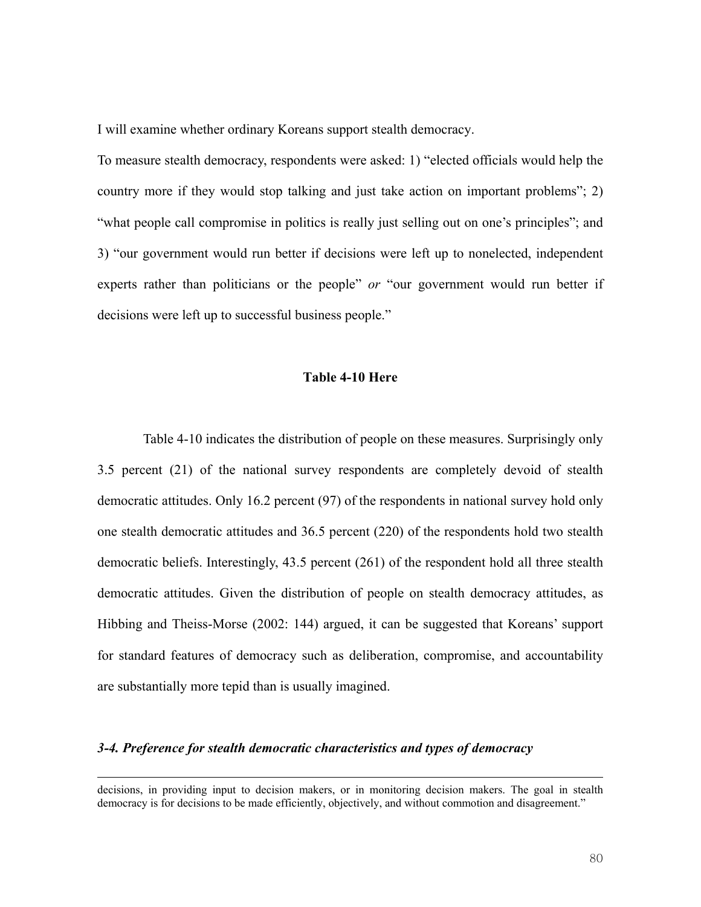I will examine whether ordinary Koreans support stealth democracy.

To measure stealth democracy, respondents were asked: 1) "elected officials would help the country more if they would stop talking and just take action on important problems"; 2) "what people call compromise in politics is really just selling out on one's principles"; and 3) "our government would run better if decisions were left up to nonelected, independent experts rather than politicians or the people" *or* "our government would run better if decisions were left up to successful business people."

**Table 4-10 Here**

Table 4-10 indicates the distribution of people on these measures. Surprisingly only 3.5 percent (21) of the national survey respondents are completely devoid of stealth democratic attitudes. Only 16.2 percent (97) of the respondents in national survey hold only one stealth democratic attitudes and 36.5 percent (220) of the respondents hold two stealth democratic beliefs. Interestingly, 43.5 percent (261) of the respondent hold all three stealth democratic attitudes. Given the distribution of people on stealth democracy attitudes, as Hibbing and Theiss-Morse (2002: 144) argued, it can be suggested that Koreans' support for standard features of democracy such as deliberation, compromise, and accountability are substantially more tepid than is usually imagined.

### *3-4. Preference for stealth democratic characteristics and types of democracy*

---

decisions, in providing input to decision makers, or in monitoring decision makers. The goal in stealth democracy is for decisions to be made efficiently, objectively, and without commotion and disagreement."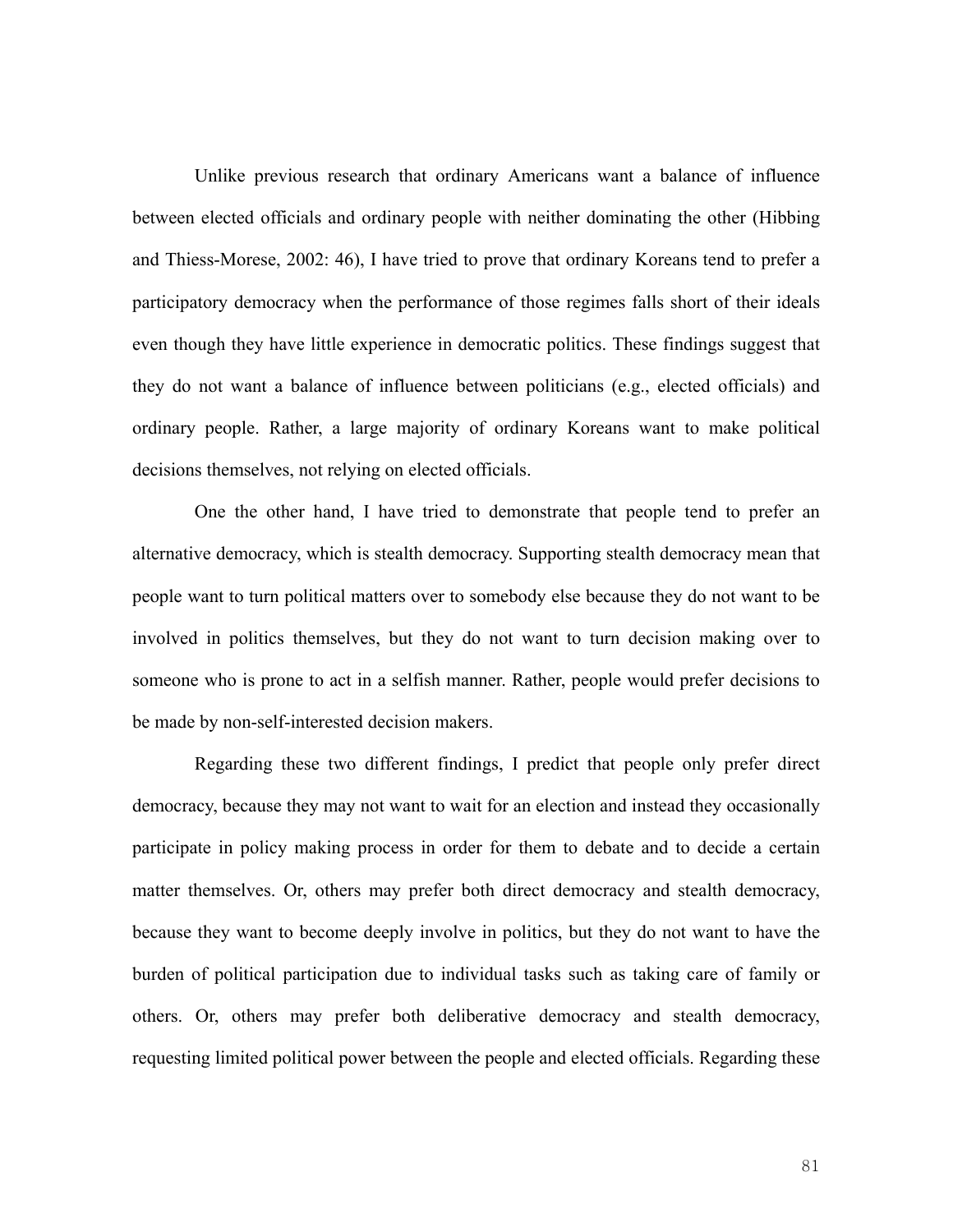Unlike previous research that ordinary Americans want a balance of influence between elected officials and ordinary people with neither dominating the other (Hibbing and Thiess-Morese, 2002: 46), I have tried to prove that ordinary Koreans tend to prefer a participatory democracy when the performance of those regimes falls short of their ideals even though they have little experience in democratic politics. These findings suggest that they do not want a balance of influence between politicians (e.g., elected officials) and ordinary people. Rather, a large majority of ordinary Koreans want to make political decisions themselves, not relying on elected officials.

One the other hand, I have tried to demonstrate that people tend to prefer an alternative democracy, which is stealth democracy. Supporting stealth democracy mean that people want to turn political matters over to somebody else because they do not want to be involved in politics themselves, but they do not want to turn decision making over to someone who is prone to act in a selfish manner. Rather, people would prefer decisions to be made by non-self-interested decision makers.

Regarding these two different findings, I predict that people only prefer direct democracy, because they may not want to wait for an election and instead they occasionally participate in policy making process in order for them to debate and to decide a certain matter themselves. Or, others may prefer both direct democracy and stealth democracy, because they want to become deeply involve in politics, but they do not want to have the burden of political participation due to individual tasks such as taking care of family or others. Or, others may prefer both deliberative democracy and stealth democracy, requesting limited political power between the people and elected officials. Regarding these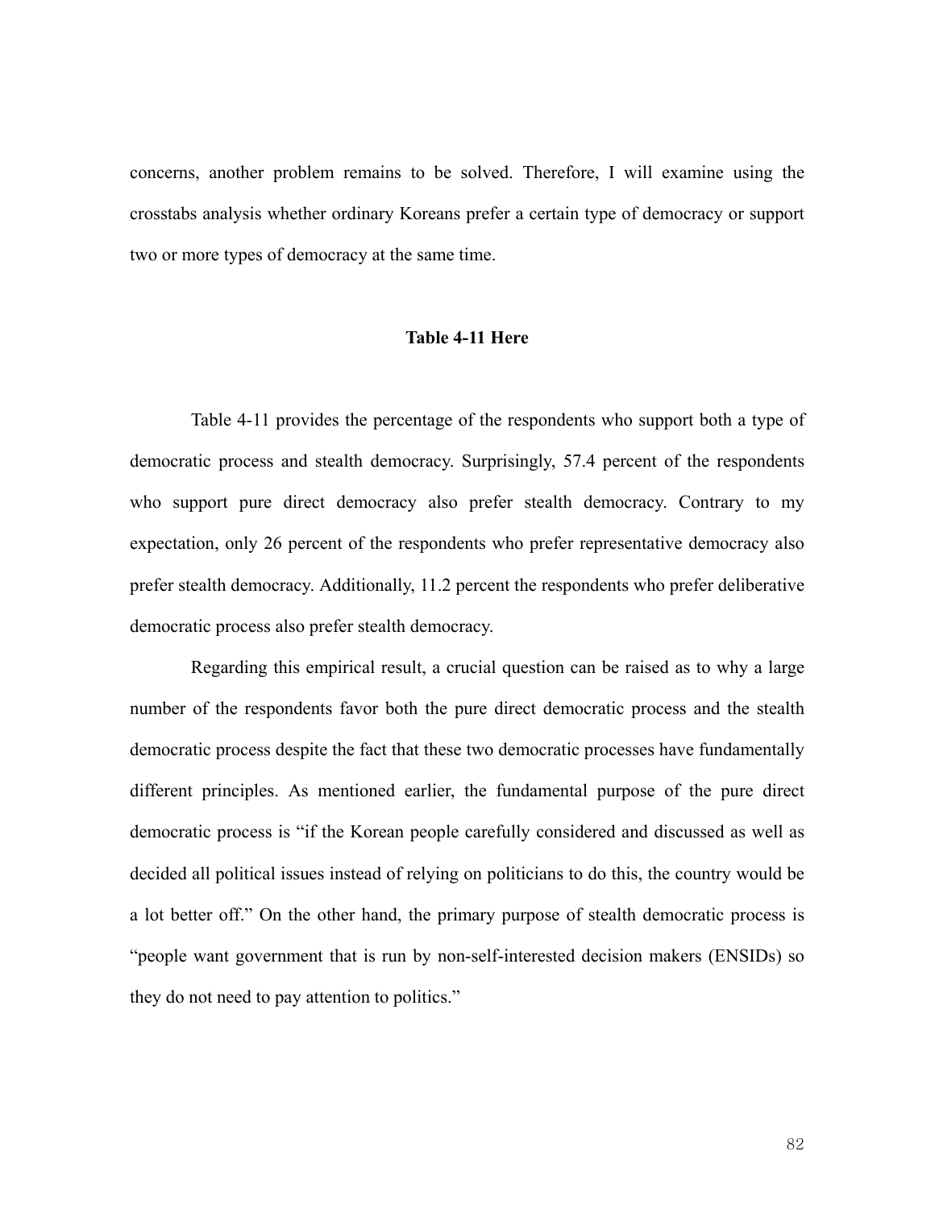concerns, another problem remains to be solved. Therefore, I will examine using the crosstabs analysis whether ordinary Koreans prefer a certain type of democracy or support two or more types of democracy at the same time.

**Table 4-11 Here**

Table 4-11 provides the percentage of the respondents who support both a type of democratic process and stealth democracy. Surprisingly, 57.4 percent of the respondents who support pure direct democracy also prefer stealth democracy. Contrary to my expectation, only 26 percent of the respondents who prefer representative democracy also prefer stealth democracy. Additionally, 11.2 percent the respondents who prefer deliberative democratic process also prefer stealth democracy.

Regarding this empirical result, a crucial question can be raised as to why a large number of the respondents favor both the pure direct democratic process and the stealth democratic process despite the fact that these two democratic processes have fundamentally different principles. As mentioned earlier, the fundamental purpose of the pure direct democratic process is "if the Korean people carefully considered and discussed as well as decided all political issues instead of relying on politicians to do this, the country would be a lot better off." On the other hand, the primary purpose of stealth democratic process is "people want government that is run by non-self-interested decision makers (ENSIDs) so they do not need to pay attention to politics."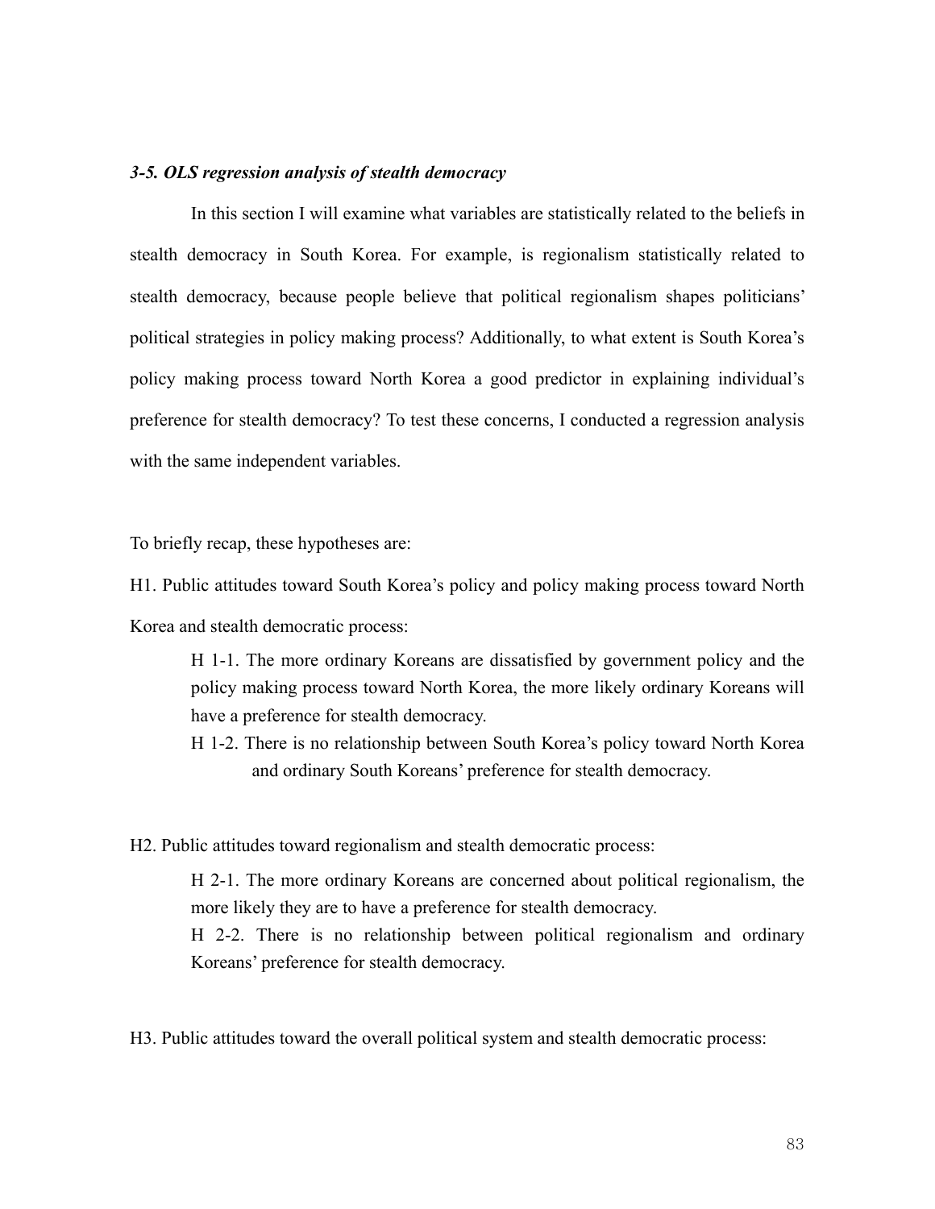### *3-5. OLS regression analysis of stealth democracy*

In this section I will examine what variables are statistically related to the beliefs in stealth democracy in South Korea. For example, is regionalism statistically related to stealth democracy, because people believe that political regionalism shapes politicians' political strategies in policy making process? Additionally, to what extent is South Korea's policy making process toward North Korea a good predictor in explaining individual's preference for stealth democracy? To test these concerns, I conducted a regression analysis with the same independent variables.

To briefly recap, these hypotheses are:

H1. Public attitudes toward South Korea's policy and policy making process toward North Korea and stealth democratic process:

> H 1-1. The more ordinary Koreans are dissatisfied by government policy and the policy making process toward North Korea, the more likely ordinary Koreans will have a preference for stealth democracy.
>
> H 1-2. There is no relationship between South Korea's policy toward North Korea and ordinary South Koreans' preference for stealth democracy.

H2. Public attitudes toward regionalism and stealth democratic process:

> H 2-1. The more ordinary Koreans are concerned about political regionalism, the more likely they are to have a preference for stealth democracy.
>
> H 2-2. There is no relationship between political regionalism and ordinary Koreans' preference for stealth democracy.

H3. Public attitudes toward the overall political system and stealth democratic process: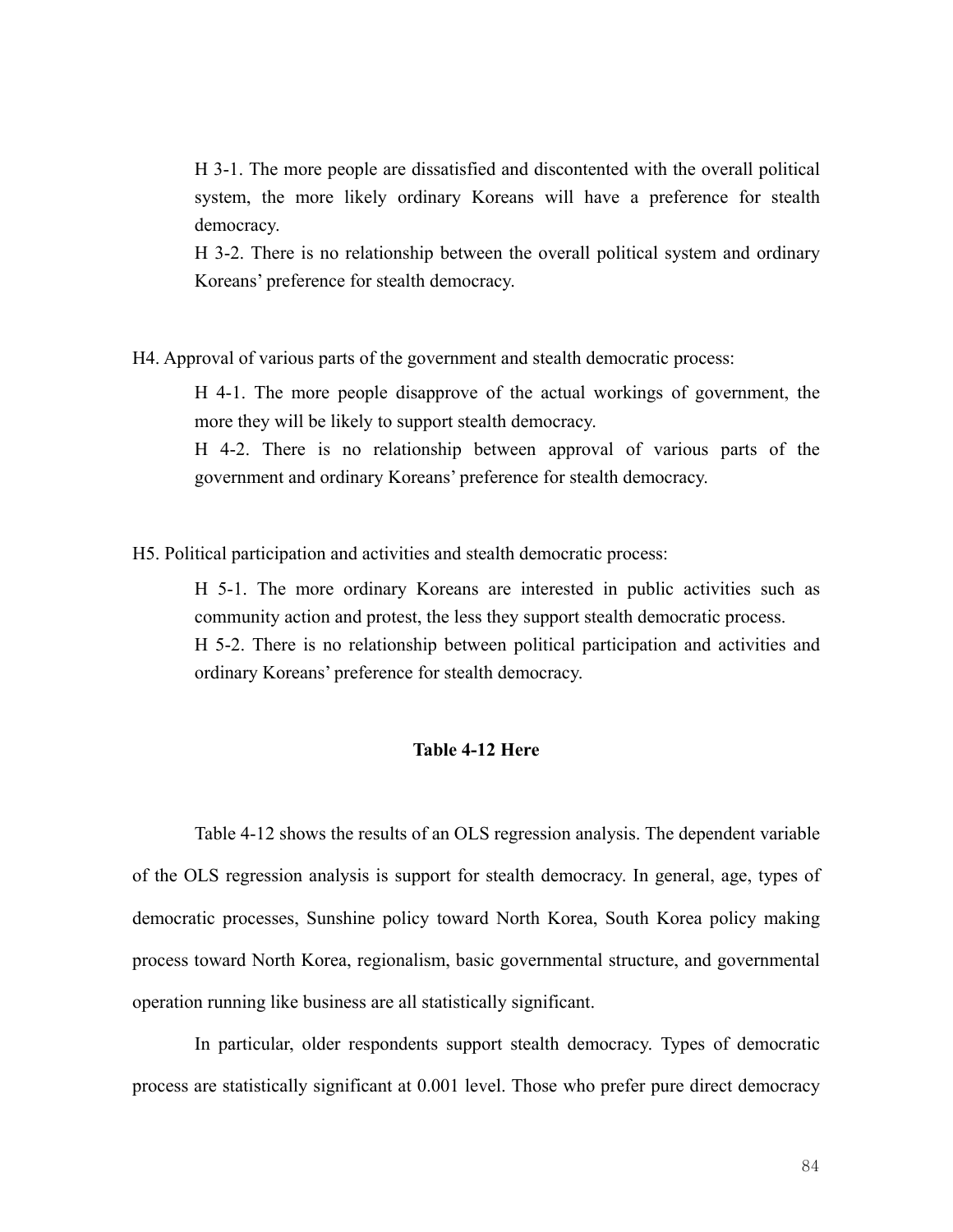H 3-1. The more people are dissatisfied and discontented with the overall political system, the more likely ordinary Koreans will have a preference for stealth democracy.

H 3-2. There is no relationship between the overall political system and ordinary Koreans' preference for stealth democracy.

H4. Approval of various parts of the government and stealth democratic process:

H 4-1. The more people disapprove of the actual workings of government, the more they will be likely to support stealth democracy.

H 4-2. There is no relationship between approval of various parts of the government and ordinary Koreans' preference for stealth democracy.

H5. Political participation and activities and stealth democratic process:

H 5-1. The more ordinary Koreans are interested in public activities such as community action and protest, the less they support stealth democratic process.

H 5-2. There is no relationship between political participation and activities and ordinary Koreans' preference for stealth democracy.

**Table 4-12 Here**

Table 4-12 shows the results of an OLS regression analysis. The dependent variable of the OLS regression analysis is support for stealth democracy. In general, age, types of democratic processes, Sunshine policy toward North Korea, South Korea policy making process toward North Korea, regionalism, basic governmental structure, and governmental operation running like business are all statistically significant.

In particular, older respondents support stealth democracy. Types of democratic process are statistically significant at 0.001 level. Those who prefer pure direct democracy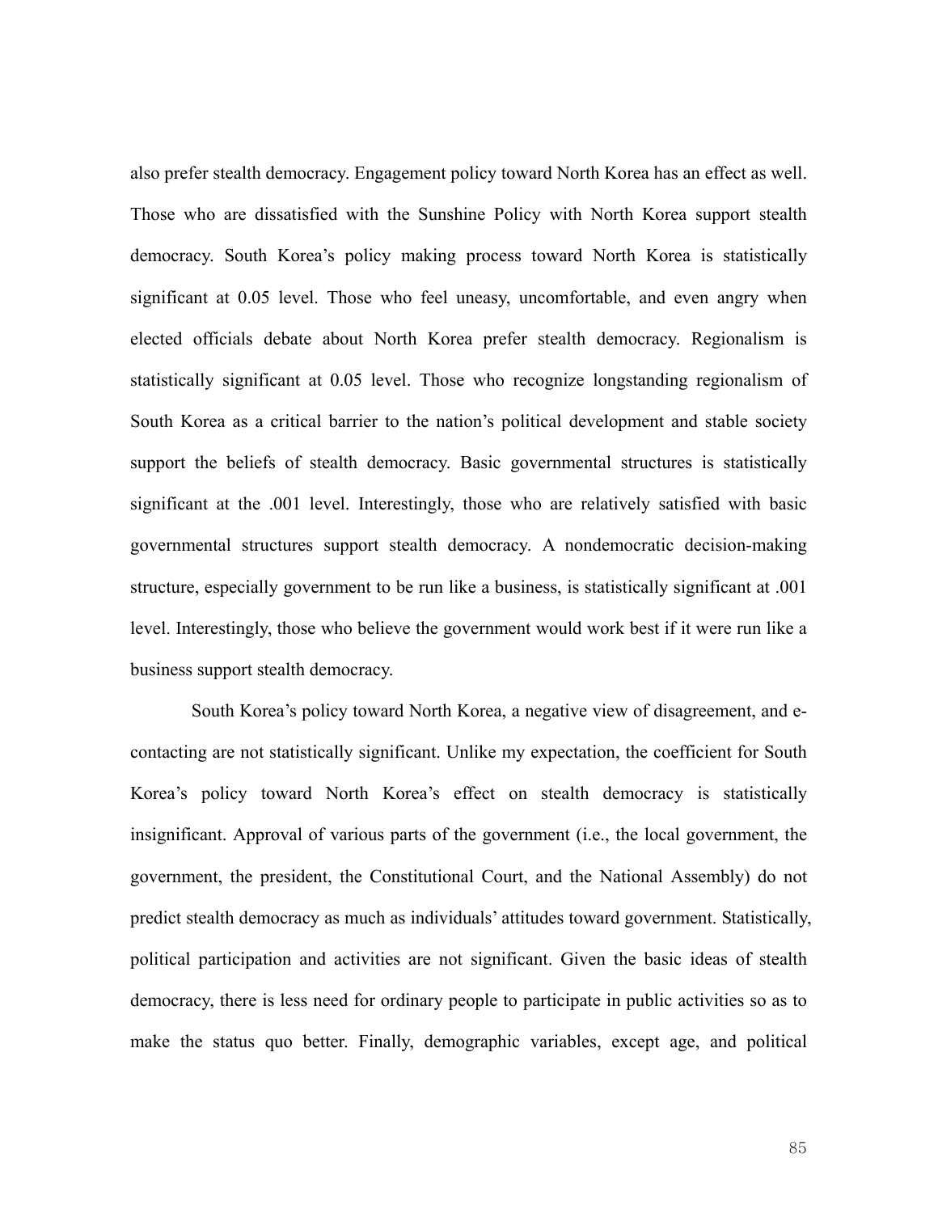also prefer stealth democracy. Engagement policy toward North Korea has an effect as well. Those who are dissatisfied with the Sunshine Policy with North Korea support stealth democracy. South Korea's policy making process toward North Korea is statistically significant at 0.05 level. Those who feel uneasy, uncomfortable, and even angry when elected officials debate about North Korea prefer stealth democracy. Regionalism is statistically significant at 0.05 level. Those who recognize longstanding regionalism of South Korea as a critical barrier to the nation's political development and stable society support the beliefs of stealth democracy. Basic governmental structures is statistically significant at the .001 level. Interestingly, those who are relatively satisfied with basic governmental structures support stealth democracy. A nondemocratic decision-making structure, especially government to be run like a business, is statistically significant at .001 level. Interestingly, those who believe the government would work best if it were run like a business support stealth democracy.

South Korea's policy toward North Korea, a negative view of disagreement, and e-contacting are not statistically significant. Unlike my expectation, the coefficient for South Korea's policy toward North Korea's effect on stealth democracy is statistically insignificant. Approval of various parts of the government (i.e., the local government, the government, the president, the Constitutional Court, and the National Assembly) do not predict stealth democracy as much as individuals' attitudes toward government. Statistically, political participation and activities are not significant. Given the basic ideas of stealth democracy, there is less need for ordinary people to participate in public activities so as to make the status quo better. Finally, demographic variables, except age, and political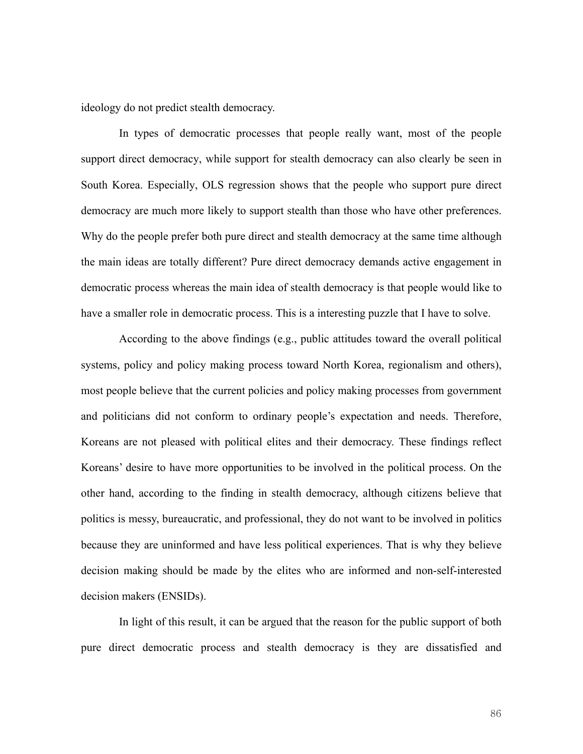ideology do not predict stealth democracy.

In types of democratic processes that people really want, most of the people support direct democracy, while support for stealth democracy can also clearly be seen in South Korea. Especially, OLS regression shows that the people who support pure direct democracy are much more likely to support stealth than those who have other preferences. Why do the people prefer both pure direct and stealth democracy at the same time although the main ideas are totally different? Pure direct democracy demands active engagement in democratic process whereas the main idea of stealth democracy is that people would like to have a smaller role in democratic process. This is a interesting puzzle that I have to solve.

According to the above findings (e.g., public attitudes toward the overall political systems, policy and policy making process toward North Korea, regionalism and others), most people believe that the current policies and policy making processes from government and politicians did not conform to ordinary people's expectation and needs. Therefore, Koreans are not pleased with political elites and their democracy. These findings reflect Koreans' desire to have more opportunities to be involved in the political process. On the other hand, according to the finding in stealth democracy, although citizens believe that politics is messy, bureaucratic, and professional, they do not want to be involved in politics because they are uninformed and have less political experiences. That is why they believe decision making should be made by the elites who are informed and non-self-interested decision makers (ENSIDs).

In light of this result, it can be argued that the reason for the public support of both pure direct democratic process and stealth democracy is they are dissatisfied and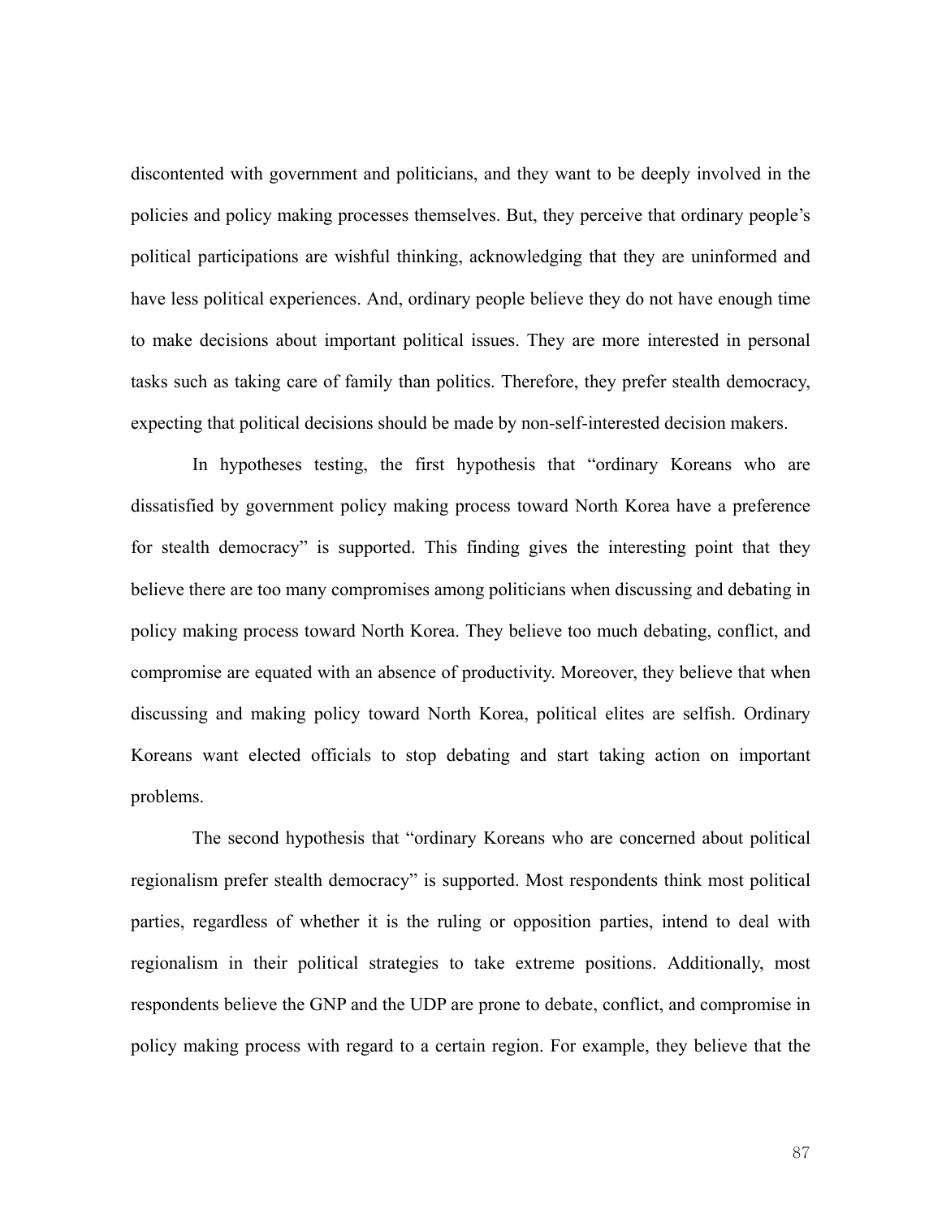discontented with government and politicians, and they want to be deeply involved in the policies and policy making processes themselves. But, they perceive that ordinary people's political participations are wishful thinking, acknowledging that they are uninformed and have less political experiences. And, ordinary people believe they do not have enough time to make decisions about important political issues. They are more interested in personal tasks such as taking care of family than politics. Therefore, they prefer stealth democracy, expecting that political decisions should be made by non-self-interested decision makers.

In hypotheses testing, the first hypothesis that "ordinary Koreans who are dissatisfied by government policy making process toward North Korea have a preference for stealth democracy" is supported. This finding gives the interesting point that they believe there are too many compromises among politicians when discussing and debating in policy making process toward North Korea. They believe too much debating, conflict, and compromise are equated with an absence of productivity. Moreover, they believe that when discussing and making policy toward North Korea, political elites are selfish. Ordinary Koreans want elected officials to stop debating and start taking action on important problems.

The second hypothesis that "ordinary Koreans who are concerned about political regionalism prefer stealth democracy" is supported. Most respondents think most political parties, regardless of whether it is the ruling or opposition parties, intend to deal with regionalism in their political strategies to take extreme positions. Additionally, most respondents believe the GNP and the UDP are prone to debate, conflict, and compromise in policy making process with regard to a certain region. For example, they believe that the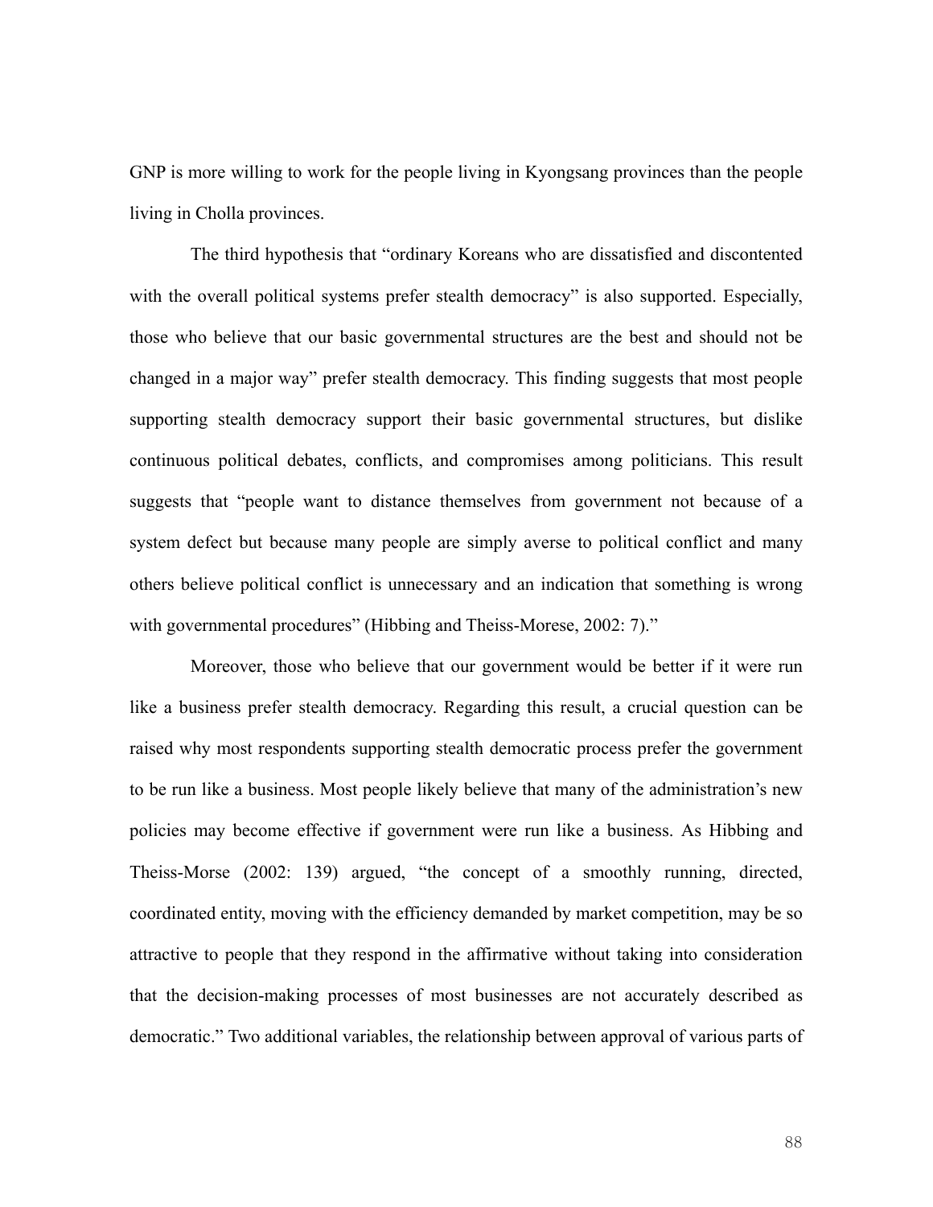GNP is more willing to work for the people living in Kyongsang provinces than the people living in Cholla provinces.

The third hypothesis that "ordinary Koreans who are dissatisfied and discontented with the overall political systems prefer stealth democracy" is also supported. Especially, those who believe that our basic governmental structures are the best and should not be changed in a major way" prefer stealth democracy. This finding suggests that most people supporting stealth democracy support their basic governmental structures, but dislike continuous political debates, conflicts, and compromises among politicians. This result suggests that "people want to distance themselves from government not because of a system defect but because many people are simply averse to political conflict and many others believe political conflict is unnecessary and an indication that something is wrong with governmental procedures" (Hibbing and Theiss-Morese, 2002: 7)."

Moreover, those who believe that our government would be better if it were run like a business prefer stealth democracy. Regarding this result, a crucial question can be raised why most respondents supporting stealth democratic process prefer the government to be run like a business. Most people likely believe that many of the administration's new policies may become effective if government were run like a business. As Hibbing and Theiss-Morse (2002: 139) argued, "the concept of a smoothly running, directed, coordinated entity, moving with the efficiency demanded by market competition, may be so attractive to people that they respond in the affirmative without taking into consideration that the decision-making processes of most businesses are not accurately described as democratic." Two additional variables, the relationship between approval of various parts of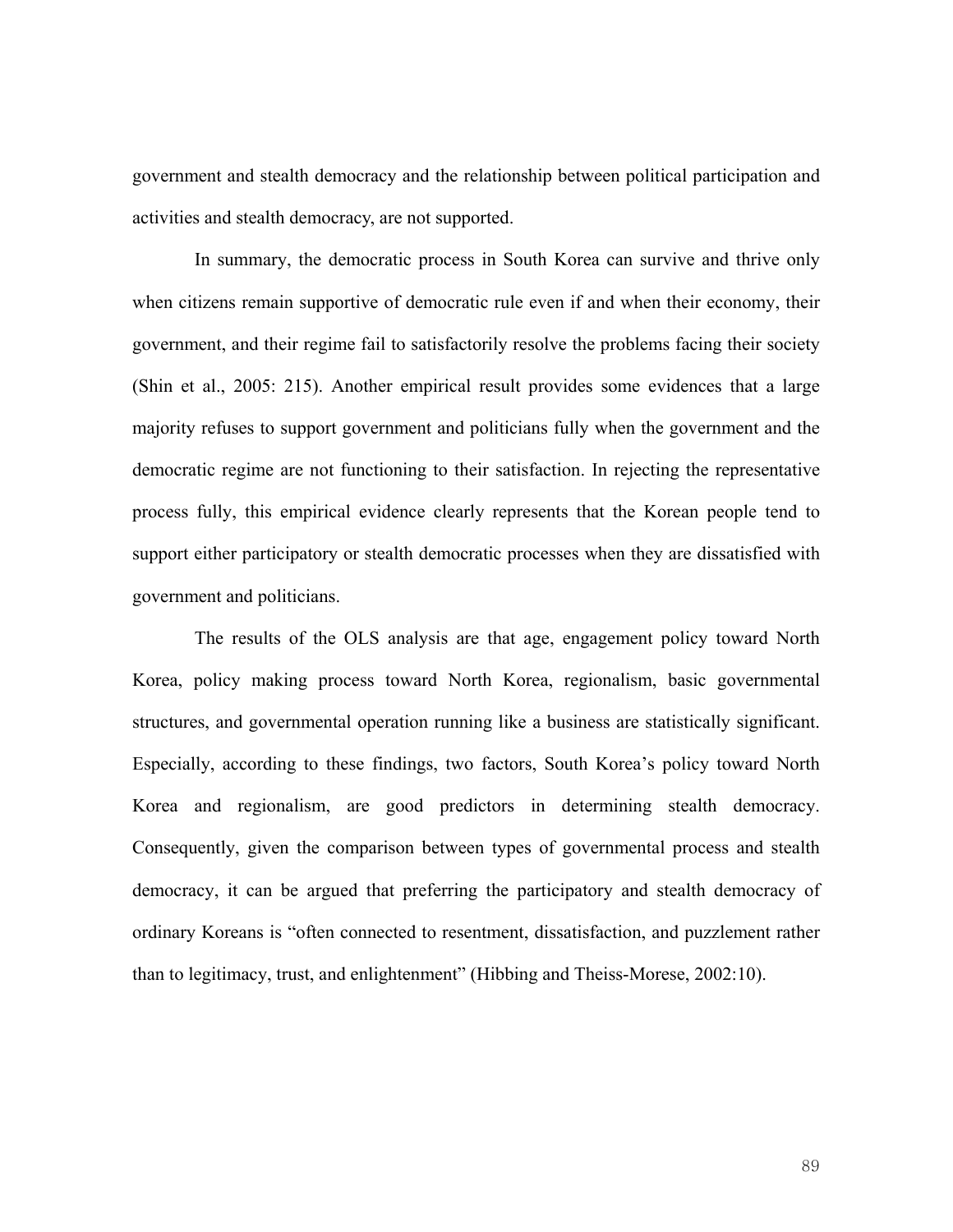government and stealth democracy and the relationship between political participation and activities and stealth democracy, are not supported.

In summary, the democratic process in South Korea can survive and thrive only when citizens remain supportive of democratic rule even if and when their economy, their government, and their regime fail to satisfactorily resolve the problems facing their society (Shin et al., 2005: 215). Another empirical result provides some evidences that a large majority refuses to support government and politicians fully when the government and the democratic regime are not functioning to their satisfaction. In rejecting the representative process fully, this empirical evidence clearly represents that the Korean people tend to support either participatory or stealth democratic processes when they are dissatisfied with government and politicians.

The results of the OLS analysis are that age, engagement policy toward North Korea, policy making process toward North Korea, regionalism, basic governmental structures, and governmental operation running like a business are statistically significant. Especially, according to these findings, two factors, South Korea's policy toward North Korea and regionalism, are good predictors in determining stealth democracy. Consequently, given the comparison between types of governmental process and stealth democracy, it can be argued that preferring the participatory and stealth democracy of ordinary Koreans is "often connected to resentment, dissatisfaction, and puzzlement rather than to legitimacy, trust, and enlightenment" (Hibbing and Theiss-Morese, 2002:10).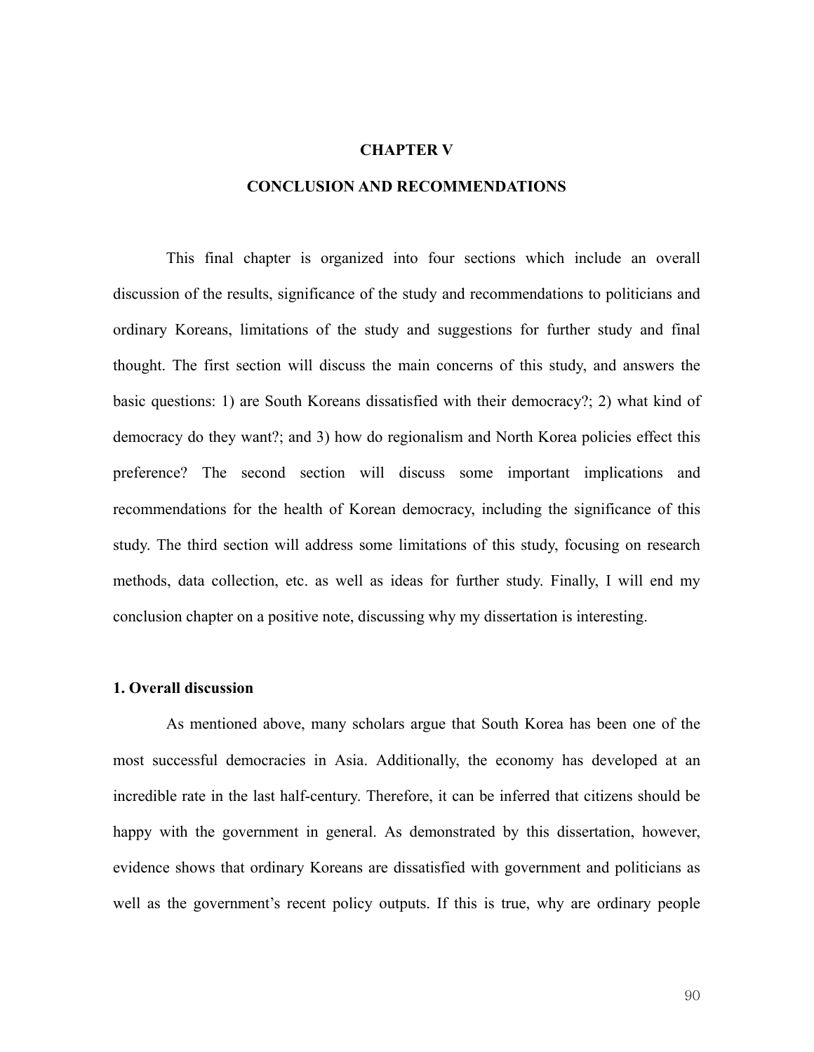# CHAPTER V

# CONCLUSION AND RECOMMENDATIONS

This final chapter is organized into four sections which include an overall discussion of the results, significance of the study and recommendations to politicians and ordinary Koreans, limitations of the study and suggestions for further study and final thought. The first section will discuss the main concerns of this study, and answers the basic questions: 1) are South Koreans dissatisfied with their democracy?; 2) what kind of democracy do they want?; and 3) how do regionalism and North Korea policies effect this preference? The second section will discuss some important implications and recommendations for the health of Korean democracy, including the significance of this study. The third section will address some limitations of this study, focusing on research methods, data collection, etc. as well as ideas for further study. Finally, I will end my conclusion chapter on a positive note, discussing why my dissertation is interesting.

## 1. Overall discussion

As mentioned above, many scholars argue that South Korea has been one of the most successful democracies in Asia. Additionally, the economy has developed at an incredible rate in the last half-century. Therefore, it can be inferred that citizens should be happy with the government in general. As demonstrated by this dissertation, however, evidence shows that ordinary Koreans are dissatisfied with government and politicians as well as the government's recent policy outputs. If this is true, why are ordinary people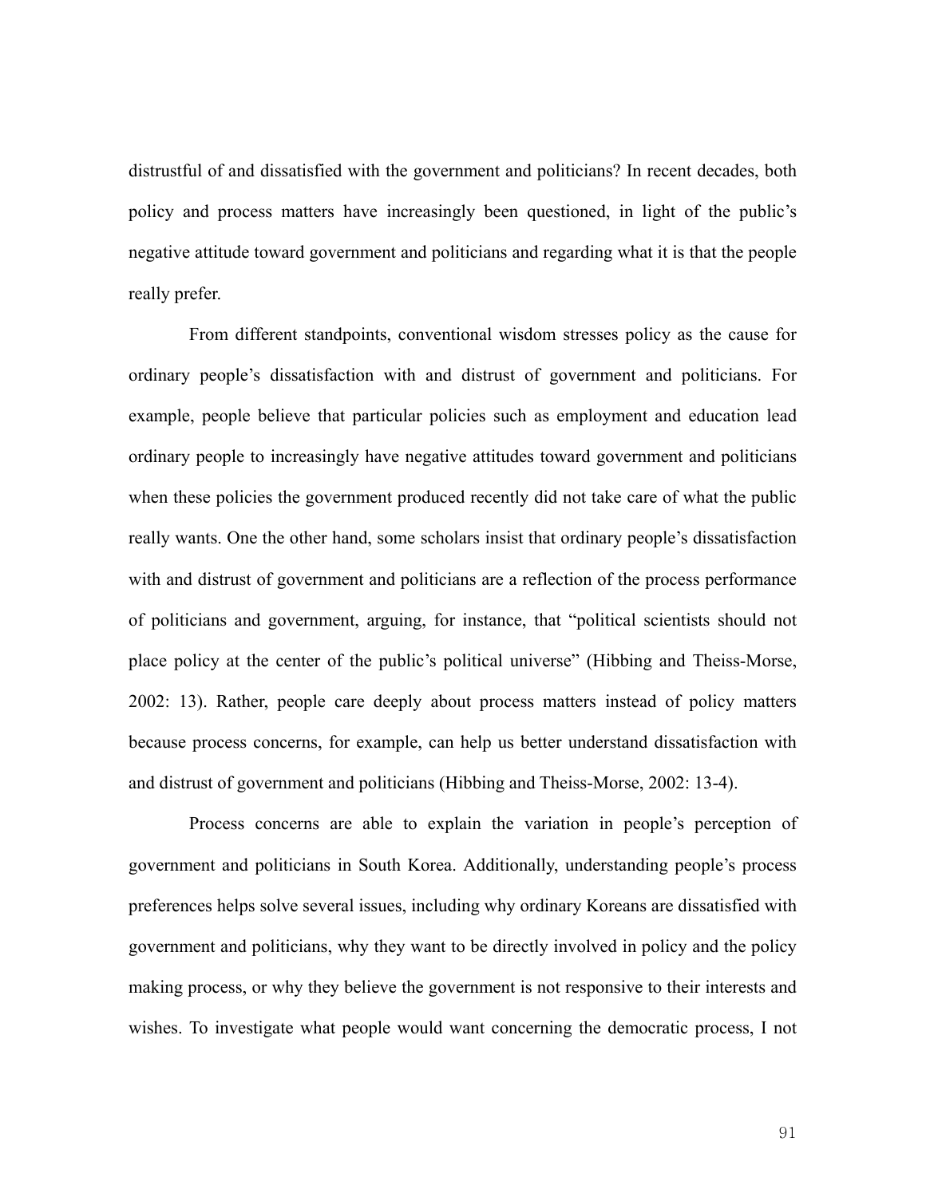distrustful of and dissatisfied with the government and politicians? In recent decades, both policy and process matters have increasingly been questioned, in light of the public's negative attitude toward government and politicians and regarding what it is that the people really prefer.

From different standpoints, conventional wisdom stresses policy as the cause for ordinary people's dissatisfaction with and distrust of government and politicians. For example, people believe that particular policies such as employment and education lead ordinary people to increasingly have negative attitudes toward government and politicians when these policies the government produced recently did not take care of what the public really wants. One the other hand, some scholars insist that ordinary people's dissatisfaction with and distrust of government and politicians are a reflection of the process performance of politicians and government, arguing, for instance, that "political scientists should not place policy at the center of the public's political universe" (Hibbing and Theiss-Morse, 2002: 13). Rather, people care deeply about process matters instead of policy matters because process concerns, for example, can help us better understand dissatisfaction with and distrust of government and politicians (Hibbing and Theiss-Morse, 2002: 13-4).

Process concerns are able to explain the variation in people's perception of government and politicians in South Korea. Additionally, understanding people's process preferences helps solve several issues, including why ordinary Koreans are dissatisfied with government and politicians, why they want to be directly involved in policy and the policy making process, or why they believe the government is not responsive to their interests and wishes. To investigate what people would want concerning the democratic process, I not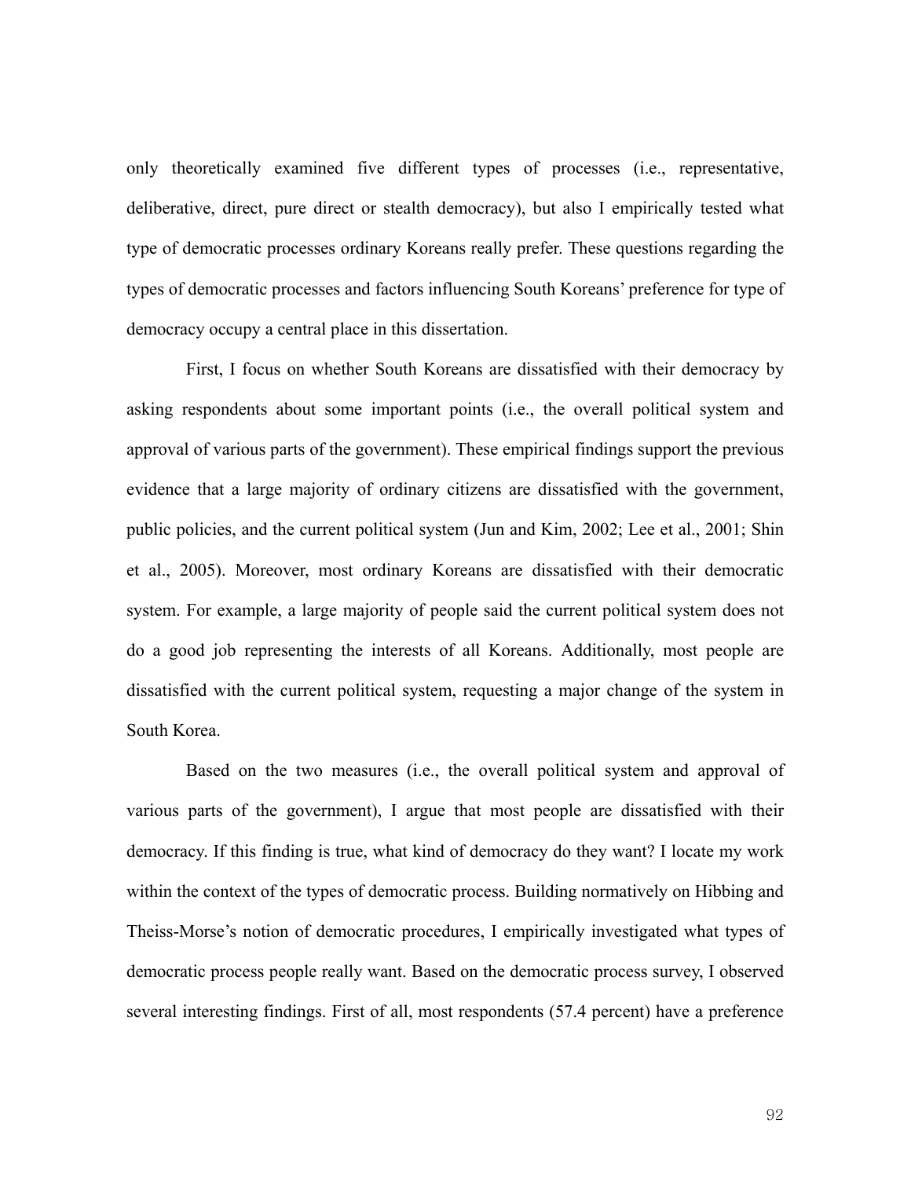only theoretically examined five different types of processes (i.e., representative, deliberative, direct, pure direct or stealth democracy), but also I empirically tested what type of democratic processes ordinary Koreans really prefer. These questions regarding the types of democratic processes and factors influencing South Koreans' preference for type of democracy occupy a central place in this dissertation.

First, I focus on whether South Koreans are dissatisfied with their democracy by asking respondents about some important points (i.e., the overall political system and approval of various parts of the government). These empirical findings support the previous evidence that a large majority of ordinary citizens are dissatisfied with the government, public policies, and the current political system (Jun and Kim, 2002; Lee et al., 2001; Shin et al., 2005). Moreover, most ordinary Koreans are dissatisfied with their democratic system. For example, a large majority of people said the current political system does not do a good job representing the interests of all Koreans. Additionally, most people are dissatisfied with the current political system, requesting a major change of the system in South Korea.

Based on the two measures (i.e., the overall political system and approval of various parts of the government), I argue that most people are dissatisfied with their democracy. If this finding is true, what kind of democracy do they want? I locate my work within the context of the types of democratic process. Building normatively on Hibbing and Theiss-Morse's notion of democratic procedures, I empirically investigated what types of democratic process people really want. Based on the democratic process survey, I observed several interesting findings. First of all, most respondents (57.4 percent) have a preference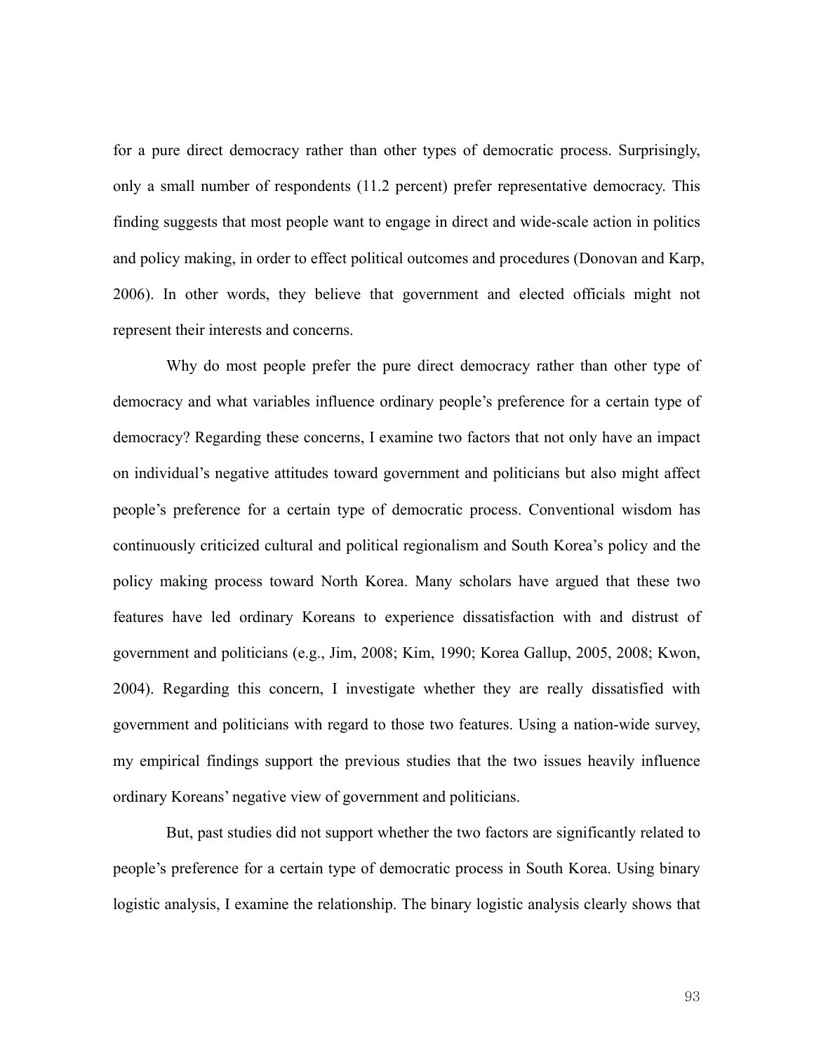for a pure direct democracy rather than other types of democratic process. Surprisingly, only a small number of respondents (11.2 percent) prefer representative democracy. This finding suggests that most people want to engage in direct and wide-scale action in politics and policy making, in order to effect political outcomes and procedures (Donovan and Karp, 2006). In other words, they believe that government and elected officials might not represent their interests and concerns.

Why do most people prefer the pure direct democracy rather than other type of democracy and what variables influence ordinary people's preference for a certain type of democracy? Regarding these concerns, I examine two factors that not only have an impact on individual's negative attitudes toward government and politicians but also might affect people's preference for a certain type of democratic process. Conventional wisdom has continuously criticized cultural and political regionalism and South Korea's policy and the policy making process toward North Korea. Many scholars have argued that these two features have led ordinary Koreans to experience dissatisfaction with and distrust of government and politicians (e.g., Jim, 2008; Kim, 1990; Korea Gallup, 2005, 2008; Kwon, 2004). Regarding this concern, I investigate whether they are really dissatisfied with government and politicians with regard to those two features. Using a nation-wide survey, my empirical findings support the previous studies that the two issues heavily influence ordinary Koreans' negative view of government and politicians.

But, past studies did not support whether the two factors are significantly related to people's preference for a certain type of democratic process in South Korea. Using binary logistic analysis, I examine the relationship. The binary logistic analysis clearly shows that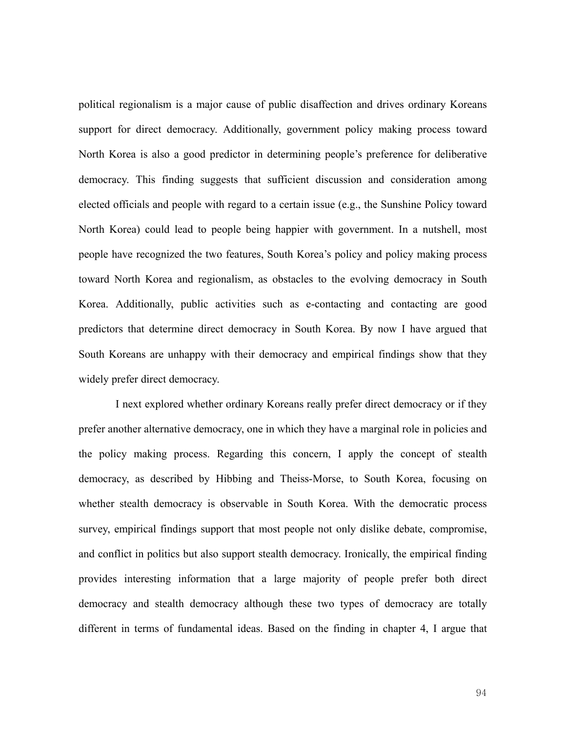political regionalism is a major cause of public disaffection and drives ordinary Koreans support for direct democracy. Additionally, government policy making process toward North Korea is also a good predictor in determining people's preference for deliberative democracy. This finding suggests that sufficient discussion and consideration among elected officials and people with regard to a certain issue (e.g., the Sunshine Policy toward North Korea) could lead to people being happier with government. In a nutshell, most people have recognized the two features, South Korea's policy and policy making process toward North Korea and regionalism, as obstacles to the evolving democracy in South Korea. Additionally, public activities such as e-contacting and contacting are good predictors that determine direct democracy in South Korea. By now I have argued that South Koreans are unhappy with their democracy and empirical findings show that they widely prefer direct democracy.

I next explored whether ordinary Koreans really prefer direct democracy or if they prefer another alternative democracy, one in which they have a marginal role in policies and the policy making process. Regarding this concern, I apply the concept of stealth democracy, as described by Hibbing and Theiss-Morse, to South Korea, focusing on whether stealth democracy is observable in South Korea. With the democratic process survey, empirical findings support that most people not only dislike debate, compromise, and conflict in politics but also support stealth democracy. Ironically, the empirical finding provides interesting information that a large majority of people prefer both direct democracy and stealth democracy although these two types of democracy are totally different in terms of fundamental ideas. Based on the finding in chapter 4, I argue that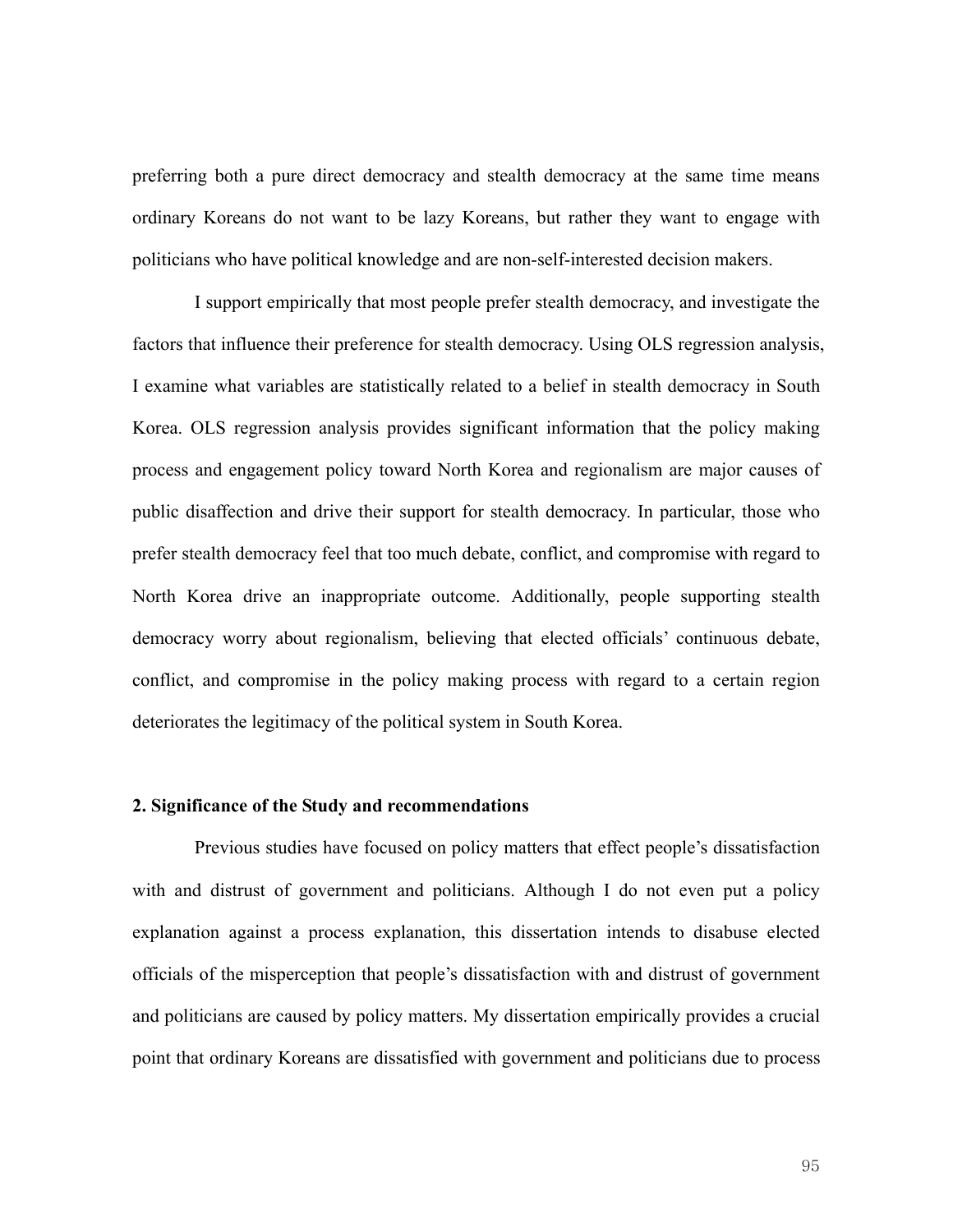preferring both a pure direct democracy and stealth democracy at the same time means ordinary Koreans do not want to be lazy Koreans, but rather they want to engage with politicians who have political knowledge and are non-self-interested decision makers.

I support empirically that most people prefer stealth democracy, and investigate the factors that influence their preference for stealth democracy. Using OLS regression analysis, I examine what variables are statistically related to a belief in stealth democracy in South Korea. OLS regression analysis provides significant information that the policy making process and engagement policy toward North Korea and regionalism are major causes of public disaffection and drive their support for stealth democracy. In particular, those who prefer stealth democracy feel that too much debate, conflict, and compromise with regard to North Korea drive an inappropriate outcome. Additionally, people supporting stealth democracy worry about regionalism, believing that elected officials' continuous debate, conflict, and compromise in the policy making process with regard to a certain region deteriorates the legitimacy of the political system in South Korea.

### 2. Significance of the Study and recommendations

Previous studies have focused on policy matters that effect people's dissatisfaction with and distrust of government and politicians. Although I do not even put a policy explanation against a process explanation, this dissertation intends to disabuse elected officials of the misperception that people's dissatisfaction with and distrust of government and politicians are caused by policy matters. My dissertation empirically provides a crucial point that ordinary Koreans are dissatisfied with government and politicians due to process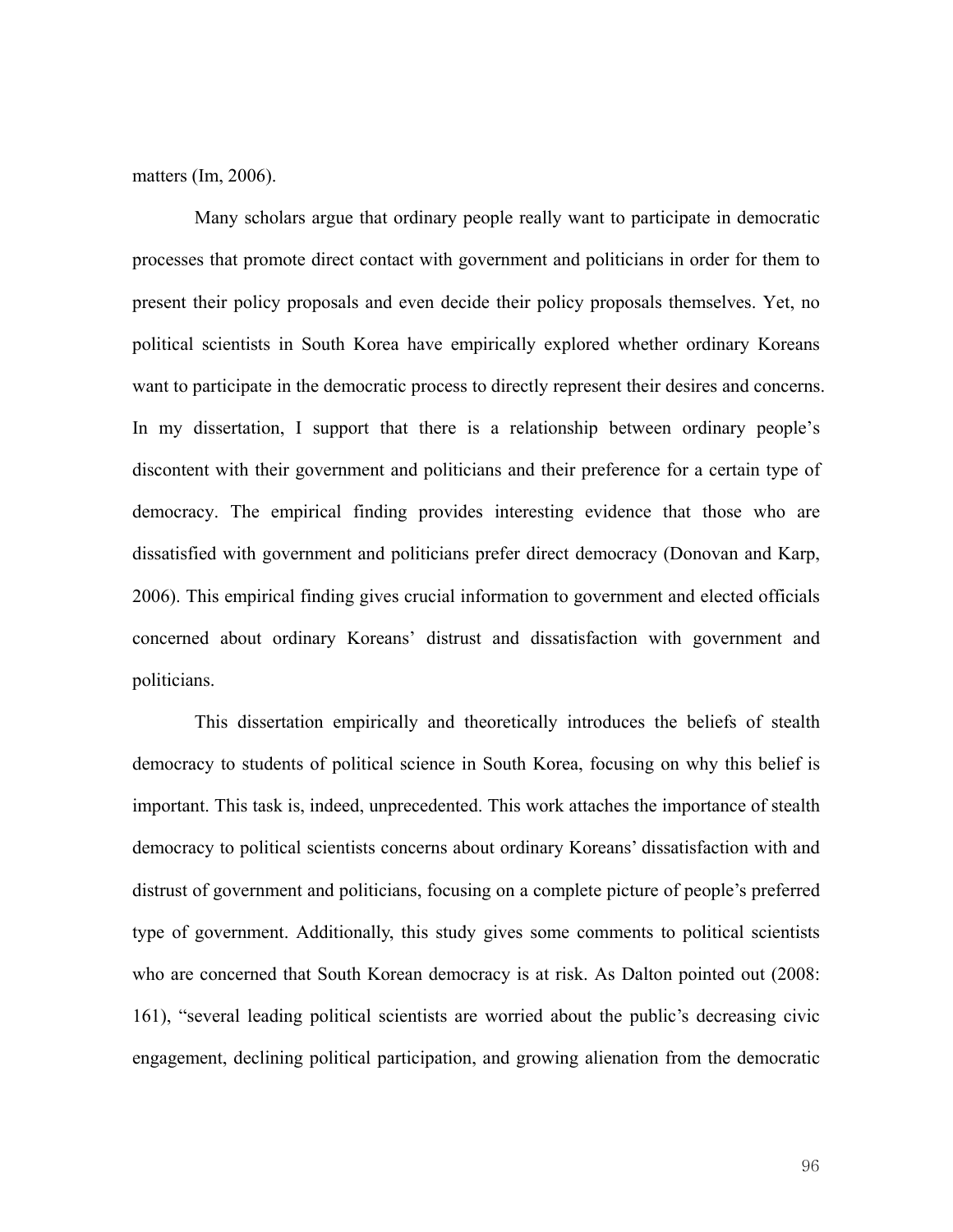matters (Im, 2006).

Many scholars argue that ordinary people really want to participate in democratic processes that promote direct contact with government and politicians in order for them to present their policy proposals and even decide their policy proposals themselves. Yet, no political scientists in South Korea have empirically explored whether ordinary Koreans want to participate in the democratic process to directly represent their desires and concerns. In my dissertation, I support that there is a relationship between ordinary people's discontent with their government and politicians and their preference for a certain type of democracy. The empirical finding provides interesting evidence that those who are dissatisfied with government and politicians prefer direct democracy (Donovan and Karp, 2006). This empirical finding gives crucial information to government and elected officials concerned about ordinary Koreans' distrust and dissatisfaction with government and politicians.

This dissertation empirically and theoretically introduces the beliefs of stealth democracy to students of political science in South Korea, focusing on why this belief is important. This task is, indeed, unprecedented. This work attaches the importance of stealth democracy to political scientists concerns about ordinary Koreans' dissatisfaction with and distrust of government and politicians, focusing on a complete picture of people's preferred type of government. Additionally, this study gives some comments to political scientists who are concerned that South Korean democracy is at risk. As Dalton pointed out (2008: 161), "several leading political scientists are worried about the public's decreasing civic engagement, declining political participation, and growing alienation from the democratic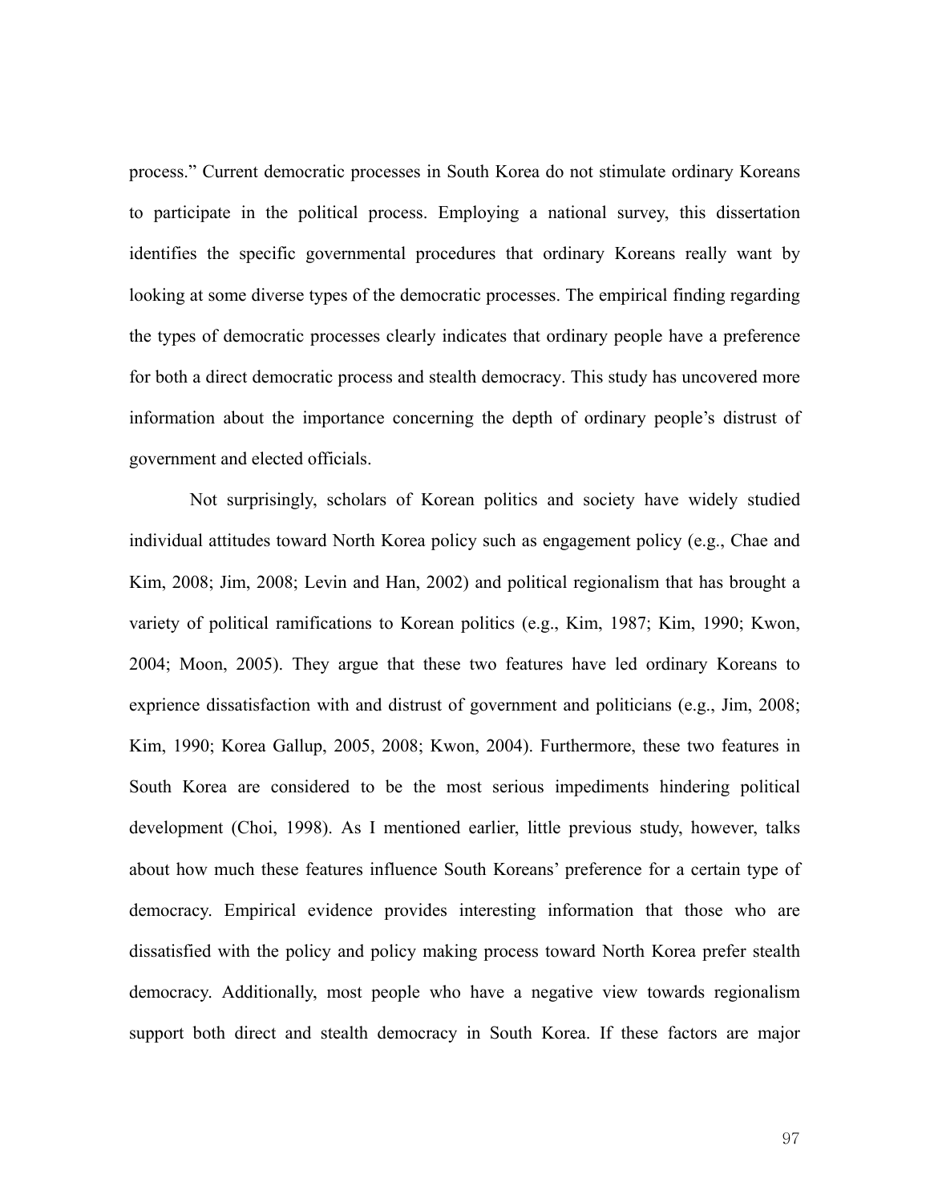process." Current democratic processes in South Korea do not stimulate ordinary Koreans to participate in the political process. Employing a national survey, this dissertation identifies the specific governmental procedures that ordinary Koreans really want by looking at some diverse types of the democratic processes. The empirical finding regarding the types of democratic processes clearly indicates that ordinary people have a preference for both a direct democratic process and stealth democracy. This study has uncovered more information about the importance concerning the depth of ordinary people's distrust of government and elected officials.

Not surprisingly, scholars of Korean politics and society have widely studied individual attitudes toward North Korea policy such as engagement policy (e.g., Chae and Kim, 2008; Jim, 2008; Levin and Han, 2002) and political regionalism that has brought a variety of political ramifications to Korean politics (e.g., Kim, 1987; Kim, 1990; Kwon, 2004; Moon, 2005). They argue that these two features have led ordinary Koreans to exprience dissatisfaction with and distrust of government and politicians (e.g., Jim, 2008; Kim, 1990; Korea Gallup, 2005, 2008; Kwon, 2004). Furthermore, these two features in South Korea are considered to be the most serious impediments hindering political development (Choi, 1998). As I mentioned earlier, little previous study, however, talks about how much these features influence South Koreans' preference for a certain type of democracy. Empirical evidence provides interesting information that those who are dissatisfied with the policy and policy making process toward North Korea prefer stealth democracy. Additionally, most people who have a negative view towards regionalism support both direct and stealth democracy in South Korea. If these factors are major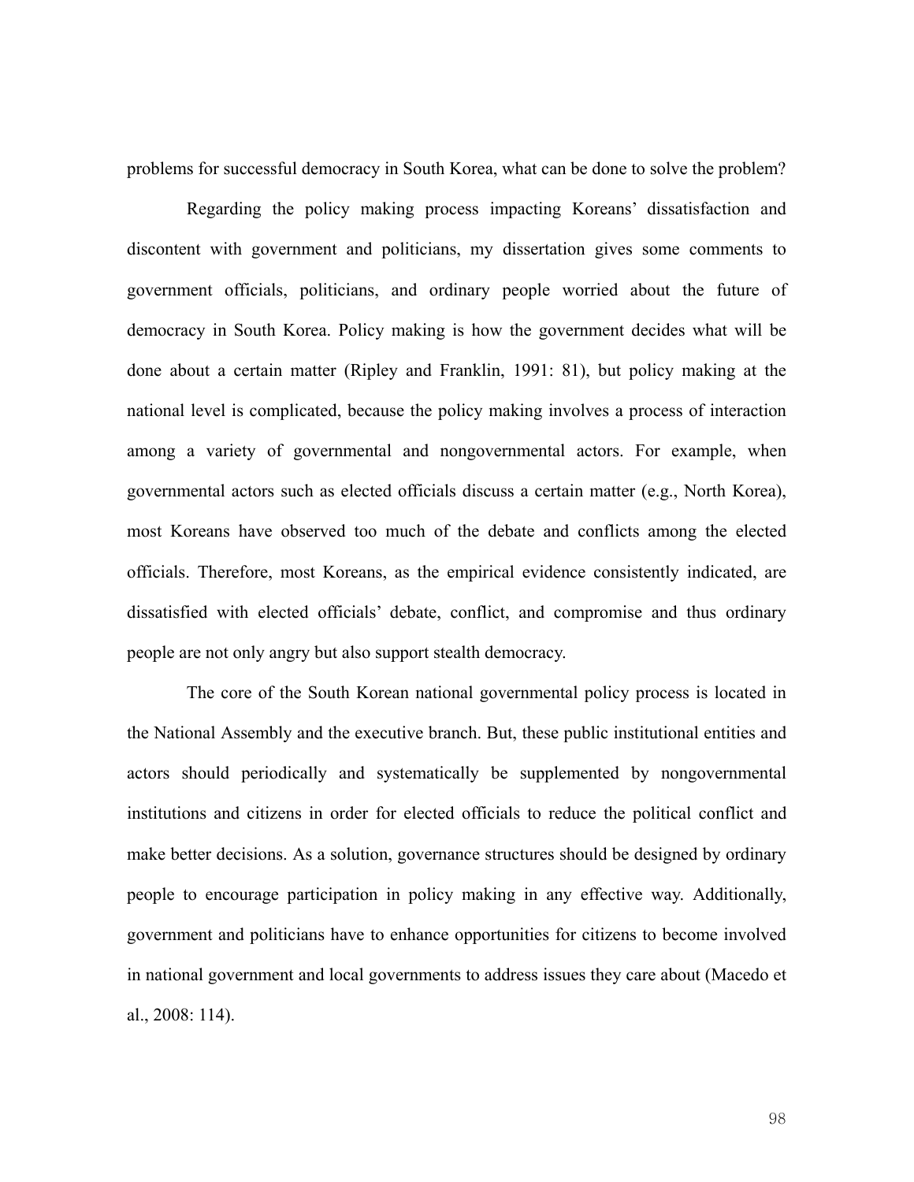problems for successful democracy in South Korea, what can be done to solve the problem?

Regarding the policy making process impacting Koreans' dissatisfaction and discontent with government and politicians, my dissertation gives some comments to government officials, politicians, and ordinary people worried about the future of democracy in South Korea. Policy making is how the government decides what will be done about a certain matter (Ripley and Franklin, 1991: 81), but policy making at the national level is complicated, because the policy making involves a process of interaction among a variety of governmental and nongovernmental actors. For example, when governmental actors such as elected officials discuss a certain matter (e.g., North Korea), most Koreans have observed too much of the debate and conflicts among the elected officials. Therefore, most Koreans, as the empirical evidence consistently indicated, are dissatisfied with elected officials' debate, conflict, and compromise and thus ordinary people are not only angry but also support stealth democracy.

The core of the South Korean national governmental policy process is located in the National Assembly and the executive branch. But, these public institutional entities and actors should periodically and systematically be supplemented by nongovernmental institutions and citizens in order for elected officials to reduce the political conflict and make better decisions. As a solution, governance structures should be designed by ordinary people to encourage participation in policy making in any effective way. Additionally, government and politicians have to enhance opportunities for citizens to become involved in national government and local governments to address issues they care about (Macedo et al., 2008: 114).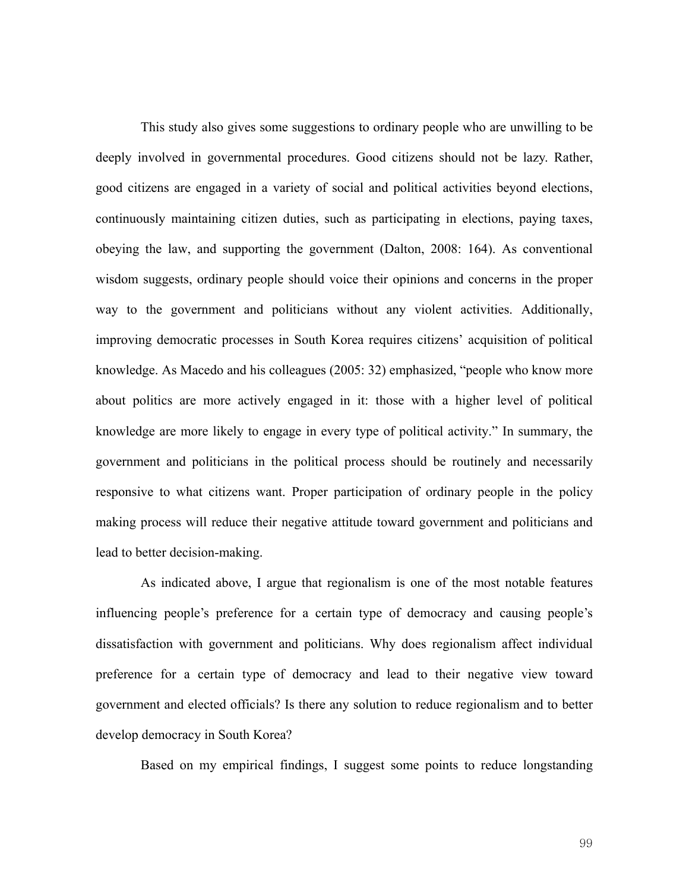This study also gives some suggestions to ordinary people who are unwilling to be deeply involved in governmental procedures. Good citizens should not be lazy. Rather, good citizens are engaged in a variety of social and political activities beyond elections, continuously maintaining citizen duties, such as participating in elections, paying taxes, obeying the law, and supporting the government (Dalton, 2008: 164). As conventional wisdom suggests, ordinary people should voice their opinions and concerns in the proper way to the government and politicians without any violent activities. Additionally, improving democratic processes in South Korea requires citizens' acquisition of political knowledge. As Macedo and his colleagues (2005: 32) emphasized, "people who know more about politics are more actively engaged in it: those with a higher level of political knowledge are more likely to engage in every type of political activity." In summary, the government and politicians in the political process should be routinely and necessarily responsive to what citizens want. Proper participation of ordinary people in the policy making process will reduce their negative attitude toward government and politicians and lead to better decision-making.

As indicated above, I argue that regionalism is one of the most notable features influencing people's preference for a certain type of democracy and causing people's dissatisfaction with government and politicians. Why does regionalism affect individual preference for a certain type of democracy and lead to their negative view toward government and elected officials? Is there any solution to reduce regionalism and to better develop democracy in South Korea?

Based on my empirical findings, I suggest some points to reduce longstanding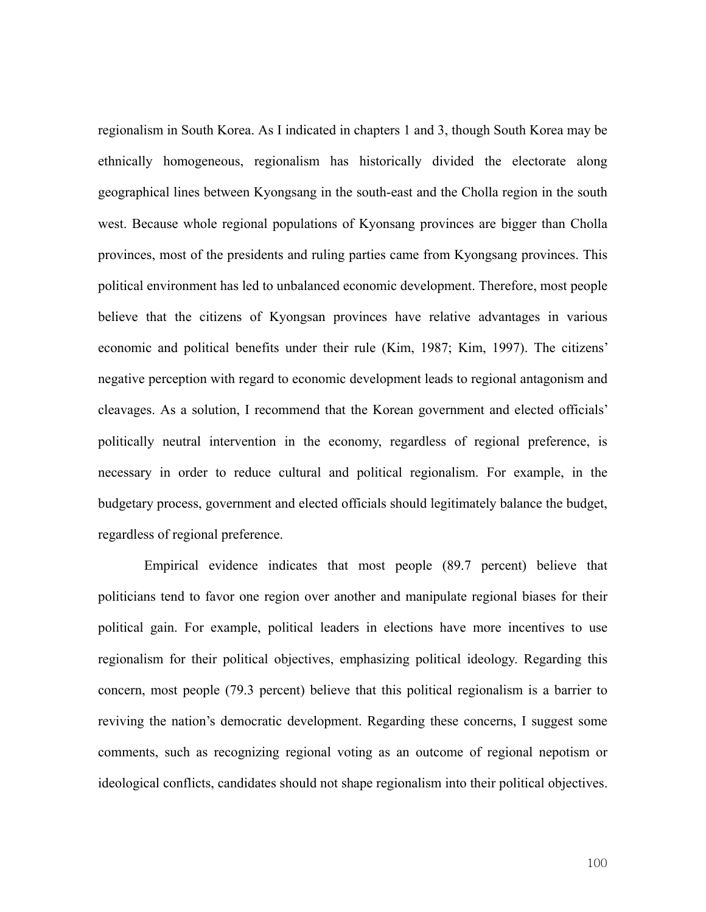regionalism in South Korea. As I indicated in chapters 1 and 3, though South Korea may be ethnically homogeneous, regionalism has historically divided the electorate along geographical lines between Kyongsang in the south-east and the Cholla region in the south west. Because whole regional populations of Kyonsang provinces are bigger than Cholla provinces, most of the presidents and ruling parties came from Kyongsang provinces. This political environment has led to unbalanced economic development. Therefore, most people believe that the citizens of Kyongsan provinces have relative advantages in various economic and political benefits under their rule (Kim, 1987; Kim, 1997). The citizens' negative perception with regard to economic development leads to regional antagonism and cleavages. As a solution, I recommend that the Korean government and elected officials' politically neutral intervention in the economy, regardless of regional preference, is necessary in order to reduce cultural and political regionalism. For example, in the budgetary process, government and elected officials should legitimately balance the budget, regardless of regional preference.

Empirical evidence indicates that most people (89.7 percent) believe that politicians tend to favor one region over another and manipulate regional biases for their political gain. For example, political leaders in elections have more incentives to use regionalism for their political objectives, emphasizing political ideology. Regarding this concern, most people (79.3 percent) believe that this political regionalism is a barrier to reviving the nation's democratic development. Regarding these concerns, I suggest some comments, such as recognizing regional voting as an outcome of regional nepotism or ideological conflicts, candidates should not shape regionalism into their political objectives.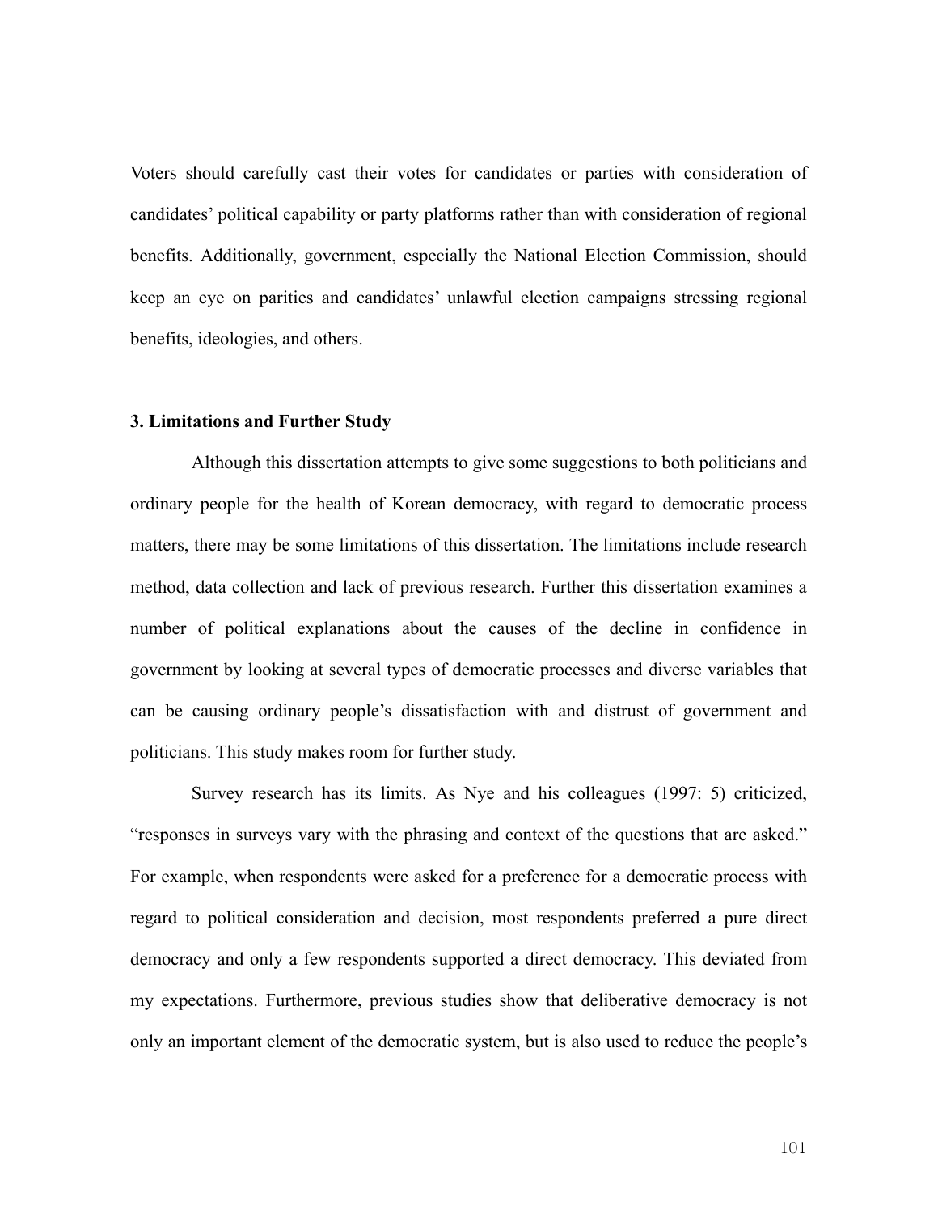Voters should carefully cast their votes for candidates or parties with consideration of candidates' political capability or party platforms rather than with consideration of regional benefits. Additionally, government, especially the National Election Commission, should keep an eye on parities and candidates' unlawful election campaigns stressing regional benefits, ideologies, and others.

### 3. Limitations and Further Study

Although this dissertation attempts to give some suggestions to both politicians and ordinary people for the health of Korean democracy, with regard to democratic process matters, there may be some limitations of this dissertation. The limitations include research method, data collection and lack of previous research. Further this dissertation examines a number of political explanations about the causes of the decline in confidence in government by looking at several types of democratic processes and diverse variables that can be causing ordinary people's dissatisfaction with and distrust of government and politicians. This study makes room for further study.

Survey research has its limits. As Nye and his colleagues (1997: 5) criticized, "responses in surveys vary with the phrasing and context of the questions that are asked." For example, when respondents were asked for a preference for a democratic process with regard to political consideration and decision, most respondents preferred a pure direct democracy and only a few respondents supported a direct democracy. This deviated from my expectations. Furthermore, previous studies show that deliberative democracy is not only an important element of the democratic system, but is also used to reduce the people's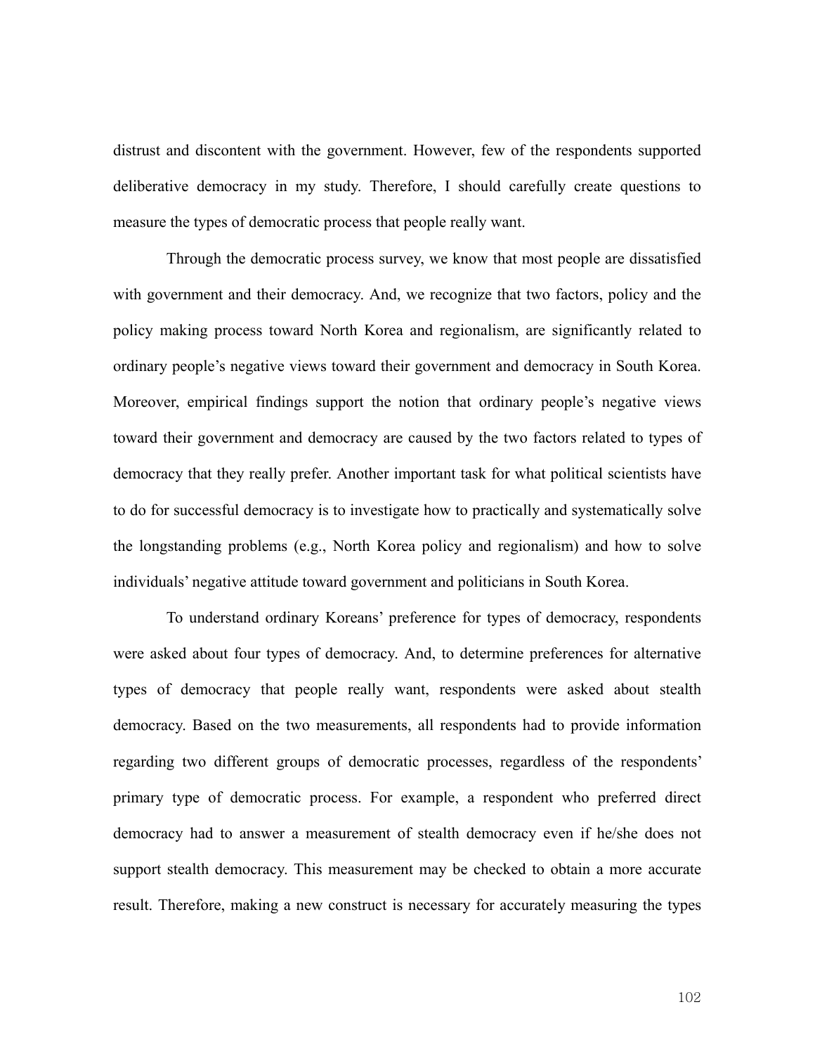distrust and discontent with the government. However, few of the respondents supported deliberative democracy in my study. Therefore, I should carefully create questions to measure the types of democratic process that people really want.

Through the democratic process survey, we know that most people are dissatisfied with government and their democracy. And, we recognize that two factors, policy and the policy making process toward North Korea and regionalism, are significantly related to ordinary people's negative views toward their government and democracy in South Korea. Moreover, empirical findings support the notion that ordinary people's negative views toward their government and democracy are caused by the two factors related to types of democracy that they really prefer. Another important task for what political scientists have to do for successful democracy is to investigate how to practically and systematically solve the longstanding problems (e.g., North Korea policy and regionalism) and how to solve individuals' negative attitude toward government and politicians in South Korea.

To understand ordinary Koreans' preference for types of democracy, respondents were asked about four types of democracy. And, to determine preferences for alternative types of democracy that people really want, respondents were asked about stealth democracy. Based on the two measurements, all respondents had to provide information regarding two different groups of democratic processes, regardless of the respondents' primary type of democratic process. For example, a respondent who preferred direct democracy had to answer a measurement of stealth democracy even if he/she does not support stealth democracy. This measurement may be checked to obtain a more accurate result. Therefore, making a new construct is necessary for accurately measuring the types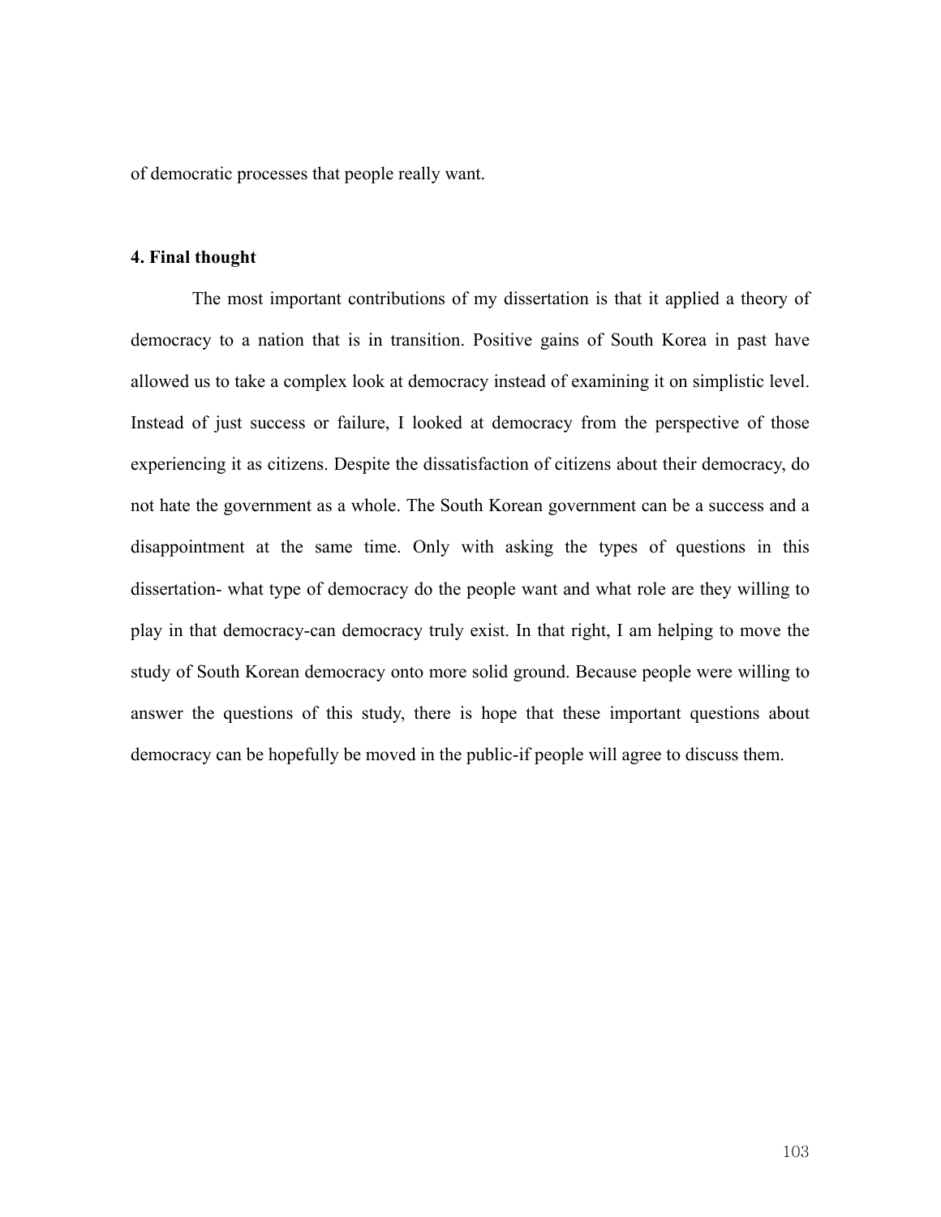of democratic processes that people really want.

### 4. Final thought

The most important contributions of my dissertation is that it applied a theory of democracy to a nation that is in transition. Positive gains of South Korea in past have allowed us to take a complex look at democracy instead of examining it on simplistic level. Instead of just success or failure, I looked at democracy from the perspective of those experiencing it as citizens. Despite the dissatisfaction of citizens about their democracy, do not hate the government as a whole. The South Korean government can be a success and a disappointment at the same time. Only with asking the types of questions in this dissertation- what type of democracy do the people want and what role are they willing to play in that democracy-can democracy truly exist. In that right, I am helping to move the study of South Korean democracy onto more solid ground. Because people were willing to answer the questions of this study, there is hope that these important questions about democracy can be hopefully be moved in the public-if people will agree to discuss them.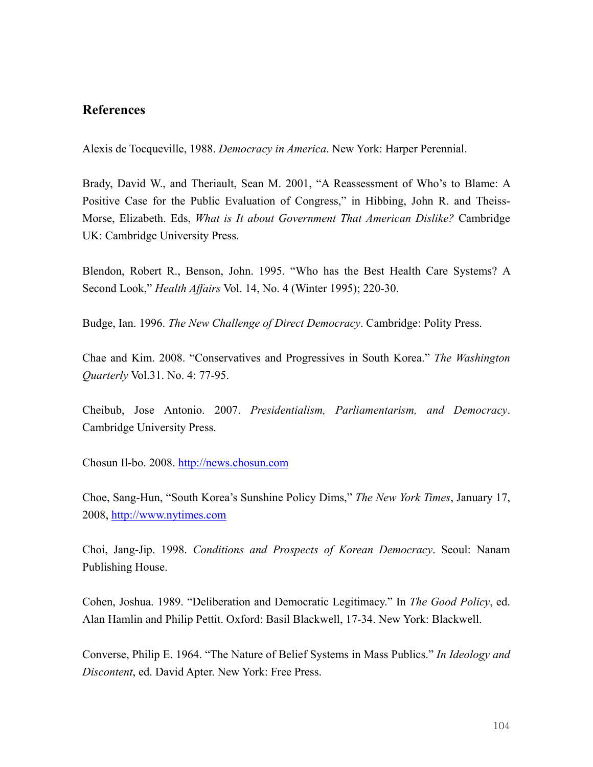## References

Alexis de Tocqueville, 1988. *Democracy in America*. New York: Harper Perennial.

Brady, David W., and Theriault, Sean M. 2001, "A Reassessment of Who's to Blame: A Positive Case for the Public Evaluation of Congress," in Hibbing, John R. and Theiss-Morse, Elizabeth. Eds, *What is It about Government That American Dislike?* Cambridge UK: Cambridge University Press.

Blendon, Robert R., Benson, John. 1995. "Who has the Best Health Care Systems? A Second Look," *Health Affairs* Vol. 14, No. 4 (Winter 1995); 220-30.

Budge, Ian. 1996. *The New Challenge of Direct Democracy*. Cambridge: Polity Press.

Chae and Kim. 2008. "Conservatives and Progressives in South Korea." *The Washington Quarterly* Vol.31. No. 4: 77-95.

Cheibub, Jose Antonio. 2007. *Presidentialism, Parliamentarism, and Democracy*. Cambridge University Press.

Chosun Il-bo. 2008. http://news.chosun.com

Choe, Sang-Hun, "South Korea's Sunshine Policy Dims," *The New York Times*, January 17, 2008, http://www.nytimes.com

Choi, Jang-Jip. 1998. *Conditions and Prospects of Korean Democracy*. Seoul: Nanam Publishing House.

Cohen, Joshua. 1989. "Deliberation and Democratic Legitimacy." In *The Good Policy*, ed. Alan Hamlin and Philip Pettit. Oxford: Basil Blackwell, 17-34. New York: Blackwell.

Converse, Philip E. 1964. "The Nature of Belief Systems in Mass Publics." *In Ideology and Discontent*, ed. David Apter. New York: Free Press.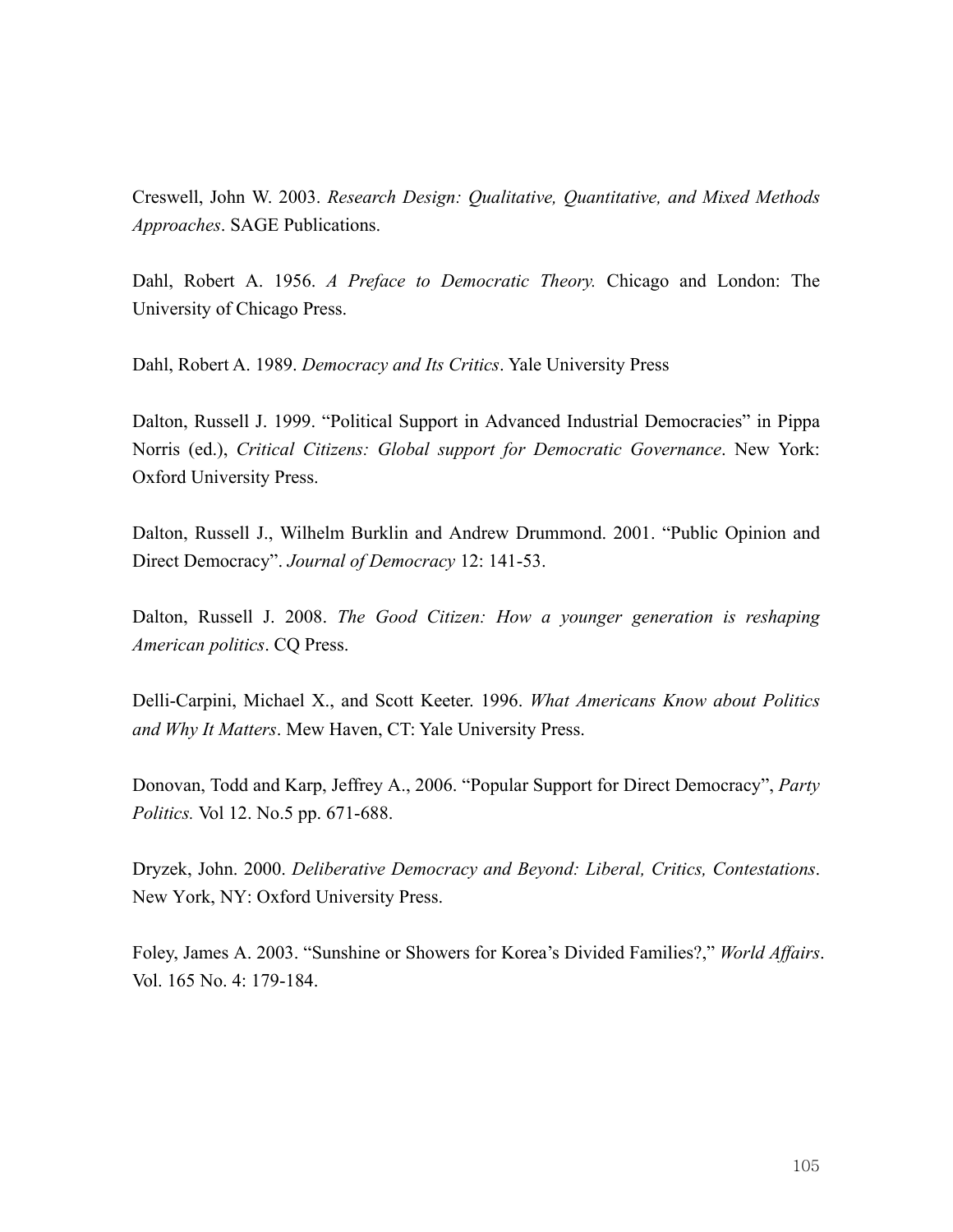Creswell, John W. 2003. *Research Design: Qualitative, Quantitative, and Mixed Methods Approaches*. SAGE Publications.

Dahl, Robert A. 1956. *A Preface to Democratic Theory.* Chicago and London: The University of Chicago Press.

Dahl, Robert A. 1989. *Democracy and Its Critics*. Yale University Press

Dalton, Russell J. 1999. "Political Support in Advanced Industrial Democracies" in Pippa Norris (ed.), *Critical Citizens: Global support for Democratic Governance*. New York: Oxford University Press.

Dalton, Russell J., Wilhelm Burklin and Andrew Drummond. 2001. "Public Opinion and Direct Democracy". *Journal of Democracy* 12: 141-53.

Dalton, Russell J. 2008. *The Good Citizen: How a younger generation is reshaping American politics*. CQ Press.

Delli-Carpini, Michael X., and Scott Keeter. 1996. *What Americans Know about Politics and Why It Matters*. Mew Haven, CT: Yale University Press.

Donovan, Todd and Karp, Jeffrey A., 2006. "Popular Support for Direct Democracy", *Party Politics.* Vol 12. No.5 pp. 671-688.

Dryzek, John. 2000. *Deliberative Democracy and Beyond: Liberal, Critics, Contestations*. New York, NY: Oxford University Press.

Foley, James A. 2003. "Sunshine or Showers for Korea's Divided Families?," *World Affairs*. Vol. 165 No. 4: 179-184.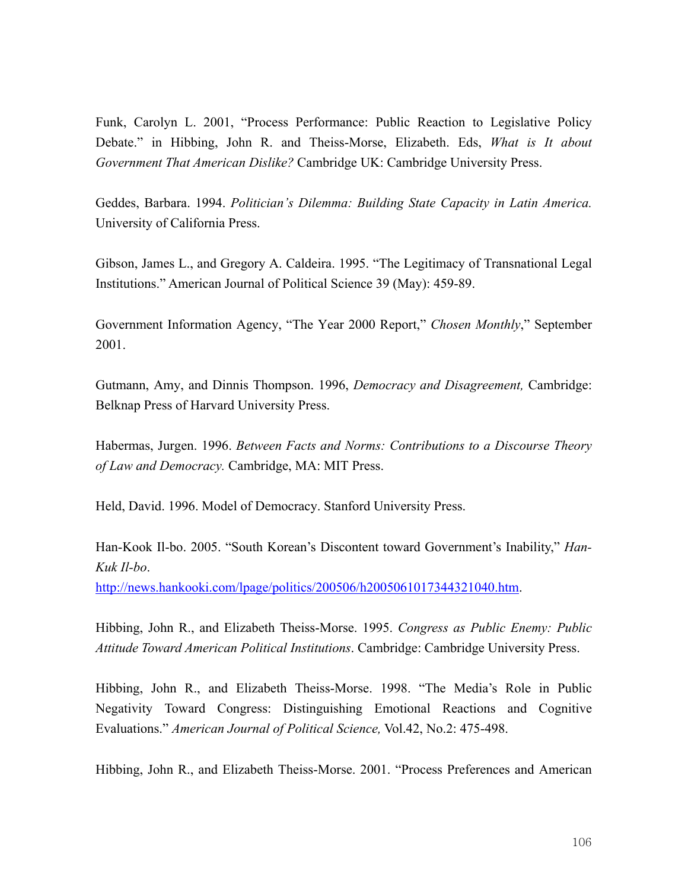Funk, Carolyn L. 2001, "Process Performance: Public Reaction to Legislative Policy Debate." in Hibbing, John R. and Theiss-Morse, Elizabeth. Eds, *What is It about Government That American Dislike?* Cambridge UK: Cambridge University Press.

Geddes, Barbara. 1994. *Politician's Dilemma: Building State Capacity in Latin America.* University of California Press.

Gibson, James L., and Gregory A. Caldeira. 1995. "The Legitimacy of Transnational Legal Institutions." American Journal of Political Science 39 (May): 459-89.

Government Information Agency, "The Year 2000 Report," *Chosen Monthly*," September 2001.

Gutmann, Amy, and Dinnis Thompson. 1996, *Democracy and Disagreement,* Cambridge: Belknap Press of Harvard University Press.

Habermas, Jurgen. 1996. *Between Facts and Norms: Contributions to a Discourse Theory of Law and Democracy.* Cambridge, MA: MIT Press.

Held, David. 1996. Model of Democracy. Stanford University Press.

Han-Kook Il-bo. 2005. "South Korean's Discontent toward Government's Inability," *Han-Kuk Il-bo*. http://news.hankooki.com/lpage/politics/200506/h2005061017344321040.htm.

Hibbing, John R., and Elizabeth Theiss-Morse. 1995. *Congress as Public Enemy: Public Attitude Toward American Political Institutions*. Cambridge: Cambridge University Press.

Hibbing, John R., and Elizabeth Theiss-Morse. 1998. "The Media's Role in Public Negativity Toward Congress: Distinguishing Emotional Reactions and Cognitive Evaluations." *American Journal of Political Science,* Vol.42, No.2: 475-498.

Hibbing, John R., and Elizabeth Theiss-Morse. 2001. "Process Preferences and American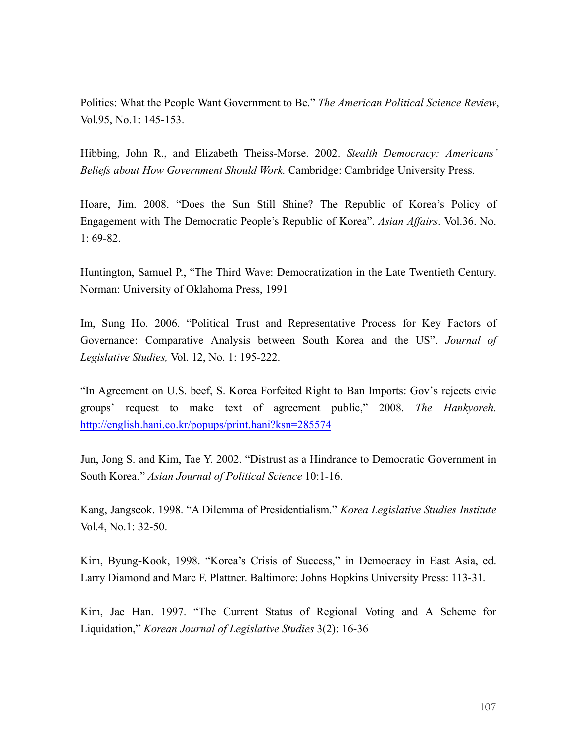Politics: What the People Want Government to Be." *The American Political Science Review*, Vol.95, No.1: 145-153.

Hibbing, John R., and Elizabeth Theiss-Morse. 2002. *Stealth Democracy: Americans' Beliefs about How Government Should Work.* Cambridge: Cambridge University Press.

Hoare, Jim. 2008. "Does the Sun Still Shine? The Republic of Korea's Policy of Engagement with The Democratic People's Republic of Korea". *Asian Affairs*. Vol.36. No. 1: 69-82.

Huntington, Samuel P., "The Third Wave: Democratization in the Late Twentieth Century. Norman: University of Oklahoma Press, 1991

Im, Sung Ho. 2006. "Political Trust and Representative Process for Key Factors of Governance: Comparative Analysis between South Korea and the US". *Journal of Legislative Studies,* Vol. 12, No. 1: 195-222.

"In Agreement on U.S. beef, S. Korea Forfeited Right to Ban Imports: Gov's rejects civic groups' request to make text of agreement public," 2008. *The Hankyoreh.* http://english.hani.co.kr/popups/print.hani?ksn=285574

Jun, Jong S. and Kim, Tae Y. 2002. "Distrust as a Hindrance to Democratic Government in South Korea." *Asian Journal of Political Science* 10:1-16.

Kang, Jangseok. 1998. "A Dilemma of Presidentialism." *Korea Legislative Studies Institute* Vol.4, No.1: 32-50.

Kim, Byung-Kook, 1998. "Korea's Crisis of Success," in Democracy in East Asia, ed. Larry Diamond and Marc F. Plattner. Baltimore: Johns Hopkins University Press: 113-31.

Kim, Jae Han. 1997. "The Current Status of Regional Voting and A Scheme for Liquidation," *Korean Journal of Legislative Studies* 3(2): 16-36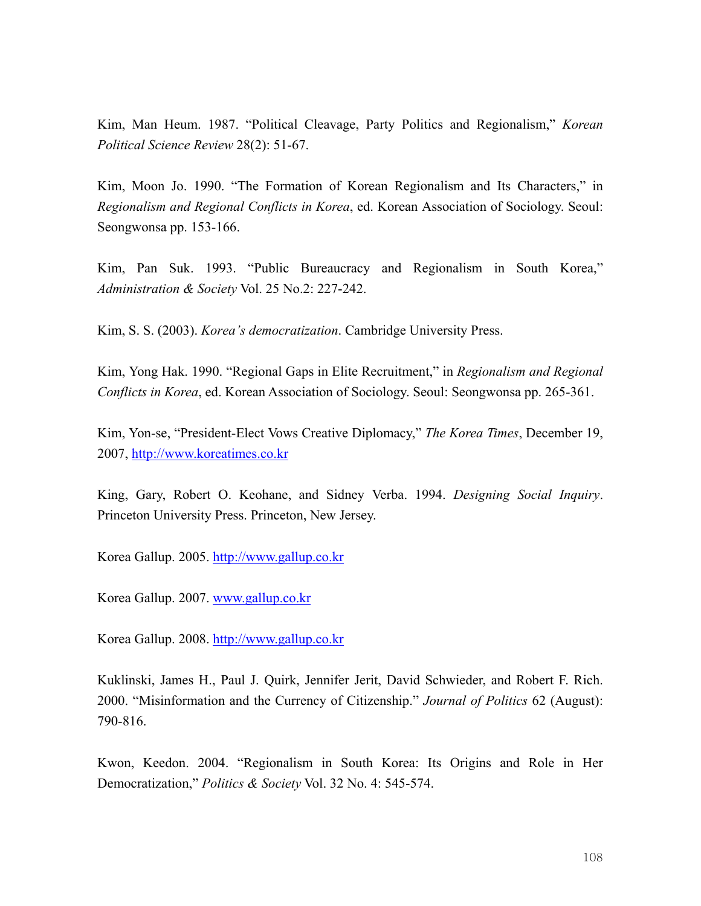Kim, Man Heum. 1987. "Political Cleavage, Party Politics and Regionalism," *Korean Political Science Review* 28(2): 51-67.

Kim, Moon Jo. 1990. "The Formation of Korean Regionalism and Its Characters," in *Regionalism and Regional Conflicts in Korea*, ed. Korean Association of Sociology. Seoul: Seongwonsa pp. 153-166.

Kim, Pan Suk. 1993. "Public Bureaucracy and Regionalism in South Korea," *Administration & Society* Vol. 25 No.2: 227-242.

Kim, S. S. (2003). *Korea's democratization*. Cambridge University Press.

Kim, Yong Hak. 1990. "Regional Gaps in Elite Recruitment," in *Regionalism and Regional Conflicts in Korea*, ed. Korean Association of Sociology. Seoul: Seongwonsa pp. 265-361.

Kim, Yon-se, "President-Elect Vows Creative Diplomacy," *The Korea Times*, December 19, 2007, http://www.koreatimes.co.kr

King, Gary, Robert O. Keohane, and Sidney Verba. 1994. *Designing Social Inquiry*. Princeton University Press. Princeton, New Jersey.

Korea Gallup. 2005. http://www.gallup.co.kr

Korea Gallup. 2007. www.gallup.co.kr

Korea Gallup. 2008. http://www.gallup.co.kr

Kuklinski, James H., Paul J. Quirk, Jennifer Jerit, David Schwieder, and Robert F. Rich. 2000. "Misinformation and the Currency of Citizenship." *Journal of Politics* 62 (August): 790-816.

Kwon, Keedon. 2004. "Regionalism in South Korea: Its Origins and Role in Her Democratization," *Politics & Society* Vol. 32 No. 4: 545-574.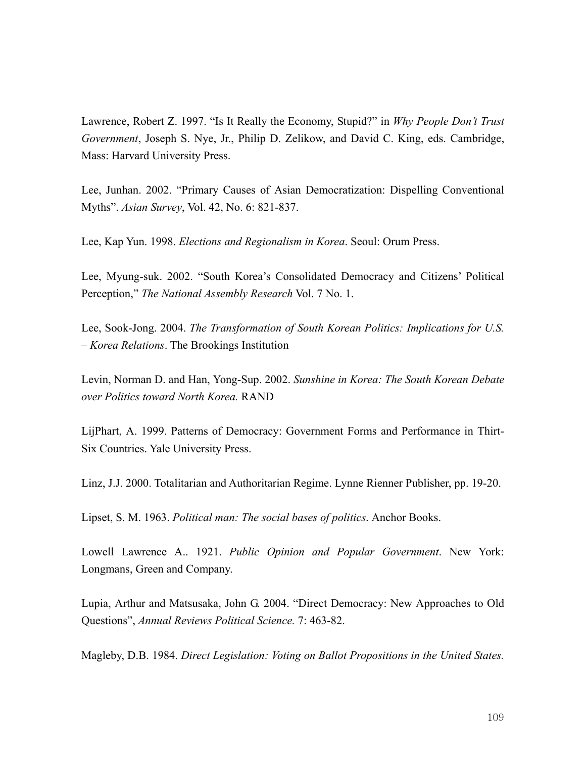Lawrence, Robert Z. 1997. "Is It Really the Economy, Stupid?" in *Why People Don't Trust Government*, Joseph S. Nye, Jr., Philip D. Zelikow, and David C. King, eds. Cambridge, Mass: Harvard University Press.

Lee, Junhan. 2002. "Primary Causes of Asian Democratization: Dispelling Conventional Myths". *Asian Survey*, Vol. 42, No. 6: 821-837.

Lee, Kap Yun. 1998. *Elections and Regionalism in Korea*. Seoul: Orum Press.

Lee, Myung-suk. 2002. "South Korea's Consolidated Democracy and Citizens' Political Perception," *The National Assembly Research* Vol. 7 No. 1.

Lee, Sook-Jong. 2004. *The Transformation of South Korean Politics: Implications for U.S. – Korea Relations*. The Brookings Institution

Levin, Norman D. and Han, Yong-Sup. 2002. *Sunshine in Korea: The South Korean Debate over Politics toward North Korea.* RAND

LijPhart, A. 1999. Patterns of Democracy: Government Forms and Performance in Thirt-Six Countries. Yale University Press.

Linz, J.J. 2000. Totalitarian and Authoritarian Regime. Lynne Rienner Publisher, pp. 19-20.

Lipset, S. M. 1963. *Political man: The social bases of politics*. Anchor Books.

Lowell Lawrence A.. 1921. *Public Opinion and Popular Government*. New York: Longmans, Green and Company.

Lupia, Arthur and Matsusaka, John G. 2004. "Direct Democracy: New Approaches to Old Questions", *Annual Reviews Political Science.* 7: 463-82.

Magleby, D.B. 1984. *Direct Legislation: Voting on Ballot Propositions in the United States.*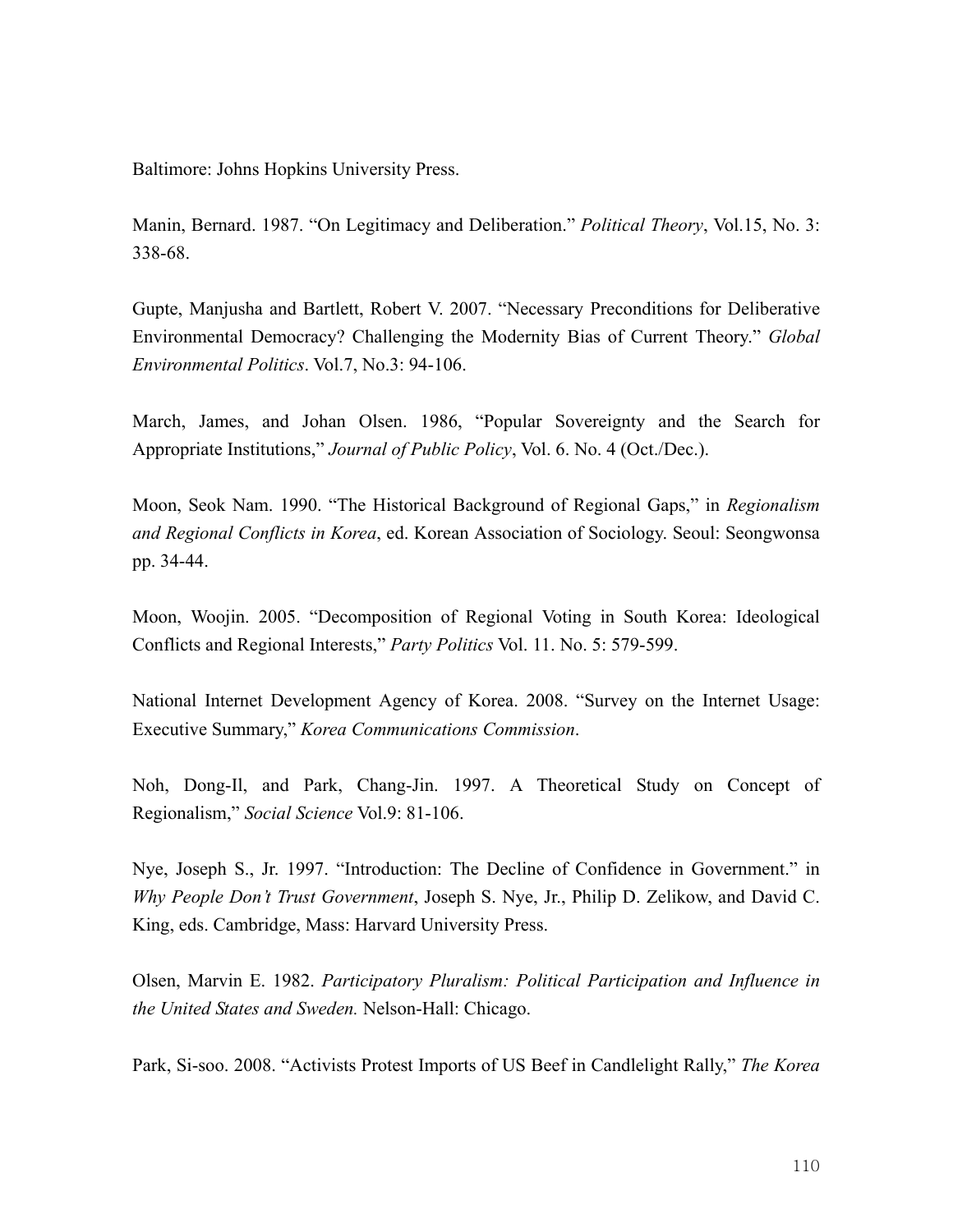Baltimore: Johns Hopkins University Press.

Manin, Bernard. 1987. “On Legitimacy and Deliberation.” *Political Theory*, Vol.15, No. 3: 338-68.

Gupte, Manjusha and Bartlett, Robert V. 2007. “Necessary Preconditions for Deliberative Environmental Democracy? Challenging the Modernity Bias of Current Theory.” *Global Environmental Politics*. Vol.7, No.3: 94-106.

March, James, and Johan Olsen. 1986, “Popular Sovereignty and the Search for Appropriate Institutions,” *Journal of Public Policy*, Vol. 6. No. 4 (Oct./Dec.).

Moon, Seok Nam. 1990. “The Historical Background of Regional Gaps,” in *Regionalism and Regional Conflicts in Korea*, ed. Korean Association of Sociology. Seoul: Seongwonsa pp. 34-44.

Moon, Woojin. 2005. “Decomposition of Regional Voting in South Korea: Ideological Conflicts and Regional Interests,” *Party Politics* Vol. 11. No. 5: 579-599.

National Internet Development Agency of Korea. 2008. “Survey on the Internet Usage: Executive Summary,” *Korea Communications Commission*.

Noh, Dong-Il, and Park, Chang-Jin. 1997. A Theoretical Study on Concept of Regionalism,” *Social Science* Vol.9: 81-106.

Nye, Joseph S., Jr. 1997. “Introduction: The Decline of Confidence in Government.” in *Why People Don’t Trust Government*, Joseph S. Nye, Jr., Philip D. Zelikow, and David C. King, eds. Cambridge, Mass: Harvard University Press.

Olsen, Marvin E. 1982. *Participatory Pluralism: Political Participation and Influence in the United States and Sweden.* Nelson-Hall: Chicago.

Park, Si-soo. 2008. “Activists Protest Imports of US Beef in Candlelight Rally,” *The Korea*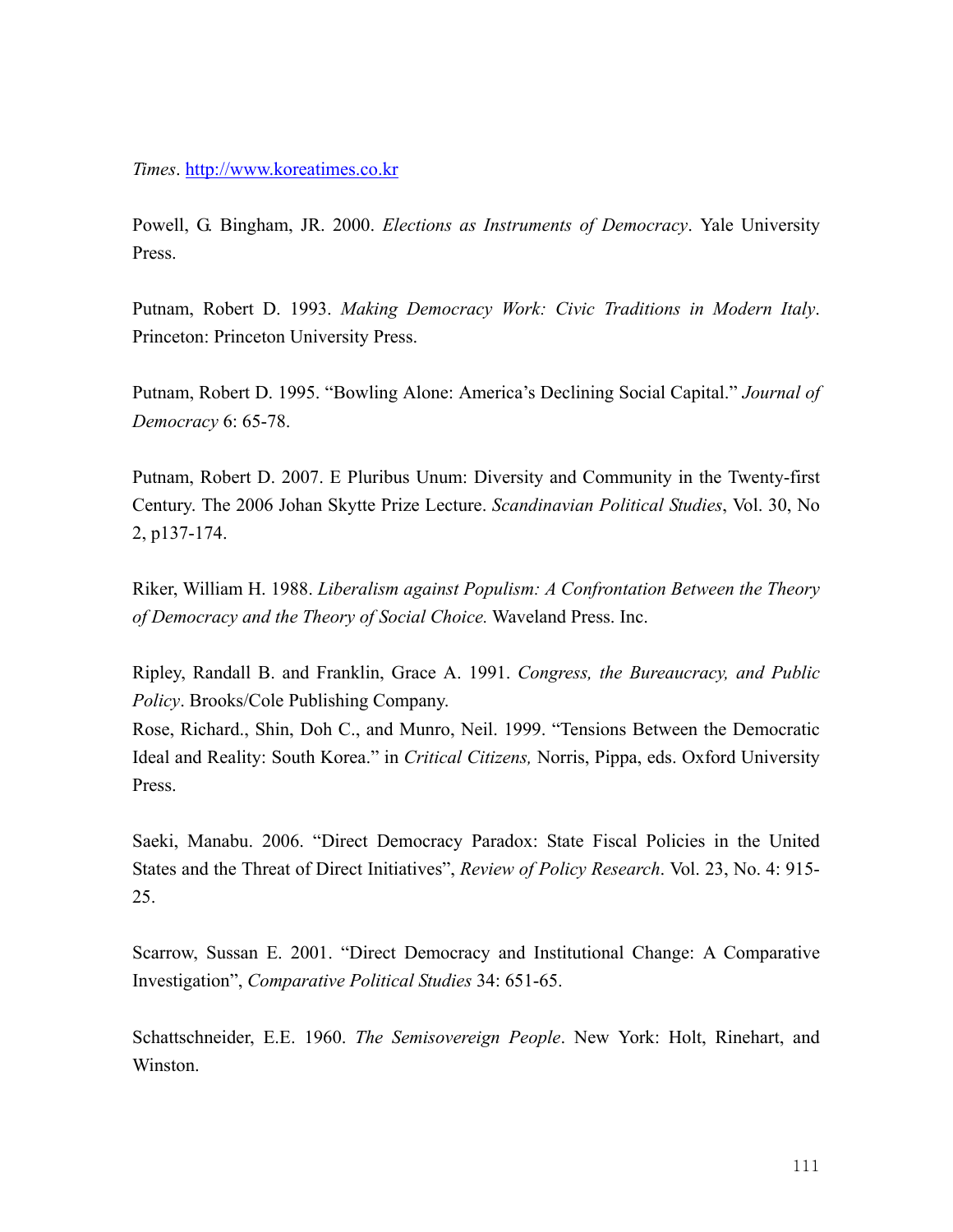*Times*. http://www.koreatimes.co.kr

Powell, G. Bingham, JR. 2000. *Elections as Instruments of Democracy*. Yale University Press.

Putnam, Robert D. 1993. *Making Democracy Work: Civic Traditions in Modern Italy*. Princeton: Princeton University Press.

Putnam, Robert D. 1995. "Bowling Alone: America's Declining Social Capital." *Journal of Democracy* 6: 65-78.

Putnam, Robert D. 2007. E Pluribus Unum: Diversity and Community in the Twenty-first Century. The 2006 Johan Skytte Prize Lecture. *Scandinavian Political Studies*, Vol. 30, No 2, p137-174.

Riker, William H. 1988. *Liberalism against Populism: A Confrontation Between the Theory of Democracy and the Theory of Social Choice.* Waveland Press. Inc.

Ripley, Randall B. and Franklin, Grace A. 1991. *Congress, the Bureaucracy, and Public Policy*. Brooks/Cole Publishing Company.

Rose, Richard., Shin, Doh C., and Munro, Neil. 1999. "Tensions Between the Democratic Ideal and Reality: South Korea." in *Critical Citizens,* Norris, Pippa, eds. Oxford University Press.

Saeki, Manabu. 2006. "Direct Democracy Paradox: State Fiscal Policies in the United States and the Threat of Direct Initiatives", *Review of Policy Research*. Vol. 23, No. 4: 915-25.

Scarrow, Sussan E. 2001. "Direct Democracy and Institutional Change: A Comparative Investigation", *Comparative Political Studies* 34: 651-65.

Schattschneider, E.E. 1960. *The Semisovereign People*. New York: Holt, Rinehart, and Winston.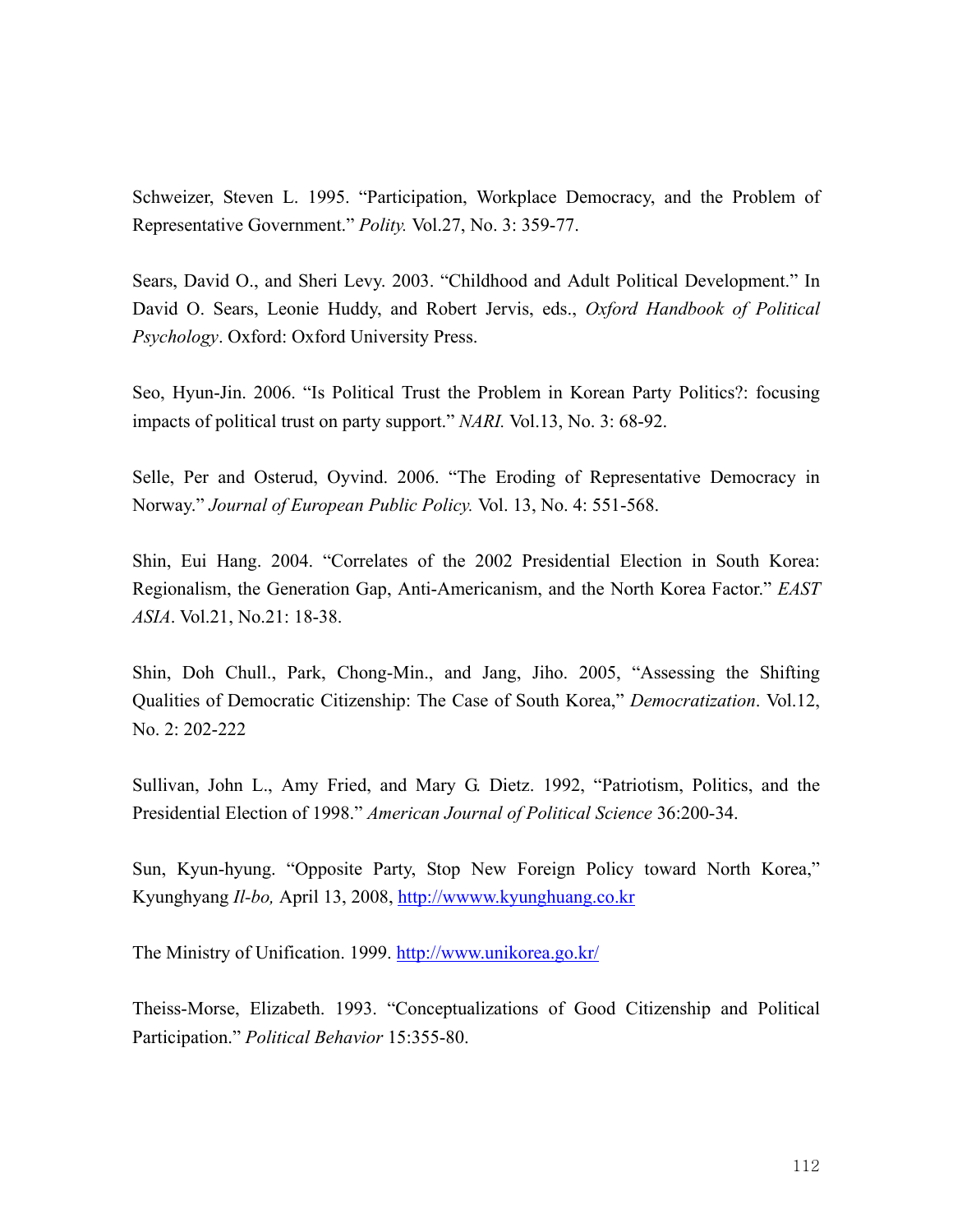Schweizer, Steven L. 1995. "Participation, Workplace Democracy, and the Problem of Representative Government." *Polity.* Vol.27, No. 3: 359-77.

Sears, David O., and Sheri Levy. 2003. "Childhood and Adult Political Development." In David O. Sears, Leonie Huddy, and Robert Jervis, eds., *Oxford Handbook of Political Psychology*. Oxford: Oxford University Press.

Seo, Hyun-Jin. 2006. "Is Political Trust the Problem in Korean Party Politics?: focusing impacts of political trust on party support." *NARI.* Vol.13, No. 3: 68-92.

Selle, Per and Osterud, Oyvind. 2006. "The Eroding of Representative Democracy in Norway." *Journal of European Public Policy.* Vol. 13, No. 4: 551-568.

Shin, Eui Hang. 2004. "Correlates of the 2002 Presidential Election in South Korea: Regionalism, the Generation Gap, Anti-Americanism, and the North Korea Factor." *EAST ASIA*. Vol.21, No.21: 18-38.

Shin, Doh Chull., Park, Chong-Min., and Jang, Jiho. 2005, "Assessing the Shifting Qualities of Democratic Citizenship: The Case of South Korea," *Democratization*. Vol.12, No. 2: 202-222

Sullivan, John L., Amy Fried, and Mary G. Dietz. 1992, "Patriotism, Politics, and the Presidential Election of 1998." *American Journal of Political Science* 36:200-34.

Sun, Kyun-hyung. "Opposite Party, Stop New Foreign Policy toward North Korea," Kyunghyang *Il-bo,* April 13, 2008, http://wwww.kyunghuang.co.kr

The Ministry of Unification. 1999. http://www.unikorea.go.kr/

Theiss-Morse, Elizabeth. 1993. "Conceptualizations of Good Citizenship and Political Participation." *Political Behavior* 15:355-80.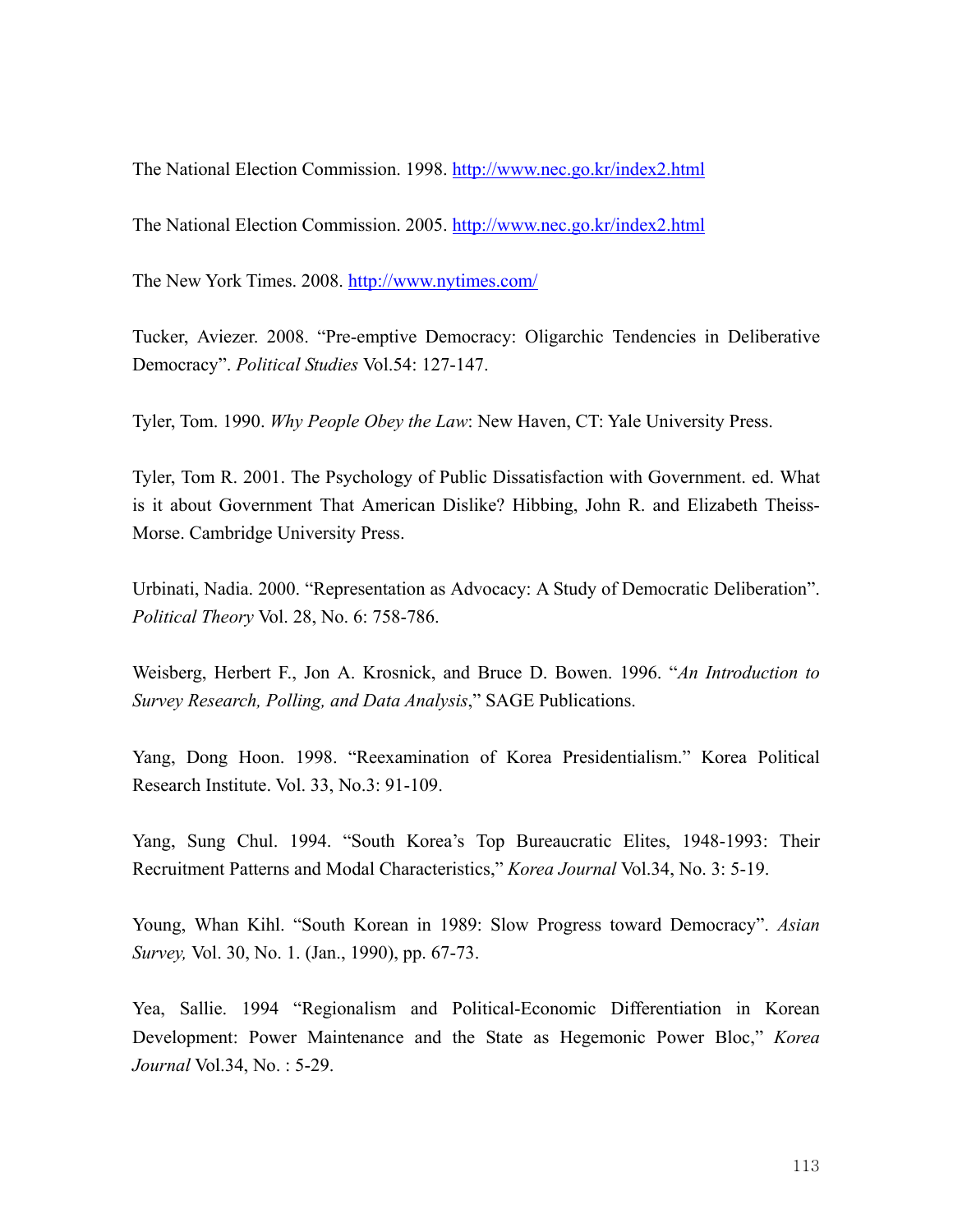The National Election Commission. 1998. http://www.nec.go.kr/index2.html

The National Election Commission. 2005. http://www.nec.go.kr/index2.html

The New York Times. 2008. http://www.nytimes.com/

Tucker, Aviezer. 2008. "Pre-emptive Democracy: Oligarchic Tendencies in Deliberative Democracy". *Political Studies* Vol.54: 127-147.

Tyler, Tom. 1990. *Why People Obey the Law*: New Haven, CT: Yale University Press.

Tyler, Tom R. 2001. The Psychology of Public Dissatisfaction with Government. ed. What is it about Government That American Dislike? Hibbing, John R. and Elizabeth Theiss-Morse. Cambridge University Press.

Urbinati, Nadia. 2000. "Representation as Advocacy: A Study of Democratic Deliberation". *Political Theory* Vol. 28, No. 6: 758-786.

Weisberg, Herbert F., Jon A. Krosnick, and Bruce D. Bowen. 1996. "*An Introduction to Survey Research, Polling, and Data Analysis*," SAGE Publications.

Yang, Dong Hoon. 1998. "Reexamination of Korea Presidentialism." Korea Political Research Institute. Vol. 33, No.3: 91-109.

Yang, Sung Chul. 1994. "South Korea's Top Bureaucratic Elites, 1948-1993: Their Recruitment Patterns and Modal Characteristics," *Korea Journal* Vol.34, No. 3: 5-19.

Young, Whan Kihl. "South Korean in 1989: Slow Progress toward Democracy". *Asian Survey,* Vol. 30, No. 1. (Jan., 1990), pp. 67-73.

Yea, Sallie. 1994 "Regionalism and Political-Economic Differentiation in Korean Development: Power Maintenance and the State as Hegemonic Power Bloc," *Korea Journal* Vol.34, No. : 5-29.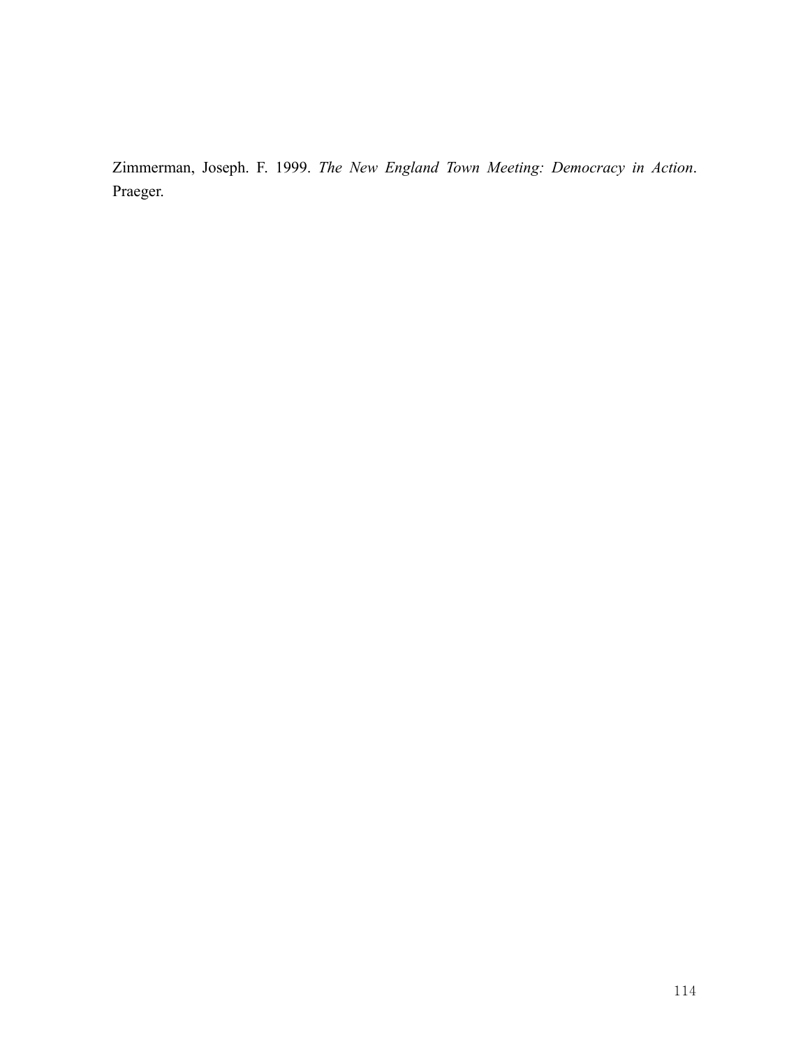Zimmerman, Joseph. F. 1999. *The New England Town Meeting: Democracy in Action*. Praeger.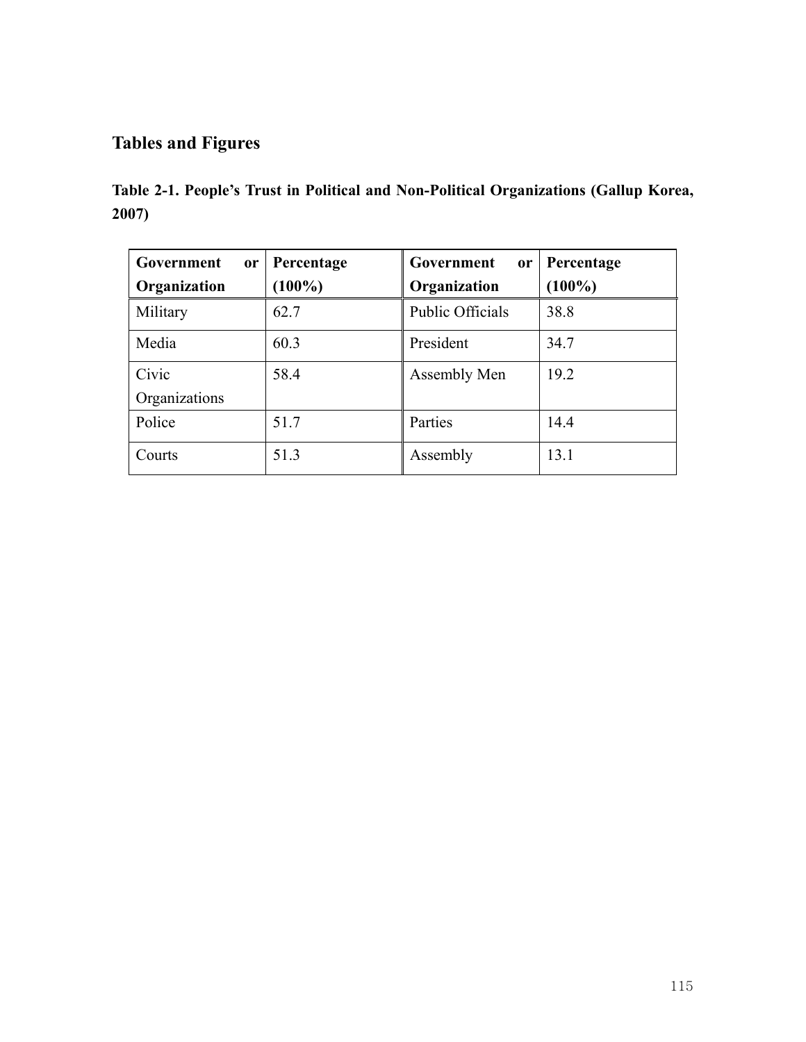## Tables and Figures

**Table 2-1. People's Trust in Political and Non-Political Organizations (Gallup Korea, 2007)**

| Government or Organization | Percentage (100%) | Government or Organization | Percentage (100%) |
|---|---|---|---|
| Military | 62.7 | Public Officials | 38.8 |
| Media | 60.3 | President | 34.7 |
| Civic Organizations | 58.4 | Assembly Men | 19.2 |
| Police | 51.7 | Parties | 14.4 |
| Courts | 51.3 | Assembly | 13.1 |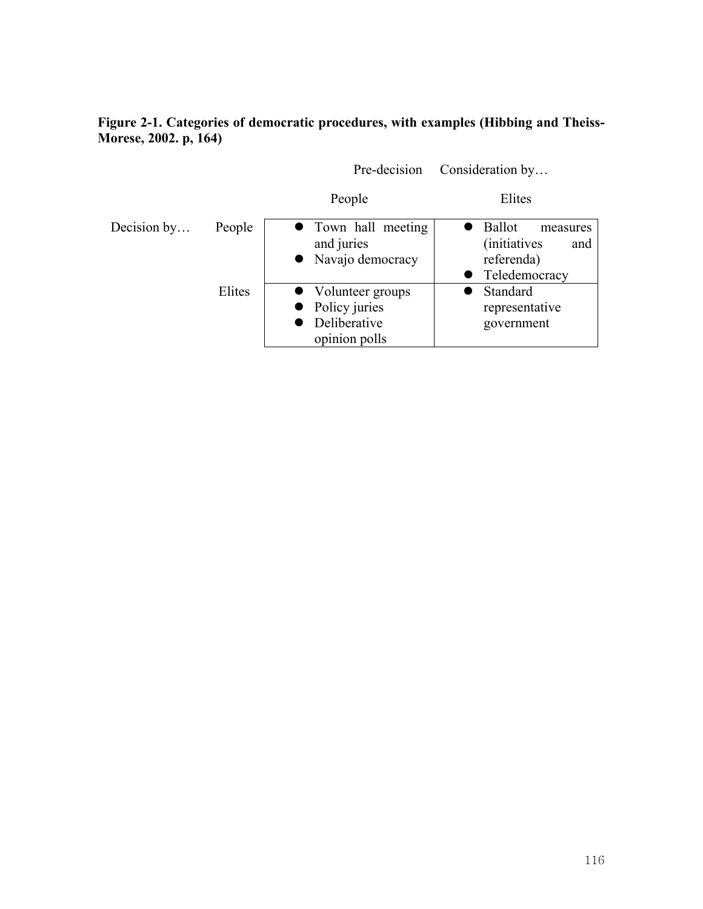**Figure 2-1. Categories of democratic procedures, with examples (Hibbing and Theiss-Morese, 2002. p, 164)**

| | | Pre-decision Consideration by… | |
|---|---|---|---|
| | | People | Elites |
| Decision by… | People | • Town hall meeting and juries<br>• Navajo democracy | • Ballot measures (initiatives and referenda)<br>• Teledemocracy |
| | Elites | • Volunteer groups<br>• Policy juries<br>• Deliberative opinion polls | • Standard representative government |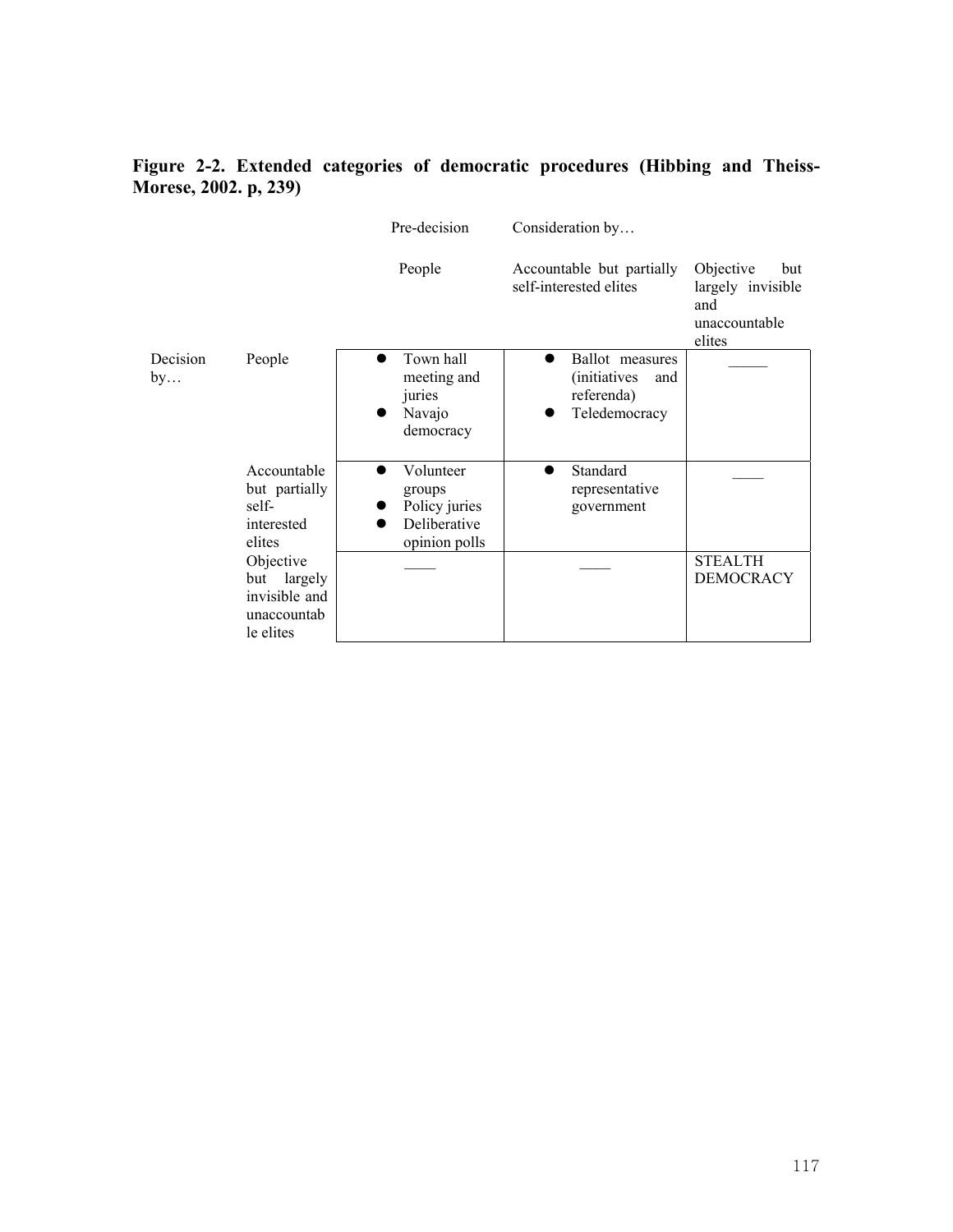**Figure 2-2. Extended categories of democratic procedures (Hibbing and Theiss-Morese, 2002. p, 239)**

| | | Pre-decision | Consideration by… | |
|---|---|---|---|---|
| | | People | Accountable but partially self-interested elites | Objective but largely invisible and unaccountable elites |
| Decision by… | People | • Town hall meeting and juries<br>• Navajo democracy | • Ballot measures (initiatives and referenda)<br>• Teledemocracy | _____ |
| | Accountable but partially self-interested elites | • Volunteer groups<br>• Policy juries<br>• Deliberative opinion polls | • Standard representative government | ____ |
| | Objective but largely invisible and unaccountable elites | ____ | ____ | STEALTH DEMOCRACY |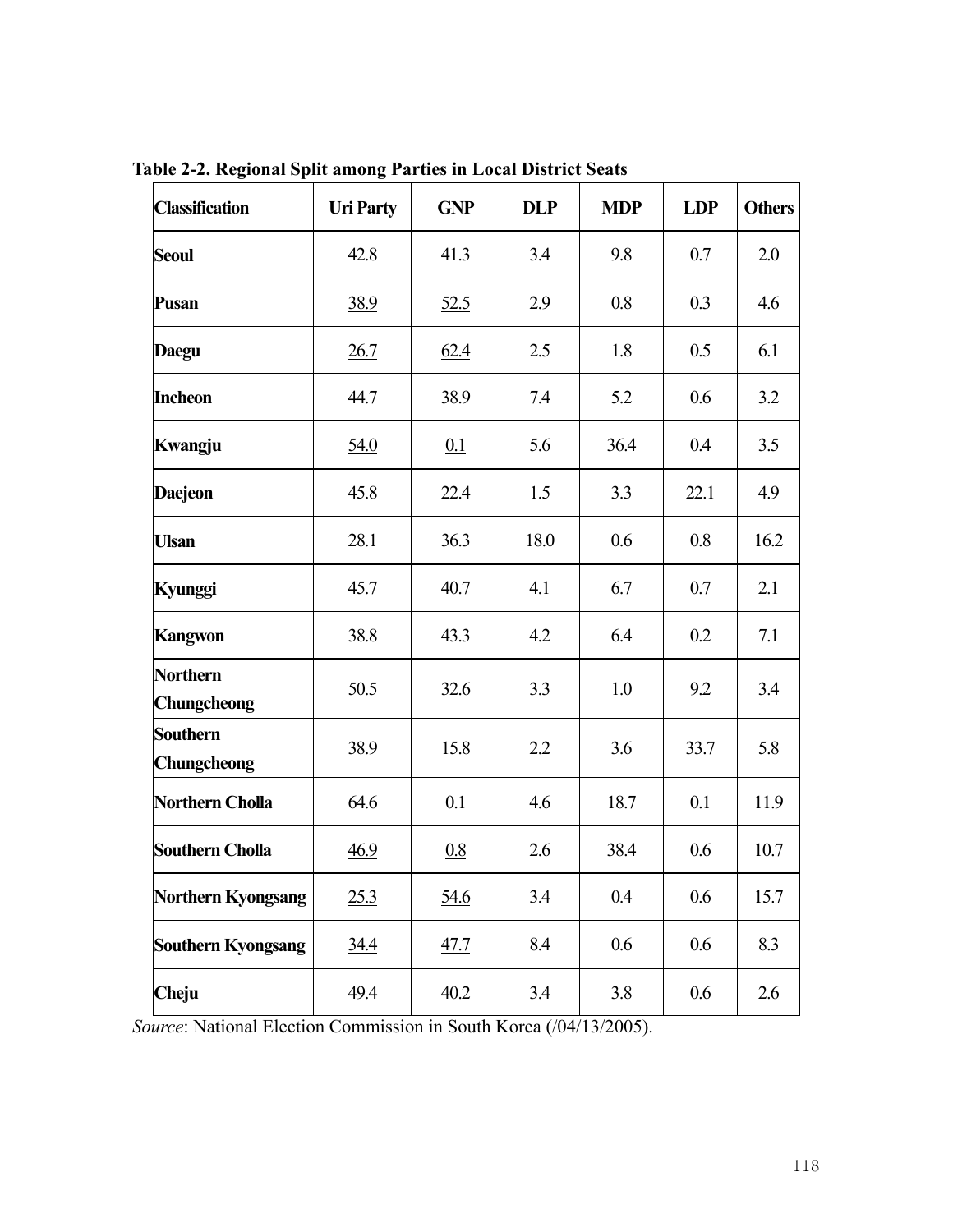**Table 2-2. Regional Split among Parties in Local District Seats**

| Classification | Uri Party | GNP | DLP | MDP | LDP | Others |
|---|---|---|---|---|---|---|
| **Seoul** | 42.8 | 41.3 | 3.4 | 9.8 | 0.7 | 2.0 |
| **Pusan** | <u>38.9</u> | <u>52.5</u> | 2.9 | 0.8 | 0.3 | 4.6 |
| **Daegu** | <u>26.7</u> | <u>62.4</u> | 2.5 | 1.8 | 0.5 | 6.1 |
| **Incheon** | 44.7 | 38.9 | 7.4 | 5.2 | 0.6 | 3.2 |
| **Kwangju** | <u>54.0</u> | <u>0.1</u> | 5.6 | 36.4 | 0.4 | 3.5 |
| **Daejeon** | 45.8 | 22.4 | 1.5 | 3.3 | 22.1 | 4.9 |
| **Ulsan** | 28.1 | 36.3 | 18.0 | 0.6 | 0.8 | 16.2 |
| **Kyunggi** | 45.7 | 40.7 | 4.1 | 6.7 | 0.7 | 2.1 |
| **Kangwon** | 38.8 | 43.3 | 4.2 | 6.4 | 0.2 | 7.1 |
| **Northern Chungcheong** | 50.5 | 32.6 | 3.3 | 1.0 | 9.2 | 3.4 |
| **Southern Chungcheong** | 38.9 | 15.8 | 2.2 | 3.6 | 33.7 | 5.8 |
| **Northern Cholla** | <u>64.6</u> | <u>0.1</u> | 4.6 | 18.7 | 0.1 | 11.9 |
| **Southern Cholla** | <u>46.9</u> | <u>0.8</u> | 2.6 | 38.4 | 0.6 | 10.7 |
| **Northern Kyongsang** | <u>25.3</u> | <u>54.6</u> | 3.4 | 0.4 | 0.6 | 15.7 |
| **Southern Kyongsang** | <u>34.4</u> | <u>47.7</u> | 8.4 | 0.6 | 0.6 | 8.3 |
| **Cheju** | 49.4 | 40.2 | 3.4 | 3.8 | 0.6 | 2.6 |

*Source*: National Election Commission in South Korea (/04/13/2005).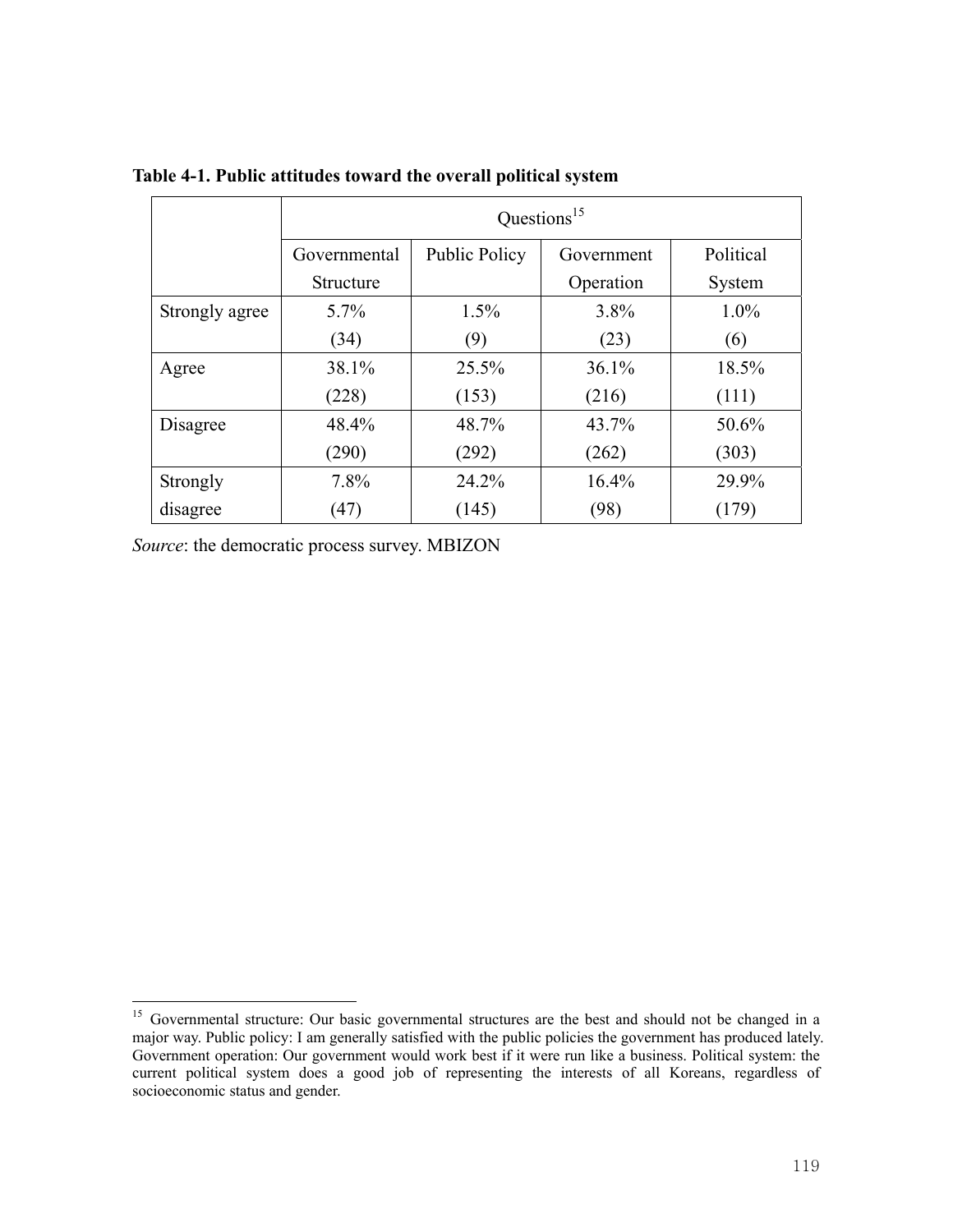**Table 4-1. Public attitudes toward the overall political system**

| | Questions[15] | | | |
|---|---|---|---|---|
| | Governmental Structure | Public Policy | Government Operation | Political System |
| Strongly agree | 5.7% (34) | 1.5% (9) | 3.8% (23) | 1.0% (6) |
| Agree | 38.1% (228) | 25.5% (153) | 36.1% (216) | 18.5% (111) |
| Disagree | 48.4% (290) | 48.7% (292) | 43.7% (262) | 50.6% (303) |
| Strongly disagree | 7.8% (47) | 24.2% (145) | 16.4% (98) | 29.9% (179) |

*Source*: the democratic process survey. MBIZON

---

[15] Governmental structure: Our basic governmental structures are the best and should not be changed in a major way. Public policy: I am generally satisfied with the public policies the government has produced lately. Government operation: Our government would work best if it were run like a business. Political system: the current political system does a good job of representing the interests of all Koreans, regardless of socioeconomic status and gender.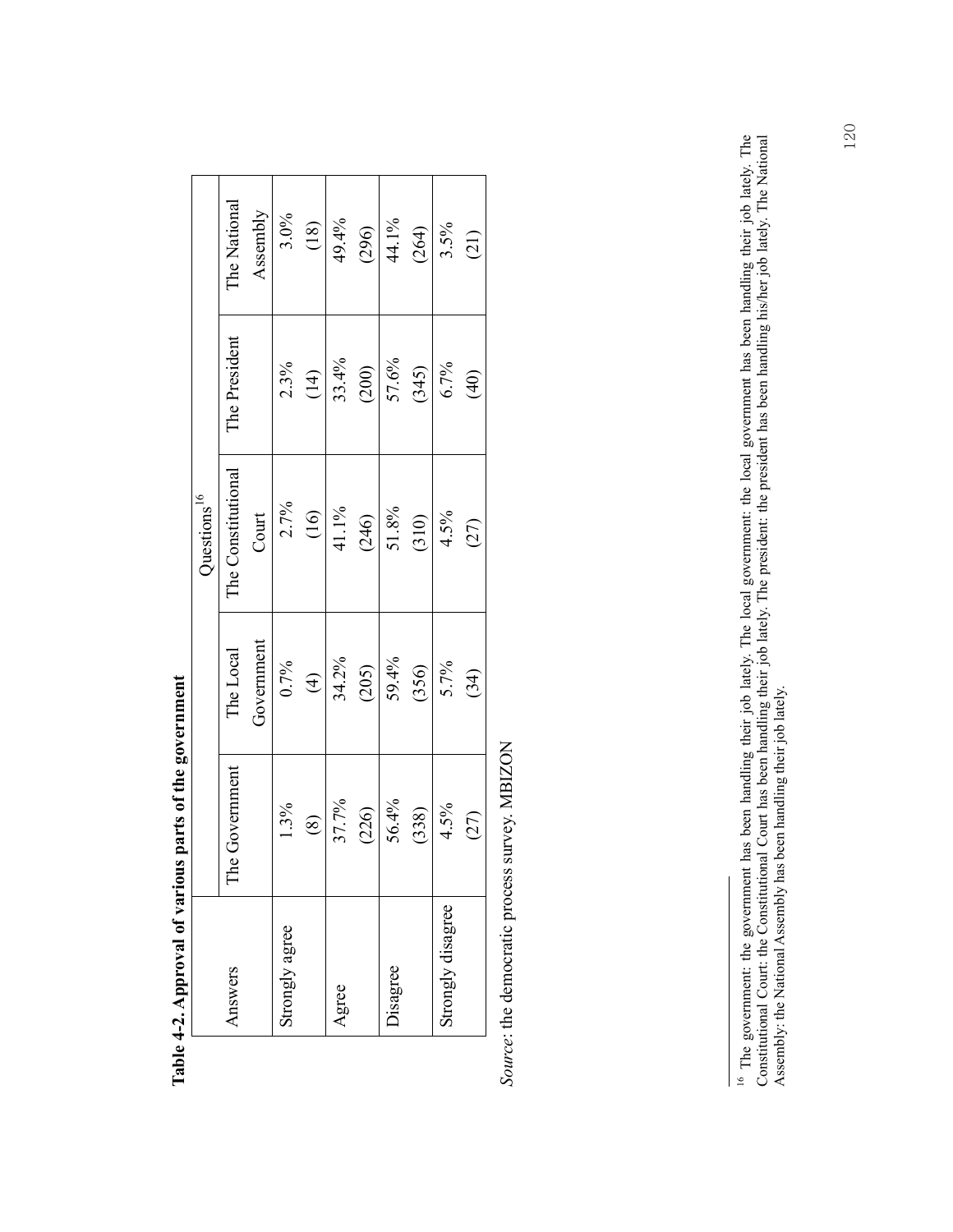**Table 4-2. Approval of various parts of the government**

| Answers | Questions[16] | | | | |
|---|---|---|---|---|---|
| | The Government | The Local Government | The Constitutional Court | The President | The National Assembly |
| Strongly agree | 1.3% (8) | 0.7% (4) | 2.7% (16) | 2.3% (14) | 3.0% (18) |
| Agree | 37.7% (226) | 34.2% (205) | 41.1% (246) | 33.4% (200) | 49.4% (296) |
| Disagree | 56.4% (338) | 59.4% (356) | 51.8% (310) | 57.6% (345) | 44.1% (264) |
| Strongly disagree | 4.5% (27) | 5.7% (34) | 4.5% (27) | 6.7% (40) | 3.5% (21) |

*Source:* the democratic process survey. MBIZON

[16] The government: the government has been handling their job lately. The local government: the local government has been handling their job lately. The Constitutional Court: the Constitutional Court has been handling their job lately. The president: the president has been handling his/her job lately. The National Assembly: the National Assembly has been handling their job lately.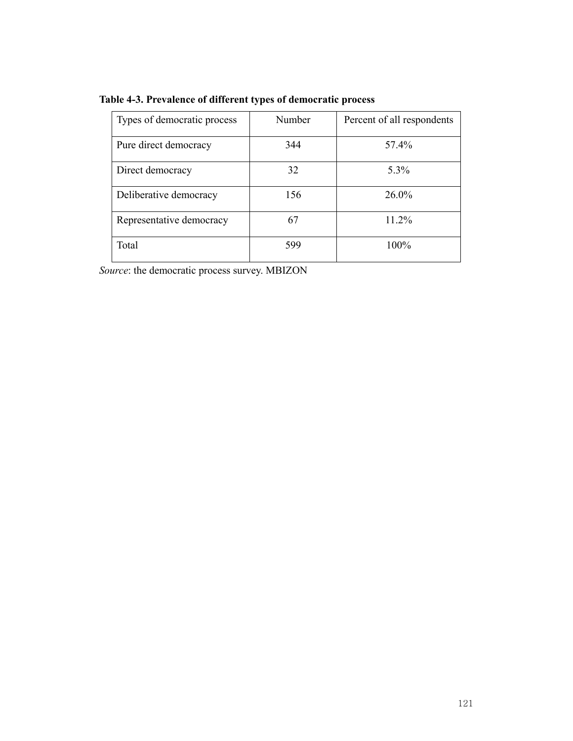**Table 4-3. Prevalence of different types of democratic process**

| Types of democratic process | Number | Percent of all respondents |
|---|---|---|
| Pure direct democracy | 344 | 57.4% |
| Direct democracy | 32 | 5.3% |
| Deliberative democracy | 156 | 26.0% |
| Representative democracy | 67 | 11.2% |
| Total | 599 | 100% |

*Source*: the democratic process survey. MBIZON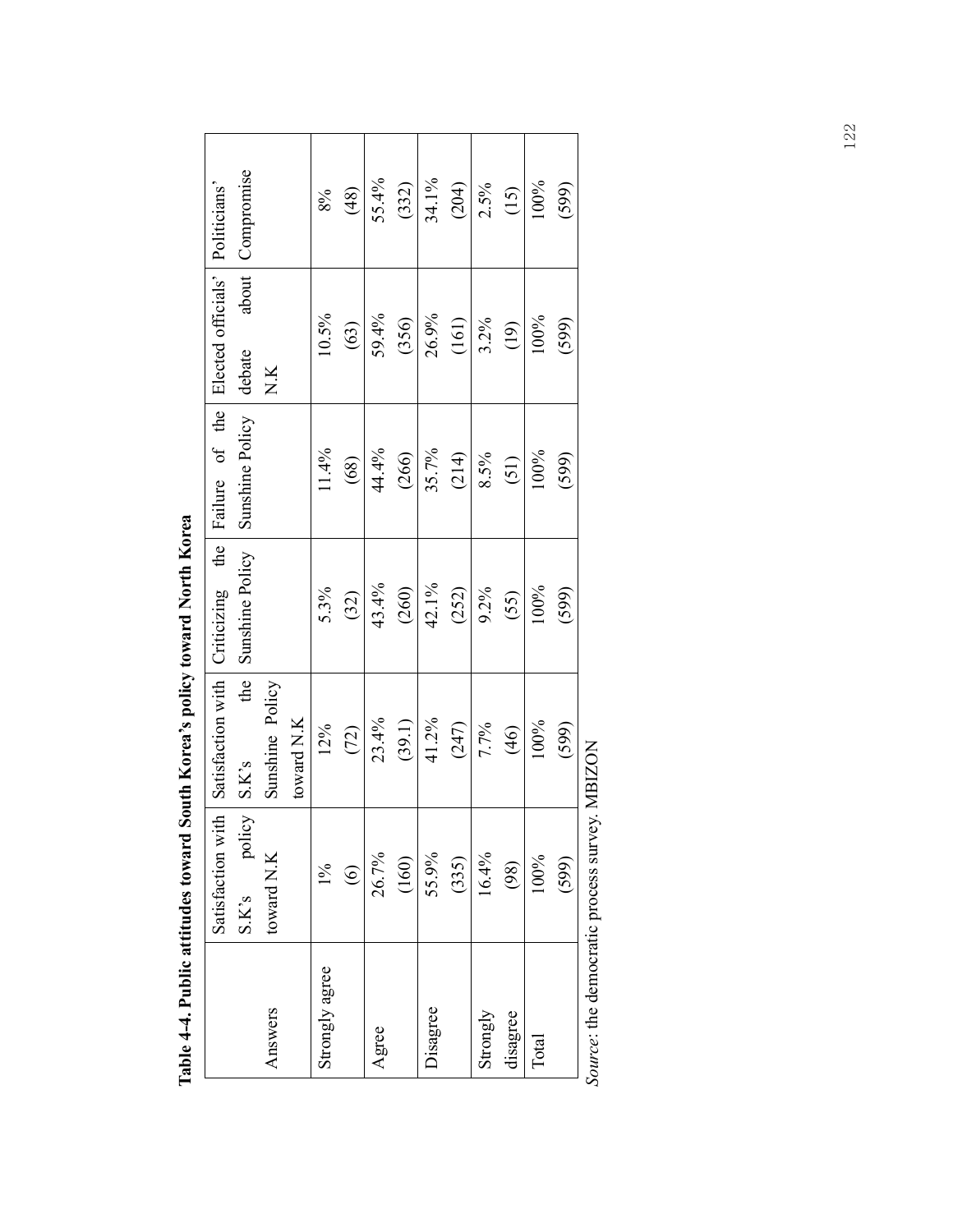**Table 4-4. Public attitudes toward South Korea's policy toward North Korea**

| Answers | Satisfaction with S.K's policy toward N.K | Satisfaction with S.K's the Sunshine Policy toward N.K | Criticizing the Sunshine Policy | Failure of the Sunshine Policy | Elected officials' debate about N.K | Politicians' Compromise |
|---|---|---|---|---|---|---|
| Strongly agree | 1% (6) | 12% (72) | 5.3% (32) | 11.4% (68) | 10.5% (63) | 8% (48) |
| Agree | 26.7% (160) | 23.4% (39.1) | 43.4% (260) | 44.4% (266) | 59.4% (356) | 55.4% (332) |
| Disagree | 55.9% (335) | 41.2% (247) | 42.1% (252) | 35.7% (214) | 26.9% (161) | 34.1% (204) |
| Strongly disagree | 16.4% (98) | 7.7% (46) | 9.2% (55) | 8.5% (51) | 3.2% (19) | 2.5% (15) |
| Total | 100% (599) | 100% (599) | 100% (599) | 100% (599) | 100% (599) | 100% (599) |

*Source*: the democratic process survey. MBIZON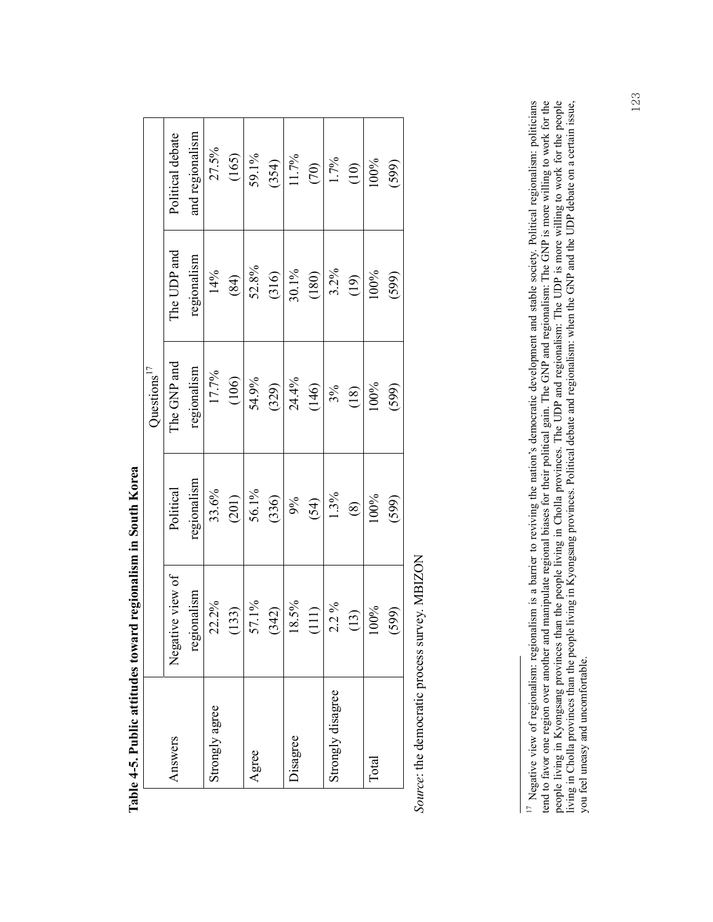**Table 4-5. Public attitudes toward regionalism in South Korea**

| Answers | Questions[17] | | | | |
|---|---|---|---|---|---|
| | Negative view of regionalism | Political regionalism | The GNP and regionalism | The UDP and regionalism | Political debate and regionalism |
| Strongly agree | 22.2% (133) | 33.6% (201) | 17.7% (106) | 14% (84) | 27.5% (165) |
| Agree | 57.1% (342) | 56.1% (336) | 54.9% (329) | 52.8% (316) | 59.1% (354) |
| Disagree | 18.5% (111) | 9% (54) | 24.4% (146) | 30.1% (180) | 11.7% (70) |
| Strongly disagree | 2.2 % (13) | 1.3% (8) | 3% (18) | 3.2% (19) | 1.7% (10) |
| Total | 100% (599) | 100% (599) | 100% (599) | 100% (599) | 100% (599) |

*Source*: the democratic process survey. MBIZON

[17] Negative view of regionalism: regionalism is a barrier to reviving the nation's democratic development and stable society. Political regionalism: politicians tend to favor one region over another and manipulate regional biases for their political gain. The GNP and regionalism: The GNP is more willing to work for the people living in Kyongsang provinces than the people living in Cholla provinces. The UDP and regionalism: The UDP is more willing to work for the people living in Cholla provinces than the people living in Kyongsang provinces. Political debate and regionalism: when the GNP and the UDP debate on a certain issue, you feel uneasy and uncomfortable.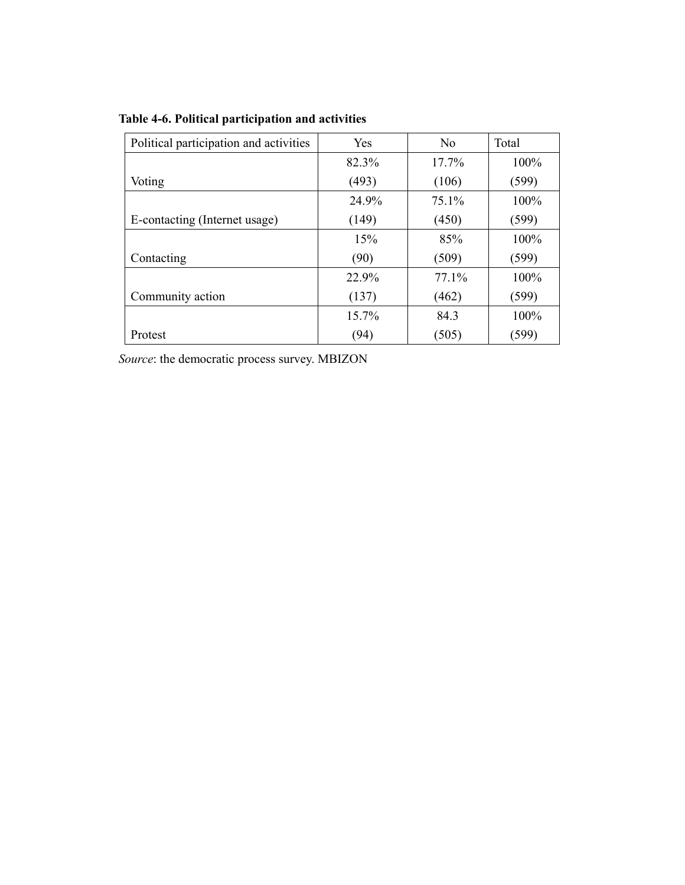**Table 4-6. Political participation and activities**

| Political participation and activities | Yes | No | Total |
|---|---|---|---|
| Voting | 82.3% (493) | 17.7% (106) | 100% (599) |
| E-contacting (Internet usage) | 24.9% (149) | 75.1% (450) | 100% (599) |
| Contacting | 15% (90) | 85% (509) | 100% (599) |
| Community action | 22.9% (137) | 77.1% (462) | 100% (599) |
| Protest | 15.7% (94) | 84.3 (505) | 100% (599) |

*Source*: the democratic process survey. MBIZON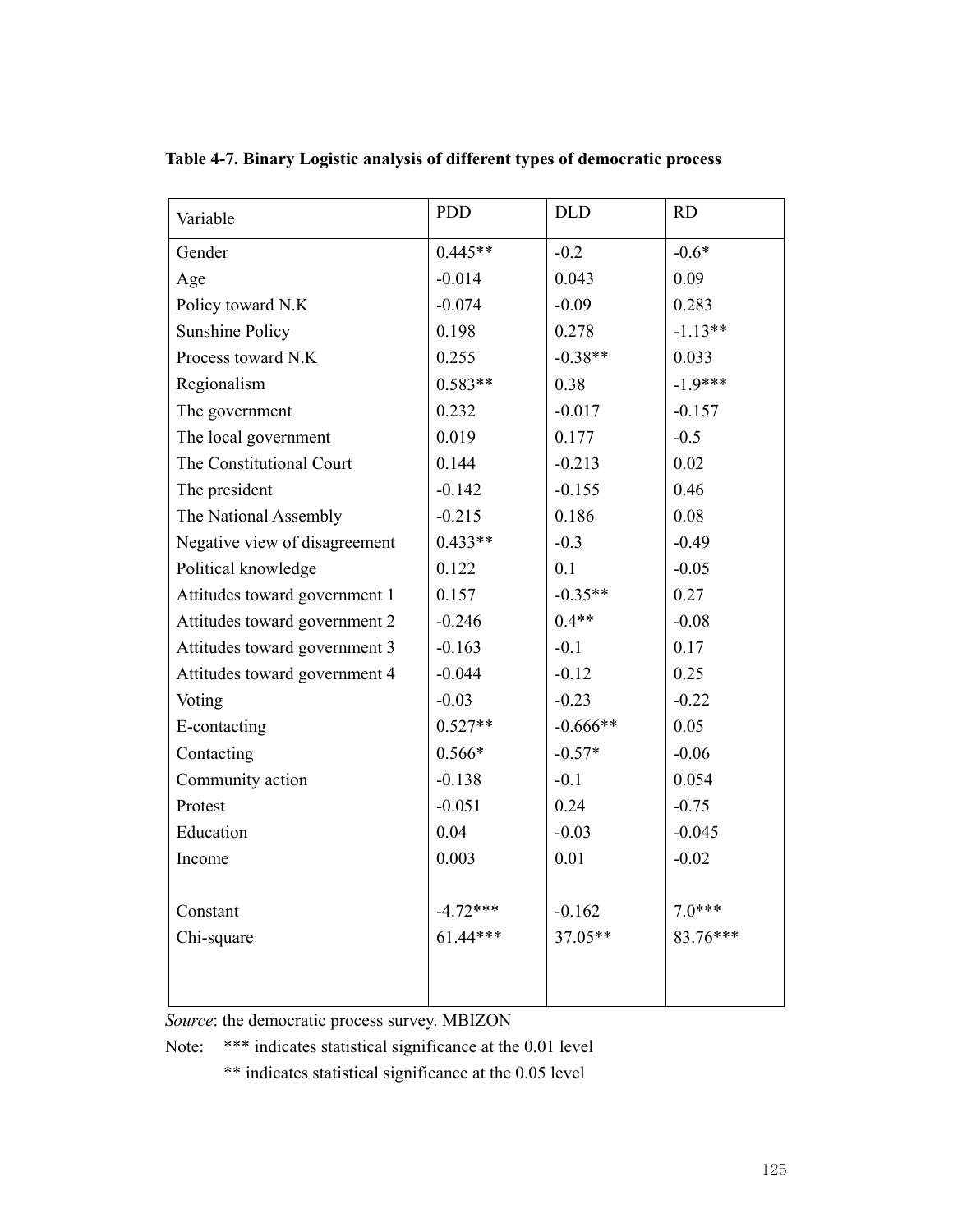**Table 4-7. Binary Logistic analysis of different types of democratic process**

| Variable | PDD | DLD | RD |
|---|---|---|---|
| Gender | 0.445** | -0.2 | -0.6* |
| Age | -0.014 | 0.043 | 0.09 |
| Policy toward N.K | -0.074 | -0.09 | 0.283 |
| Sunshine Policy | 0.198 | 0.278 | -1.13** |
| Process toward N.K | 0.255 | -0.38** | 0.033 |
| Regionalism | 0.583** | 0.38 | -1.9*** |
| The government | 0.232 | -0.017 | -0.157 |
| The local government | 0.019 | 0.177 | -0.5 |
| The Constitutional Court | 0.144 | -0.213 | 0.02 |
| The president | -0.142 | -0.155 | 0.46 |
| The National Assembly | -0.215 | 0.186 | 0.08 |
| Negative view of disagreement | 0.433** | -0.3 | -0.49 |
| Political knowledge | 0.122 | 0.1 | -0.05 |
| Attitudes toward government 1 | 0.157 | -0.35** | 0.27 |
| Attitudes toward government 2 | -0.246 | 0.4** | -0.08 |
| Attitudes toward government 3 | -0.163 | -0.1 | 0.17 |
| Attitudes toward government 4 | -0.044 | -0.12 | 0.25 |
| Voting | -0.03 | -0.23 | -0.22 |
| E-contacting | 0.527** | -0.666** | 0.05 |
| Contacting | 0.566* | -0.57* | -0.06 |
| Community action | -0.138 | -0.1 | 0.054 |
| Protest | -0.051 | 0.24 | -0.75 |
| Education | 0.04 | -0.03 | -0.045 |
| Income | 0.003 | 0.01 | -0.02 |
| Constant | -4.72*** | -0.162 | 7.0*** |
| Chi-square | 61.44*** | 37.05** | 83.76*** |

*Source*: the democratic process survey. MBIZON

Note: *** indicates statistical significance at the 0.01 level

** indicates statistical significance at the 0.05 level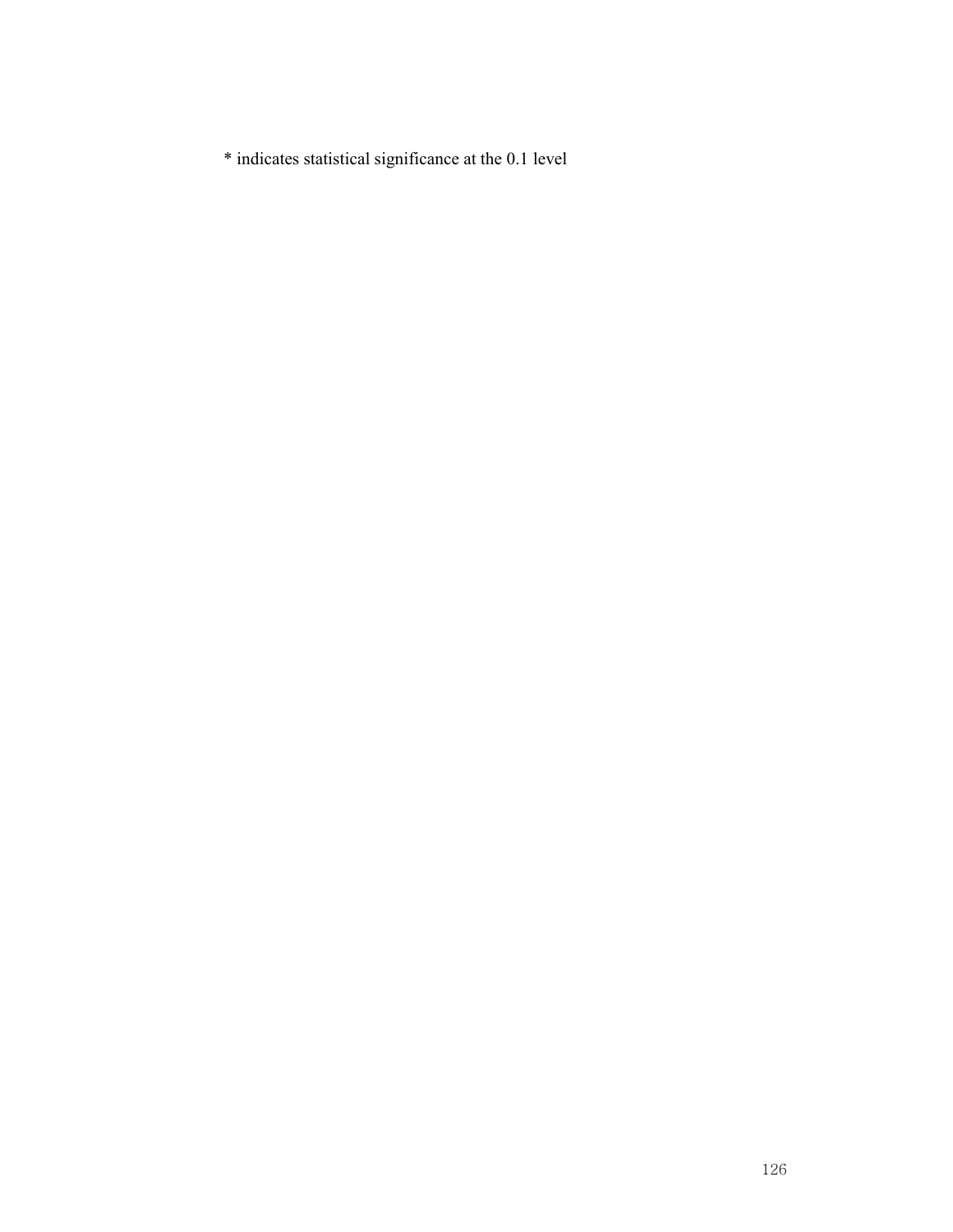* indicates statistical significance at the 0.1 level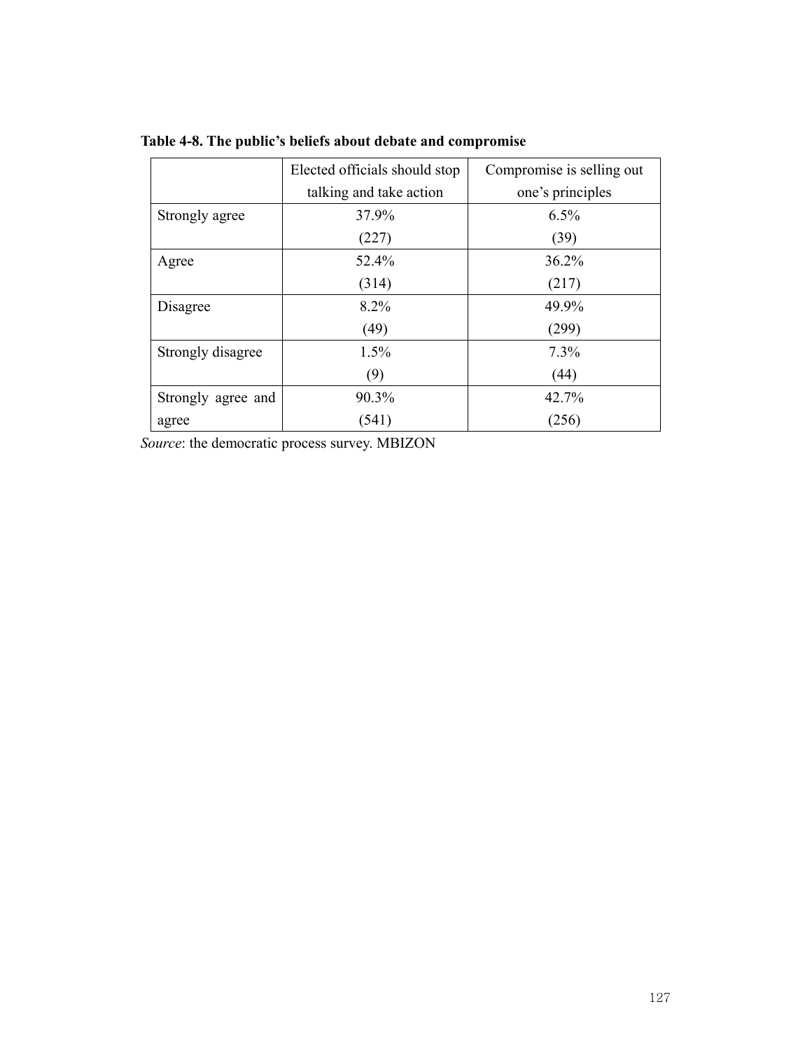**Table 4-8. The public's beliefs about debate and compromise**

|  | Elected officials should stop talking and take action | Compromise is selling out one's principles |
|---|---|---|
| Strongly agree | 37.9% (227) | 6.5% (39) |
| Agree | 52.4% (314) | 36.2% (217) |
| Disagree | 8.2% (49) | 49.9% (299) |
| Strongly disagree | 1.5% (9) | 7.3% (44) |
| Strongly agree and agree | 90.3% (541) | 42.7% (256) |

*Source*: the democratic process survey. MBIZON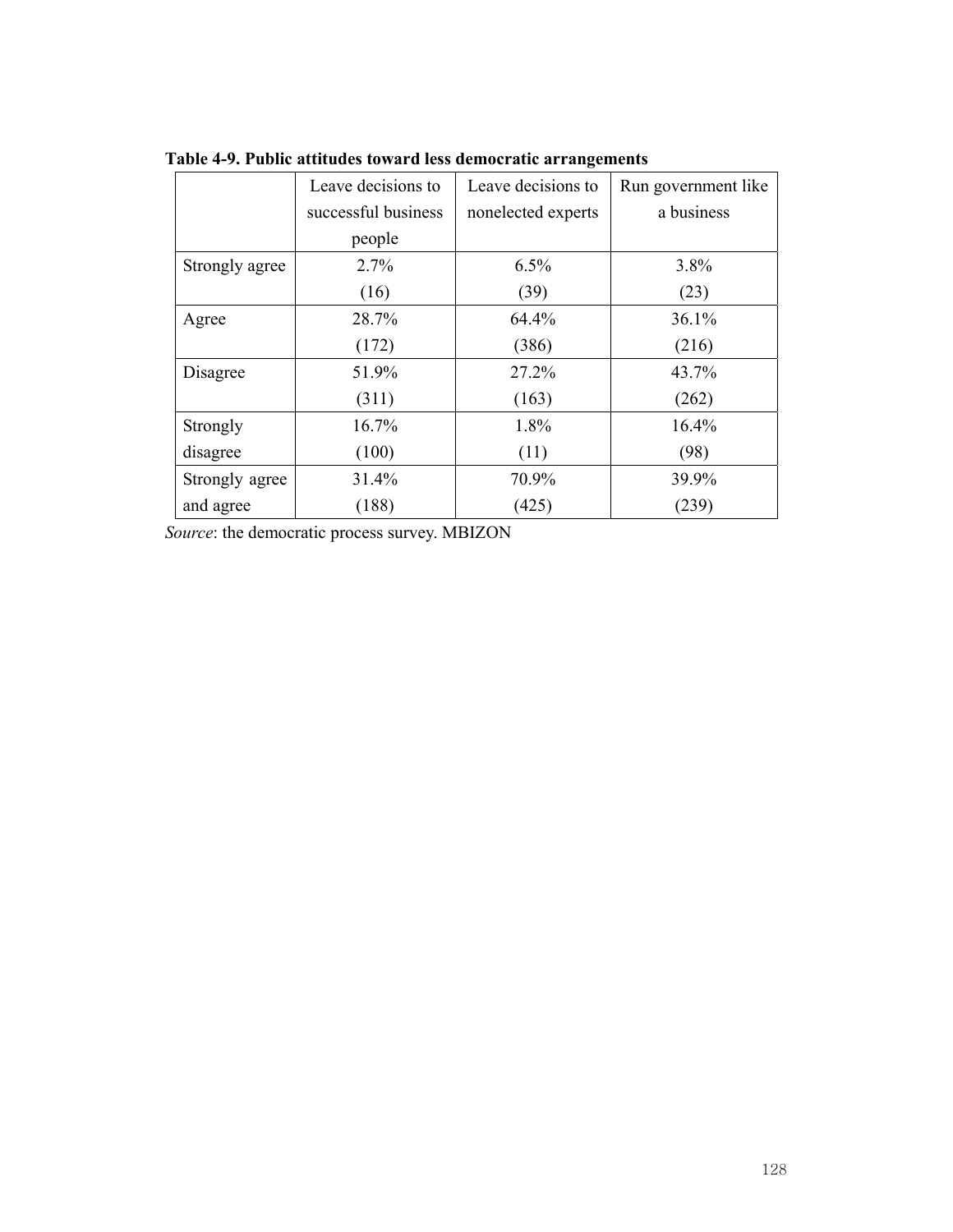**Table 4-9. Public attitudes toward less democratic arrangements**

| | Leave decisions to successful business people | Leave decisions to nonelected experts | Run government like a business |
|---|---|---|---|
| Strongly agree | 2.7% (16) | 6.5% (39) | 3.8% (23) |
| Agree | 28.7% (172) | 64.4% (386) | 36.1% (216) |
| Disagree | 51.9% (311) | 27.2% (163) | 43.7% (262) |
| Strongly disagree | 16.7% (100) | 1.8% (11) | 16.4% (98) |
| Strongly agree and agree | 31.4% (188) | 70.9% (425) | 39.9% (239) |

*Source*: the democratic process survey. MBIZON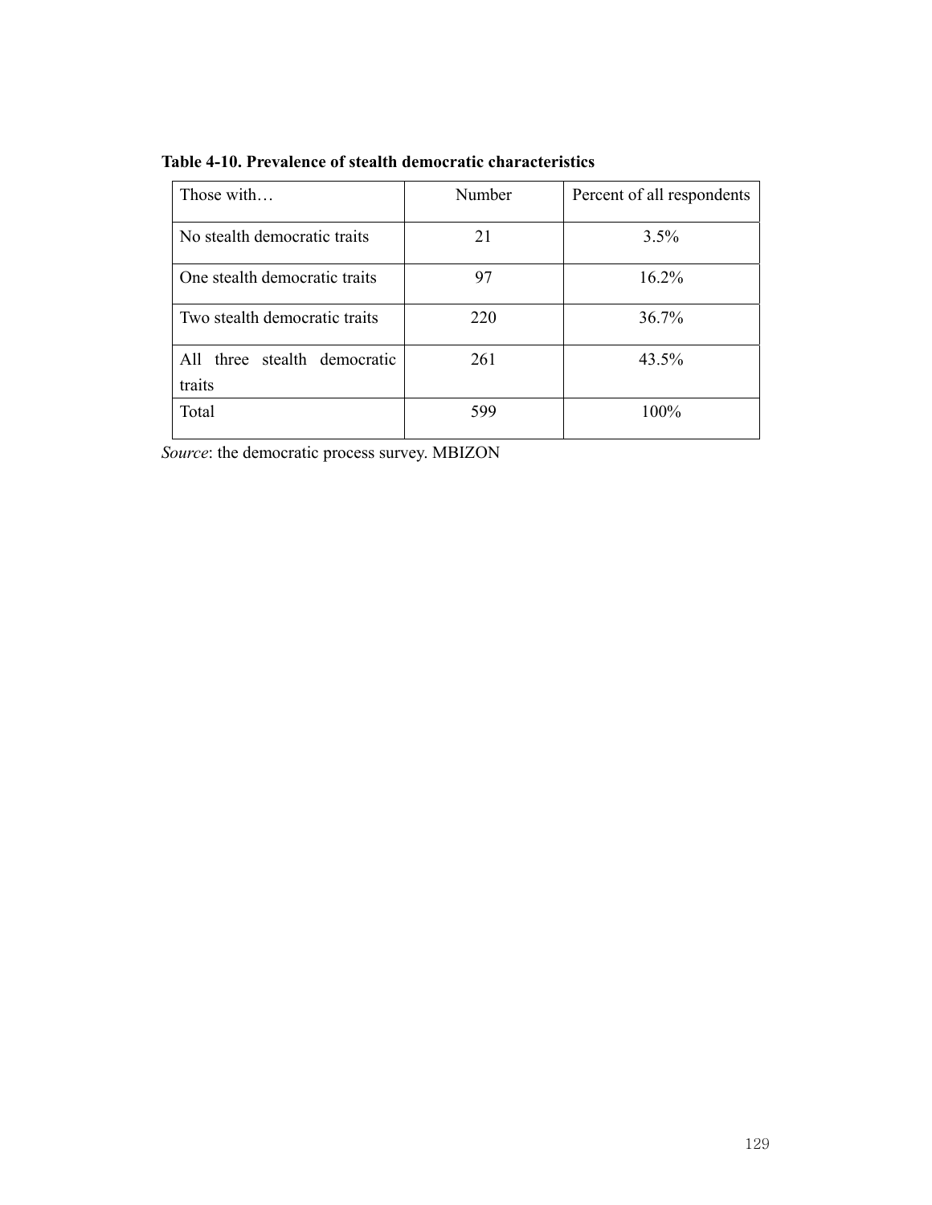**Table 4-10. Prevalence of stealth democratic characteristics**

| Those with… | Number | Percent of all respondents |
| --- | --- | --- |
| No stealth democratic traits | 21 | 3.5% |
| One stealth democratic traits | 97 | 16.2% |
| Two stealth democratic traits | 220 | 36.7% |
| All three stealth democratic traits | 261 | 43.5% |
| Total | 599 | 100% |

*Source*: the democratic process survey. MBIZON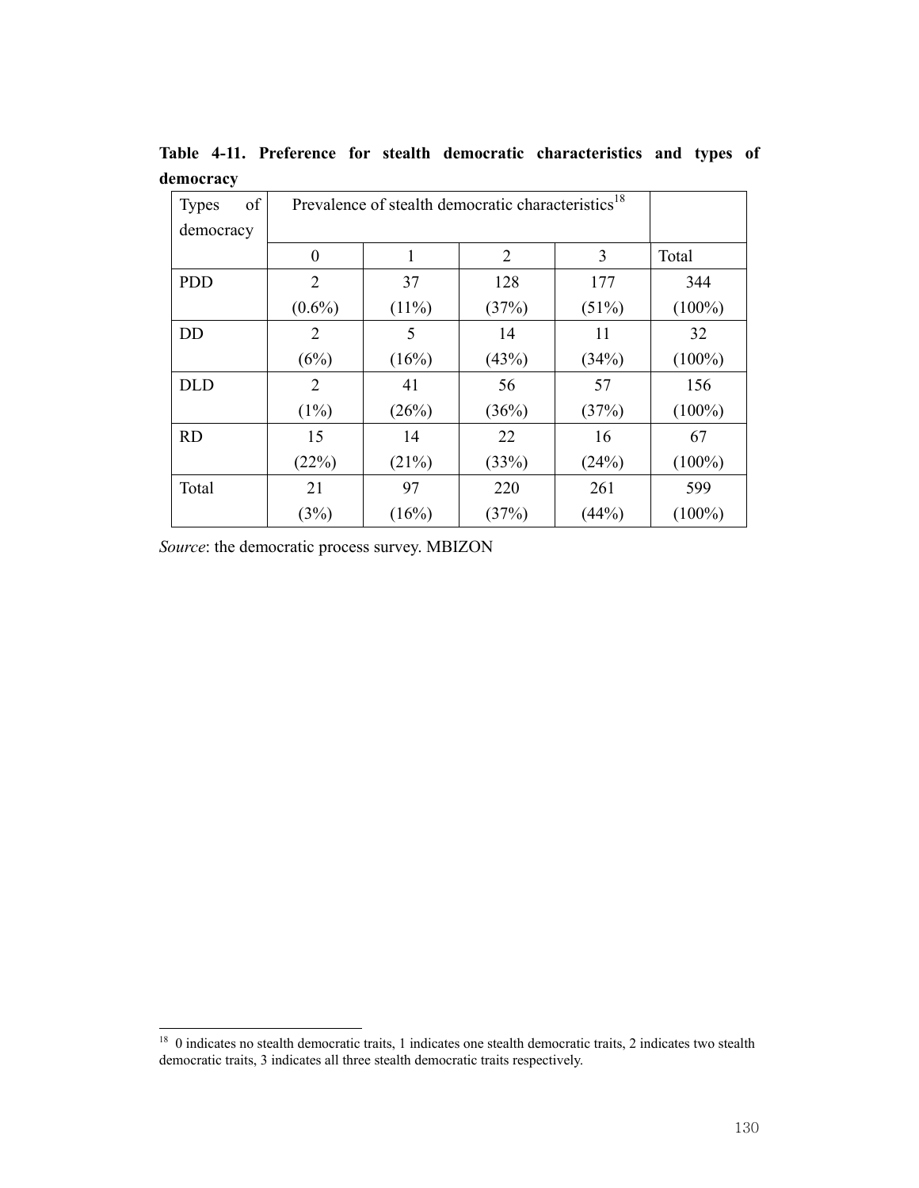**Table 4-11. Preference for stealth democratic characteristics and types of democracy**

| Types of democracy | Prevalence of stealth democratic characteristics[18] | | | | |
|---|---|---|---|---|---|
| | 0 | 1 | 2 | 3 | Total |
| PDD | 2 (0.6%) | 37 (11%) | 128 (37%) | 177 (51%) | 344 (100%) |
| DD | 2 (6%) | 5 (16%) | 14 (43%) | 11 (34%) | 32 (100%) |
| DLD | 2 (1%) | 41 (26%) | 56 (36%) | 57 (37%) | 156 (100%) |
| RD | 15 (22%) | 14 (21%) | 22 (33%) | 16 (24%) | 67 (100%) |
| Total | 21 (3%) | 97 (16%) | 220 (37%) | 261 (44%) | 599 (100%) |

*Source*: the democratic process survey. MBIZON

[18] 0 indicates no stealth democratic traits, 1 indicates one stealth democratic traits, 2 indicates two stealth democratic traits, 3 indicates all three stealth democratic traits respectively.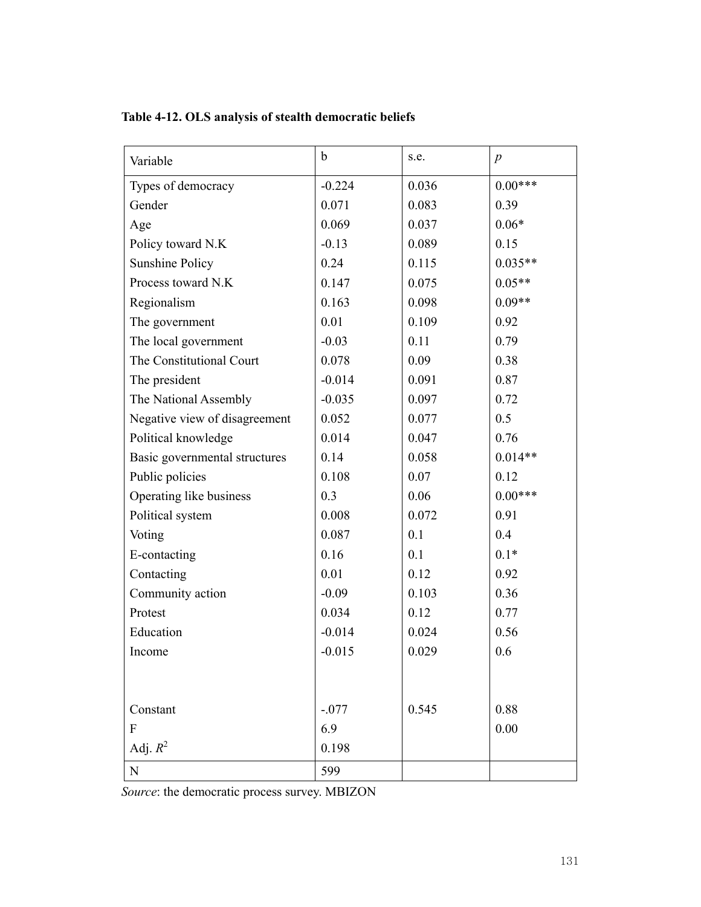**Table 4-12. OLS analysis of stealth democratic beliefs**

| Variable | b | s.e. | *p* |
|---|---|---|---|
| Types of democracy | -0.224 | 0.036 | 0.00*** |
| Gender | 0.071 | 0.083 | 0.39 |
| Age | 0.069 | 0.037 | 0.06* |
| Policy toward N.K | -0.13 | 0.089 | 0.15 |
| Sunshine Policy | 0.24 | 0.115 | 0.035** |
| Process toward N.K | 0.147 | 0.075 | 0.05** |
| Regionalism | 0.163 | 0.098 | 0.09** |
| The government | 0.01 | 0.109 | 0.92 |
| The local government | -0.03 | 0.11 | 0.79 |
| The Constitutional Court | 0.078 | 0.09 | 0.38 |
| The president | -0.014 | 0.091 | 0.87 |
| The National Assembly | -0.035 | 0.097 | 0.72 |
| Negative view of disagreement | 0.052 | 0.077 | 0.5 |
| Political knowledge | 0.014 | 0.047 | 0.76 |
| Basic governmental structures | 0.14 | 0.058 | 0.014** |
| Public policies | 0.108 | 0.07 | 0.12 |
| Operating like business | 0.3 | 0.06 | 0.00*** |
| Political system | 0.008 | 0.072 | 0.91 |
| Voting | 0.087 | 0.1 | 0.4 |
| E-contacting | 0.16 | 0.1 | 0.1* |
| Contacting | 0.01 | 0.12 | 0.92 |
| Community action | -0.09 | 0.103 | 0.36 |
| Protest | 0.034 | 0.12 | 0.77 |
| Education | -0.014 | 0.024 | 0.56 |
| Income | -0.015 | 0.029 | 0.6 |
| Constant | -.077 | 0.545 | 0.88 |
| F | 6.9 | | 0.00 |
| Adj. $R^2$ | 0.198 | | |
| N | 599 | | |

*Source*: the democratic process survey. MBIZON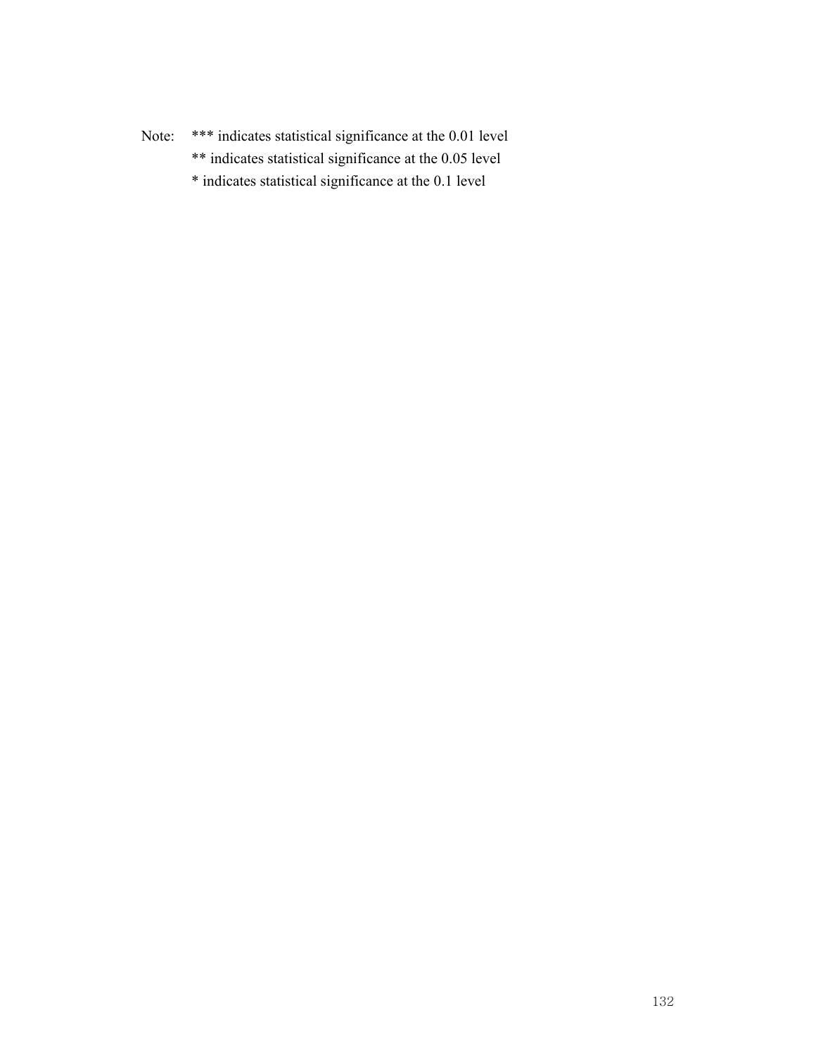Note: *** indicates statistical significance at the 0.01 level

** indicates statistical significance at the 0.05 level

* indicates statistical significance at the 0.1 level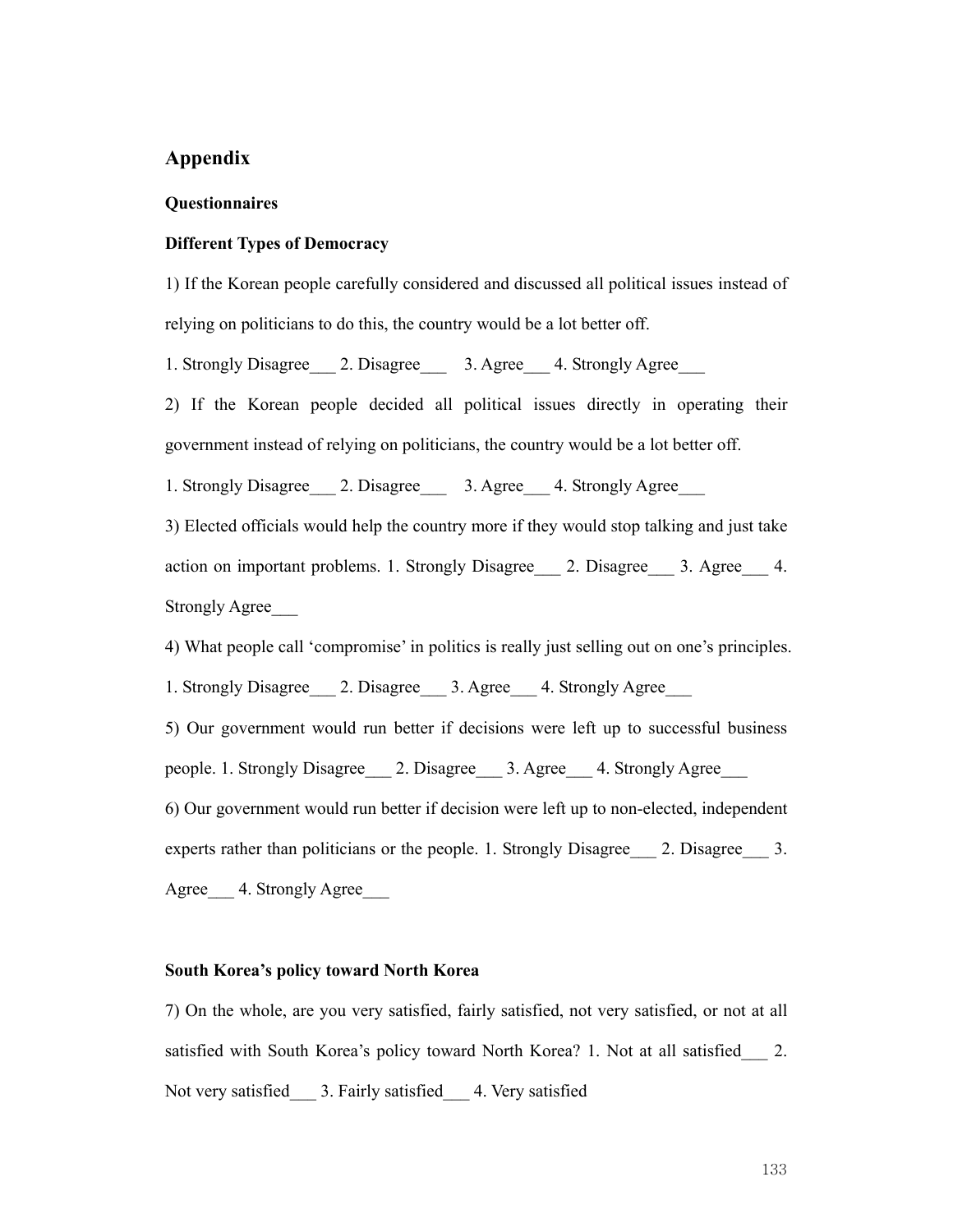## Appendix

### Questionnaires

### Different Types of Democracy

1) If the Korean people carefully considered and discussed all political issues instead of relying on politicians to do this, the country would be a lot better off.

1. Strongly Disagree___ 2. Disagree___ 3. Agree___ 4. Strongly Agree___

2) If the Korean people decided all political issues directly in operating their government instead of relying on politicians, the country would be a lot better off.

1. Strongly Disagree___ 2. Disagree___ 3. Agree___ 4. Strongly Agree___

3) Elected officials would help the country more if they would stop talking and just take action on important problems. 1. Strongly Disagree___ 2. Disagree___ 3. Agree___ 4. Strongly Agree___

4) What people call 'compromise' in politics is really just selling out on one's principles.

1. Strongly Disagree___ 2. Disagree___ 3. Agree___ 4. Strongly Agree___

5) Our government would run better if decisions were left up to successful business people. 1. Strongly Disagree___ 2. Disagree___ 3. Agree___ 4. Strongly Agree___

6) Our government would run better if decision were left up to non-elected, independent experts rather than politicians or the people. 1. Strongly Disagree___ 2. Disagree___ 3. Agree___ 4. Strongly Agree___

### South Korea's policy toward North Korea

7) On the whole, are you very satisfied, fairly satisfied, not very satisfied, or not at all satisfied with South Korea's policy toward North Korea? 1. Not at all satisfied___ 2. Not very satisfied___ 3. Fairly satisfied___ 4. Very satisfied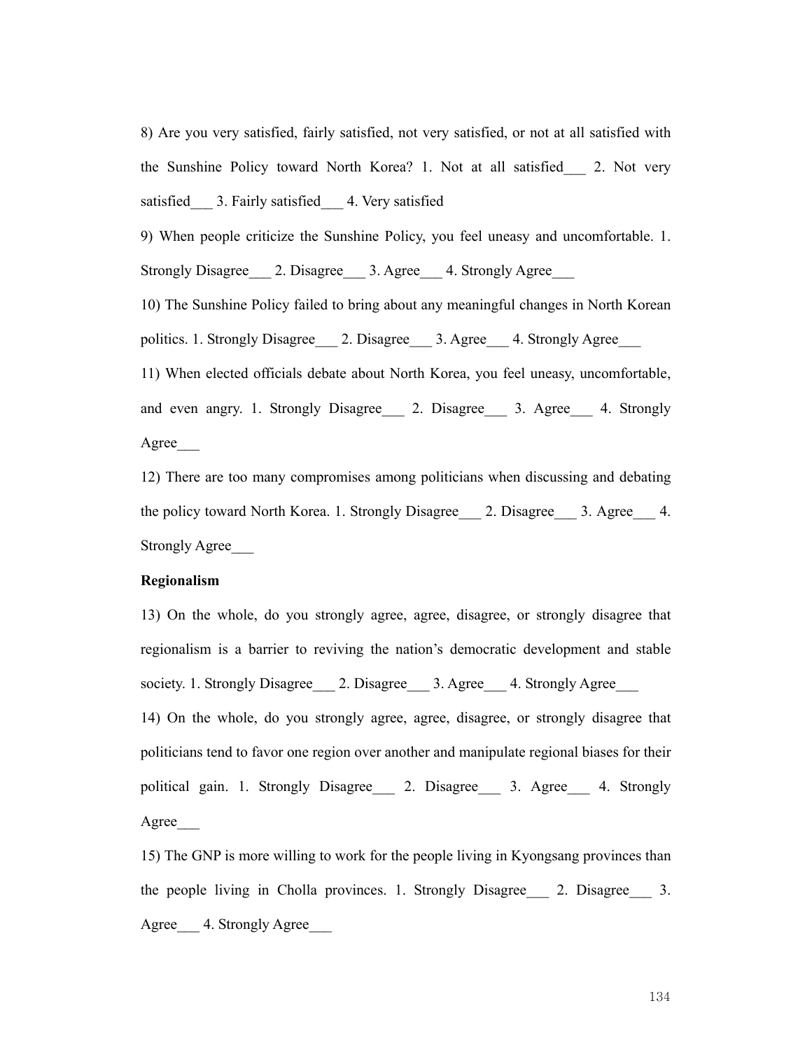8) Are you very satisfied, fairly satisfied, not very satisfied, or not at all satisfied with the Sunshine Policy toward North Korea? 1. Not at all satisfied___ 2. Not very satisfied___ 3. Fairly satisfied___ 4. Very satisfied

9) When people criticize the Sunshine Policy, you feel uneasy and uncomfortable. 1. Strongly Disagree___ 2. Disagree___ 3. Agree___ 4. Strongly Agree___

10) The Sunshine Policy failed to bring about any meaningful changes in North Korean politics. 1. Strongly Disagree___ 2. Disagree___ 3. Agree___ 4. Strongly Agree___

11) When elected officials debate about North Korea, you feel uneasy, uncomfortable, and even angry. 1. Strongly Disagree___ 2. Disagree___ 3. Agree___ 4. Strongly Agree___

12) There are too many compromises among politicians when discussing and debating the policy toward North Korea. 1. Strongly Disagree___ 2. Disagree___ 3. Agree___ 4. Strongly Agree___

**Regionalism**

13) On the whole, do you strongly agree, agree, disagree, or strongly disagree that regionalism is a barrier to reviving the nation's democratic development and stable society. 1. Strongly Disagree___ 2. Disagree___ 3. Agree___ 4. Strongly Agree___

14) On the whole, do you strongly agree, agree, disagree, or strongly disagree that politicians tend to favor one region over another and manipulate regional biases for their political gain. 1. Strongly Disagree___ 2. Disagree___ 3. Agree___ 4. Strongly Agree___

15) The GNP is more willing to work for the people living in Kyongsang provinces than the people living in Cholla provinces. 1. Strongly Disagree___ 2. Disagree___ 3. Agree___ 4. Strongly Agree___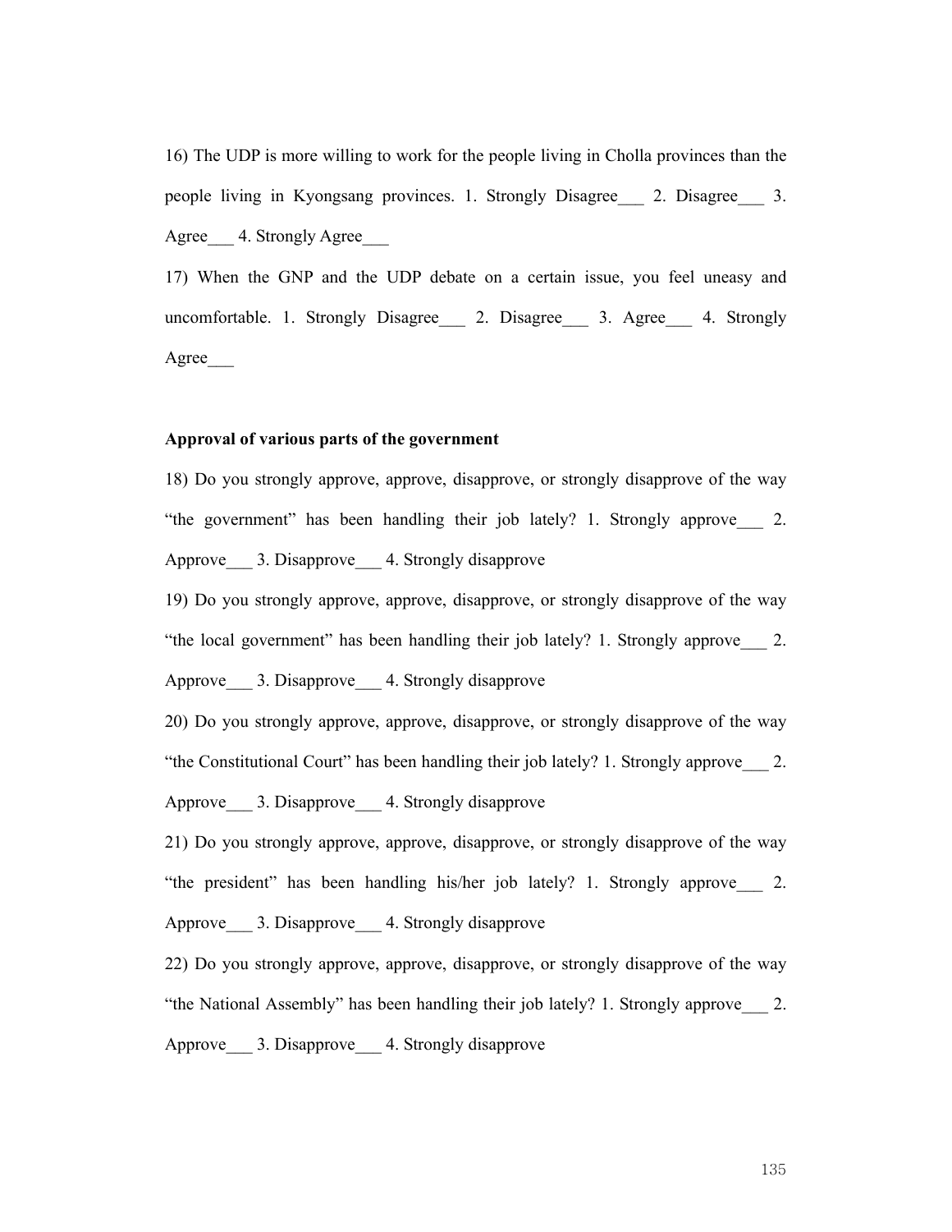16) The UDP is more willing to work for the people living in Cholla provinces than the people living in Kyongsang provinces. 1. Strongly Disagree___ 2. Disagree___ 3. Agree___ 4. Strongly Agree___

17) When the GNP and the UDP debate on a certain issue, you feel uneasy and uncomfortable. 1. Strongly Disagree___ 2. Disagree___ 3. Agree___ 4. Strongly Agree___

**Approval of various parts of the government**

18) Do you strongly approve, approve, disapprove, or strongly disapprove of the way "the government" has been handling their job lately? 1. Strongly approve___ 2. Approve___ 3. Disapprove___ 4. Strongly disapprove

19) Do you strongly approve, approve, disapprove, or strongly disapprove of the way "the local government" has been handling their job lately? 1. Strongly approve___ 2. Approve___ 3. Disapprove___ 4. Strongly disapprove

20) Do you strongly approve, approve, disapprove, or strongly disapprove of the way "the Constitutional Court" has been handling their job lately? 1. Strongly approve___ 2. Approve___ 3. Disapprove___ 4. Strongly disapprove

21) Do you strongly approve, approve, disapprove, or strongly disapprove of the way "the president" has been handling his/her job lately? 1. Strongly approve___ 2. Approve___ 3. Disapprove___ 4. Strongly disapprove

22) Do you strongly approve, approve, disapprove, or strongly disapprove of the way "the National Assembly" has been handling their job lately? 1. Strongly approve___ 2. Approve___ 3. Disapprove___ 4. Strongly disapprove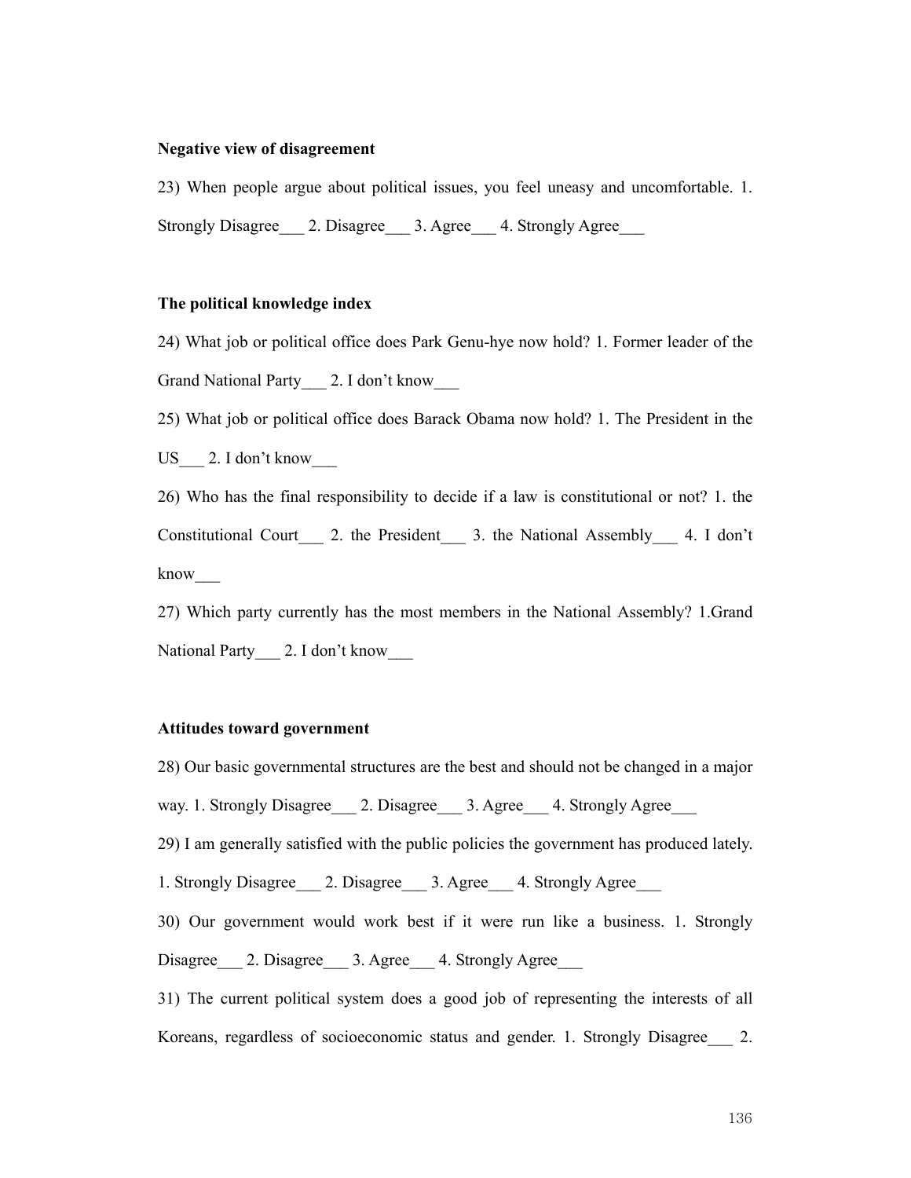**Negative view of disagreement**

23) When people argue about political issues, you feel uneasy and uncomfortable. 1. Strongly Disagree___ 2. Disagree___ 3. Agree___ 4. Strongly Agree___

**The political knowledge index**

24) What job or political office does Park Genu-hye now hold? 1. Former leader of the Grand National Party___ 2. I don't know___

25) What job or political office does Barack Obama now hold? 1. The President in the US___ 2. I don't know___

26) Who has the final responsibility to decide if a law is constitutional or not? 1. the Constitutional Court___ 2. the President___ 3. the National Assembly___ 4. I don't know___

27) Which party currently has the most members in the National Assembly? 1.Grand National Party___ 2. I don't know___

**Attitudes toward government**

28) Our basic governmental structures are the best and should not be changed in a major way. 1. Strongly Disagree___ 2. Disagree___ 3. Agree___ 4. Strongly Agree___

29) I am generally satisfied with the public policies the government has produced lately. 1. Strongly Disagree___ 2. Disagree___ 3. Agree___ 4. Strongly Agree___

30) Our government would work best if it were run like a business. 1. Strongly Disagree___ 2. Disagree___ 3. Agree___ 4. Strongly Agree___

31) The current political system does a good job of representing the interests of all Koreans, regardless of socioeconomic status and gender. 1. Strongly Disagree___ 2.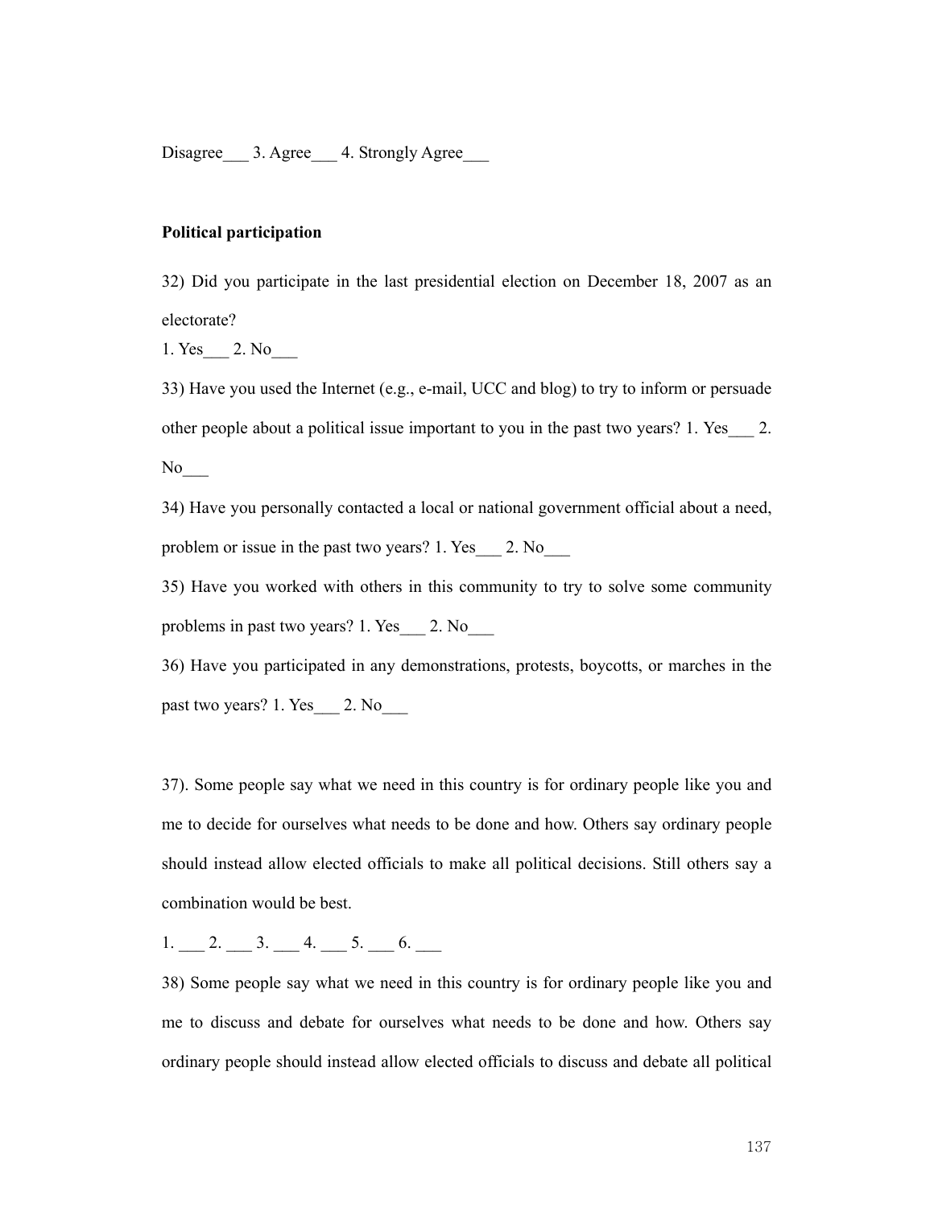Disagree___ 3. Agree___ 4. Strongly Agree___

**Political participation**

32) Did you participate in the last presidential election on December 18, 2007 as an electorate?
1. Yes___ 2. No___

33) Have you used the Internet (e.g., e-mail, UCC and blog) to try to inform or persuade other people about a political issue important to you in the past two years? 1. Yes___ 2. No___

34) Have you personally contacted a local or national government official about a need, problem or issue in the past two years? 1. Yes___ 2. No___

35) Have you worked with others in this community to try to solve some community problems in past two years? 1. Yes___ 2. No___

36) Have you participated in any demonstrations, protests, boycotts, or marches in the past two years? 1. Yes___ 2. No___

37). Some people say what we need in this country is for ordinary people like you and me to decide for ourselves what needs to be done and how. Others say ordinary people should instead allow elected officials to make all political decisions. Still others say a combination would be best.

1. ___ 2. ___ 3. ___ 4. ___ 5. ___ 6. ___

38) Some people say what we need in this country is for ordinary people like you and me to discuss and debate for ourselves what needs to be done and how. Others say ordinary people should instead allow elected officials to discuss and debate all political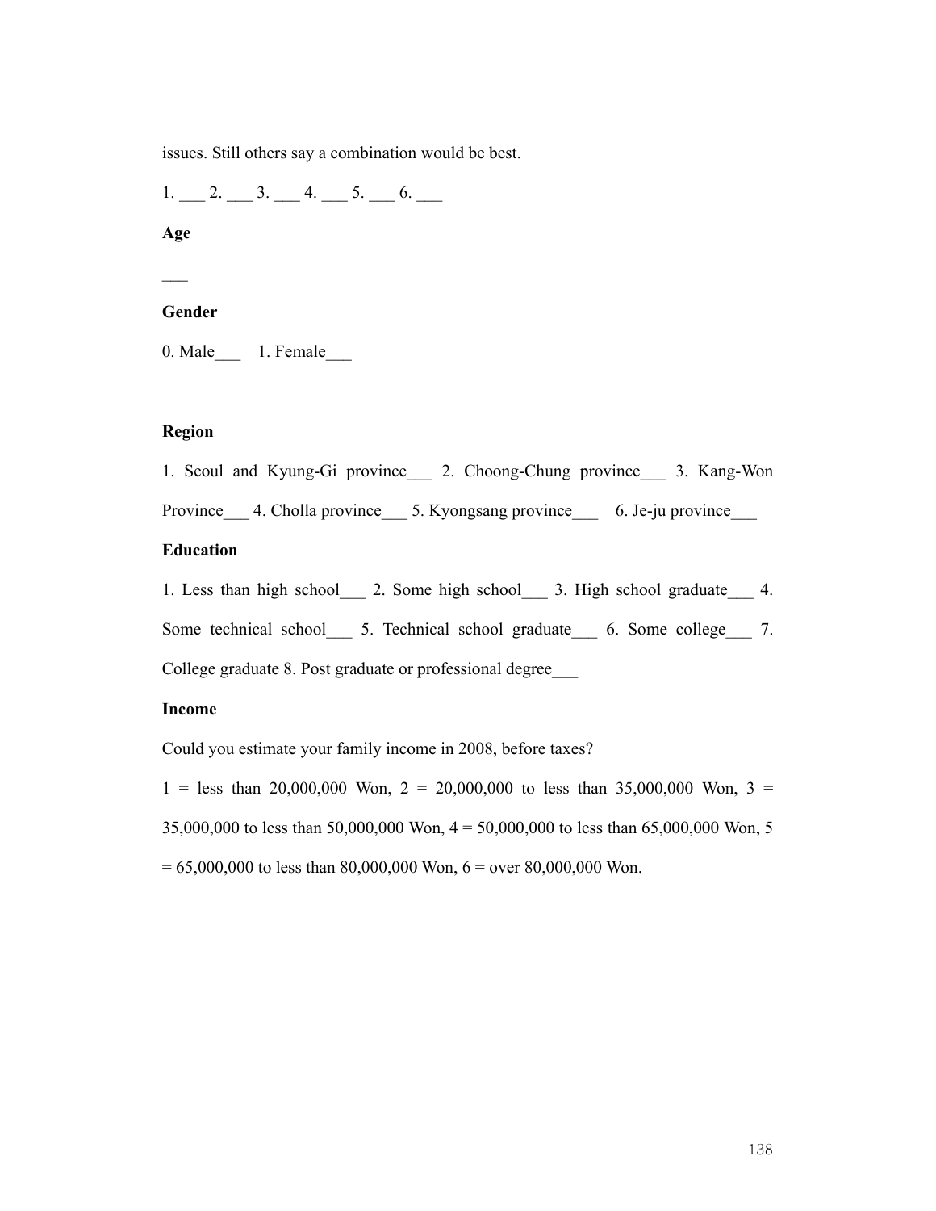issues. Still others say a combination would be best.

1. ___ 2. ___ 3. ___ 4. ___ 5. ___ 6. ___

**Age**

___

**Gender**

0. Male___ 1. Female___

**Region**

1. Seoul and Kyung-Gi province___ 2. Choong-Chung province___ 3. Kang-Won Province___ 4. Cholla province___ 5. Kyongsang province___ 6. Je-ju province___

**Education**

1. Less than high school___ 2. Some high school___ 3. High school graduate___ 4. Some technical school___ 5. Technical school graduate___ 6. Some college___ 7. College graduate 8. Post graduate or professional degree___

**Income**

Could you estimate your family income in 2008, before taxes?

1 = less than 20,000,000 Won, 2 = 20,000,000 to less than 35,000,000 Won, 3 = 35,000,000 to less than 50,000,000 Won, 4 = 50,000,000 to less than 65,000,000 Won, 5 = 65,000,000 to less than 80,000,000 Won, 6 = over 80,000,000 Won.